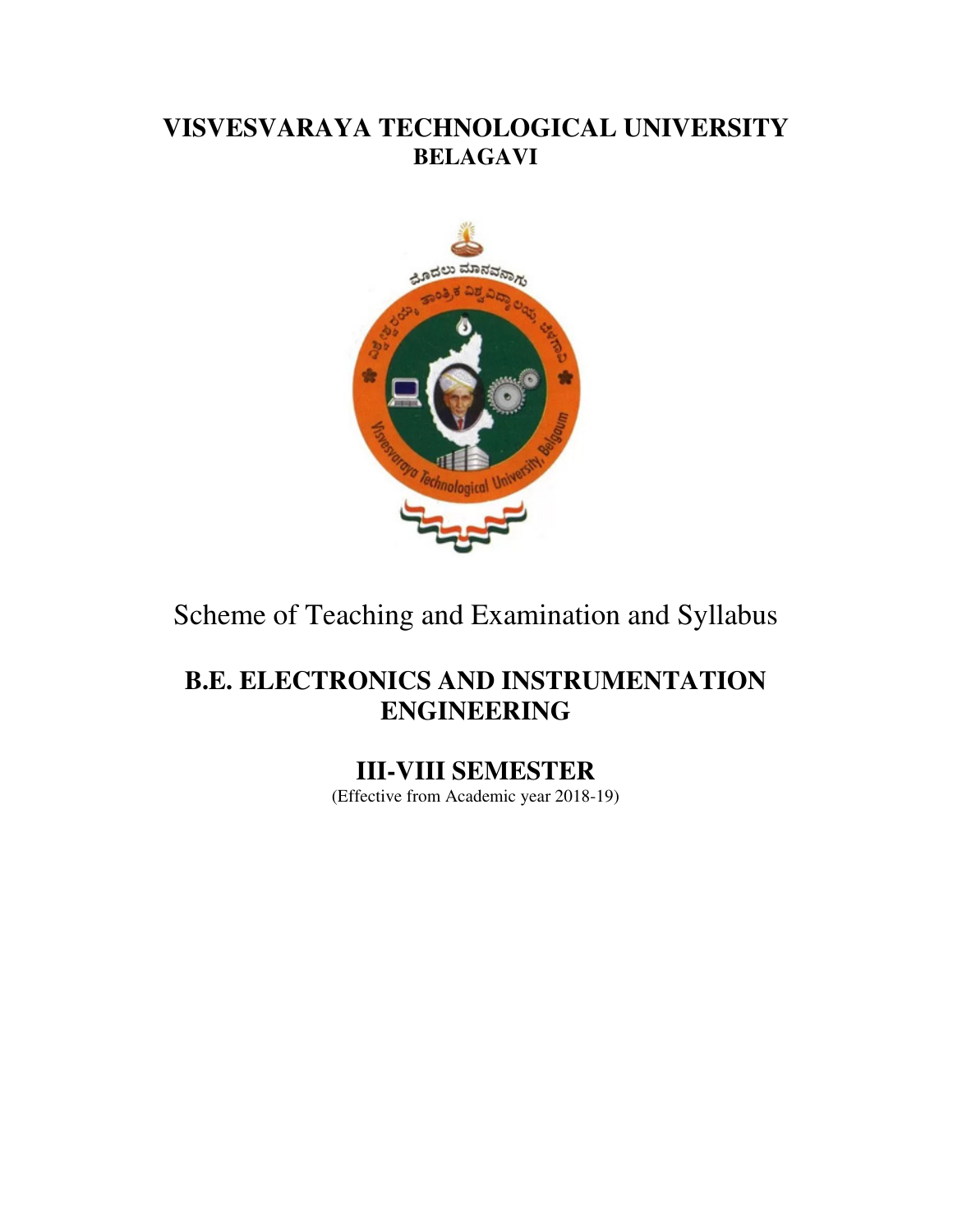# VISVESVARAYA TECHNOLOGICAL UNIVERSITY
## BELAGAVI

Scheme of Teaching and Examination and Syllabus

## B.E. ELECTRONICS AND INSTRUMENTATION ENGINEERING

## III-VIII SEMESTER

(Effective from Academic year 2018-19)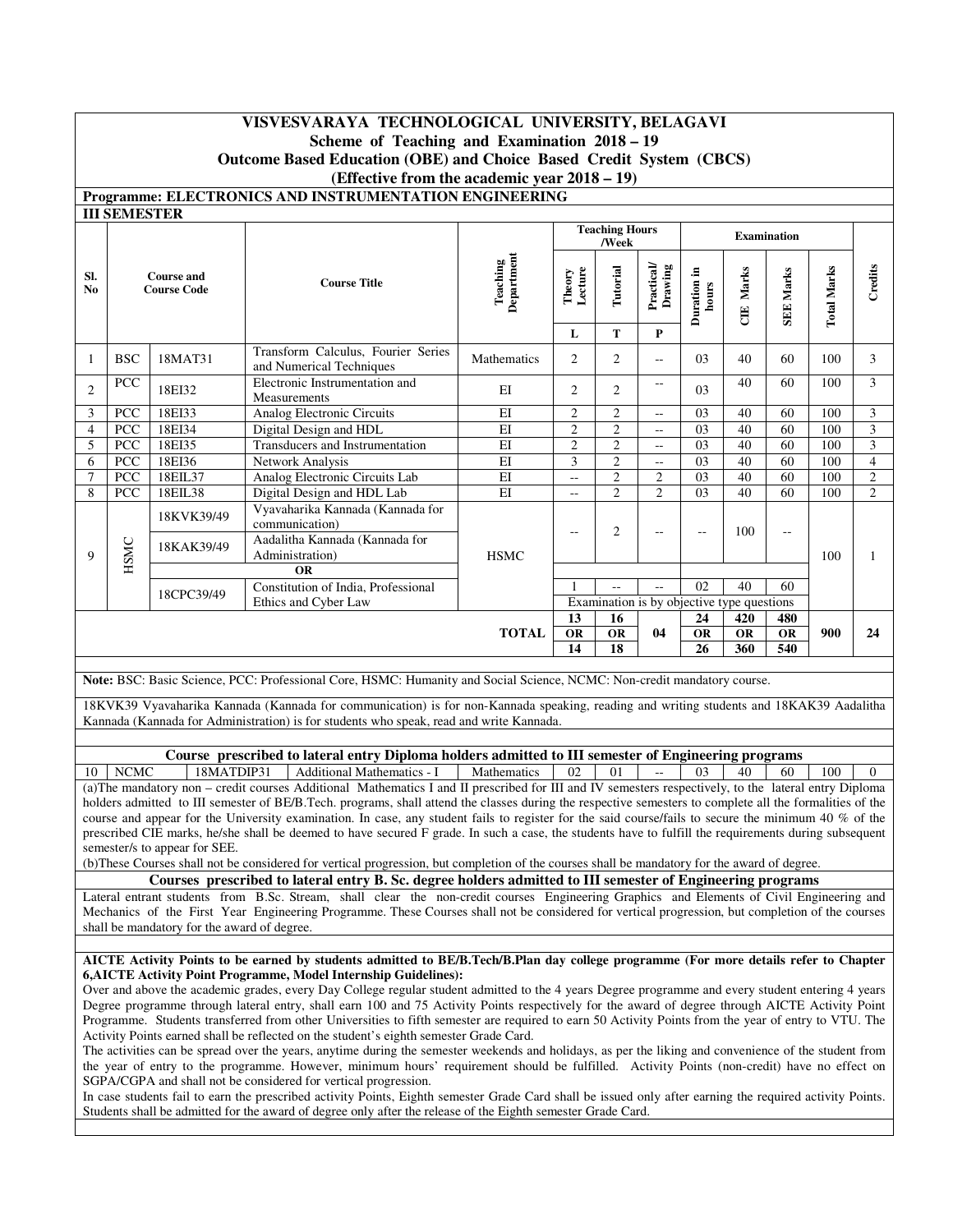# VISVESVARAYA TECHNOLOGICAL UNIVERSITY, BELAGAVI

## Scheme of Teaching and Examination 2018 – 19

## Outcome Based Education (OBE) and Choice Based Credit System (CBCS)

## (Effective from the academic year 2018 – 19)

**Programme: ELECTRONICS AND INSTRUMENTATION ENGINEERING**

**III SEMESTER**

| Sl. No | Course and Course Code | | Course Title | Teaching Department | Teaching Hours /Week | | | Examination | | | | Credits |
|---|---|---|---|---|---|---|---|---|---|---|---|---|
| | | | | | Theory Lecture | Tutorial | Practical/ Drawing | Duration in hours | CIE Marks | SEE Marks | Total Marks | |
| | | | | | L | T | P | | | | | |
| 1 | BSC | 18MAT31 | Transform Calculus, Fourier Series and Numerical Techniques | Mathematics | 2 | 2 | -- | 03 | 40 | 60 | 100 | 3 |
| 2 | PCC | 18EI32 | Electronic Instrumentation and Measurements | EI | 2 | 2 | -- | 03 | 40 | 60 | 100 | 3 |
| 3 | PCC | 18EI33 | Analog Electronic Circuits | EI | 2 | 2 | -- | 03 | 40 | 60 | 100 | 3 |
| 4 | PCC | 18EI34 | Digital Design and HDL | EI | 2 | 2 | -- | 03 | 40 | 60 | 100 | 3 |
| 5 | PCC | 18EI35 | Transducers and Instrumentation | EI | 2 | 2 | -- | 03 | 40 | 60 | 100 | 3 |
| 6 | PCC | 18EI36 | Network Analysis | EI | 3 | 2 | -- | 03 | 40 | 60 | 100 | 4 |
| 7 | PCC | 18EIL37 | Analog Electronic Circuits Lab | EI | -- | 2 | 2 | 03 | 40 | 60 | 100 | 2 |
| 8 | PCC | 18EIL38 | Digital Design and HDL Lab | EI | -- | 2 | 2 | 03 | 40 | 60 | 100 | 2 |
| 9 | HSMC | 18KVK39/49 | Vyavaharika Kannada (Kannada for communication) | HSMC | -- | 2 | -- | -- | 100 | -- | 100 | 1 |
| | | 18KAK39/49 | Aadalitha Kannada (Kannada for Administration) | | | | | | | | | |
| | | | **OR** | | | | | | | | | |
| | | 18CPC39/49 | Constitution of India, Professional Ethics and Cyber Law | | 1 | -- | -- | 02 | 40 | 60 | | |
| | | | | | Examination is by objective type questions | | | | | | | |
| | | | | **TOTAL** | 13 OR 14 | 16 OR 18 | 04 | 24 OR 26 | 420 OR 360 | 480 OR 540 | 900 | 24 |

**Note:** BSC: Basic Science, PCC: Professional Core, HSMC: Humanity and Social Science, NCMC: Non-credit mandatory course.

18KVK39 Vyavaharika Kannada (Kannada for communication) is for non-Kannada speaking, reading and writing students and 18KAK39 Aadalitha Kannada (Kannada for Administration) is for students who speak, read and write Kannada.

**Course prescribed to lateral entry Diploma holders admitted to III semester of Engineering programs**

| 10 | NCMC | 18MATDIP31 | Additional Mathematics - I | Mathematics | 02 | 01 | -- | 03 | 40 | 60 | 100 | 0 |
|---|---|---|---|---|---|---|---|---|---|---|---|---|

(a)The mandatory non – credit courses Additional Mathematics I and II prescribed for III and IV semesters respectively, to the lateral entry Diploma holders admitted to III semester of BE/B.Tech. programs, shall attend the classes during the respective semesters to complete all the formalities of the course and appear for the University examination. In case, any student fails to register for the said course/fails to secure the minimum 40 % of the prescribed CIE marks, he/she shall be deemed to have secured F grade. In such a case, the students have to fulfill the requirements during subsequent semester/s to appear for SEE.

(b)These Courses shall not be considered for vertical progression, but completion of the courses shall be mandatory for the award of degree.

**Courses prescribed to lateral entry B. Sc. degree holders admitted to III semester of Engineering programs**

Lateral entrant students from B.Sc. Stream, shall clear the non-credit courses Engineering Graphics and Elements of Civil Engineering and Mechanics of the First Year Engineering Programme. These Courses shall not be considered for vertical progression, but completion of the courses shall be mandatory for the award of degree.

**AICTE Activity Points to be earned by students admitted to BE/B.Tech/B.Plan day college programme (For more details refer to Chapter 6,AICTE Activity Point Programme, Model Internship Guidelines):**

Over and above the academic grades, every Day College regular student admitted to the 4 years Degree programme and every student entering 4 years Degree programme through lateral entry, shall earn 100 and 75 Activity Points respectively for the award of degree through AICTE Activity Point Programme. Students transferred from other Universities to fifth semester are required to earn 50 Activity Points from the year of entry to VTU. The Activity Points earned shall be reflected on the student's eighth semester Grade Card.

The activities can be spread over the years, anytime during the semester weekends and holidays, as per the liking and convenience of the student from the year of entry to the programme. However, minimum hours' requirement should be fulfilled. Activity Points (non-credit) have no effect on SGPA/CGPA and shall not be considered for vertical progression.

In case students fail to earn the prescribed activity Points, Eighth semester Grade Card shall be issued only after earning the required activity Points. Students shall be admitted for the award of degree only after the release of the Eighth semester Grade Card.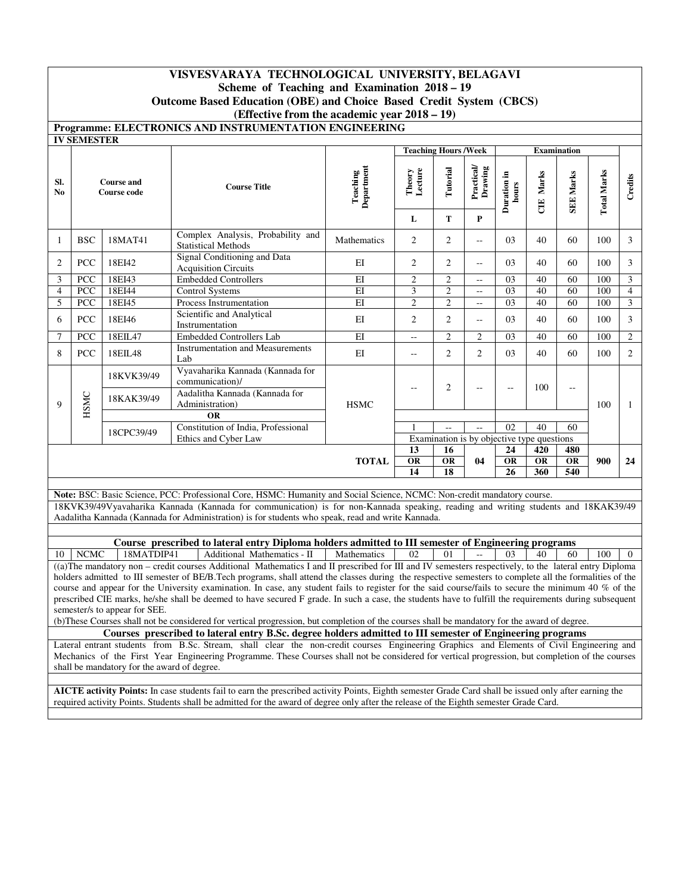# VISVESVARAYA TECHNOLOGICAL UNIVERSITY, BELAGAVI

## Scheme of Teaching and Examination 2018 – 19

## Outcome Based Education (OBE) and Choice Based Credit System (CBCS)

## (Effective from the academic year 2018 – 19)

**Programme: ELECTRONICS AND INSTRUMENTATION ENGINEERING**

**IV SEMESTER**

| Sl. No | Course and Course code | | Course Title | Teaching Department | Teaching Hours /Week | | | Examination | | | | Credits |
|---|---|---|---|---|---|---|---|---|---|---|---|---|
| | | | | | Theory Lecture | Tutorial | Practical/ Drawing | Duration in hours | CIE Marks | SEE Marks | Total Marks | |
| | | | | | L | T | P | | | | | |
| 1 | BSC | 18MAT41 | Complex Analysis, Probability and Statistical Methods | Mathematics | 2 | 2 | -- | 03 | 40 | 60 | 100 | 3 |
| 2 | PCC | 18EI42 | Signal Conditioning and Data Acquisition Circuits | EI | 2 | 2 | -- | 03 | 40 | 60 | 100 | 3 |
| 3 | PCC | 18EI43 | Embedded Controllers | EI | 2 | 2 | -- | 03 | 40 | 60 | 100 | 3 |
| 4 | PCC | 18EI44 | Control Systems | EI | 3 | 2 | -- | 03 | 40 | 60 | 100 | 4 |
| 5 | PCC | 18EI45 | Process Instrumentation | EI | 2 | 2 | -- | 03 | 40 | 60 | 100 | 3 |
| 6 | PCC | 18EI46 | Scientific and Analytical Instrumentation | EI | 2 | 2 | -- | 03 | 40 | 60 | 100 | 3 |
| 7 | PCC | 18EIL47 | Embedded Controllers Lab | EI | -- | 2 | 2 | 03 | 40 | 60 | 100 | 2 |
| 8 | PCC | 18EIL48 | Instrumentation and Measurements Lab | EI | -- | 2 | 2 | 03 | 40 | 60 | 100 | 2 |
| 9 | HSMC | 18KVK39/49 | Vyavaharika Kannada (Kannada for communication)/ | HSMC | -- | 2 | -- | -- | 100 | -- | 100 | 1 |
| | | 18KAK39/49 | Aadalitha Kannada (Kannada for Administration) | | | | | | | | | |
| | | OR | | | | | | | | | | |
| | | 18CPC39/49 | Constitution of India, Professional Ethics and Cyber Law | | 1 | -- | -- | 02 | 40 | 60 | | |
| | | | | | Examination is by objective type questions | | | | | | | |
| | | | | **TOTAL** | **13 OR 14** | **16 OR 18** | **04** | **24 OR 26** | **420 OR 360** | **480 OR 540** | **900** | **24** |

**Note:** BSC: Basic Science, PCC: Professional Core, HSMC: Humanity and Social Science, NCMC: Non-credit mandatory course.

18KVK39/49Vyavaharika Kannada (Kannada for communication) is for non-Kannada speaking, reading and writing students and 18KAK39/49 Aadalitha Kannada (Kannada for Administration) is for students who speak, read and write Kannada.

**Course prescribed to lateral entry Diploma holders admitted to III semester of Engineering programs**

| 10 | NCMC | 18MATDIP41 | Additional Mathematics - II | Mathematics | 02 | 01 | -- | 03 | 40 | 60 | 100 | 0 |
|---|---|---|---|---|---|---|---|---|---|---|---|---|

((a)The mandatory non – credit courses Additional Mathematics I and II prescribed for III and IV semesters respectively, to the lateral entry Diploma holders admitted to III semester of BE/B.Tech programs, shall attend the classes during the respective semesters to complete all the formalities of the course and appear for the University examination. In case, any student fails to register for the said course/fails to secure the minimum 40 % of the prescribed CIE marks, he/she shall be deemed to have secured F grade. In such a case, the students have to fulfill the requirements during subsequent semester/s to appear for SEE.

(b)These Courses shall not be considered for vertical progression, but completion of the courses shall be mandatory for the award of degree.

**Courses prescribed to lateral entry B.Sc. degree holders admitted to III semester of Engineering programs**

Lateral entrant students from B.Sc. Stream, shall clear the non-credit courses Engineering Graphics and Elements of Civil Engineering and Mechanics of the First Year Engineering Programme. These Courses shall not be considered for vertical progression, but completion of the courses shall be mandatory for the award of degree.

**AICTE activity Points:** In case students fail to earn the prescribed activity Points, Eighth semester Grade Card shall be issued only after earning the required activity Points. Students shall be admitted for the award of degree only after the release of the Eighth semester Grade Card.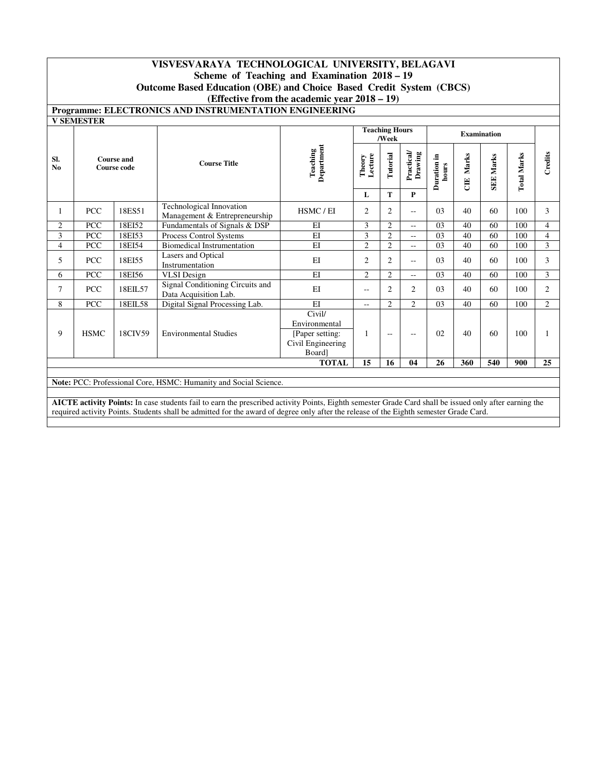# VISVESVARAYA TECHNOLOGICAL UNIVERSITY, BELAGAVI

## Scheme of Teaching and Examination 2018 – 19

## Outcome Based Education (OBE) and Choice Based Credit System (CBCS)

## (Effective from the academic year 2018 – 19)

**Programme: ELECTRONICS AND INSTRUMENTATION ENGINEERING**

**V SEMESTER**

| Sl. No | Course and Course code | | Course Title | Teaching Department | Teaching Hours /Week | | | Examination | | | | Credits |
|---|---|---|---|---|---|---|---|---|---|---|---|---|
| | | | | | Theory Lecture | Tutorial | Practical/ Drawing | Duration in hours | CIE Marks | SEE Marks | Total Marks | |
| | | | | | L | T | P | | | | | |
| 1 | PCC | 18ES51 | Technological Innovation Management & Entrepreneurship | HSMC / EI | 2 | 2 | -- | 03 | 40 | 60 | 100 | 3 |
| 2 | PCC | 18EI52 | Fundamentals of Signals & DSP | EI | 3 | 2 | -- | 03 | 40 | 60 | 100 | 4 |
| 3 | PCC | 18EI53 | Process Control Systems | EI | 3 | 2 | -- | 03 | 40 | 60 | 100 | 4 |
| 4 | PCC | 18EI54 | Biomedical Instrumentation | EI | 2 | 2 | -- | 03 | 40 | 60 | 100 | 3 |
| 5 | PCC | 18EI55 | Lasers and Optical Instrumentation | EI | 2 | 2 | -- | 03 | 40 | 60 | 100 | 3 |
| 6 | PCC | 18EI56 | VLSI Design | EI | 2 | 2 | -- | 03 | 40 | 60 | 100 | 3 |
| 7 | PCC | 18EIL57 | Signal Conditioning Circuits and Data Acquisition Lab. | EI | -- | 2 | 2 | 03 | 40 | 60 | 100 | 2 |
| 8 | PCC | 18EIL58 | Digital Signal Processing Lab. | EI | -- | 2 | 2 | 03 | 40 | 60 | 100 | 2 |
| 9 | HSMC | 18CIV59 | Environmental Studies | Civil/ Environmental [Paper setting: Civil Engineering Board] | 1 | -- | -- | 02 | 40 | 60 | 100 | 1 |
| | | | | **TOTAL** | **15** | **16** | **04** | **26** | **360** | **540** | **900** | **25** |

**Note:** PCC: Professional Core, HSMC: Humanity and Social Science.

**AICTE activity Points:** In case students fail to earn the prescribed activity Points, Eighth semester Grade Card shall be issued only after earning the required activity Points. Students shall be admitted for the award of degree only after the release of the Eighth semester Grade Card.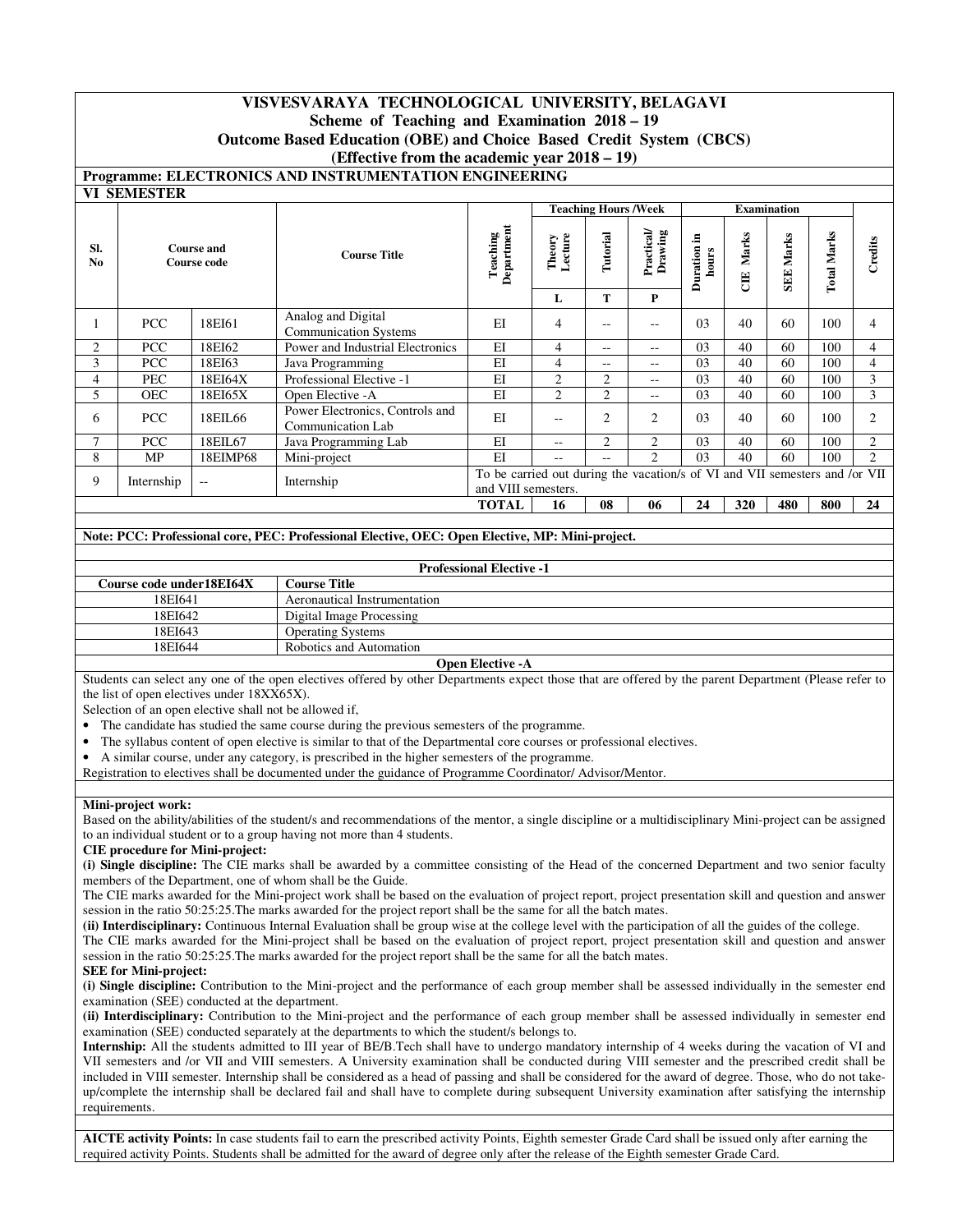# VISVESVARAYA TECHNOLOGICAL UNIVERSITY, BELAGAVI

## Scheme of Teaching and Examination 2018 – 19

## Outcome Based Education (OBE) and Choice Based Credit System (CBCS)

## (Effective from the academic year 2018 – 19)

**Programme: ELECTRONICS AND INSTRUMENTATION ENGINEERING**

**VI SEMESTER**

| Sl. No | Course and Course code | | Course Title | Teaching Department | Teaching Hours /Week | | | Examination | | | | Credits |
|---|---|---|---|---|---|---|---|---|---|---|---|---|
| | | | | | Theory Lecture | Tutorial | Practical/ Drawing | Duration in hours | CIE Marks | SEE Marks | Total Marks | |
| | | | | | L | T | P | | | | | |
| 1 | PCC | 18EI61 | Analog and Digital Communication Systems | EI | 4 | -- | -- | 03 | 40 | 60 | 100 | 4 |
| 2 | PCC | 18EI62 | Power and Industrial Electronics | EI | 4 | -- | -- | 03 | 40 | 60 | 100 | 4 |
| 3 | PCC | 18EI63 | Java Programming | EI | 4 | -- | -- | 03 | 40 | 60 | 100 | 4 |
| 4 | PEC | 18EI64X | Professional Elective -1 | EI | 2 | 2 | -- | 03 | 40 | 60 | 100 | 3 |
| 5 | OEC | 18EI65X | Open Elective -A | EI | 2 | 2 | -- | 03 | 40 | 60 | 100 | 3 |
| 6 | PCC | 18EIL66 | Power Electronics, Controls and Communication Lab | EI | -- | 2 | 2 | 03 | 40 | 60 | 100 | 2 |
| 7 | PCC | 18EIL67 | Java Programming Lab | EI | -- | 2 | 2 | 03 | 40 | 60 | 100 | 2 |
| 8 | MP | 18EIMP68 | Mini-project | EI | -- | -- | 2 | 03 | 40 | 60 | 100 | 2 |
| 9 | Internship | -- | Internship | To be carried out during the vacation/s of VI and VII semesters and /or VII and VIII semesters. | | | | | | | | |
| | | | | **TOTAL** | **16** | **08** | **06** | **24** | **320** | **480** | **800** | **24** |

**Note: PCC: Professional core, PEC: Professional Elective, OEC: Open Elective, MP: Mini-project.**

**Professional Elective -1**

| Course code under18EI64X | Course Title |
|---|---|
| 18EI641 | Aeronautical Instrumentation |
| 18EI642 | Digital Image Processing |
| 18EI643 | Operating Systems |
| 18EI644 | Robotics and Automation |

**Open Elective -A**

Students can select any one of the open electives offered by other Departments expect those that are offered by the parent Department (Please refer to the list of open electives under 18XX65X).

Selection of an open elective shall not be allowed if,

- The candidate has studied the same course during the previous semesters of the programme.
- The syllabus content of open elective is similar to that of the Departmental core courses or professional electives.
- A similar course, under any category, is prescribed in the higher semesters of the programme.

Registration to electives shall be documented under the guidance of Programme Coordinator/ Advisor/Mentor.

**Mini-project work:**

Based on the ability/abilities of the student/s and recommendations of the mentor, a single discipline or a multidisciplinary Mini-project can be assigned to an individual student or to a group having not more than 4 students.

**CIE procedure for Mini-project:**

**(i) Single discipline:** The CIE marks shall be awarded by a committee consisting of the Head of the concerned Department and two senior faculty members of the Department, one of whom shall be the Guide.

The CIE marks awarded for the Mini-project work shall be based on the evaluation of project report, project presentation skill and question and answer session in the ratio 50:25:25.The marks awarded for the project report shall be the same for all the batch mates.

**(ii) Interdisciplinary:** Continuous Internal Evaluation shall be group wise at the college level with the participation of all the guides of the college.

The CIE marks awarded for the Mini-project shall be based on the evaluation of project report, project presentation skill and question and answer session in the ratio 50:25:25.The marks awarded for the project report shall be the same for all the batch mates.

**SEE for Mini-project:**

**(i) Single discipline:** Contribution to the Mini-project and the performance of each group member shall be assessed individually in the semester end examination (SEE) conducted at the department.

**(ii) Interdisciplinary:** Contribution to the Mini-project and the performance of each group member shall be assessed individually in semester end examination (SEE) conducted separately at the departments to which the student/s belongs to.

**Internship:** All the students admitted to III year of BE/B.Tech shall have to undergo mandatory internship of 4 weeks during the vacation of VI and VII semesters and /or VII and VIII semesters. A University examination shall be conducted during VIII semester and the prescribed credit shall be included in VIII semester. Internship shall be considered as a head of passing and shall be considered for the award of degree. Those, who do not take-up/complete the internship shall be declared fail and shall have to complete during subsequent University examination after satisfying the internship requirements.

**AICTE activity Points:** In case students fail to earn the prescribed activity Points, Eighth semester Grade Card shall be issued only after earning the required activity Points. Students shall be admitted for the award of degree only after the release of the Eighth semester Grade Card.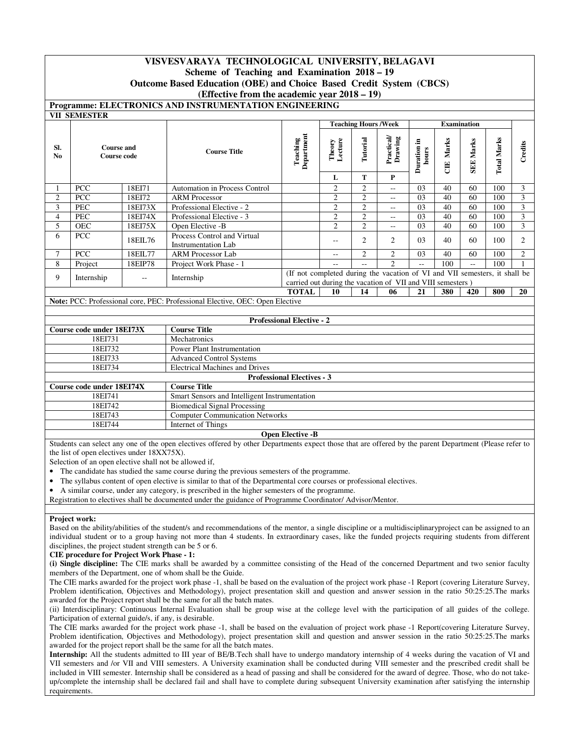# VISVESVARAYA TECHNOLOGICAL UNIVERSITY, BELAGAVI

## Scheme of Teaching and Examination 2018 – 19

## Outcome Based Education (OBE) and Choice Based Credit System (CBCS)

## (Effective from the academic year 2018 – 19)

**Programme: ELECTRONICS AND INSTRUMENTATION ENGINEERING**

**VII SEMESTER**

| Sl. No | Course and Course code | | Course Title | Teaching Department | Teaching Hours /Week | | | Examination | | | | Credits |
|---|---|---|---|---|---|---|---|---|---|---|---|---|
| | | | | | Theory Lecture | Tutorial | Practical/ Drawing | Duration in hours | CIE Marks | SEE Marks | Total Marks | |
| | | | | | L | T | P | | | | | |
| 1 | PCC | 18EI71 | Automation in Process Control | | 2 | 2 | -- | 03 | 40 | 60 | 100 | 3 |
| 2 | PCC | 18EI72 | ARM Processor | | 2 | 2 | -- | 03 | 40 | 60 | 100 | 3 |
| 3 | PEC | 18EI73X | Professional Elective - 2 | | 2 | 2 | -- | 03 | 40 | 60 | 100 | 3 |
| 4 | PEC | 18EI74X | Professional Elective - 3 | | 2 | 2 | -- | 03 | 40 | 60 | 100 | 3 |
| 5 | OEC | 18EI75X | Open Elective -B | | 2 | 2 | -- | 03 | 40 | 60 | 100 | 3 |
| 6 | PCC | 18EIL76 | Process Control and Virtual Instrumentation Lab | | -- | 2 | 2 | 03 | 40 | 60 | 100 | 2 |
| 7 | PCC | 18EIL77 | ARM Processor Lab | | -- | 2 | 2 | 03 | 40 | 60 | 100 | 2 |
| 8 | Project | 18EIP78 | Project Work Phase - 1 | | -- | -- | 2 | -- | 100 | -- | 100 | 1 |
| 9 | Internship | -- | Internship | (If not completed during the vacation of VI and VII semesters, it shall be carried out during the vacation of VII and VIII semesters ) | | | | | | | | |
| | | | | TOTAL | 10 | 14 | 06 | 21 | 380 | 420 | 800 | 20 |

**Note:** PCC: Professional core, PEC: Professional Elective, OEC: Open Elective

**Professional Elective - 2**

| Course code under 18EI73X | Course Title |
|---|---|
| 18EI731 | Mechatronics |
| 18EI732 | Power Plant Instrumentation |
| 18EI733 | Advanced Control Systems |
| 18EI734 | Electrical Machines and Drives |

**Professional Electives - 3**

| Course code under 18EI74X | Course Title |
|---|---|
| 18EI741 | Smart Sensors and Intelligent Instrumentation |
| 18EI742 | Biomedical Signal Processing |
| 18EI743 | Computer Communication Networks |
| 18EI744 | Internet of Things |

**Open Elective -B**

Students can select any one of the open electives offered by other Departments expect those that are offered by the parent Department (Please refer to the list of open electives under 18XX75X).

Selection of an open elective shall not be allowed if,

- The candidate has studied the same course during the previous semesters of the programme.
- The syllabus content of open elective is similar to that of the Departmental core courses or professional electives.
- A similar course, under any category, is prescribed in the higher semesters of the programme.

Registration to electives shall be documented under the guidance of Programme Coordinator/ Advisor/Mentor.

**Project work:**

Based on the ability/abilities of the student/s and recommendations of the mentor, a single discipline or a multidisciplinaryproject can be assigned to an individual student or to a group having not more than 4 students. In extraordinary cases, like the funded projects requiring students from different disciplines, the project student strength can be 5 or 6.

**CIE procedure for Project Work Phase - 1:**

**(i) Single discipline:** The CIE marks shall be awarded by a committee consisting of the Head of the concerned Department and two senior faculty members of the Department, one of whom shall be the Guide.

The CIE marks awarded for the project work phase -1, shall be based on the evaluation of the project work phase -1 Report (covering Literature Survey, Problem identification, Objectives and Methodology), project presentation skill and question and answer session in the ratio 50:25:25.The marks awarded for the Project report shall be the same for all the batch mates.

(ii) Interdisciplinary: Continuous Internal Evaluation shall be group wise at the college level with the participation of all guides of the college. Participation of external guide/s, if any, is desirable.

The CIE marks awarded for the project work phase -1, shall be based on the evaluation of project work phase -1 Report(covering Literature Survey, Problem identification, Objectives and Methodology), project presentation skill and question and answer session in the ratio 50:25:25.The marks awarded for the project report shall be the same for all the batch mates.

**Internship:** All the students admitted to III year of BE/B.Tech shall have to undergo mandatory internship of 4 weeks during the vacation of VI and VII semesters and /or VII and VIII semesters. A University examination shall be conducted during VIII semester and the prescribed credit shall be included in VIII semester. Internship shall be considered as a head of passing and shall be considered for the award of degree. Those, who do not take-up/complete the internship shall be declared fail and shall have to complete during subsequent University examination after satisfying the internship requirements.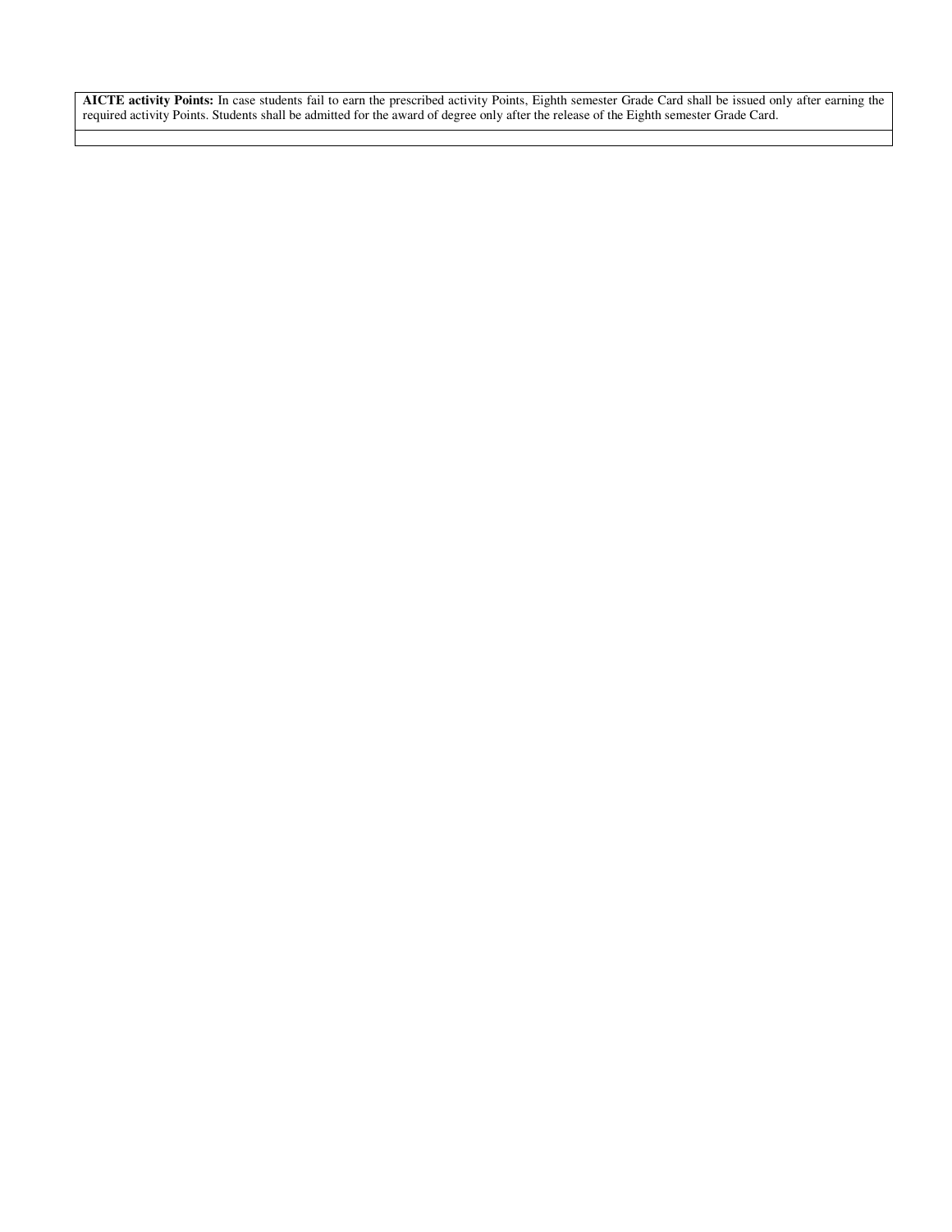| **AICTE activity Points:** In case students fail to earn the prescribed activity Points, Eighth semester Grade Card shall be issued only after earning the required activity Points. Students shall be admitted for the award of degree only after the release of the Eighth semester Grade Card. |
|---|
| |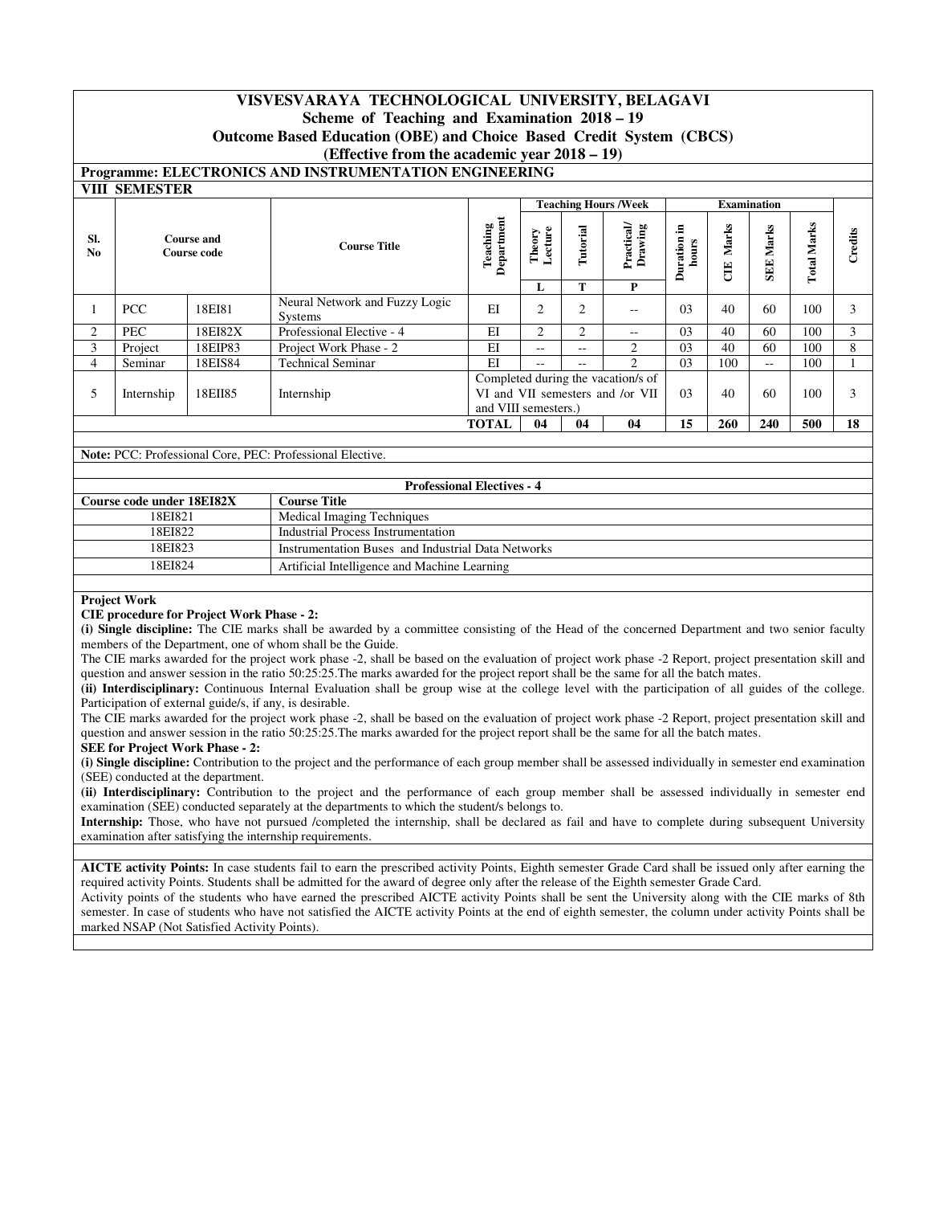# VISVESVARAYA TECHNOLOGICAL UNIVERSITY, BELAGAVI

## Scheme of Teaching and Examination 2018 – 19

## Outcome Based Education (OBE) and Choice Based Credit System (CBCS)

## (Effective from the academic year 2018 – 19)

**Programme: ELECTRONICS AND INSTRUMENTATION ENGINEERING**

**VIII SEMESTER**

| Sl. No | Course and Course code | | Course Title | Teaching Department | Teaching Hours /Week | | | Examination | | | | Credits |
|---|---|---|---|---|---|---|---|---|---|---|---|---|
| | | | | | Theory Lecture | Tutorial | Practical/ Drawing | Duration in hours | CIE Marks | SEE Marks | Total Marks | |
| | | | | | L | T | P | | | | | |
| 1 | PCC | 18EI81 | Neural Network and Fuzzy Logic Systems | EI | 2 | 2 | -- | 03 | 40 | 60 | 100 | 3 |
| 2 | PEC | 18EI82X | Professional Elective - 4 | EI | 2 | 2 | -- | 03 | 40 | 60 | 100 | 3 |
| 3 | Project | 18EIP83 | Project Work Phase - 2 | EI | -- | -- | 2 | 03 | 40 | 60 | 100 | 8 |
| 4 | Seminar | 18EIS84 | Technical Seminar | EI | -- | -- | 2 | 03 | 100 | -- | 100 | 1 |
| 5 | Internship | 18EII85 | Internship | Completed during the vacation/s of VI and VII semesters and /or VII and VIII semesters.) | | | | 03 | 40 | 60 | 100 | 3 |
| | | | | TOTAL | 04 | 04 | 04 | 15 | 260 | 240 | 500 | 18 |

**Note:** PCC: Professional Core, PEC: Professional Elective.

| Professional Electives - 4 | |
|---|---|
| **Course code under 18EI82X** | **Course Title** |
| 18EI821 | Medical Imaging Techniques |
| 18EI822 | Industrial Process Instrumentation |
| 18EI823 | Instrumentation Buses and Industrial Data Networks |
| 18EI824 | Artificial Intelligence and Machine Learning |

**Project Work**

**CIE procedure for Project Work Phase - 2:**

**(i) Single discipline:** The CIE marks shall be awarded by a committee consisting of the Head of the concerned Department and two senior faculty members of the Department, one of whom shall be the Guide.

The CIE marks awarded for the project work phase -2, shall be based on the evaluation of project work phase -2 Report, project presentation skill and question and answer session in the ratio 50:25:25.The marks awarded for the project report shall be the same for all the batch mates.

**(ii) Interdisciplinary:** Continuous Internal Evaluation shall be group wise at the college level with the participation of all guides of the college. Participation of external guide/s, if any, is desirable.

The CIE marks awarded for the project work phase -2, shall be based on the evaluation of project work phase -2 Report, project presentation skill and question and answer session in the ratio 50:25:25.The marks awarded for the project report shall be the same for all the batch mates.

**SEE for Project Work Phase - 2:**

**(i) Single discipline:** Contribution to the project and the performance of each group member shall be assessed individually in semester end examination (SEE) conducted at the department.

**(ii) Interdisciplinary:** Contribution to the project and the performance of each group member shall be assessed individually in semester end examination (SEE) conducted separately at the departments to which the student/s belongs to.

**Internship:** Those, who have not pursued /completed the internship, shall be declared as fail and have to complete during subsequent University examination after satisfying the internship requirements.

**AICTE activity Points:** In case students fail to earn the prescribed activity Points, Eighth semester Grade Card shall be issued only after earning the required activity Points. Students shall be admitted for the award of degree only after the release of the Eighth semester Grade Card.

Activity points of the students who have earned the prescribed AICTE activity Points shall be sent the University along with the CIE marks of 8th semester. In case of students who have not satisfied the AICTE activity Points at the end of eighth semester, the column under activity Points shall be marked NSAP (Not Satisfied Activity Points).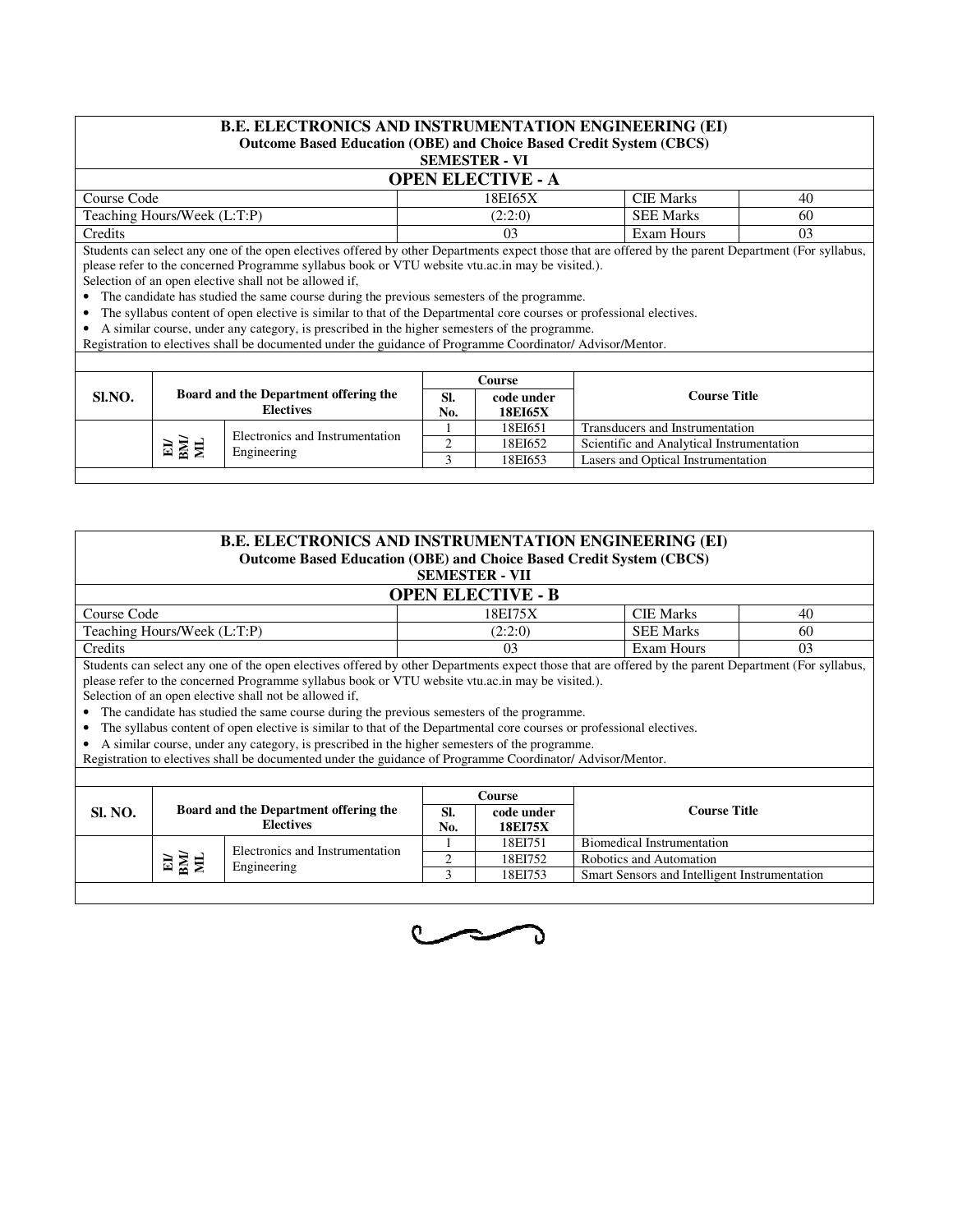## B.E. ELECTRONICS AND INSTRUMENTATION ENGINEERING (EI)

**Outcome Based Education (OBE) and Choice Based Credit System (CBCS)**

**SEMESTER - VI**

### OPEN ELECTIVE - A

| Course Code | 18EI65X | CIE Marks | 40 |
|---|---|---|---|
| Teaching Hours/Week (L:T:P) | (2:2:0) | SEE Marks | 60 |
| Credits | 03 | Exam Hours | 03 |

Students can select any one of the open electives offered by other Departments expect those that are offered by the parent Department (For syllabus, please refer to the concerned Programme syllabus book or VTU website vtu.ac.in may be visited.).

Selection of an open elective shall not be allowed if,

- The candidate has studied the same course during the previous semesters of the programme.
- The syllabus content of open elective is similar to that of the Departmental core courses or professional electives.
- A similar course, under any category, is prescribed in the higher semesters of the programme.

Registration to electives shall be documented under the guidance of Programme Coordinator/ Advisor/Mentor.

| Sl.NO. | Board and the Department offering the Electives | | Course Sl. No. | Course code under 18EI65X | Course Title |
|---|---|---|---|---|---|
| | EI/ BM/ ML | Electronics and Instrumentation Engineering | 1 | 18EI651 | Transducers and Instrumentation |
| | | | 2 | 18EI652 | Scientific and Analytical Instrumentation |
| | | | 3 | 18EI653 | Lasers and Optical Instrumentation |

## B.E. ELECTRONICS AND INSTRUMENTATION ENGINEERING (EI)

**Outcome Based Education (OBE) and Choice Based Credit System (CBCS)**

**SEMESTER - VII**

### OPEN ELECTIVE - B

| Course Code | 18EI75X | CIE Marks | 40 |
|---|---|---|---|
| Teaching Hours/Week (L:T:P) | (2:2:0) | SEE Marks | 60 |
| Credits | 03 | Exam Hours | 03 |

Students can select any one of the open electives offered by other Departments expect those that are offered by the parent Department (For syllabus, please refer to the concerned Programme syllabus book or VTU website vtu.ac.in may be visited.).

Selection of an open elective shall not be allowed if,

- The candidate has studied the same course during the previous semesters of the programme.
- The syllabus content of open elective is similar to that of the Departmental core courses or professional electives.
- A similar course, under any category, is prescribed in the higher semesters of the programme.

Registration to electives shall be documented under the guidance of Programme Coordinator/ Advisor/Mentor.

| Sl. NO. | Board and the Department offering the Electives | | Course Sl. No. | Course code under 18EI75X | Course Title |
|---|---|---|---|---|---|
| | EI/ BM/ ML | Electronics and Instrumentation Engineering | 1 | 18EI751 | Biomedical Instrumentation |
| | | | 2 | 18EI752 | Robotics and Automation |
| | | | 3 | 18EI753 | Smart Sensors and Intelligent Instrumentation |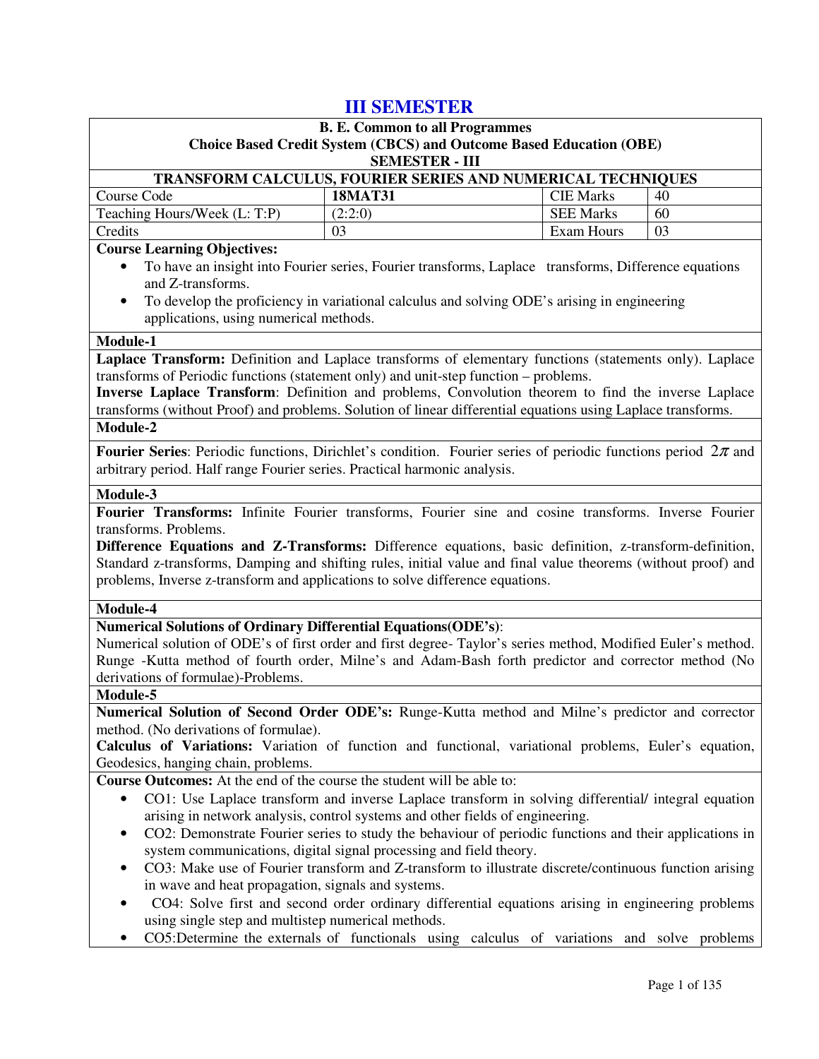# III SEMESTER

**B. E. Common to all Programmes**
**Choice Based Credit System (CBCS) and Outcome Based Education (OBE)**
**SEMESTER - III**

**TRANSFORM CALCULUS, FOURIER SERIES AND NUMERICAL TECHNIQUES**

| Course Code | **18MAT31** | CIE Marks | 40 |
|---|---|---|---|
| Teaching Hours/Week (L: T:P) | (2:2:0) | SEE Marks | 60 |
| Credits | 03 | Exam Hours | 03 |

**Course Learning Objectives:**

- To have an insight into Fourier series, Fourier transforms, Laplace transforms, Difference equations and Z-transforms.
- To develop the proficiency in variational calculus and solving ODE's arising in engineering applications, using numerical methods.

**Module-1**

**Laplace Transform:** Definition and Laplace transforms of elementary functions (statements only). Laplace transforms of Periodic functions (statement only) and unit-step function – problems.

**Inverse Laplace Transform**: Definition and problems, Convolution theorem to find the inverse Laplace transforms (without Proof) and problems. Solution of linear differential equations using Laplace transforms.

**Module-2**

**Fourier Series**: Periodic functions, Dirichlet's condition. Fourier series of periodic functions period $2\pi$ and arbitrary period. Half range Fourier series. Practical harmonic analysis.

**Module-3**

**Fourier Transforms:** Infinite Fourier transforms, Fourier sine and cosine transforms. Inverse Fourier transforms. Problems.

**Difference Equations and Z-Transforms:** Difference equations, basic definition, z-transform-definition, Standard z-transforms, Damping and shifting rules, initial value and final value theorems (without proof) and problems, Inverse z-transform and applications to solve difference equations.

**Module-4**

**Numerical Solutions of Ordinary Differential Equations(ODE's)**:

Numerical solution of ODE's of first order and first degree- Taylor's series method, Modified Euler's method. Runge -Kutta method of fourth order, Milne's and Adam-Bash forth predictor and corrector method (No derivations of formulae)-Problems.

**Module-5**

**Numerical Solution of Second Order ODE's:** Runge-Kutta method and Milne's predictor and corrector method. (No derivations of formulae).

**Calculus of Variations:** Variation of function and functional, variational problems, Euler's equation, Geodesics, hanging chain, problems.

**Course Outcomes:** At the end of the course the student will be able to:

- CO1: Use Laplace transform and inverse Laplace transform in solving differential/ integral equation arising in network analysis, control systems and other fields of engineering.
- CO2: Demonstrate Fourier series to study the behaviour of periodic functions and their applications in system communications, digital signal processing and field theory.
- CO3: Make use of Fourier transform and Z-transform to illustrate discrete/continuous function arising in wave and heat propagation, signals and systems.
- CO4: Solve first and second order ordinary differential equations arising in engineering problems using single step and multistep numerical methods.
- CO5:Determine the externals of functionals using calculus of variations and solve problems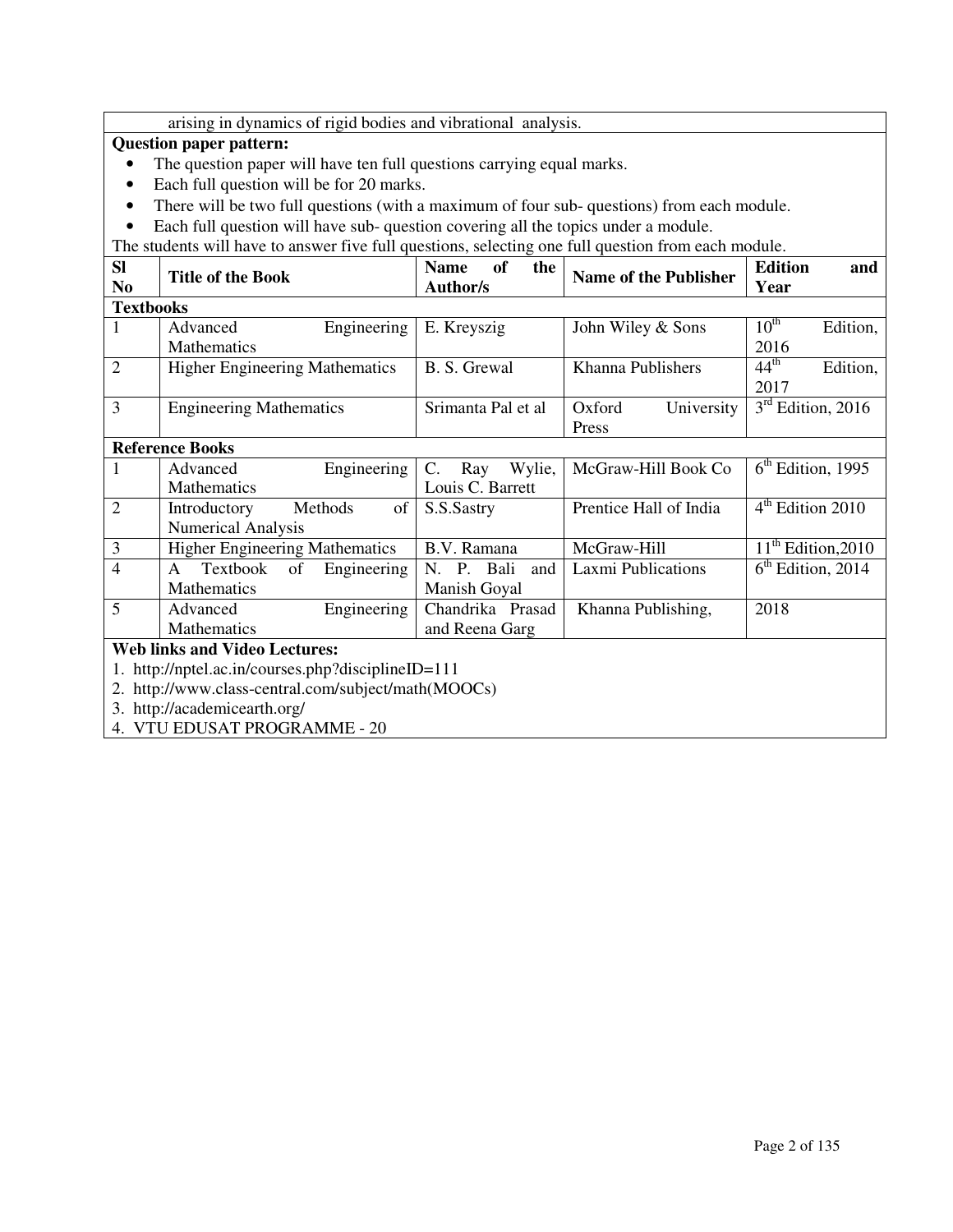arising in dynamics of rigid bodies and vibrational analysis.

**Question paper pattern:**

- The question paper will have ten full questions carrying equal marks.
- Each full question will be for 20 marks.
- There will be two full questions (with a maximum of four sub- questions) from each module.
- Each full question will have sub- question covering all the topics under a module.

The students will have to answer five full questions, selecting one full question from each module.

| Sl No | Title of the Book | Name of the Author/s | Name of the Publisher | Edition and Year |
|---|---|---|---|---|
| **Textbooks** | | | | |
| 1 | Advanced Engineering Mathematics | E. Kreyszig | John Wiley & Sons | 10th Edition, 2016 |
| 2 | Higher Engineering Mathematics | B. S. Grewal | Khanna Publishers | 44th Edition, 2017 |
| 3 | Engineering Mathematics | Srimanta Pal et al | Oxford University Press | 3rd Edition, 2016 |
| **Reference Books** | | | | |
| 1 | Advanced Engineering Mathematics | C. Ray Wylie, Louis C. Barrett | McGraw-Hill Book Co | 6th Edition, 1995 |
| 2 | Introductory Methods of Numerical Analysis | S.S.Sastry | Prentice Hall of India | 4th Edition 2010 |
| 3 | Higher Engineering Mathematics | B.V. Ramana | McGraw-Hill | 11th Edition,2010 |
| 4 | A Textbook of Engineering Mathematics | N. P. Bali and Manish Goyal | Laxmi Publications | 6th Edition, 2014 |
| 5 | Advanced Engineering Mathematics | Chandrika Prasad and Reena Garg | Khanna Publishing, | 2018 |

**Web links and Video Lectures:**

1. http://nptel.ac.in/courses.php?disciplineID=111
2. http://www.class-central.com/subject/math(MOOCs)
3. http://academicearth.org/
4. VTU EDUSAT PROGRAMME - 20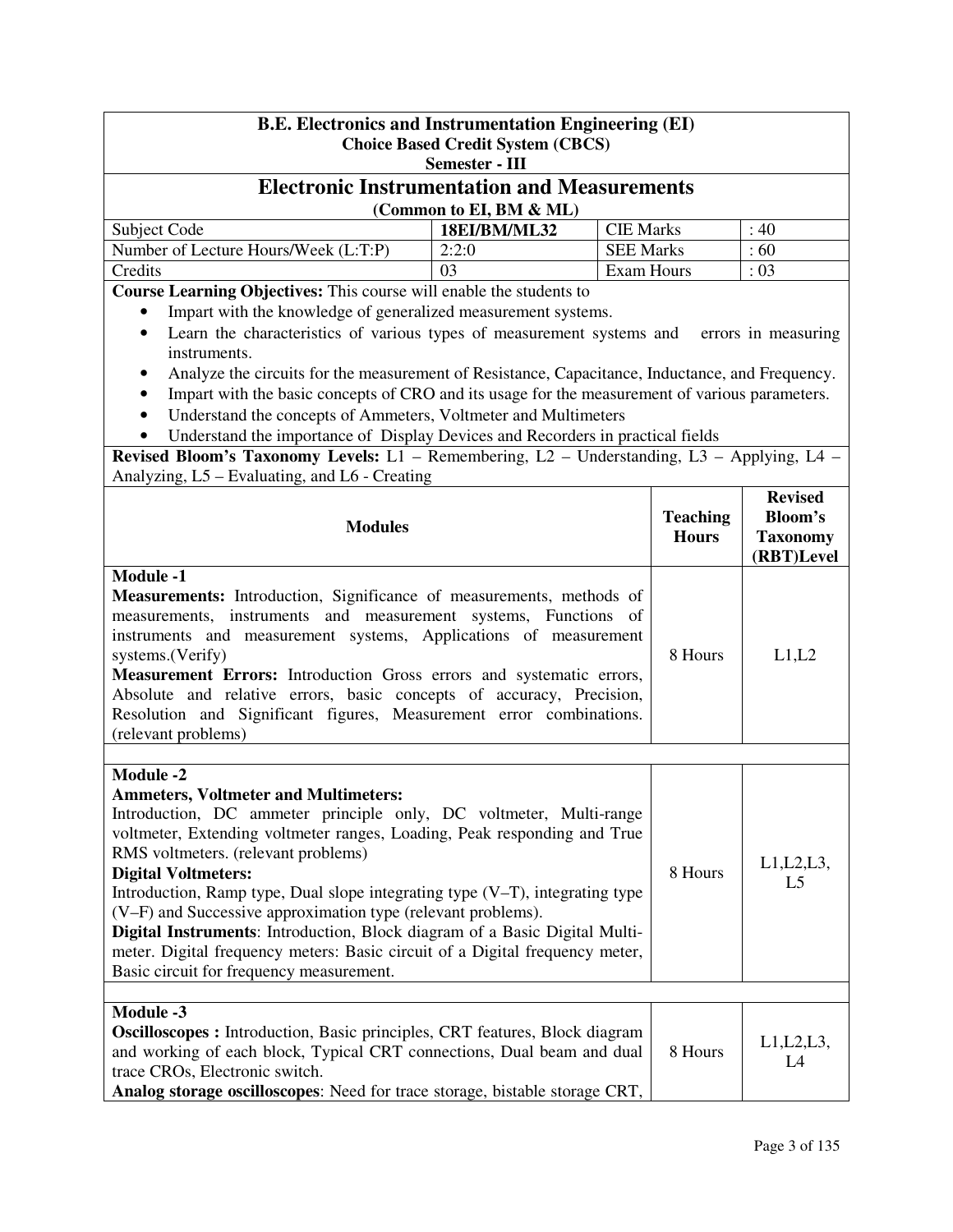**B.E. Electronics and Instrumentation Engineering (EI)**
**Choice Based Credit System (CBCS)**
**Semester - III**

## Electronic Instrumentation and Measurements

**(Common to EI, BM & ML)**

| Subject Code | **18EI/BM/ML32** | CIE Marks | : 40 |
|---|---|---|---|
| Number of Lecture Hours/Week (L:T:P) | 2:2:0 | SEE Marks | : 60 |
| Credits | 03 | Exam Hours | : 03 |

**Course Learning Objectives:** This course will enable the students to

- Impart with the knowledge of generalized measurement systems.
- Learn the characteristics of various types of measurement systems and errors in measuring instruments.
- Analyze the circuits for the measurement of Resistance, Capacitance, Inductance, and Frequency.
- Impart with the basic concepts of CRO and its usage for the measurement of various parameters.
- Understand the concepts of Ammeters, Voltmeter and Multimeters
- Understand the importance of Display Devices and Recorders in practical fields

**Revised Bloom's Taxonomy Levels:** L1 – Remembering, L2 – Understanding, L3 – Applying, L4 – Analyzing, L5 – Evaluating, and L6 - Creating

| Modules | Teaching Hours | Revised Bloom's Taxonomy (RBT)Level |
|---|---|---|
| **Module -1**<br>**Measurements:** Introduction, Significance of measurements, methods of measurements, instruments and measurement systems, Functions of instruments and measurement systems, Applications of measurement systems.(Verify)<br>**Measurement Errors:** Introduction Gross errors and systematic errors, Absolute and relative errors, basic concepts of accuracy, Precision, Resolution and Significant figures, Measurement error combinations. (relevant problems) | 8 Hours | L1,L2 |
| **Module -2**<br>**Ammeters, Voltmeter and Multimeters:**<br>Introduction, DC ammeter principle only, DC voltmeter, Multi-range voltmeter, Extending voltmeter ranges, Loading, Peak responding and True RMS voltmeters. (relevant problems)<br>**Digital Voltmeters:**<br>Introduction, Ramp type, Dual slope integrating type (V–T), integrating type (V–F) and Successive approximation type (relevant problems).<br>**Digital Instruments**: Introduction, Block diagram of a Basic Digital Multi-meter. Digital frequency meters: Basic circuit of a Digital frequency meter, Basic circuit for frequency measurement. | 8 Hours | L1,L2,L3, L5 |
| **Module -3**<br>**Oscilloscopes :** Introduction, Basic principles, CRT features, Block diagram and working of each block, Typical CRT connections, Dual beam and dual trace CROs, Electronic switch.<br>**Analog storage oscilloscopes**: Need for trace storage, bistable storage CRT, | 8 Hours | L1,L2,L3, L4 |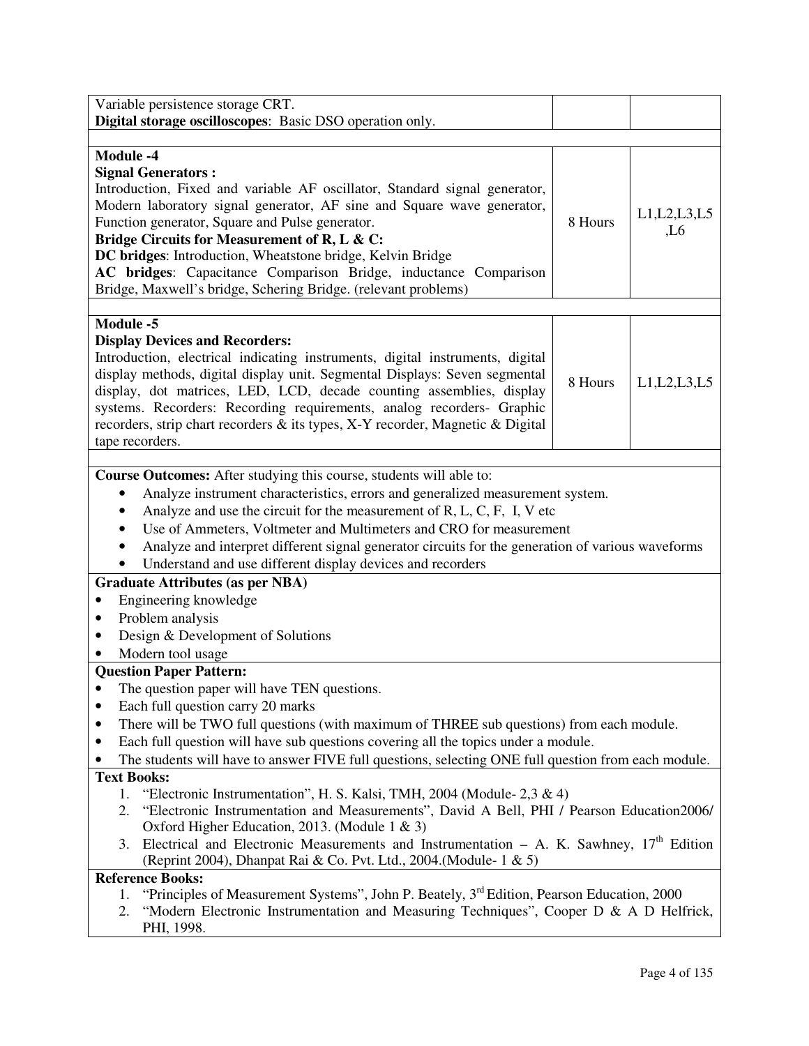| | | |
|---|---|---|
| Variable persistence storage CRT.<br>**Digital storage oscilloscopes**: Basic DSO operation only. | | |
| **Module -4**<br>**Signal Generators :**<br>Introduction, Fixed and variable AF oscillator, Standard signal generator, Modern laboratory signal generator, AF sine and Square wave generator, Function generator, Square and Pulse generator.<br>**Bridge Circuits for Measurement of R, L & C:**<br>**DC bridges**: Introduction, Wheatstone bridge, Kelvin Bridge<br>**AC bridges**: Capacitance Comparison Bridge, inductance Comparison Bridge, Maxwell's bridge, Schering Bridge. (relevant problems) | 8 Hours | L1,L2,L3,L5,L6 |
| **Module -5**<br>**Display Devices and Recorders:**<br>Introduction, electrical indicating instruments, digital instruments, digital display methods, digital display unit. Segmental Displays: Seven segmental display, dot matrices, LED, LCD, decade counting assemblies, display systems. Recorders: Recording requirements, analog recorders- Graphic recorders, strip chart recorders & its types, X-Y recorder, Magnetic & Digital tape recorders. | 8 Hours | L1,L2,L3,L5 |

**Course Outcomes:** After studying this course, students will able to:

- Analyze instrument characteristics, errors and generalized measurement system.
- Analyze and use the circuit for the measurement of R, L, C, F, I, V etc
- Use of Ammeters, Voltmeter and Multimeters and CRO for measurement
- Analyze and interpret different signal generator circuits for the generation of various waveforms
- Understand and use different display devices and recorders

**Graduate Attributes (as per NBA)**

- Engineering knowledge
- Problem analysis
- Design & Development of Solutions
- Modern tool usage

**Question Paper Pattern:**

- The question paper will have TEN questions.
- Each full question carry 20 marks
- There will be TWO full questions (with maximum of THREE sub questions) from each module.
- Each full question will have sub questions covering all the topics under a module.
- The students will have to answer FIVE full questions, selecting ONE full question from each module.

**Text Books:**

1. "Electronic Instrumentation", H. S. Kalsi, TMH, 2004 (Module- 2,3 & 4)
2. "Electronic Instrumentation and Measurements", David A Bell, PHI / Pearson Education2006/ Oxford Higher Education, 2013. (Module 1 & 3)
3. Electrical and Electronic Measurements and Instrumentation – A. K. Sawhney, 17th Edition (Reprint 2004), Dhanpat Rai & Co. Pvt. Ltd., 2004.(Module- 1 & 5)

**Reference Books:**

1. "Principles of Measurement Systems", John P. Beately, 3rd Edition, Pearson Education, 2000
2. "Modern Electronic Instrumentation and Measuring Techniques", Cooper D & A D Helfrick, PHI, 1998.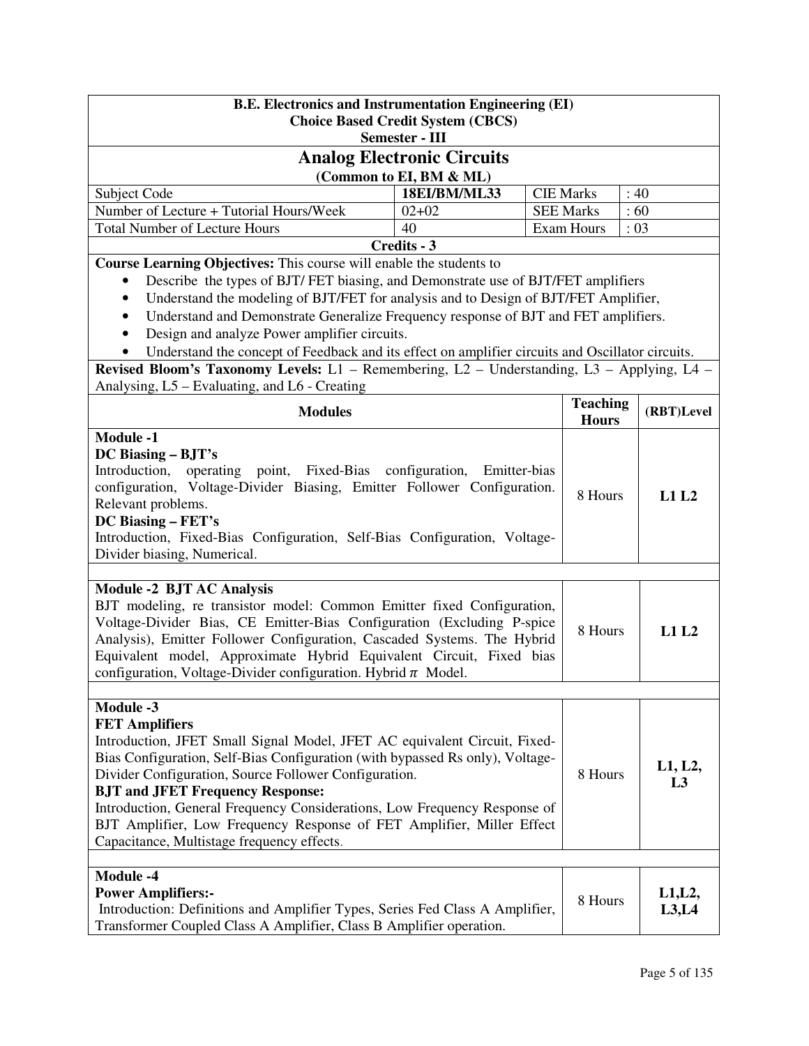**B.E. Electronics and Instrumentation Engineering (EI)**
**Choice Based Credit System (CBCS)**
**Semester - III**

# Analog Electronic Circuits

**(Common to EI, BM & ML)**

| Subject Code | 18EI/BM/ML33 | CIE Marks | : 40 |
|---|---|---|---|
| Number of Lecture + Tutorial Hours/Week | 02+02 | SEE Marks | : 60 |
| Total Number of Lecture Hours | 40 | Exam Hours | : 03 |

**Credits - 3**

**Course Learning Objectives:** This course will enable the students to

- Describe the types of BJT/ FET biasing, and Demonstrate use of BJT/FET amplifiers
- Understand the modeling of BJT/FET for analysis and to Design of BJT/FET Amplifier,
- Understand and Demonstrate Generalize Frequency response of BJT and FET amplifiers.
- Design and analyze Power amplifier circuits.
- Understand the concept of Feedback and its effect on amplifier circuits and Oscillator circuits.

**Revised Bloom's Taxonomy Levels:** L1 – Remembering, L2 – Understanding, L3 – Applying, L4 – Analysing, L5 – Evaluating, and L6 - Creating

| Modules | Teaching Hours | (RBT)Level |
|---|---|---|
| **Module -1**<br>**DC Biasing – BJT's**<br>Introduction, operating point, Fixed-Bias configuration, Emitter-bias configuration, Voltage-Divider Biasing, Emitter Follower Configuration. Relevant problems.<br>**DC Biasing – FET's**<br>Introduction, Fixed-Bias Configuration, Self-Bias Configuration, Voltage-Divider biasing, Numerical. | 8 Hours | **L1 L2** |
| **Module -2 BJT AC Analysis**<br>BJT modeling, re transistor model: Common Emitter fixed Configuration, Voltage-Divider Bias, CE Emitter-Bias Configuration (Excluding P-spice Analysis), Emitter Follower Configuration, Cascaded Systems. The Hybrid Equivalent model, Approximate Hybrid Equivalent Circuit, Fixed bias configuration, Voltage-Divider configuration. Hybrid $\pi$ Model. | 8 Hours | **L1 L2** |
| **Module -3**<br>**FET Amplifiers**<br>Introduction, JFET Small Signal Model, JFET AC equivalent Circuit, Fixed-Bias Configuration, Self-Bias Configuration (with bypassed Rs only), Voltage-Divider Configuration, Source Follower Configuration.<br>**BJT and JFET Frequency Response:**<br>Introduction, General Frequency Considerations, Low Frequency Response of BJT Amplifier, Low Frequency Response of FET Amplifier, Miller Effect Capacitance, Multistage frequency effects. | 8 Hours | **L1, L2, L3** |
| **Module -4**<br>**Power Amplifiers:-**<br>Introduction: Definitions and Amplifier Types, Series Fed Class A Amplifier, Transformer Coupled Class A Amplifier, Class B Amplifier operation. | 8 Hours | **L1,L2, L3,L4** |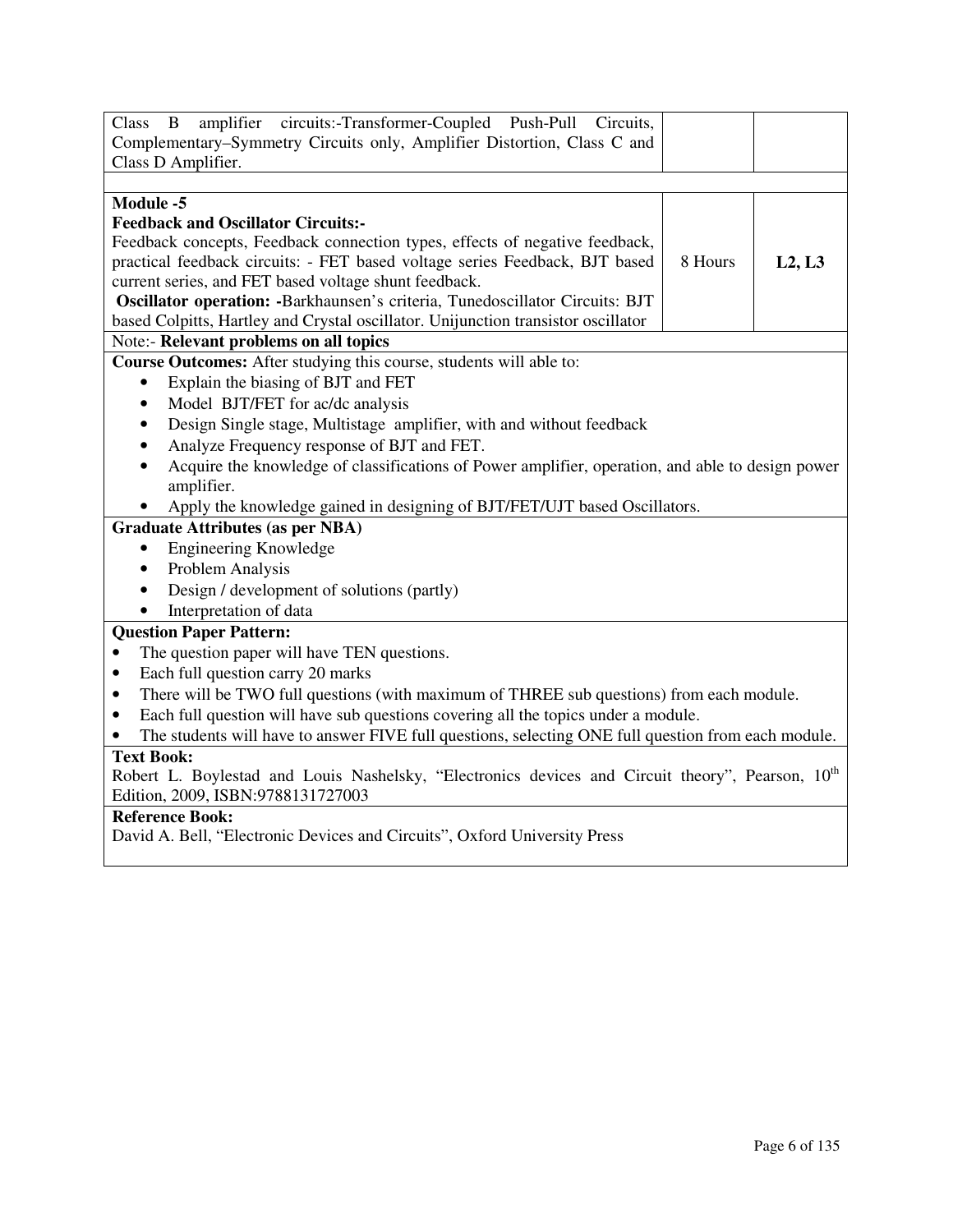| | | |
|---|---|---|
| Class B amplifier circuits:-Transformer-Coupled Push-Pull Circuits, Complementary–Symmetry Circuits only, Amplifier Distortion, Class C and Class D Amplifier. | | |
| | | |
| **Module -5**<br>**Feedback and Oscillator Circuits:-**<br>Feedback concepts, Feedback connection types, effects of negative feedback, practical feedback circuits: - FET based voltage series Feedback, BJT based current series, and FET based voltage shunt feedback.<br>**Oscillator operation: -**Barkhaunsen's criteria, Tunedoscillator Circuits: BJT based Colpitts, Hartley and Crystal oscillator. Unijunction transistor oscillator | 8 Hours | **L2, L3** |

Note:- **Relevant problems on all topics**

**Course Outcomes:** After studying this course, students will able to:

- Explain the biasing of BJT and FET
- Model BJT/FET for ac/dc analysis
- Design Single stage, Multistage amplifier, with and without feedback
- Analyze Frequency response of BJT and FET.
- Acquire the knowledge of classifications of Power amplifier, operation, and able to design power amplifier.
- Apply the knowledge gained in designing of BJT/FET/UJT based Oscillators.

**Graduate Attributes (as per NBA)**

- Engineering Knowledge
- Problem Analysis
- Design / development of solutions (partly)
- Interpretation of data

**Question Paper Pattern:**

- The question paper will have TEN questions.
- Each full question carry 20 marks
- There will be TWO full questions (with maximum of THREE sub questions) from each module.
- Each full question will have sub questions covering all the topics under a module.
- The students will have to answer FIVE full questions, selecting ONE full question from each module.

**Text Book:**

Robert L. Boylestad and Louis Nashelsky, "Electronics devices and Circuit theory", Pearson, 10th Edition, 2009, ISBN:9788131727003

**Reference Book:**

David A. Bell, "Electronic Devices and Circuits", Oxford University Press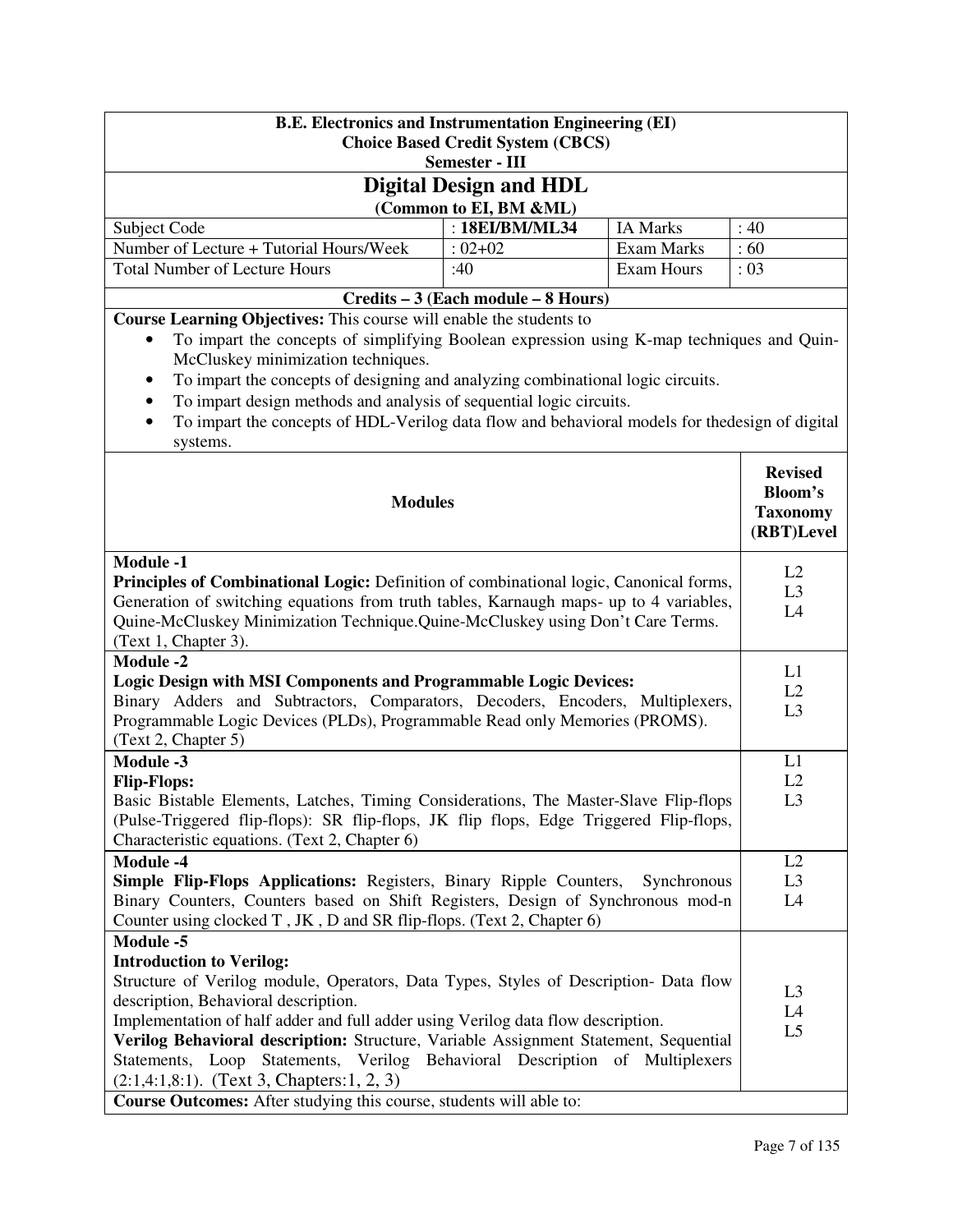**B.E. Electronics and Instrumentation Engineering (EI)**
**Choice Based Credit System (CBCS)**
**Semester - III**

## Digital Design and HDL

**(Common to EI, BM &ML)**

| Subject Code | : **18EI/BM/ML34** | IA Marks | : 40 |
|---|---|---|---|
| Number of Lecture + Tutorial Hours/Week | : 02+02 | Exam Marks | : 60 |
| Total Number of Lecture Hours | :40 | Exam Hours | : 03 |

**Credits – 3 (Each module – 8 Hours)**

**Course Learning Objectives:** This course will enable the students to

- To impart the concepts of simplifying Boolean expression using K-map techniques and Quin-McCluskey minimization techniques.
- To impart the concepts of designing and analyzing combinational logic circuits.
- To impart design methods and analysis of sequential logic circuits.
- To impart the concepts of HDL-Verilog data flow and behavioral models for thedesign of digital systems.

| Modules | Revised Bloom's Taxonomy (RBT)Level |
|---|---|
| **Module -1**<br>**Principles of Combinational Logic:** Definition of combinational logic, Canonical forms, Generation of switching equations from truth tables, Karnaugh maps- up to 4 variables, Quine-McCluskey Minimization Technique.Quine-McCluskey using Don't Care Terms. (Text 1, Chapter 3). | L2<br>L3<br>L4 |
| **Module -2**<br>**Logic Design with MSI Components and Programmable Logic Devices:**<br>Binary Adders and Subtractors, Comparators, Decoders, Encoders, Multiplexers, Programmable Logic Devices (PLDs), Programmable Read only Memories (PROMS). (Text 2, Chapter 5) | L1<br>L2<br>L3 |
| **Module -3**<br>**Flip-Flops:**<br>Basic Bistable Elements, Latches, Timing Considerations, The Master-Slave Flip-flops (Pulse-Triggered flip-flops): SR flip-flops, JK flip flops, Edge Triggered Flip-flops, Characteristic equations. (Text 2, Chapter 6) | L1<br>L2<br>L3 |
| **Module -4**<br>**Simple Flip-Flops Applications:** Registers, Binary Ripple Counters, Synchronous Binary Counters, Counters based on Shift Registers, Design of Synchronous mod-n Counter using clocked T , JK , D and SR flip-flops. (Text 2, Chapter 6) | L2<br>L3<br>L4 |
| **Module -5**<br>**Introduction to Verilog:**<br>Structure of Verilog module, Operators, Data Types, Styles of Description- Data flow description, Behavioral description.<br>Implementation of half adder and full adder using Verilog data flow description.<br>**Verilog Behavioral description:** Structure, Variable Assignment Statement, Sequential Statements, Loop Statements, Verilog Behavioral Description of Multiplexers (2:1,4:1,8:1). (Text 3, Chapters:1, 2, 3) | L3<br>L4<br>L5 |

**Course Outcomes:** After studying this course, students will able to: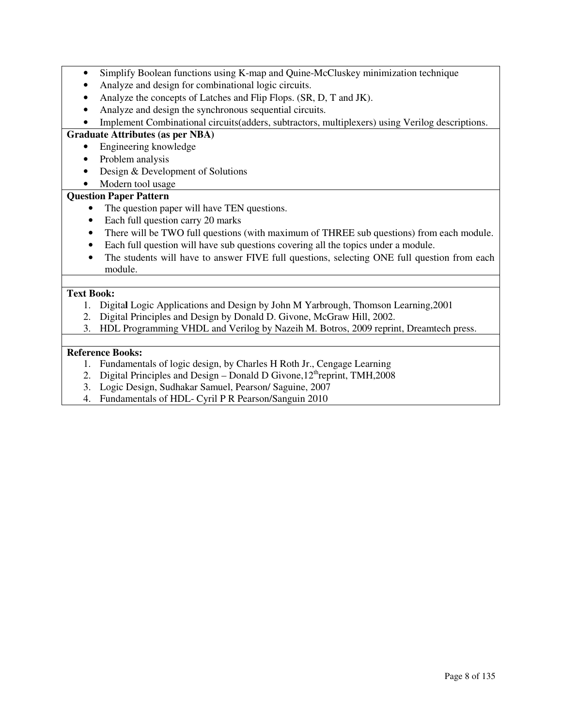- Simplify Boolean functions using K-map and Quine-McCluskey minimization technique
- Analyze and design for combinational logic circuits.
- Analyze the concepts of Latches and Flip Flops. (SR, D, T and JK).
- Analyze and design the synchronous sequential circuits.
- Implement Combinational circuits(adders, subtractors, multiplexers) using Verilog descriptions.

**Graduate Attributes (as per NBA)**

- Engineering knowledge
- Problem analysis
- Design & Development of Solutions
- Modern tool usage

**Question Paper Pattern**

- The question paper will have TEN questions.
- Each full question carry 20 marks
- There will be TWO full questions (with maximum of THREE sub questions) from each module.
- Each full question will have sub questions covering all the topics under a module.
- The students will have to answer FIVE full questions, selecting ONE full question from each module.

**Text Book:**

1. Digital Logic Applications and Design by John M Yarbrough, Thomson Learning,2001
2. Digital Principles and Design by Donald D. Givone, McGraw Hill, 2002.
3. HDL Programming VHDL and Verilog by Nazeih M. Botros, 2009 reprint, Dreamtech press.

**Reference Books:**

1. Fundamentals of logic design, by Charles H Roth Jr., Cengage Learning
2. Digital Principles and Design – Donald D Givone,12th reprint, TMH,2008
3. Logic Design, Sudhakar Samuel, Pearson/ Saguine, 2007
4. Fundamentals of HDL- Cyril P R Pearson/Sanguin 2010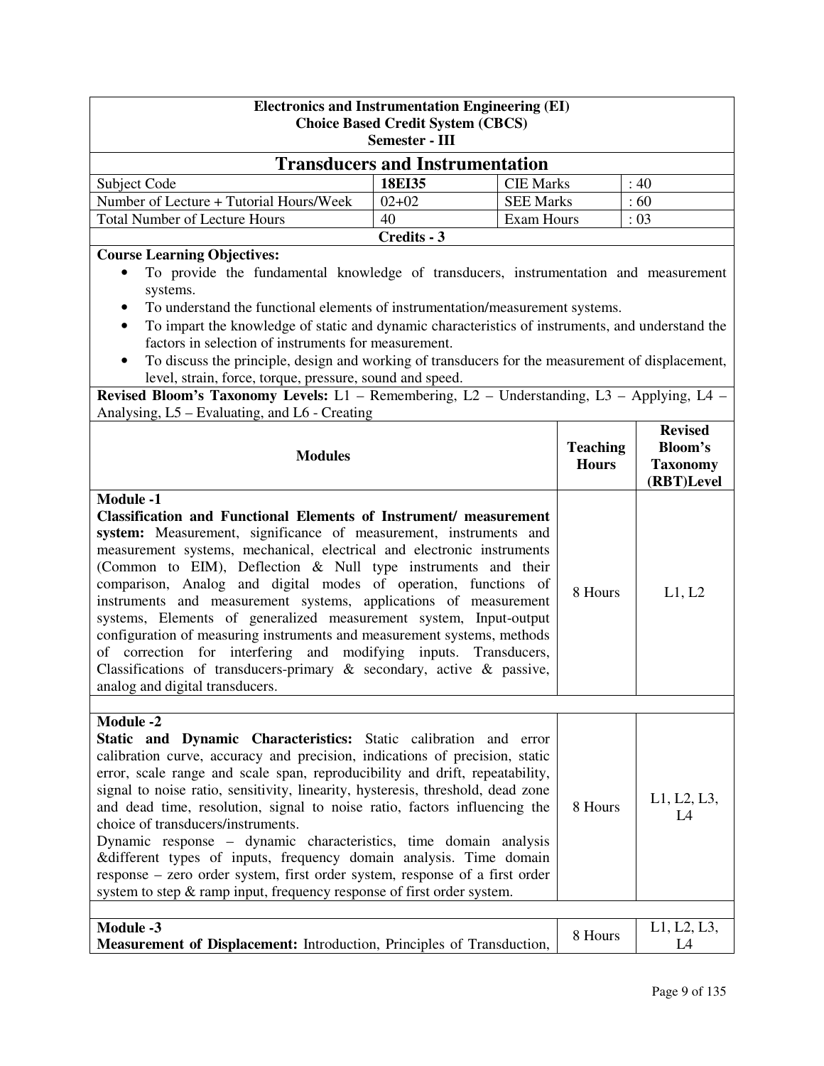**Electronics and Instrumentation Engineering (EI)**
**Choice Based Credit System (CBCS)**
**Semester - III**

# Transducers and Instrumentation

| Subject Code | **18EI35** | CIE Marks | : 40 |
|---|---|---|---|
| Number of Lecture + Tutorial Hours/Week | 02+02 | SEE Marks | : 60 |
| Total Number of Lecture Hours | 40 | Exam Hours | : 03 |

**Credits - 3**

**Course Learning Objectives:**

- To provide the fundamental knowledge of transducers, instrumentation and measurement systems.
- To understand the functional elements of instrumentation/measurement systems.
- To impart the knowledge of static and dynamic characteristics of instruments, and understand the factors in selection of instruments for measurement.
- To discuss the principle, design and working of transducers for the measurement of displacement, level, strain, force, torque, pressure, sound and speed.

**Revised Bloom's Taxonomy Levels:** L1 – Remembering, L2 – Understanding, L3 – Applying, L4 – Analysing, L5 – Evaluating, and L6 - Creating

| **Modules** | **Teaching Hours** | **Revised Bloom's Taxonomy (RBT)Level** |
|---|---|---|
| **Module -1**<br>**Classification and Functional Elements of Instrument/ measurement system:** Measurement, significance of measurement, instruments and measurement systems, mechanical, electrical and electronic instruments (Common to EIM), Deflection & Null type instruments and their comparison, Analog and digital modes of operation, functions of instruments and measurement systems, applications of measurement systems, Elements of generalized measurement system, Input-output configuration of measuring instruments and measurement systems, methods of correction for interfering and modifying inputs. Transducers, Classifications of transducers-primary & secondary, active & passive, analog and digital transducers. | 8 Hours | L1, L2 |
| | | |
| **Module -2**<br>**Static and Dynamic Characteristics:** Static calibration and error calibration curve, accuracy and precision, indications of precision, static error, scale range and scale span, reproducibility and drift, repeatability, signal to noise ratio, sensitivity, linearity, hysteresis, threshold, dead zone and dead time, resolution, signal to noise ratio, factors influencing the choice of transducers/instruments.<br>Dynamic response – dynamic characteristics, time domain analysis &different types of inputs, frequency domain analysis. Time domain response – zero order system, first order system, response of a first order system to step & ramp input, frequency response of first order system. | 8 Hours | L1, L2, L3, L4 |
| | | |
| **Module -3**<br>**Measurement of Displacement:** Introduction, Principles of Transduction, | 8 Hours | L1, L2, L3, L4 |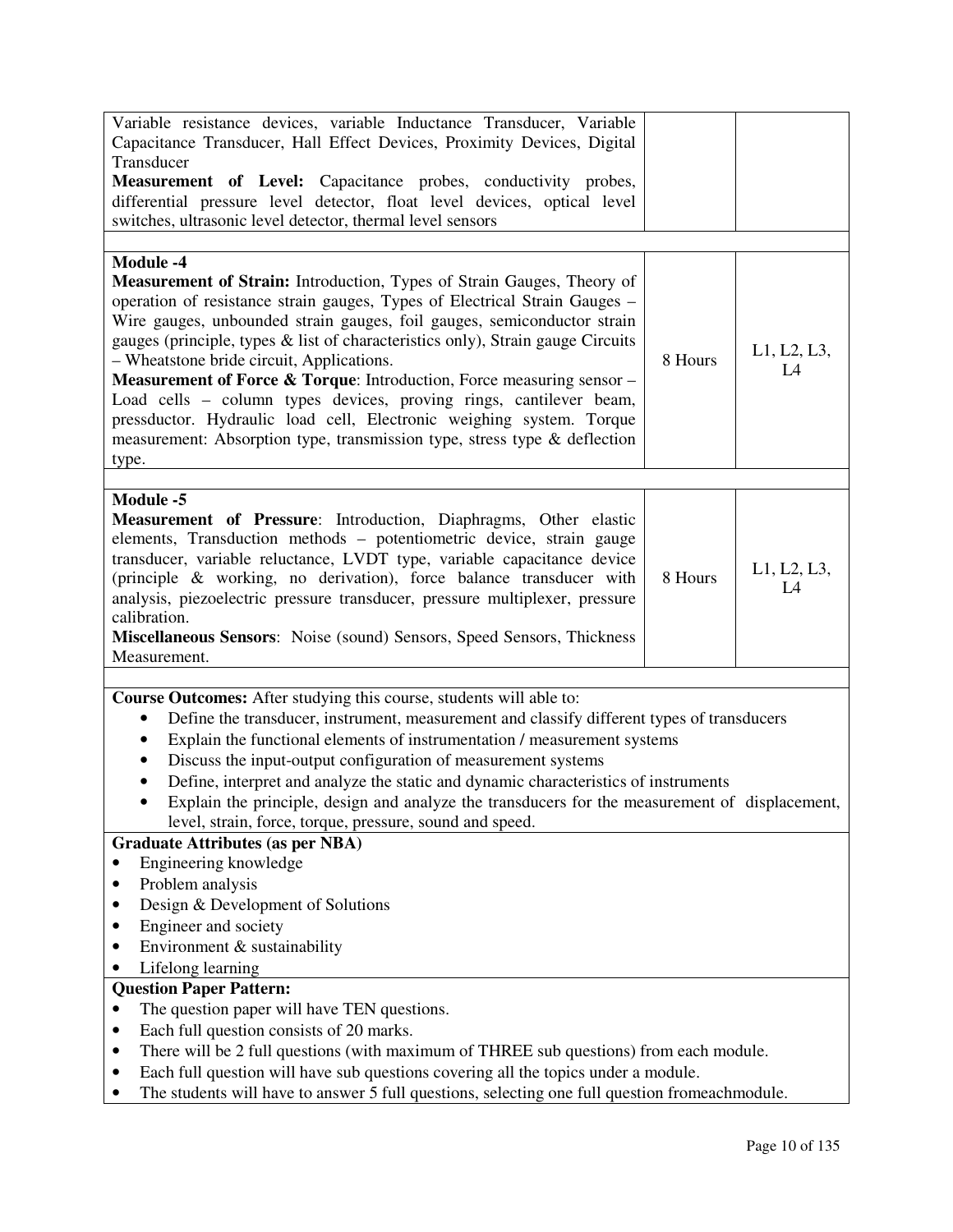| | | |
|---|---|---|
| Variable resistance devices, variable Inductance Transducer, Variable Capacitance Transducer, Hall Effect Devices, Proximity Devices, Digital Transducer<br>**Measurement of Level:** Capacitance probes, conductivity probes, differential pressure level detector, float level devices, optical level switches, ultrasonic level detector, thermal level sensors | | |
| **Module -4**<br>**Measurement of Strain:** Introduction, Types of Strain Gauges, Theory of operation of resistance strain gauges, Types of Electrical Strain Gauges – Wire gauges, unbounded strain gauges, foil gauges, semiconductor strain gauges (principle, types & list of characteristics only), Strain gauge Circuits – Wheatstone bride circuit, Applications.<br>**Measurement of Force & Torque**: Introduction, Force measuring sensor – Load cells – column types devices, proving rings, cantilever beam, pressductor. Hydraulic load cell, Electronic weighing system. Torque measurement: Absorption type, transmission type, stress type & deflection type. | 8 Hours | L1, L2, L3, L4 |
| **Module -5**<br>**Measurement of Pressure**: Introduction, Diaphragms, Other elastic elements, Transduction methods – potentiometric device, strain gauge transducer, variable reluctance, LVDT type, variable capacitance device (principle & working, no derivation), force balance transducer with analysis, piezoelectric pressure transducer, pressure multiplexer, pressure calibration.<br>**Miscellaneous Sensors**: Noise (sound) Sensors, Speed Sensors, Thickness Measurement. | 8 Hours | L1, L2, L3, L4 |

**Course Outcomes:** After studying this course, students will able to:

- Define the transducer, instrument, measurement and classify different types of transducers
- Explain the functional elements of instrumentation / measurement systems
- Discuss the input-output configuration of measurement systems
- Define, interpret and analyze the static and dynamic characteristics of instruments
- Explain the principle, design and analyze the transducers for the measurement of displacement, level, strain, force, torque, pressure, sound and speed.

**Graduate Attributes (as per NBA)**

- Engineering knowledge
- Problem analysis
- Design & Development of Solutions
- Engineer and society
- Environment & sustainability
- Lifelong learning

**Question Paper Pattern:**

- The question paper will have TEN questions.
- Each full question consists of 20 marks.
- There will be 2 full questions (with maximum of THREE sub questions) from each module.
- Each full question will have sub questions covering all the topics under a module.
- The students will have to answer 5 full questions, selecting one full question fromeachmodule.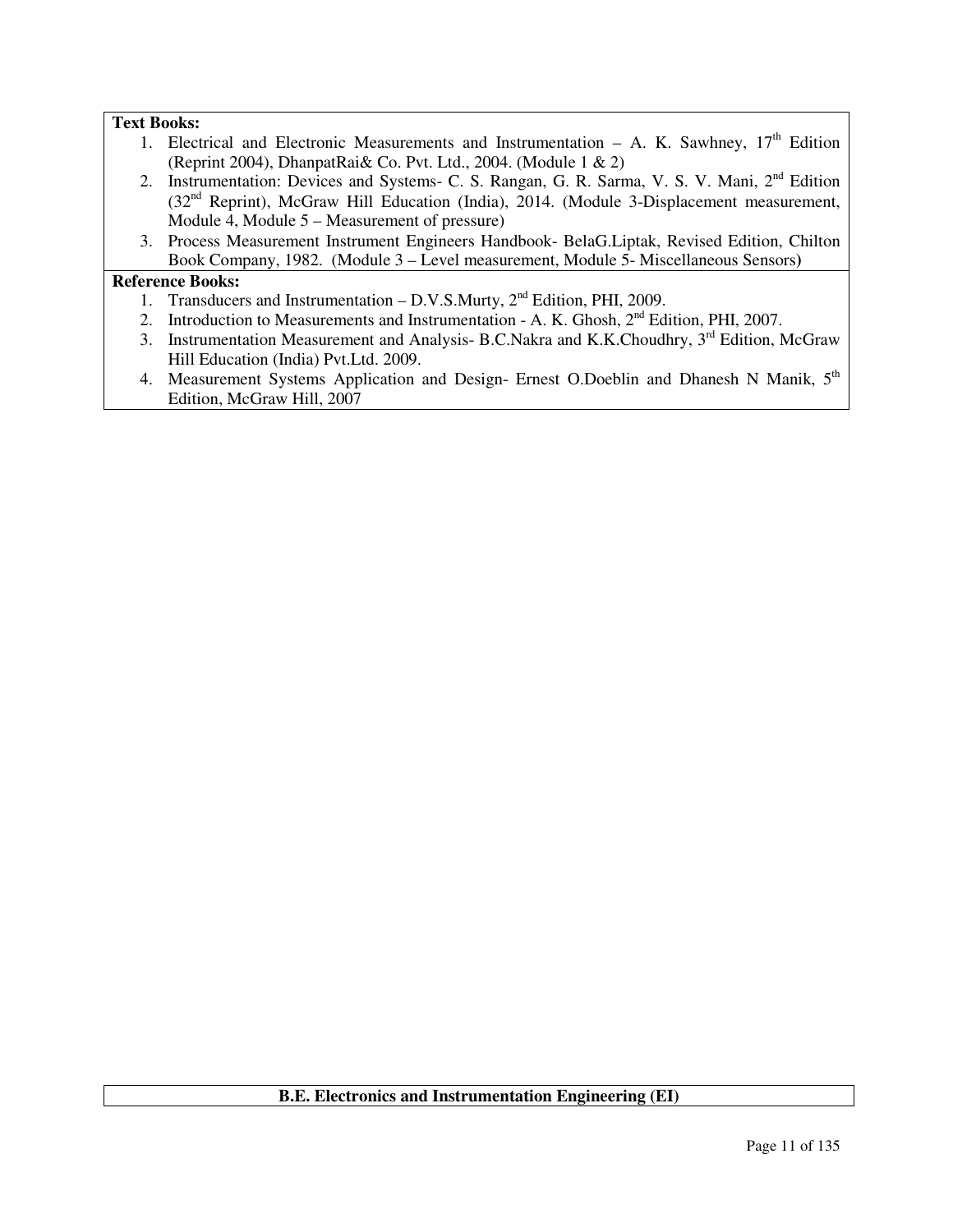**Text Books:**

1. Electrical and Electronic Measurements and Instrumentation – A. K. Sawhney, 17th Edition (Reprint 2004), DhanpatRai& Co. Pvt. Ltd., 2004. (Module 1 & 2)
2. Instrumentation: Devices and Systems- C. S. Rangan, G. R. Sarma, V. S. V. Mani, 2nd Edition (32nd Reprint), McGraw Hill Education (India), 2014. (Module 3-Displacement measurement, Module 4, Module 5 – Measurement of pressure)
3. Process Measurement Instrument Engineers Handbook- BelaG.Liptak, Revised Edition, Chilton Book Company, 1982. (Module 3 – Level measurement, Module 5- Miscellaneous Sensors)

**Reference Books:**

1. Transducers and Instrumentation – D.V.S.Murty, 2nd Edition, PHI, 2009.
2. Introduction to Measurements and Instrumentation - A. K. Ghosh, 2nd Edition, PHI, 2007.
3. Instrumentation Measurement and Analysis- B.C.Nakra and K.K.Choudhry, 3rd Edition, McGraw Hill Education (India) Pvt.Ltd. 2009.
4. Measurement Systems Application and Design- Ernest O.Doeblin and Dhanesh N Manik, 5th Edition, McGraw Hill, 2007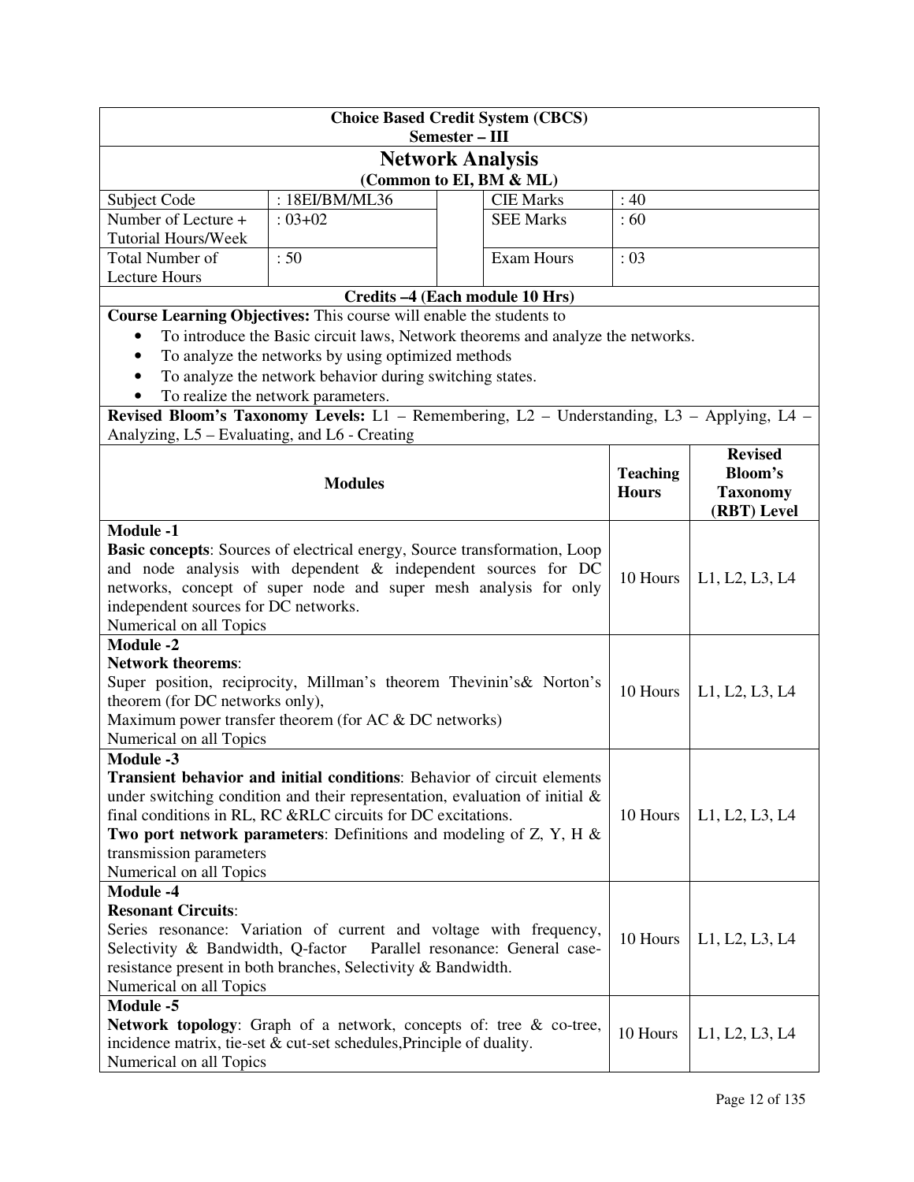**Choice Based Credit System (CBCS)**
**Semester – III**

# Network Analysis

**(Common to EI, BM & ML)**

| Subject Code | : 18EI/BM/ML36 | CIE Marks | : 40 |
|---|---|---|---|
| Number of Lecture + Tutorial Hours/Week | : 03+02 | SEE Marks | : 60 |
| Total Number of Lecture Hours | : 50 | Exam Hours | : 03 |

**Credits –4 (Each module 10 Hrs)**

**Course Learning Objectives:** This course will enable the students to

- To introduce the Basic circuit laws, Network theorems and analyze the networks.
- To analyze the networks by using optimized methods
- To analyze the network behavior during switching states.
- To realize the network parameters.

**Revised Bloom's Taxonomy Levels:** L1 – Remembering, L2 – Understanding, L3 – Applying, L4 – Analyzing, L5 – Evaluating, and L6 - Creating

| **Modules** | **Teaching Hours** | **Revised Bloom's Taxonomy (RBT) Level** |
|---|---|---|
| **Module -1**<br>**Basic concepts**: Sources of electrical energy, Source transformation, Loop and node analysis with dependent & independent sources for DC networks, concept of super node and super mesh analysis for only independent sources for DC networks.<br>Numerical on all Topics | 10 Hours | L1, L2, L3, L4 |
| **Module -2**<br>**Network theorems**:<br>Super position, reciprocity, Millman's theorem Thevinin's& Norton's theorem (for DC networks only),<br>Maximum power transfer theorem (for AC & DC networks)<br>Numerical on all Topics | 10 Hours | L1, L2, L3, L4 |
| **Module -3**<br>**Transient behavior and initial conditions**: Behavior of circuit elements under switching condition and their representation, evaluation of initial & final conditions in RL, RC &RLC circuits for DC excitations.<br>**Two port network parameters**: Definitions and modeling of Z, Y, H & transmission parameters<br>Numerical on all Topics | 10 Hours | L1, L2, L3, L4 |
| **Module -4**<br>**Resonant Circuits**:<br>Series resonance: Variation of current and voltage with frequency, Selectivity & Bandwidth, Q-factor Parallel resonance: General case-resistance present in both branches, Selectivity & Bandwidth.<br>Numerical on all Topics | 10 Hours | L1, L2, L3, L4 |
| **Module -5**<br>**Network topology**: Graph of a network, concepts of: tree & co-tree, incidence matrix, tie-set & cut-set schedules,Principle of duality.<br>Numerical on all Topics | 10 Hours | L1, L2, L3, L4 |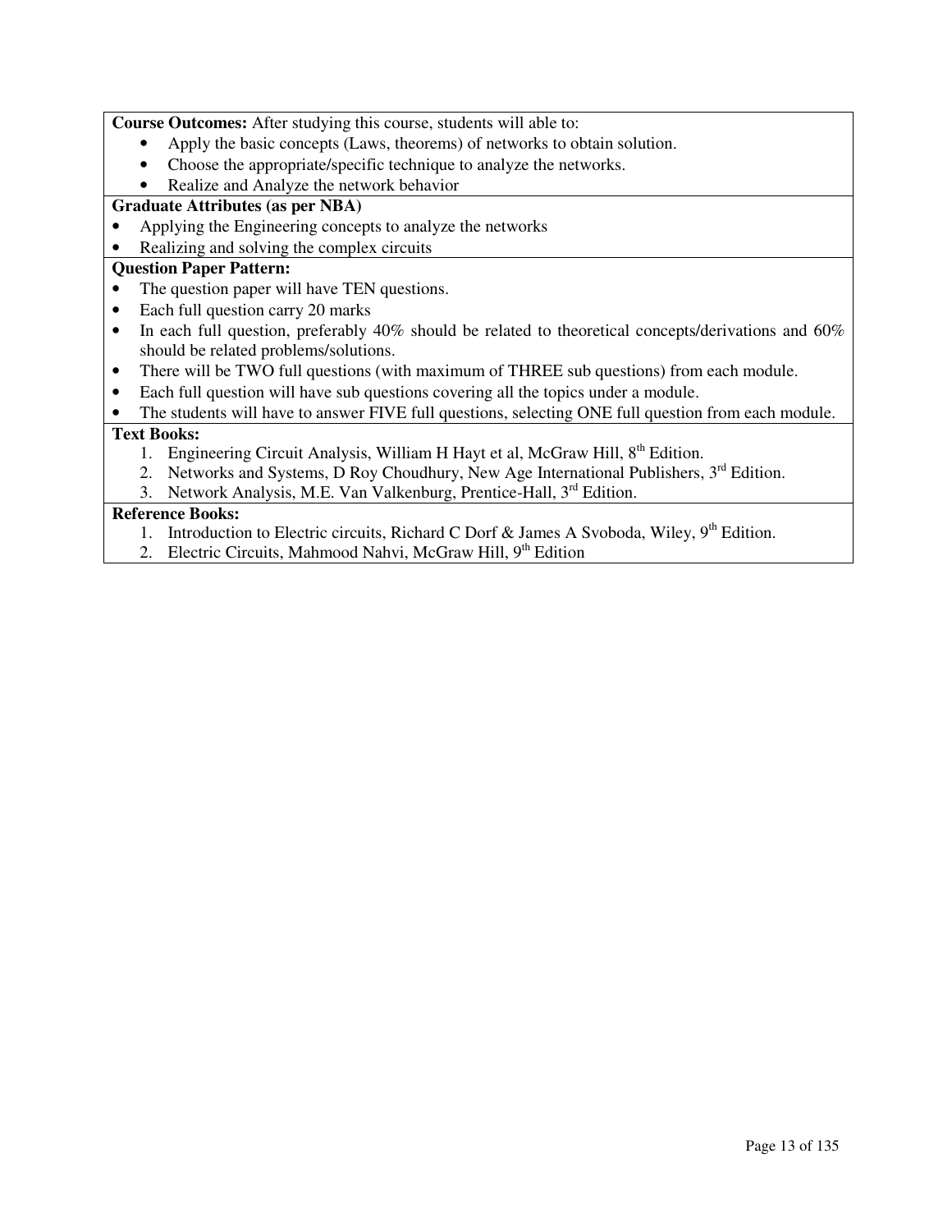**Course Outcomes:** After studying this course, students will able to:

- Apply the basic concepts (Laws, theorems) of networks to obtain solution.
- Choose the appropriate/specific technique to analyze the networks.
- Realize and Analyze the network behavior

**Graduate Attributes (as per NBA)**

- Applying the Engineering concepts to analyze the networks
- Realizing and solving the complex circuits

**Question Paper Pattern:**

- The question paper will have TEN questions.
- Each full question carry 20 marks
- In each full question, preferably 40% should be related to theoretical concepts/derivations and 60% should be related problems/solutions.
- There will be TWO full questions (with maximum of THREE sub questions) from each module.
- Each full question will have sub questions covering all the topics under a module.
- The students will have to answer FIVE full questions, selecting ONE full question from each module.

**Text Books:**

1. Engineering Circuit Analysis, William H Hayt et al, McGraw Hill, 8th Edition.
2. Networks and Systems, D Roy Choudhury, New Age International Publishers, 3rd Edition.
3. Network Analysis, M.E. Van Valkenburg, Prentice-Hall, 3rd Edition.

**Reference Books:**

1. Introduction to Electric circuits, Richard C Dorf & James A Svoboda, Wiley, 9th Edition.
2. Electric Circuits, Mahmood Nahvi, McGraw Hill, 9th Edition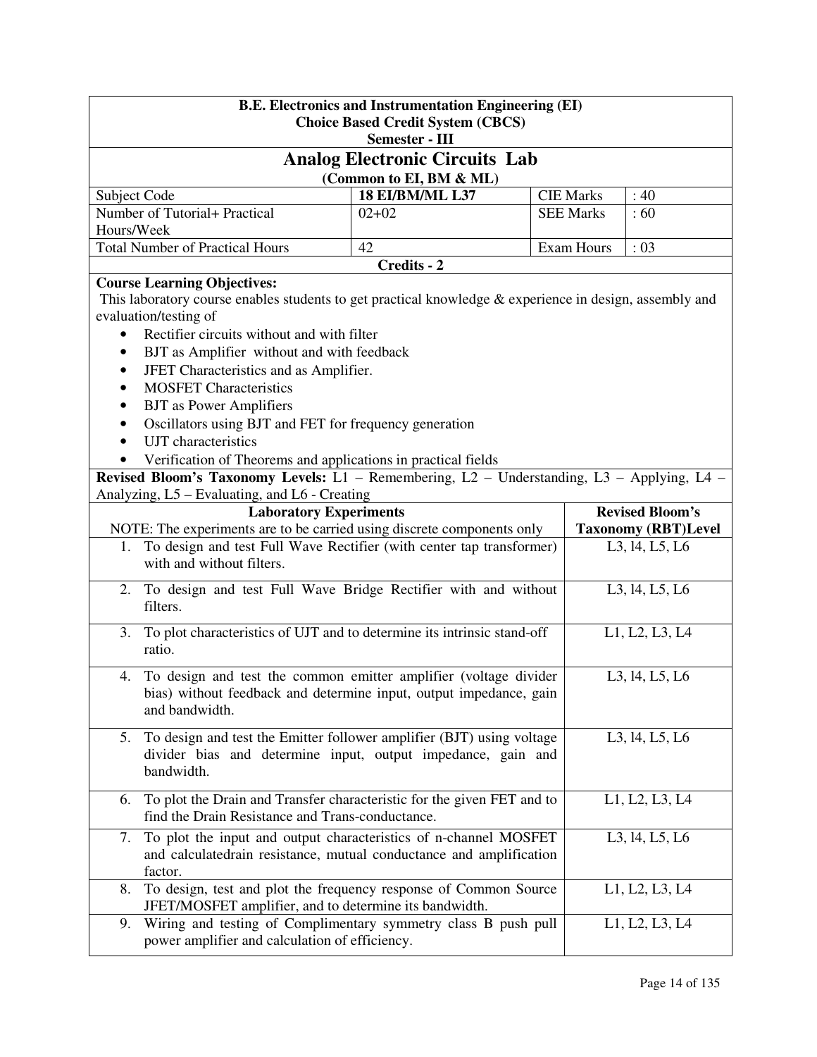| B.E. Electronics and Instrumentation Engineering (EI)<br>Choice Based Credit System (CBCS)<br>Semester - III | | | |
|---|---|---|---|
| **Analog Electronic Circuits Lab**<br>**(Common to EI, BM & ML)** | | | |
| Subject Code | **18 EI/BM/ML L37** | CIE Marks | : 40 |
| Number of Tutorial+ Practical Hours/Week | 02+02 | SEE Marks | : 60 |
| Total Number of Practical Hours | 42 | Exam Hours | : 03 |
| **Credits - 2** | | | |

**Course Learning Objectives:**

This laboratory course enables students to get practical knowledge & experience in design, assembly and evaluation/testing of

- Rectifier circuits without and with filter
- BJT as Amplifier without and with feedback
- JFET Characteristics and as Amplifier.
- MOSFET Characteristics
- BJT as Power Amplifiers
- Oscillators using BJT and FET for frequency generation
- UJT characteristics
- Verification of Theorems and applications in practical fields

**Revised Bloom's Taxonomy Levels:** L1 – Remembering, L2 – Understanding, L3 – Applying, L4 – Analyzing, L5 – Evaluating, and L6 - Creating

| **Laboratory Experiments**<br>NOTE: The experiments are to be carried using discrete components only | **Revised Bloom's Taxonomy (RBT)Level** |
|---|---|
| 1. To design and test Full Wave Rectifier (with center tap transformer) with and without filters. | L3, l4, L5, L6 |
| 2. To design and test Full Wave Bridge Rectifier with and without filters. | L3, l4, L5, L6 |
| 3. To plot characteristics of UJT and to determine its intrinsic stand-off ratio. | L1, L2, L3, L4 |
| 4. To design and test the common emitter amplifier (voltage divider bias) without feedback and determine input, output impedance, gain and bandwidth. | L3, l4, L5, L6 |
| 5. To design and test the Emitter follower amplifier (BJT) using voltage divider bias and determine input, output impedance, gain and bandwidth. | L3, l4, L5, L6 |
| 6. To plot the Drain and Transfer characteristic for the given FET and to find the Drain Resistance and Trans-conductance. | L1, L2, L3, L4 |
| 7. To plot the input and output characteristics of n-channel MOSFET and calculatedrain resistance, mutual conductance and amplification factor. | L3, l4, L5, L6 |
| 8. To design, test and plot the frequency response of Common Source JFET/MOSFET amplifier, and to determine its bandwidth. | L1, L2, L3, L4 |
| 9. Wiring and testing of Complimentary symmetry class B push pull power amplifier and calculation of efficiency. | L1, L2, L3, L4 |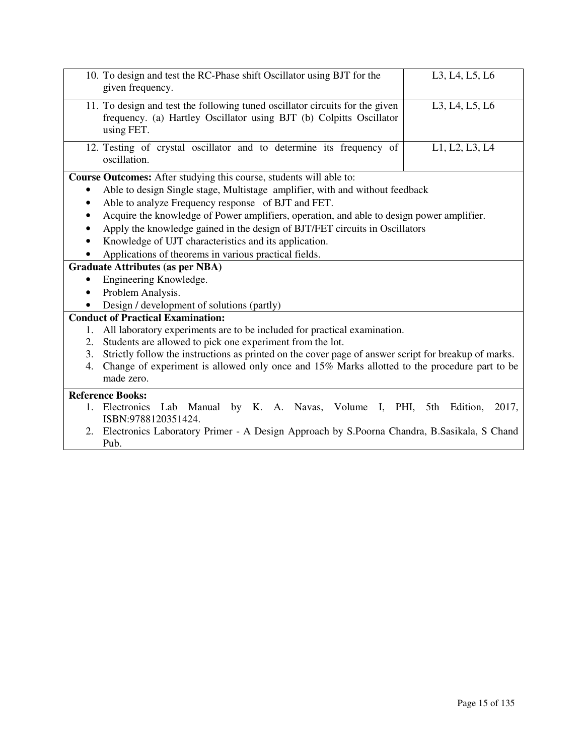| Experiment | Level |
|---|---|
| 10. To design and test the RC-Phase shift Oscillator using BJT for the given frequency. | L3, L4, L5, L6 |
| 11. To design and test the following tuned oscillator circuits for the given frequency. (a) Hartley Oscillator using BJT (b) Colpitts Oscillator using FET. | L3, L4, L5, L6 |
| 12. Testing of crystal oscillator and to determine its frequency of oscillation. | L1, L2, L3, L4 |

**Course Outcomes:** After studying this course, students will able to:

- Able to design Single stage, Multistage amplifier, with and without feedback
- Able to analyze Frequency response of BJT and FET.
- Acquire the knowledge of Power amplifiers, operation, and able to design power amplifier.
- Apply the knowledge gained in the design of BJT/FET circuits in Oscillators
- Knowledge of UJT characteristics and its application.
- Applications of theorems in various practical fields.

**Graduate Attributes (as per NBA)**

- Engineering Knowledge.
- Problem Analysis.
- Design / development of solutions (partly)

**Conduct of Practical Examination:**

1. All laboratory experiments are to be included for practical examination.
2. Students are allowed to pick one experiment from the lot.
3. Strictly follow the instructions as printed on the cover page of answer script for breakup of marks.
4. Change of experiment is allowed only once and 15% Marks allotted to the procedure part to be made zero.

**Reference Books:**

1. Electronics Lab Manual by K. A. Navas, Volume I, PHI, 5th Edition, 2017, ISBN:9788120351424.
2. Electronics Laboratory Primer - A Design Approach by S.Poorna Chandra, B.Sasikala, S Chand Pub.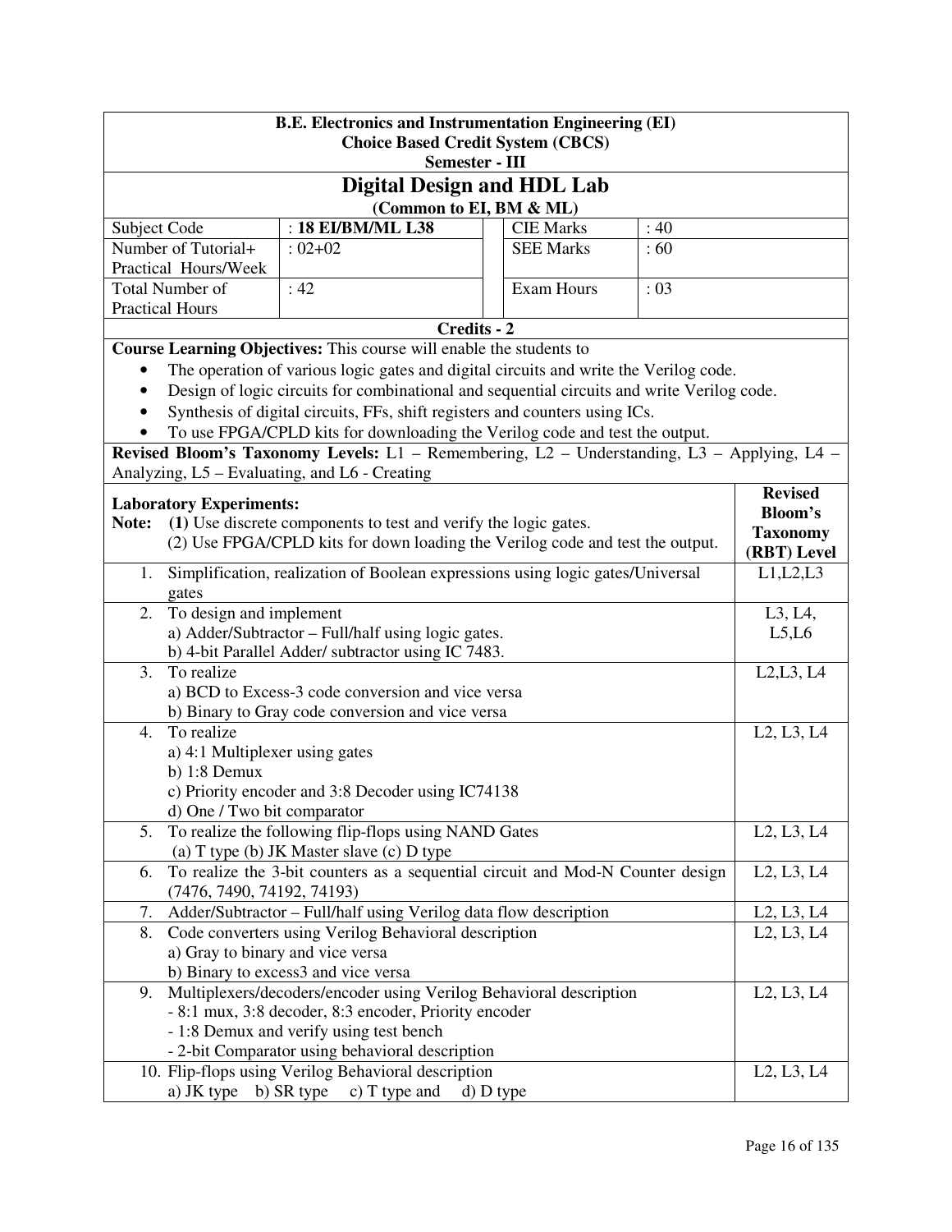**B.E. Electronics and Instrumentation Engineering (EI)**
**Choice Based Credit System (CBCS)**
**Semester - III**

# Digital Design and HDL Lab

**(Common to EI, BM & ML)**

| Subject Code | : **18 EI/BM/ML L38** | CIE Marks | : 40 |
|---|---|---|---|
| Number of Tutorial+ Practical Hours/Week | : 02+02 | SEE Marks | : 60 |
| Total Number of Practical Hours | : 42 | Exam Hours | : 03 |

**Credits - 2**

**Course Learning Objectives:** This course will enable the students to

- The operation of various logic gates and digital circuits and write the Verilog code.
- Design of logic circuits for combinational and sequential circuits and write Verilog code.
- Synthesis of digital circuits, FFs, shift registers and counters using ICs.
- To use FPGA/CPLD kits for downloading the Verilog code and test the output.

**Revised Bloom's Taxonomy Levels:** L1 – Remembering, L2 – Understanding, L3 – Applying, L4 – Analyzing, L5 – Evaluating, and L6 - Creating

| **Laboratory Experiments:**<br>**Note:** **(1)** Use discrete components to test and verify the logic gates.<br>(2) Use FPGA/CPLD kits for down loading the Verilog code and test the output. | **Revised Bloom's Taxonomy (RBT) Level** |
|---|---|
| 1. Simplification, realization of Boolean expressions using logic gates/Universal gates | L1,L2,L3 |
| 2. To design and implement<br>a) Adder/Subtractor – Full/half using logic gates.<br>b) 4-bit Parallel Adder/ subtractor using IC 7483. | L3, L4, L5,L6 |
| 3. To realize<br>a) BCD to Excess-3 code conversion and vice versa<br>b) Binary to Gray code conversion and vice versa | L2,L3, L4 |
| 4. To realize<br>a) 4:1 Multiplexer using gates<br>b) 1:8 Demux<br>c) Priority encoder and 3:8 Decoder using IC74138<br>d) One / Two bit comparator | L2, L3, L4 |
| 5. To realize the following flip-flops using NAND Gates<br>(a) T type (b) JK Master slave (c) D type | L2, L3, L4 |
| 6. To realize the 3-bit counters as a sequential circuit and Mod-N Counter design (7476, 7490, 74192, 74193) | L2, L3, L4 |
| 7. Adder/Subtractor – Full/half using Verilog data flow description | L2, L3, L4 |
| 8. Code converters using Verilog Behavioral description<br>a) Gray to binary and vice versa<br>b) Binary to excess3 and vice versa | L2, L3, L4 |
| 9. Multiplexers/decoders/encoder using Verilog Behavioral description<br>- 8:1 mux, 3:8 decoder, 8:3 encoder, Priority encoder<br>- 1:8 Demux and verify using test bench<br>- 2-bit Comparator using behavioral description | L2, L3, L4 |
| 10. Flip-flops using Verilog Behavioral description<br>a) JK type b) SR type c) T type and d) D type | L2, L3, L4 |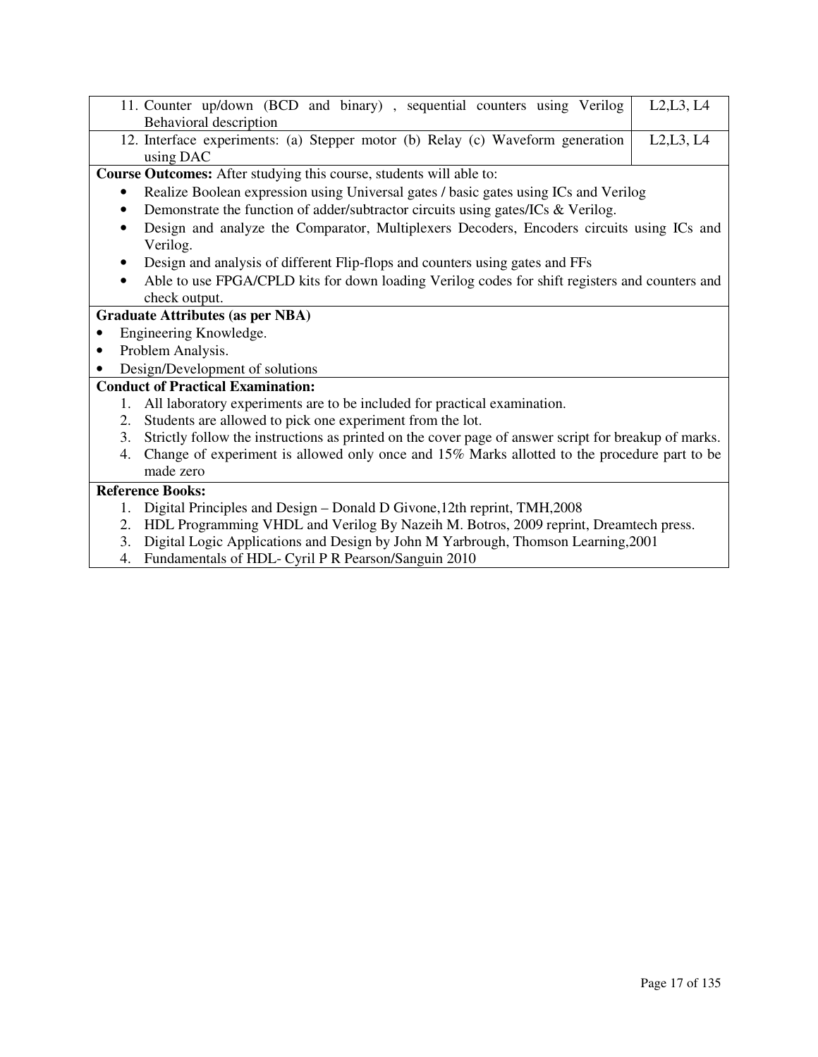| | |
|---|---|
| 11. Counter up/down (BCD and binary) , sequential counters using Verilog Behavioral description | L2,L3, L4 |
| 12. Interface experiments: (a) Stepper motor (b) Relay (c) Waveform generation using DAC | L2,L3, L4 |

**Course Outcomes:** After studying this course, students will able to:

- Realize Boolean expression using Universal gates / basic gates using ICs and Verilog
- Demonstrate the function of adder/subtractor circuits using gates/ICs & Verilog.
- Design and analyze the Comparator, Multiplexers Decoders, Encoders circuits using ICs and Verilog.
- Design and analysis of different Flip-flops and counters using gates and FFs
- Able to use FPGA/CPLD kits for down loading Verilog codes for shift registers and counters and check output.

**Graduate Attributes (as per NBA)**

- Engineering Knowledge.
- Problem Analysis.
- Design/Development of solutions

**Conduct of Practical Examination:**

1. All laboratory experiments are to be included for practical examination.
2. Students are allowed to pick one experiment from the lot.
3. Strictly follow the instructions as printed on the cover page of answer script for breakup of marks.
4. Change of experiment is allowed only once and 15% Marks allotted to the procedure part to be made zero

**Reference Books:**

1. Digital Principles and Design – Donald D Givone,12th reprint, TMH,2008
2. HDL Programming VHDL and Verilog By Nazeih M. Botros, 2009 reprint, Dreamtech press.
3. Digital Logic Applications and Design by John M Yarbrough, Thomson Learning,2001
4. Fundamentals of HDL- Cyril P R Pearson/Sanguin 2010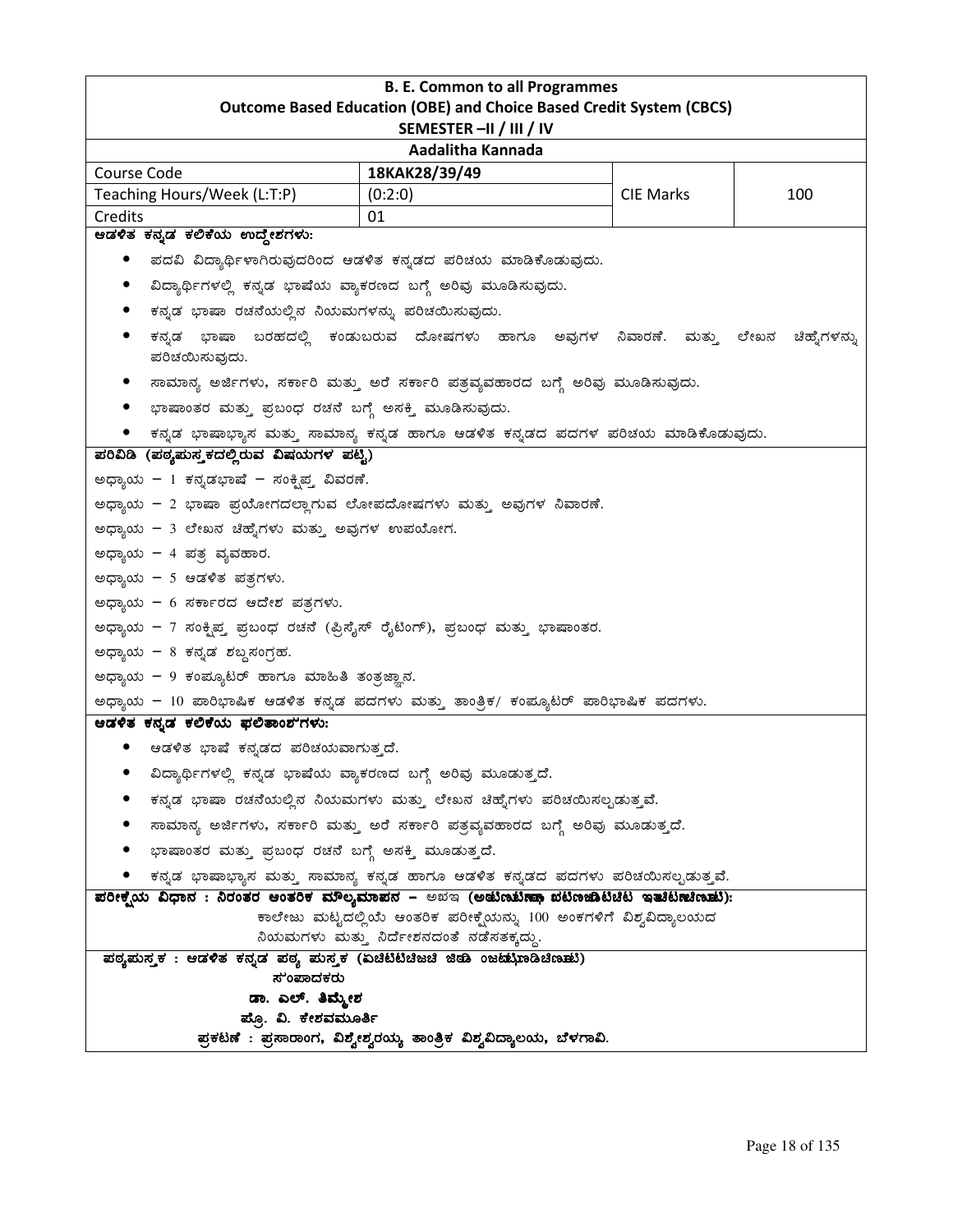**B. E. Common to all Programmes**
**Outcome Based Education (OBE) and Choice Based Credit System (CBCS)**
**SEMESTER –II / III / IV**

**Aadalitha Kannada**

| Course Code | 18KAK28/39/49 | CIE Marks | 100 |
|---|---|---|---|
| Teaching Hours/Week (L:T:P) | (0:2:0) | | |
| Credits | 01 | | |

**ಆಡಳಿತ ಕನ್ನಡ ಕಲಿಕೆಯ ಉದ್ದೇಶಗಳು:**

- ಪದವಿ ವಿದ್ಯಾರ್ಥಿಗಳಾಗಿರುವುದರಿಂದ ಆಡಳಿತ ಕನ್ನಡದ ಪರಿಚಯ ಮಾಡಿಕೊಡುವುದು.
- ವಿದ್ಯಾರ್ಥಿಗಳಲ್ಲಿ ಕನ್ನಡ ಭಾಷೆಯ ವ್ಯಾಕರಣದ ಬಗ್ಗೆ ಅರಿವು ಮೂಡಿಸುವುದು.
- ಕನ್ನಡ ಭಾಷಾ ರಚನೆಯಲ್ಲಿನ ನಿಯಮಗಳನ್ನು ಪರಿಚಯಿಸುವುದು.
- ಕನ್ನಡ ಭಾಷಾ ಬರಹದಲ್ಲಿ ಕಂಡುಬರುವ ದೋಷಗಳು ಹಾಗೂ ಅವುಗಳ ನಿವಾರಣೆ. ಮತ್ತು ಲೇಖನ ಚಿಹ್ನೆಗಳನ್ನು ಪರಿಚಯಿಸುವುದು.
- ಸಾಮಾನ್ಯ ಅರ್ಜಿಗಳು, ಸರ್ಕಾರಿ ಮತ್ತು ಅರೆ ಸರ್ಕಾರಿ ಪತ್ರವ್ಯವಹಾರದ ಬಗ್ಗೆ ಅರಿವು ಮೂಡಿಸುವುದು.
- ಭಾಷಾಂತರ ಮತ್ತು ಪ್ರಬಂಧ ರಚನೆ ಬಗ್ಗೆ ಅಸಕ್ತಿ ಮೂಡಿಸುವುದು.
- ಕನ್ನಡ ಭಾಷಾಭ್ಯಾಸ ಮತ್ತು ಸಾಮಾನ್ಯ ಕನ್ನಡ ಹಾಗೂ ಆಡಳಿತ ಕನ್ನಡದ ಪದಗಳ ಪರಿಚಯ ಮಾಡಿಕೊಡುವುದು.

**ಪರಿವಿಡಿ (ಪಠ್ಯಪುಸ್ತಕದಲ್ಲಿರುವ ವಿಷಯಗಳ ಪಟ್ಟಿ)**

ಅಧ್ಯಾಯ – 1 ಕನ್ನಡಭಾಷೆ – ಸಂಕ್ಷಿಪ್ತ ವಿವರಣೆ.

ಅಧ್ಯಾಯ – 2 ಭಾಷಾ ಪ್ರಯೋಗದಲ್ಲಾಗುವ ಲೋಪದೋಷಗಳು ಮತ್ತು ಅವುಗಳ ನಿವಾರಣೆ.

ಅಧ್ಯಾಯ – 3 ಲೇಖನ ಚಿಹ್ನೆಗಳು ಮತ್ತು ಅವುಗಳ ಉಪಯೋಗ.

ಅಧ್ಯಾಯ – 4 ಪತ್ರ ವ್ಯವಹಾರ.

ಅಧ್ಯಾಯ – 5 ಆಡಳಿತ ಪತ್ರಗಳು.

ಅಧ್ಯಾಯ – 6 ಸರ್ಕಾರದ ಆದೇಶ ಪತ್ರಗಳು.

ಅಧ್ಯಾಯ – 7 ಸಂಕ್ಷಿಪ್ತ ಪ್ರಬಂಧ ರಚನೆ (ಪ್ರಿಸೈಸ್ ರೈಟಿಂಗ್), ಪ್ರಬಂಧ ಮತ್ತು ಭಾಷಾಂತರ.

ಅಧ್ಯಾಯ – 8 ಕನ್ನಡ ಶಬ್ದಸಂಗ್ರಹ.

ಅಧ್ಯಾಯ – 9 ಕಂಪ್ಯೂಟರ್ ಹಾಗೂ ಮಾಹಿತಿ ತಂತ್ರಜ್ಞಾನ.

ಅಧ್ಯಾಯ – 10 ಪಾರಿಭಾಷಿಕ ಆಡಳಿತ ಕನ್ನಡ ಪದಗಳು ಮತ್ತು ತಾಂತ್ರಿಕ/ ಕಂಪ್ಯೂಟರ್ ಪಾರಿಭಾಷಿಕ ಪದಗಳು.

**ಆಡಳಿತ ಕನ್ನಡ ಕಲಿಕೆಯ ಫಲಿತಾಂಶಗಳು:**

- ಆಡಳಿತ ಭಾಷೆ ಕನ್ನಡದ ಪರಿಚಯವಾಗುತ್ತದೆ.
- ವಿದ್ಯಾರ್ಥಿಗಳಲ್ಲಿ ಕನ್ನಡ ಭಾಷೆಯ ವ್ಯಾಕರಣದ ಬಗ್ಗೆ ಅರಿವು ಮೂಡುತ್ತದೆ.
- ಕನ್ನಡ ಭಾಷಾ ರಚನೆಯಲ್ಲಿನ ನಿಯಮಗಳು ಮತ್ತು ಲೇಖನ ಚಿಹ್ನೆಗಳು ಪರಿಚಯಿಸಲ್ಪಡುತ್ತವೆ.
- ಸಾಮಾನ್ಯ ಅರ್ಜಿಗಳು, ಸರ್ಕಾರಿ ಮತ್ತು ಅರೆ ಸರ್ಕಾರಿ ಪತ್ರವ್ಯವಹಾರದ ಬಗ್ಗೆ ಅರಿವು ಮೂಡುತ್ತದೆ.
- ಭಾಷಾಂತರ ಮತ್ತು ಪ್ರಬಂಧ ರಚನೆ ಬಗ್ಗೆ ಅಸಕ್ತಿ ಮೂಡುತ್ತದೆ.
- ಕನ್ನಡ ಭಾಷಾಭ್ಯಾಸ ಮತ್ತು ಸಾಮಾನ್ಯ ಕನ್ನಡ ಹಾಗೂ ಆಡಳಿತ ಕನ್ನಡದ ಪದಗಳು ಪರಿಚಯಿಸಲ್ಪಡುತ್ತವೆ.

**ಪರೀಕ್ಷೆಯ ವಿಧಾನ : ನಿರಂತರ ಆಂತರಿಕ ಮೌಲ್ಯಮಾಪನ – ಅಖಇ (Continuous Internal Evaluation):**

ಕಾಲೇಜು ಮಟ್ಟದಲ್ಲಿಯೆ ಆಂತರಿಕ ಪರೀಕ್ಷೆಯನ್ನು 100 ಅಂಕಗಳಿಗೆ ವಿಶ್ವವಿದ್ಯಾಲಯದ ನಿಯಮಗಳು ಮತ್ತು ನಿರ್ದೇಶನದಂತೆ ನಡೆಸತಕ್ಕದ್ದು.

**ಪಠ್ಯಪುಸ್ತಕ : ಆಡಳಿತ ಕನ್ನಡ ಪಠ್ಯ ಪುಸ್ತಕ (Text Book)**

**ಸಂಪಾದಕರು**

**ಡಾ. ಎಲ್. ತಿಮ್ಮೇಶ**

**ಪ್ರೊ. ವಿ. ಕೇಶವಮೂರ್ತಿ**

**ಪ್ರಕಟಣೆ : ಪ್ರಸಾರಾಂಗ, ವಿಶ್ವೇಶ್ವರಯ್ಯ ತಾಂತ್ರಿಕ ವಿಶ್ವವಿದ್ಯಾಲಯ, ಬೆಳಗಾವಿ.**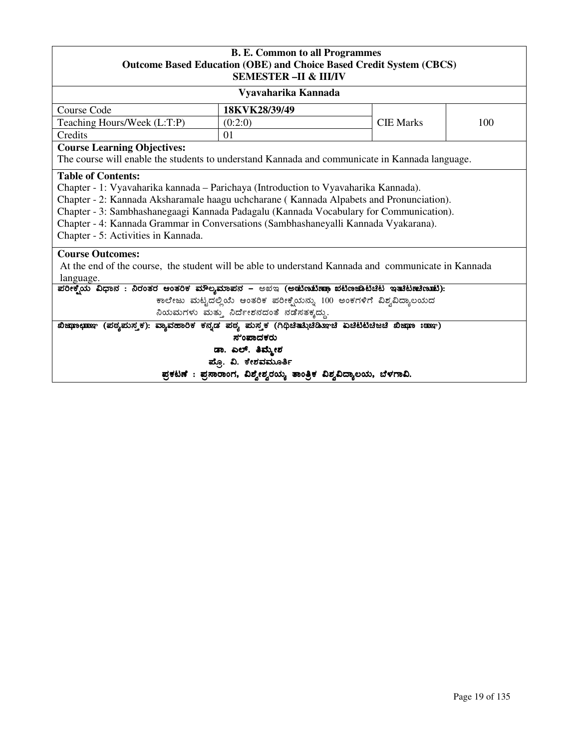**B. E. Common to all Programmes**
**Outcome Based Education (OBE) and Choice Based Credit System (CBCS)**
**SEMESTER –II & III/IV**

**Vyavaharika Kannada**

| Course Code | 18KVK28/39/49 | CIE Marks | 100 |
|---|---|---|---|
| Teaching Hours/Week (L:T:P) | (0:2:0) | | |
| Credits | 01 | | |

**Course Learning Objectives:**
The course will enable the students to understand Kannada and communicate in Kannada language.

**Table of Contents:**
Chapter - 1: Vyavaharika kannada – Parichaya (Introduction to Vyavaharika Kannada).
Chapter - 2: Kannada Aksharamale haagu uchcharane ( Kannada Alpabets and Pronunciation).
Chapter - 3: Sambhashanegaagi Kannada Padagalu (Kannada Vocabulary for Communication).
Chapter - 4: Kannada Grammar in Conversations (Sambhashaneyalli Kannada Vyakarana).
Chapter - 5: Activities in Kannada.

**Course Outcomes:**
At the end of the course, the student will be able to understand Kannada and communicate in Kannada language.

**ಪರೀಕ್ಷೆಯ ವಿಧಾನ : ನಿರಂತರ ಆಂತರಿಕ ಮೌಲ್ಯಮಾಪನ – ಅಖಇ (ಅಟಿಣಟಿಣಚಿ ಖಟಿಣಜಡಿಟಿಚಿಟ ಇತಿಚಿಟಣಚಿಣಟಿ):**

ಕಾಲೇಜು ಮಟ್ಟದಲ್ಲಿಯೆ ಆಂತರಿಕ ಪರೀಕ್ಷೆಯನ್ನು 100 ಅಂಕಗಳಿಗೆ ವಿಶ್ವವಿದ್ಯಾಲಯದ ನಿಯಮಗಳು ಮತ್ತು ನಿರ್ದೇಶನದಂತೆ ನಡೆಸತಕ್ಕದ್ದು.

**ಖಿಜಜಾಣಭಾ (ಪಠ್ಯಪುಸ್ತಕ): ವ್ಯಾವಹಾರಿಕ ಕನ್ನಡ ಪಠ್ಯ ಪುಸ್ತಕ (ಗಿಥಿಚಿತುಚಿಡಿಖಚಿ ಏಚಿಟಟಿಚಿಜಚಿ ಖಿಜಾ ಃಡಿ)**

**ಸಂಪಾದಕರು**

**ಡಾ. ಎಲ್. ತಿಮ್ಮೇಶ**

**ಪ್ರೊ. ವಿ. ಕೇಶವಮೂರ್ತಿ**

**ಪ್ರಕಟಣೆ : ಪ್ರಸಾರಾಂಗ, ವಿಶ್ವೇಶ್ವರಯ್ಯ ತಾಂತ್ರಿಕ ವಿಶ್ವವಿದ್ಯಾಲಯ, ಬೆಳಗಾವಿ.**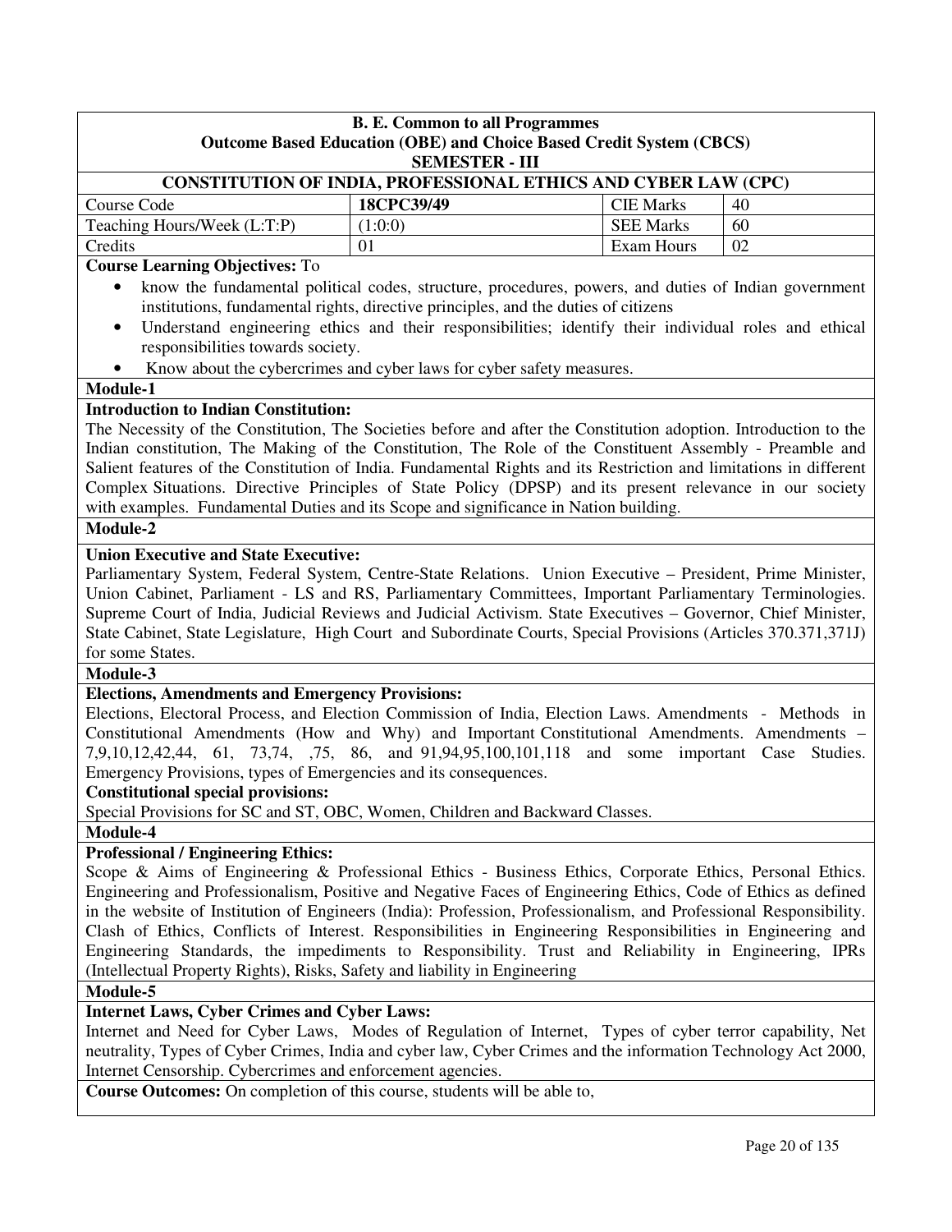**B. E. Common to all Programmes**
**Outcome Based Education (OBE) and Choice Based Credit System (CBCS)**
**SEMESTER - III**

**CONSTITUTION OF INDIA, PROFESSIONAL ETHICS AND CYBER LAW (CPC)**

| Course Code | **18CPC39/49** | CIE Marks | 40 |
|---|---|---|---|
| Teaching Hours/Week (L:T:P) | (1:0:0) | SEE Marks | 60 |
| Credits | 01 | Exam Hours | 02 |

**Course Learning Objectives:** To

- know the fundamental political codes, structure, procedures, powers, and duties of Indian government institutions, fundamental rights, directive principles, and the duties of citizens
- Understand engineering ethics and their responsibilities; identify their individual roles and ethical responsibilities towards society.
- Know about the cybercrimes and cyber laws for cyber safety measures.

**Module-1**

**Introduction to Indian Constitution:**

The Necessity of the Constitution, The Societies before and after the Constitution adoption. Introduction to the Indian constitution, The Making of the Constitution, The Role of the Constituent Assembly - Preamble and Salient features of the Constitution of India. Fundamental Rights and its Restriction and limitations in different Complex Situations. Directive Principles of State Policy (DPSP) and its present relevance in our society with examples. Fundamental Duties and its Scope and significance in Nation building.

**Module-2**

**Union Executive and State Executive:**

Parliamentary System, Federal System, Centre-State Relations. Union Executive – President, Prime Minister, Union Cabinet, Parliament - LS and RS, Parliamentary Committees, Important Parliamentary Terminologies. Supreme Court of India, Judicial Reviews and Judicial Activism. State Executives – Governor, Chief Minister, State Cabinet, State Legislature, High Court and Subordinate Courts, Special Provisions (Articles 370.371,371J) for some States.

**Module-3**

**Elections, Amendments and Emergency Provisions:**

Elections, Electoral Process, and Election Commission of India, Election Laws. Amendments - Methods in Constitutional Amendments (How and Why) and Important Constitutional Amendments. Amendments – 7,9,10,12,42,44, 61, 73,74, ,75, 86, and 91,94,95,100,101,118 and some important Case Studies. Emergency Provisions, types of Emergencies and its consequences.

**Constitutional special provisions:**

Special Provisions for SC and ST, OBC, Women, Children and Backward Classes.

**Module-4**

**Professional / Engineering Ethics:**

Scope & Aims of Engineering & Professional Ethics - Business Ethics, Corporate Ethics, Personal Ethics. Engineering and Professionalism, Positive and Negative Faces of Engineering Ethics, Code of Ethics as defined in the website of Institution of Engineers (India): Profession, Professionalism, and Professional Responsibility. Clash of Ethics, Conflicts of Interest. Responsibilities in Engineering Responsibilities in Engineering and Engineering Standards, the impediments to Responsibility. Trust and Reliability in Engineering, IPRs (Intellectual Property Rights), Risks, Safety and liability in Engineering

**Module-5**

**Internet Laws, Cyber Crimes and Cyber Laws:**

Internet and Need for Cyber Laws, Modes of Regulation of Internet, Types of cyber terror capability, Net neutrality, Types of Cyber Crimes, India and cyber law, Cyber Crimes and the information Technology Act 2000, Internet Censorship. Cybercrimes and enforcement agencies.

**Course Outcomes:** On completion of this course, students will be able to,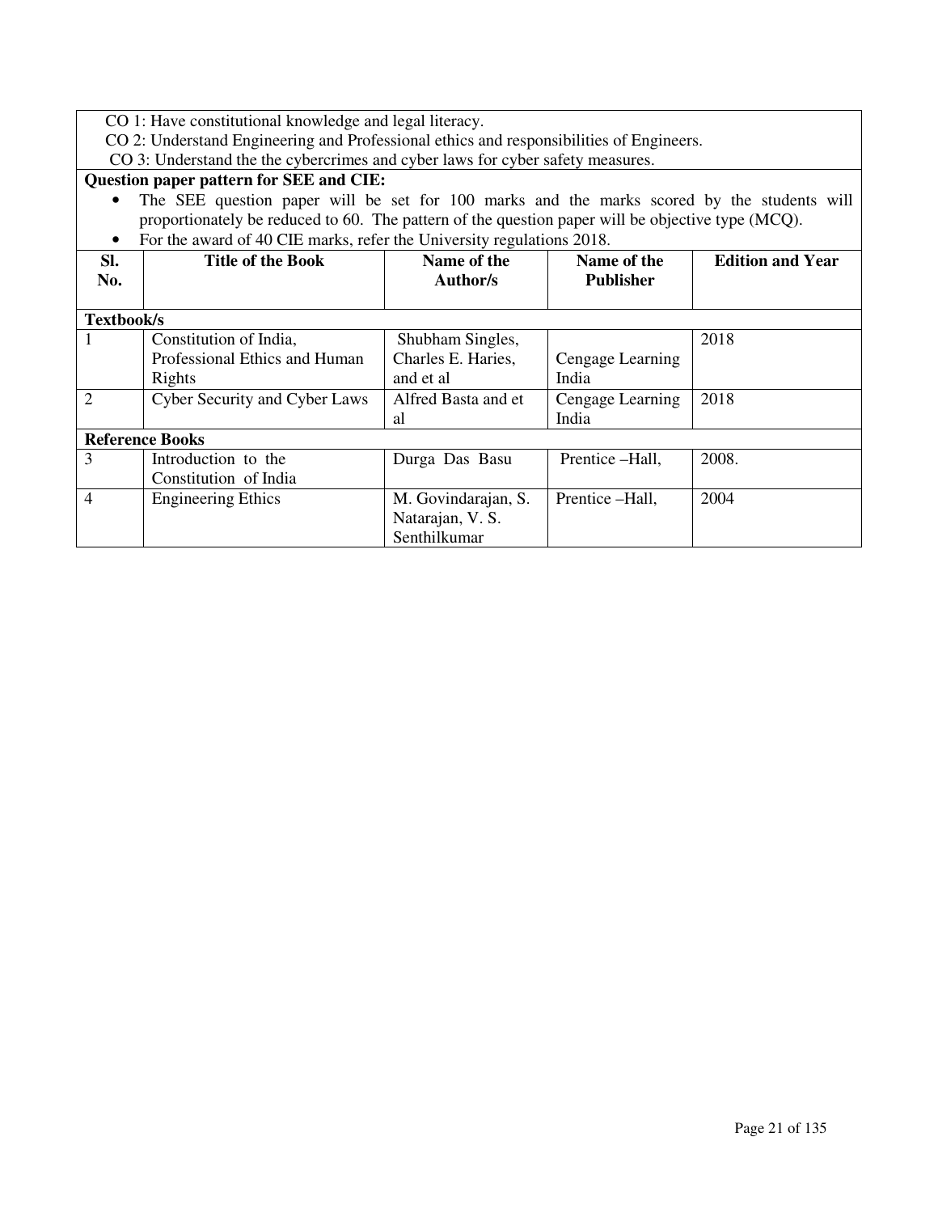CO 1: Have constitutional knowledge and legal literacy.

CO 2: Understand Engineering and Professional ethics and responsibilities of Engineers.

CO 3: Understand the the cybercrimes and cyber laws for cyber safety measures.

**Question paper pattern for SEE and CIE:**

- The SEE question paper will be set for 100 marks and the marks scored by the students will proportionately be reduced to 60. The pattern of the question paper will be objective type (MCQ).
- For the award of 40 CIE marks, refer the University regulations 2018.

| Sl. No. | Title of the Book | Name of the Author/s | Name of the Publisher | Edition and Year |
|---|---|---|---|---|
| **Textbook/s** | | | | |
| 1 | Constitution of India, Professional Ethics and Human Rights | Shubham Singles, Charles E. Haries, and et al | Cengage Learning India | 2018 |
| 2 | Cyber Security and Cyber Laws | Alfred Basta and et al | Cengage Learning India | 2018 |
| **Reference Books** | | | | |
| 3 | Introduction to the Constitution of India | Durga Das Basu | Prentice –Hall, | 2008. |
| 4 | Engineering Ethics | M. Govindarajan, S. Natarajan, V. S. Senthilkumar | Prentice –Hall, | 2004 |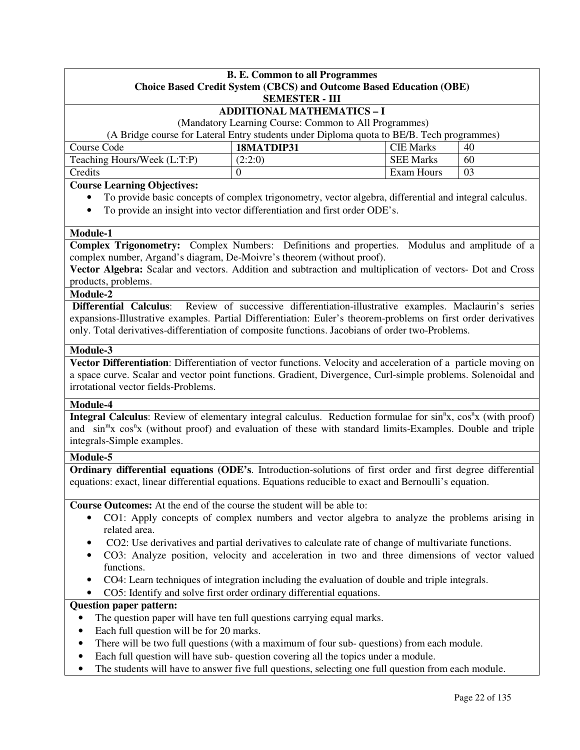**B. E. Common to all Programmes**
**Choice Based Credit System (CBCS) and Outcome Based Education (OBE)**
**SEMESTER - III**

## ADDITIONAL MATHEMATICS – I

(Mandatory Learning Course: Common to All Programmes)
(A Bridge course for Lateral Entry students under Diploma quota to BE/B. Tech programmes)

| Course Code | **18MATDIP31** | CIE Marks | 40 |
|---|---|---|---|
| Teaching Hours/Week (L:T:P) | (2:2:0) | SEE Marks | 60 |
| Credits | 0 | Exam Hours | 03 |

**Course Learning Objectives:**

- To provide basic concepts of complex trigonometry, vector algebra, differential and integral calculus.
- To provide an insight into vector differentiation and first order ODE's.

**Module-1**

**Complex Trigonometry:** Complex Numbers: Definitions and properties. Modulus and amplitude of a complex number, Argand's diagram, De-Moivre's theorem (without proof).
**Vector Algebra:** Scalar and vectors. Addition and subtraction and multiplication of vectors- Dot and Cross products, problems.

**Module-2**

**Differential Calculus**: Review of successive differentiation-illustrative examples. Maclaurin's series expansions-Illustrative examples. Partial Differentiation: Euler's theorem-problems on first order derivatives only. Total derivatives-differentiation of composite functions. Jacobians of order two-Problems.

**Module-3**

**Vector Differentiation**: Differentiation of vector functions. Velocity and acceleration of a particle moving on a space curve. Scalar and vector point functions. Gradient, Divergence, Curl-simple problems. Solenoidal and irrotational vector fields-Problems.

**Module-4**

**Integral Calculus**: Review of elementary integral calculus. Reduction formulae for $\sin^n x$, $\cos^n x$ (with proof) and $\sin^m x \cos^n x$ (without proof) and evaluation of these with standard limits-Examples. Double and triple integrals-Simple examples.

**Module-5**

**Ordinary differential equations (ODE's**. Introduction-solutions of first order and first degree differential equations: exact, linear differential equations. Equations reducible to exact and Bernoulli's equation.

**Course Outcomes:** At the end of the course the student will be able to:

- CO1: Apply concepts of complex numbers and vector algebra to analyze the problems arising in related area.
- CO2: Use derivatives and partial derivatives to calculate rate of change of multivariate functions.
- CO3: Analyze position, velocity and acceleration in two and three dimensions of vector valued functions.
- CO4: Learn techniques of integration including the evaluation of double and triple integrals.
- CO5: Identify and solve first order ordinary differential equations.

**Question paper pattern:**

- The question paper will have ten full questions carrying equal marks.
- Each full question will be for 20 marks.
- There will be two full questions (with a maximum of four sub- questions) from each module.
- Each full question will have sub- question covering all the topics under a module.
- The students will have to answer five full questions, selecting one full question from each module.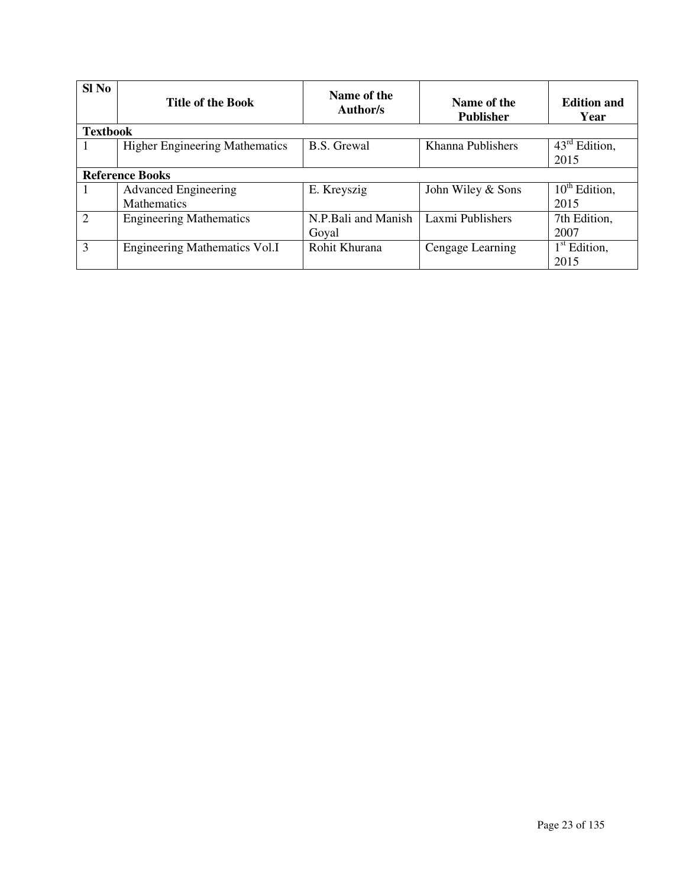| Sl No | Title of the Book | Name of the Author/s | Name of the Publisher | Edition and Year |
|---|---|---|---|---|
| **Textbook** | | | | |
| 1 | Higher Engineering Mathematics | B.S. Grewal | Khanna Publishers | $43^{rd}$ Edition, 2015 |
| **Reference Books** | | | | |
| 1 | Advanced Engineering Mathematics | E. Kreyszig | John Wiley & Sons | $10^{th}$ Edition, 2015 |
| 2 | Engineering Mathematics | N.P.Bali and Manish Goyal | Laxmi Publishers | 7th Edition, 2007 |
| 3 | Engineering Mathematics Vol.I | Rohit Khurana | Cengage Learning | $1^{st}$ Edition, 2015 |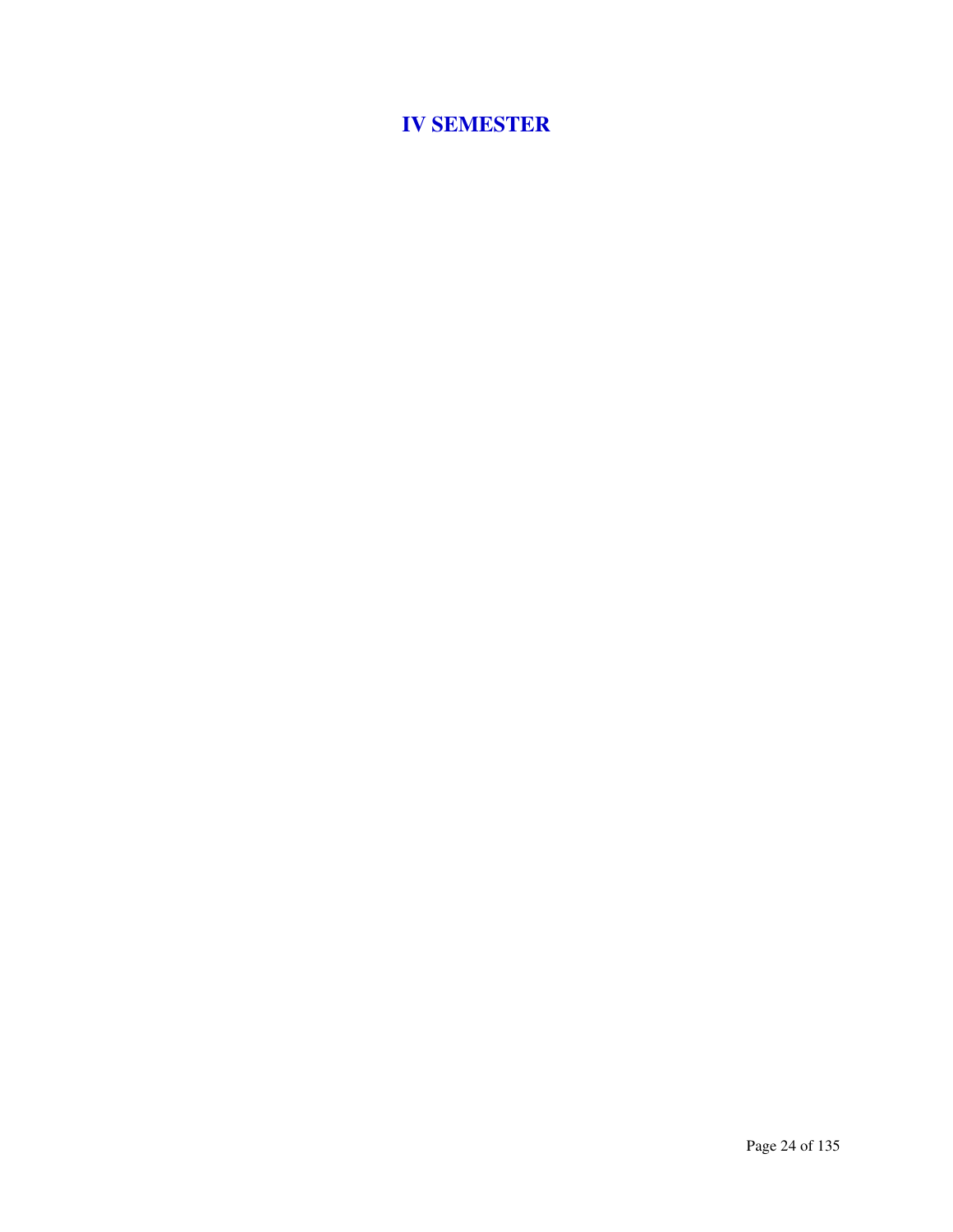# IV SEMESTER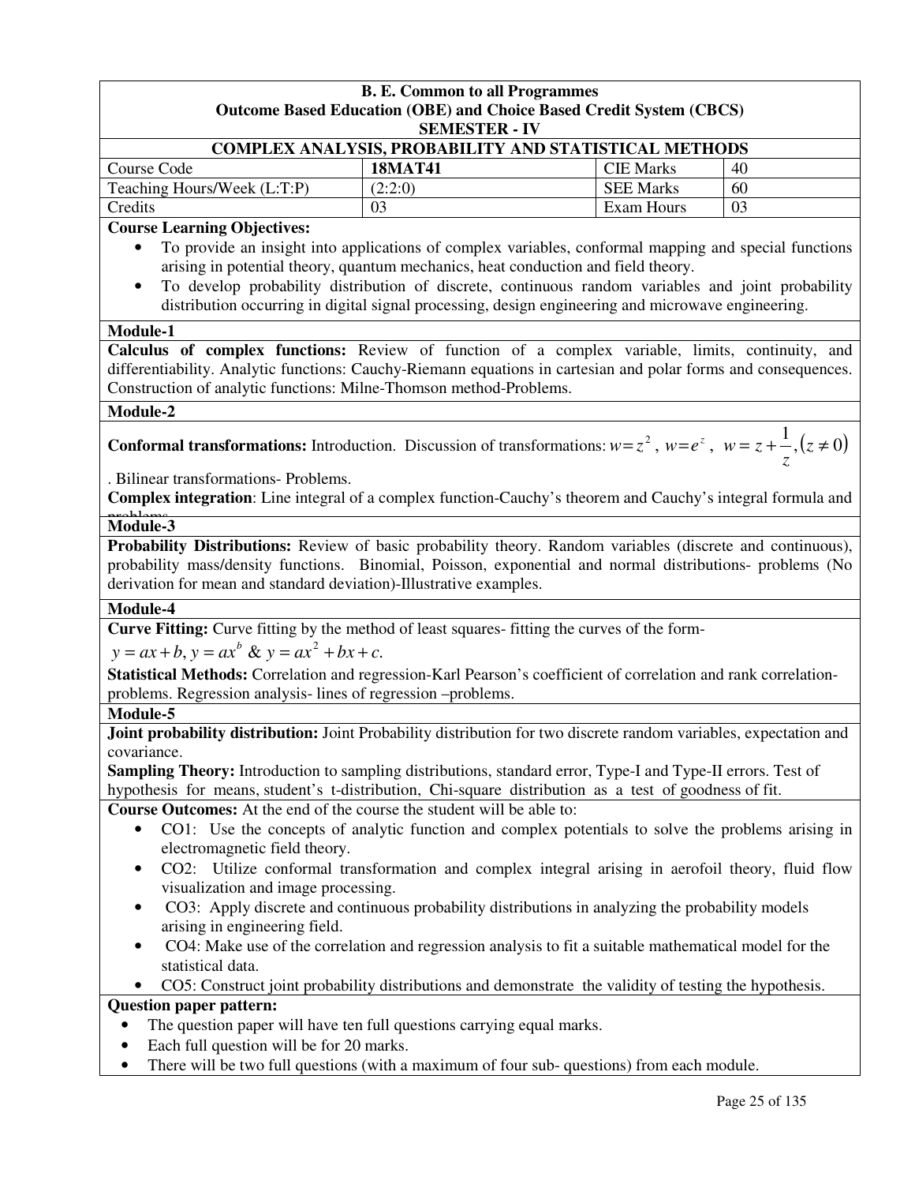**B. E. Common to all Programmes**
**Outcome Based Education (OBE) and Choice Based Credit System (CBCS)**
**SEMESTER - IV**

**COMPLEX ANALYSIS, PROBABILITY AND STATISTICAL METHODS**

| Course Code | **18MAT41** | CIE Marks | 40 |
|---|---|---|---|
| Teaching Hours/Week (L:T:P) | (2:2:0) | SEE Marks | 60 |
| Credits | 03 | Exam Hours | 03 |

**Course Learning Objectives:**

- To provide an insight into applications of complex variables, conformal mapping and special functions arising in potential theory, quantum mechanics, heat conduction and field theory.
- To develop probability distribution of discrete, continuous random variables and joint probability distribution occurring in digital signal processing, design engineering and microwave engineering.

**Module-1**

**Calculus of complex functions:** Review of function of a complex variable, limits, continuity, and differentiability. Analytic functions: Cauchy-Riemann equations in cartesian and polar forms and consequences. Construction of analytic functions: Milne-Thomson method-Problems.

**Module-2**

**Conformal transformations:** Introduction. Discussion of transformations: $w=z^2$, $w=e^z$, $w = z + \frac{1}{z}, (z \neq 0)$. Bilinear transformations- Problems.

**Complex integration**: Line integral of a complex function-Cauchy's theorem and Cauchy's integral formula and problems.

**Module-3**

**Probability Distributions:** Review of basic probability theory. Random variables (discrete and continuous), probability mass/density functions. Binomial, Poisson, exponential and normal distributions- problems (No derivation for mean and standard deviation)-Illustrative examples.

**Module-4**

**Curve Fitting:** Curve fitting by the method of least squares- fitting the curves of the form- $y = ax + b, y = ax^b$ & $y = ax^2 + bx + c.$

**Statistical Methods:** Correlation and regression-Karl Pearson's coefficient of correlation and rank correlation-problems. Regression analysis- lines of regression –problems.

**Module-5**

**Joint probability distribution:** Joint Probability distribution for two discrete random variables, expectation and covariance.

**Sampling Theory:** Introduction to sampling distributions, standard error, Type-I and Type-II errors. Test of hypothesis for means, student's t-distribution, Chi-square distribution as a test of goodness of fit.

**Course Outcomes:** At the end of the course the student will be able to:

- CO1: Use the concepts of analytic function and complex potentials to solve the problems arising in electromagnetic field theory.
- CO2: Utilize conformal transformation and complex integral arising in aerofoil theory, fluid flow visualization and image processing.
- CO3: Apply discrete and continuous probability distributions in analyzing the probability models arising in engineering field.
- CO4: Make use of the correlation and regression analysis to fit a suitable mathematical model for the statistical data.
- CO5: Construct joint probability distributions and demonstrate the validity of testing the hypothesis.

**Question paper pattern:**

- The question paper will have ten full questions carrying equal marks.
- Each full question will be for 20 marks.
- There will be two full questions (with a maximum of four sub- questions) from each module.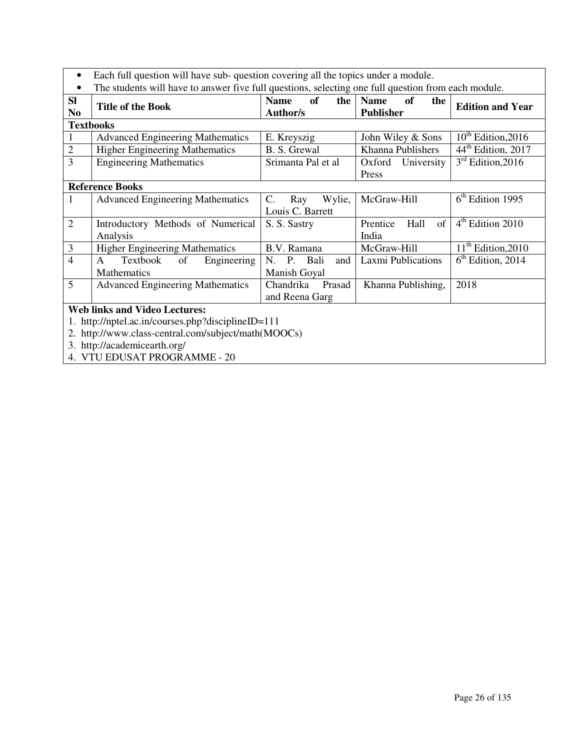- Each full question will have sub- question covering all the topics under a module.
- The students will have to answer five full questions, selecting one full question from each module.

| Sl No | Title of the Book | Name of the Author/s | Name of the Publisher | Edition and Year |
|---|---|---|---|---|
| **Textbooks** | | | | |
| 1 | Advanced Engineering Mathematics | E. Kreyszig | John Wiley & Sons | 10th Edition,2016 |
| 2 | Higher Engineering Mathematics | B. S. Grewal | Khanna Publishers | 44th Edition, 2017 |
| 3 | Engineering Mathematics | Srimanta Pal et al | Oxford University Press | 3rd Edition,2016 |
| **Reference Books** | | | | |
| 1 | Advanced Engineering Mathematics | C. Ray Wylie, Louis C. Barrett | McGraw-Hill | 6th Edition 1995 |
| 2 | Introductory Methods of Numerical Analysis | S. S. Sastry | Prentice Hall of India | 4th Edition 2010 |
| 3 | Higher Engineering Mathematics | B.V. Ramana | McGraw-Hill | 11th Edition,2010 |
| 4 | A Textbook of Engineering Mathematics | N. P. Bali and Manish Goyal | Laxmi Publications | 6th Edition, 2014 |
| 5 | Advanced Engineering Mathematics | Chandrika Prasad and Reena Garg | Khanna Publishing, | 2018 |

**Web links and Video Lectures:**

1. http://nptel.ac.in/courses.php?disciplineID=111
2. http://www.class-central.com/subject/math(MOOCs)
3. http://academicearth.org/
4. VTU EDUSAT PROGRAMME - 20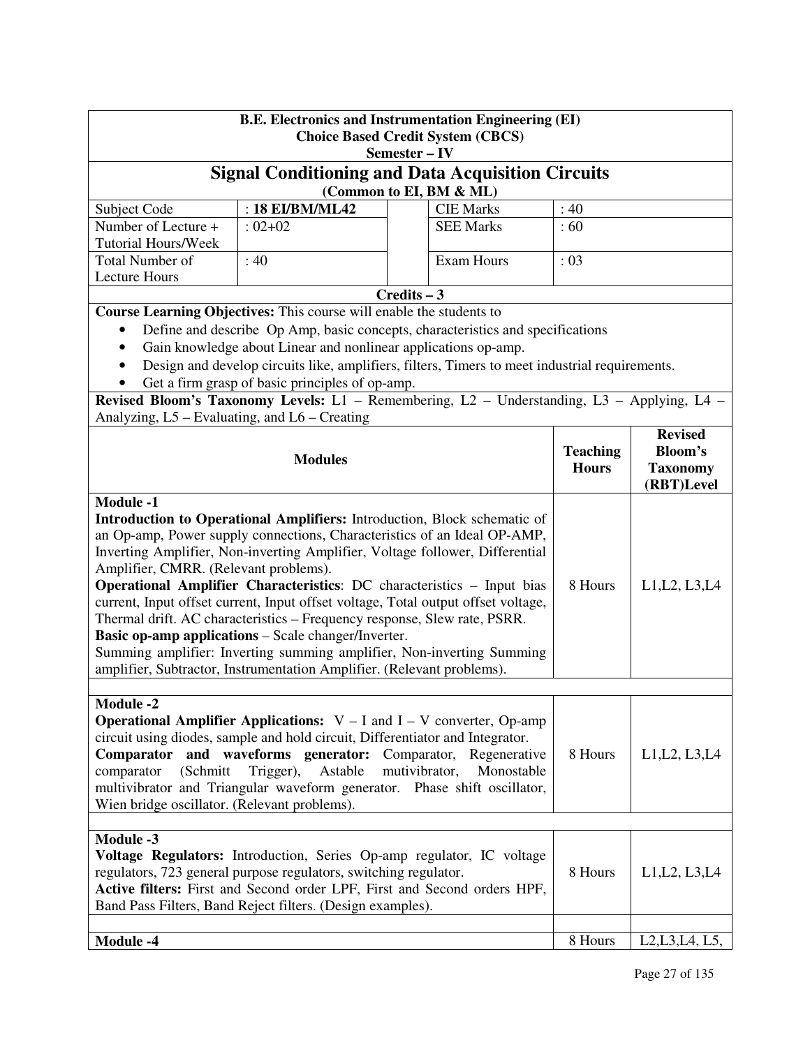**B.E. Electronics and Instrumentation Engineering (EI)**
**Choice Based Credit System (CBCS)**
**Semester – IV**

# Signal Conditioning and Data Acquisition Circuits

**(Common to EI, BM & ML)**

| Subject Code | : **18 EI/BM/ML42** | | CIE Marks | : 40 |
|---|---|---|---|---|
| Number of Lecture + Tutorial Hours/Week | : 02+02 | | SEE Marks | : 60 |
| Total Number of Lecture Hours | : 40 | | Exam Hours | : 03 |

**Credits – 3**

**Course Learning Objectives:** This course will enable the students to

- Define and describe Op Amp, basic concepts, characteristics and specifications
- Gain knowledge about Linear and nonlinear applications op-amp.
- Design and develop circuits like, amplifiers, filters, Timers to meet industrial requirements.
- Get a firm grasp of basic principles of op-amp.

**Revised Bloom's Taxonomy Levels:** L1 – Remembering, L2 – Understanding, L3 – Applying, L4 – Analyzing, L5 – Evaluating, and L6 – Creating

| Modules | Teaching Hours | Revised Bloom's Taxonomy (RBT)Level |
|---|---|---|
| **Module -1**<br>**Introduction to Operational Amplifiers:** Introduction, Block schematic of an Op-amp, Power supply connections, Characteristics of an Ideal OP-AMP, Inverting Amplifier, Non-inverting Amplifier, Voltage follower, Differential Amplifier, CMRR. (Relevant problems).<br>**Operational Amplifier Characteristics**: DC characteristics – Input bias current, Input offset current, Input offset voltage, Total output offset voltage, Thermal drift. AC characteristics – Frequency response, Slew rate, PSRR.<br>**Basic op-amp applications** – Scale changer/Inverter.<br>Summing amplifier: Inverting summing amplifier, Non-inverting Summing amplifier, Subtractor, Instrumentation Amplifier. (Relevant problems). | 8 Hours | L1,L2, L3,L4 |
| **Module -2**<br>**Operational Amplifier Applications:** V – I and I – V converter, Op-amp circuit using diodes, sample and hold circuit, Differentiator and Integrator.<br>**Comparator and waveforms generator:** Comparator, Regenerative comparator (Schmitt Trigger), Astable mutivibrator, Monostable multivibrator and Triangular waveform generator. Phase shift oscillator, Wien bridge oscillator. (Relevant problems). | 8 Hours | L1,L2, L3,L4 |
| **Module -3**<br>**Voltage Regulators:** Introduction, Series Op-amp regulator, IC voltage regulators, 723 general purpose regulators, switching regulator.<br>**Active filters:** First and Second order LPF, First and Second orders HPF, Band Pass Filters, Band Reject filters. (Design examples). | 8 Hours | L1,L2, L3,L4 |
| **Module -4** | 8 Hours | L2,L3,L4, L5, |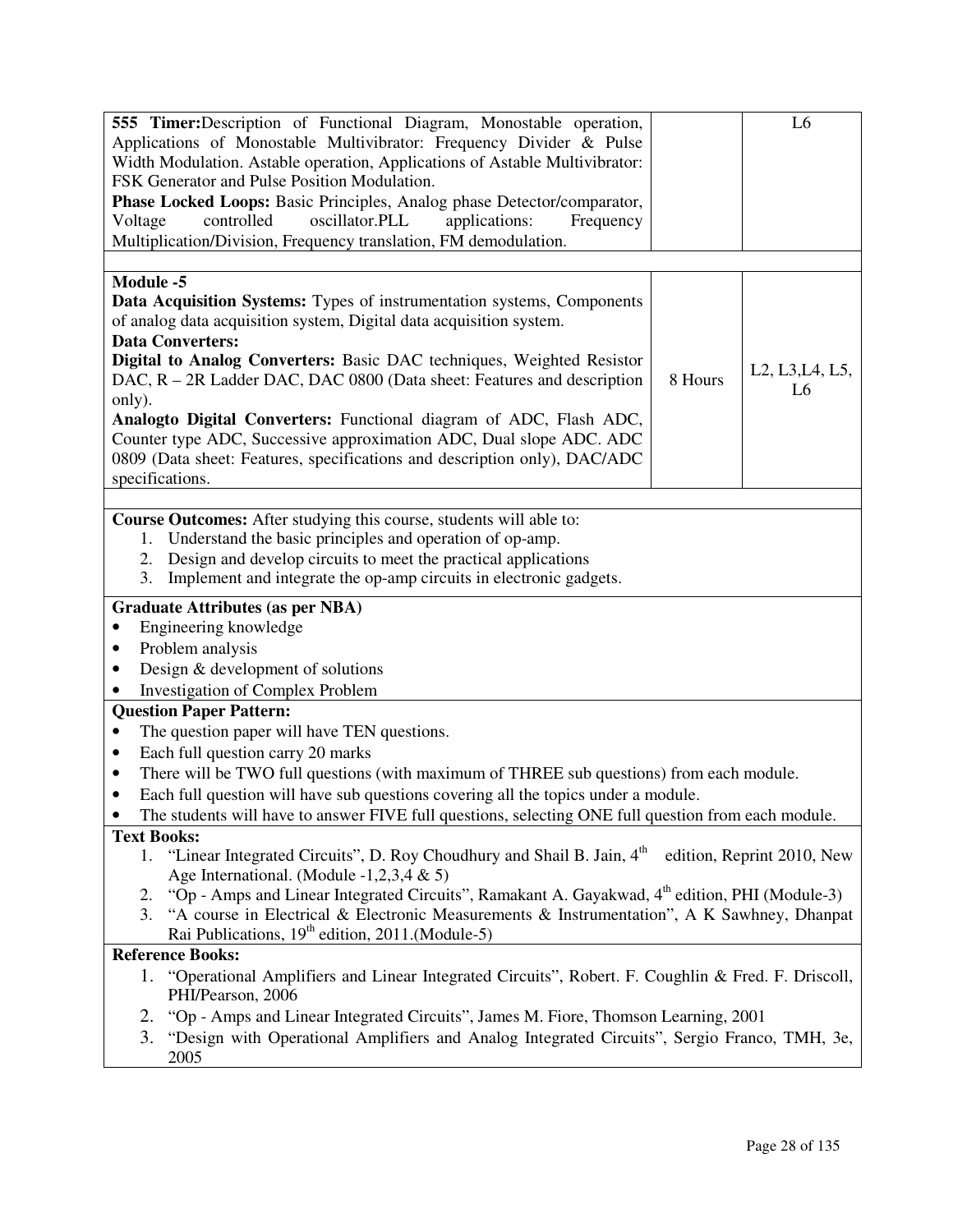| | | |
|---|---|---|
| **555 Timer:**Description of Functional Diagram, Monostable operation, Applications of Monostable Multivibrator: Frequency Divider & Pulse Width Modulation. Astable operation, Applications of Astable Multivibrator: FSK Generator and Pulse Position Modulation.<br>**Phase Locked Loops:** Basic Principles, Analog phase Detector/comparator, Voltage controlled oscillator.PLL applications: Frequency Multiplication/Division, Frequency translation, FM demodulation. | | L6 |
| | | |
| **Module -5**<br>**Data Acquisition Systems:** Types of instrumentation systems, Components of analog data acquisition system, Digital data acquisition system.<br>**Data Converters:**<br>**Digital to Analog Converters:** Basic DAC techniques, Weighted Resistor DAC, R – 2R Ladder DAC, DAC 0800 (Data sheet: Features and description only).<br>**Analogto Digital Converters:** Functional diagram of ADC, Flash ADC, Counter type ADC, Successive approximation ADC, Dual slope ADC. ADC 0809 (Data sheet: Features, specifications and description only), DAC/ADC specifications. | 8 Hours | L2, L3,L4, L5, L6 |

**Course Outcomes:** After studying this course, students will able to:

1. Understand the basic principles and operation of op-amp.
2. Design and develop circuits to meet the practical applications
3. Implement and integrate the op-amp circuits in electronic gadgets.

**Graduate Attributes (as per NBA)**

- Engineering knowledge
- Problem analysis
- Design & development of solutions
- Investigation of Complex Problem

**Question Paper Pattern:**

- The question paper will have TEN questions.
- Each full question carry 20 marks
- There will be TWO full questions (with maximum of THREE sub questions) from each module.
- Each full question will have sub questions covering all the topics under a module.
- The students will have to answer FIVE full questions, selecting ONE full question from each module.

**Text Books:**

1. "Linear Integrated Circuits", D. Roy Choudhury and Shail B. Jain, 4th edition, Reprint 2010, New Age International. (Module -1,2,3,4 & 5)
2. "Op - Amps and Linear Integrated Circuits", Ramakant A. Gayakwad, 4th edition, PHI (Module-3)
3. "A course in Electrical & Electronic Measurements & Instrumentation", A K Sawhney, Dhanpat Rai Publications, 19th edition, 2011.(Module-5)

**Reference Books:**

1. "Operational Amplifiers and Linear Integrated Circuits", Robert. F. Coughlin & Fred. F. Driscoll, PHI/Pearson, 2006
2. "Op - Amps and Linear Integrated Circuits", James M. Fiore, Thomson Learning, 2001
3. "Design with Operational Amplifiers and Analog Integrated Circuits", Sergio Franco, TMH, 3e, 2005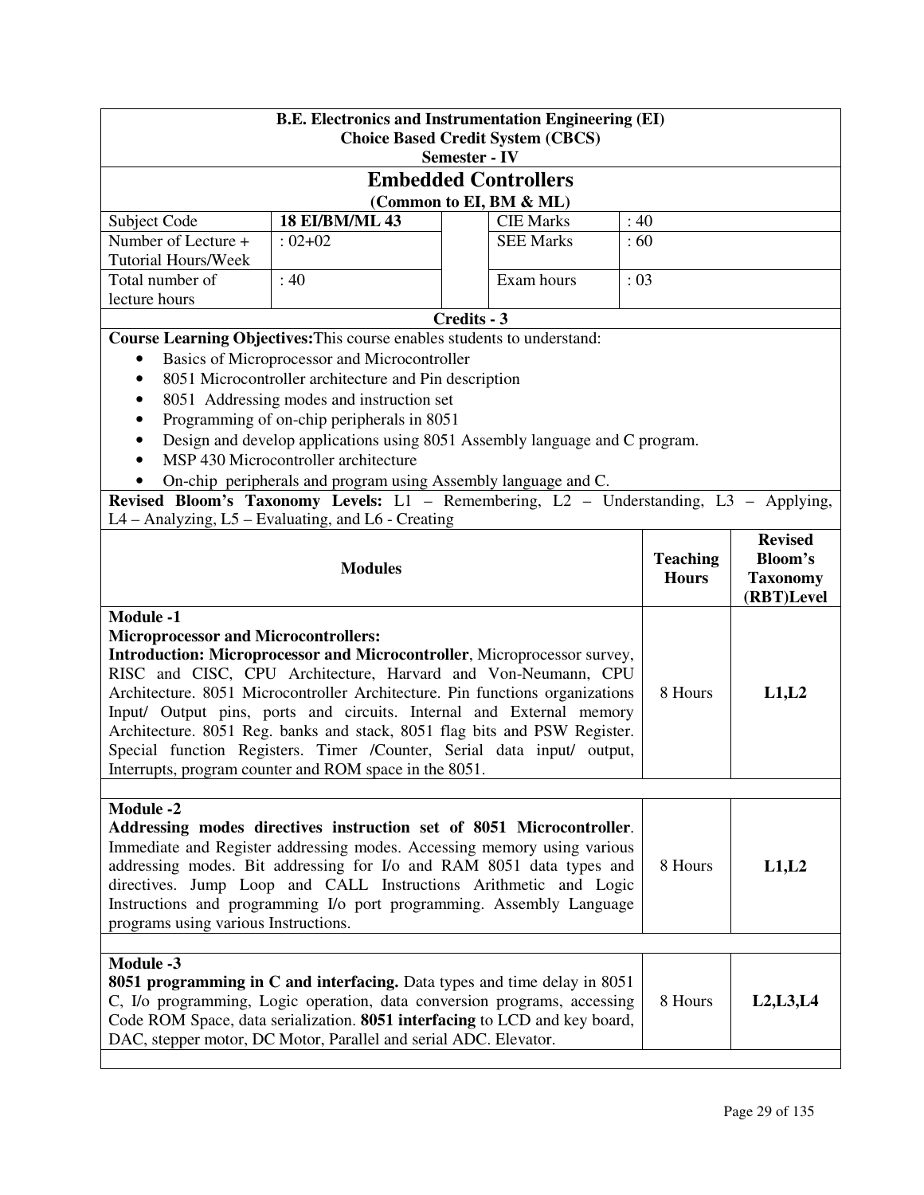**B.E. Electronics and Instrumentation Engineering (EI)**
**Choice Based Credit System (CBCS)**
**Semester - IV**

# Embedded Controllers

**(Common to EI, BM & ML)**

| Subject Code | **18 EI/BM/ML 43** | CIE Marks | : 40 |
|---|---|---|---|
| Number of Lecture + Tutorial Hours/Week | : 02+02 | SEE Marks | : 60 |
| Total number of lecture hours | : 40 | Exam hours | : 03 |

**Credits - 3**

**Course Learning Objectives:** This course enables students to understand:

- Basics of Microprocessor and Microcontroller
- 8051 Microcontroller architecture and Pin description
- 8051 Addressing modes and instruction set
- Programming of on-chip peripherals in 8051
- Design and develop applications using 8051 Assembly language and C program.
- MSP 430 Microcontroller architecture
- On-chip peripherals and program using Assembly language and C.

**Revised Bloom's Taxonomy Levels:** L1 – Remembering, L2 – Understanding, L3 – Applying, L4 – Analyzing, L5 – Evaluating, and L6 - Creating

| Modules | Teaching Hours | Revised Bloom's Taxonomy (RBT)Level |
|---|---|---|
| **Module -1**<br>**Microprocessor and Microcontrollers:**<br>**Introduction: Microprocessor and Microcontroller**, Microprocessor survey, RISC and CISC, CPU Architecture, Harvard and Von-Neumann, CPU Architecture. 8051 Microcontroller Architecture. Pin functions organizations Input/ Output pins, ports and circuits. Internal and External memory Architecture. 8051 Reg. banks and stack, 8051 flag bits and PSW Register. Special function Registers. Timer /Counter, Serial data input/ output, Interrupts, program counter and ROM space in the 8051. | 8 Hours | **L1,L2** |
| **Module -2**<br>**Addressing modes directives instruction set of 8051 Microcontroller**. Immediate and Register addressing modes. Accessing memory using various addressing modes. Bit addressing for I/o and RAM 8051 data types and directives. Jump Loop and CALL Instructions Arithmetic and Logic Instructions and programming I/o port programming. Assembly Language programs using various Instructions. | 8 Hours | **L1,L2** |
| **Module -3**<br>**8051 programming in C and interfacing.** Data types and time delay in 8051 C, I/o programming, Logic operation, data conversion programs, accessing Code ROM Space, data serialization. **8051 interfacing** to LCD and key board, DAC, stepper motor, DC Motor, Parallel and serial ADC. Elevator. | 8 Hours | **L2,L3,L4** |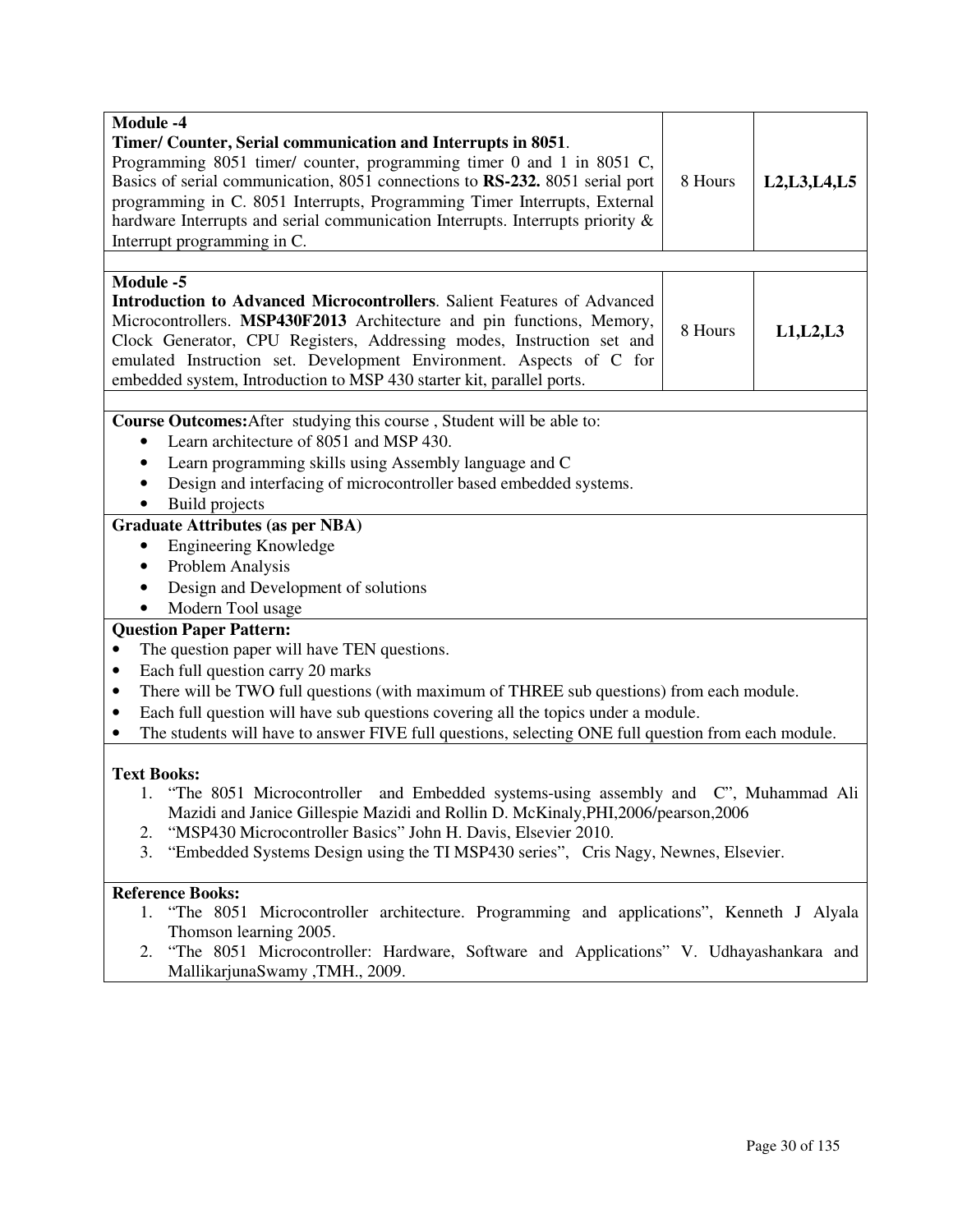| | | |
|---|---|---|
| **Module -4**<br>**Timer/ Counter, Serial communication and Interrupts in 8051**.<br>Programming 8051 timer/ counter, programming timer 0 and 1 in 8051 C, Basics of serial communication, 8051 connections to **RS-232.** 8051 serial port programming in C. 8051 Interrupts, Programming Timer Interrupts, External hardware Interrupts and serial communication Interrupts. Interrupts priority & Interrupt programming in C. | 8 Hours | **L2,L3,L4,L5** |
| **Module -5**<br>**Introduction to Advanced Microcontrollers**. Salient Features of Advanced Microcontrollers. **MSP430F2013** Architecture and pin functions, Memory, Clock Generator, CPU Registers, Addressing modes, Instruction set and emulated Instruction set. Development Environment. Aspects of C for embedded system, Introduction to MSP 430 starter kit, parallel ports. | 8 Hours | **L1,L2,L3** |

**Course Outcomes:** After studying this course , Student will be able to:

- Learn architecture of 8051 and MSP 430.
- Learn programming skills using Assembly language and C
- Design and interfacing of microcontroller based embedded systems.
- Build projects

**Graduate Attributes (as per NBA)**

- Engineering Knowledge
- Problem Analysis
- Design and Development of solutions
- Modern Tool usage

**Question Paper Pattern:**

- The question paper will have TEN questions.
- Each full question carry 20 marks
- There will be TWO full questions (with maximum of THREE sub questions) from each module.
- Each full question will have sub questions covering all the topics under a module.
- The students will have to answer FIVE full questions, selecting ONE full question from each module.

**Text Books:**

1. "The 8051 Microcontroller and Embedded systems-using assembly and C", Muhammad Ali Mazidi and Janice Gillespie Mazidi and Rollin D. McKinaly,PHI,2006/pearson,2006
2. "MSP430 Microcontroller Basics" John H. Davis, Elsevier 2010.
3. "Embedded Systems Design using the TI MSP430 series", Cris Nagy, Newnes, Elsevier.

**Reference Books:**

1. "The 8051 Microcontroller architecture. Programming and applications", Kenneth J Alyala Thomson learning 2005.
2. "The 8051 Microcontroller: Hardware, Software and Applications" V. Udhayashankara and MallikarjunaSwamy ,TMH., 2009.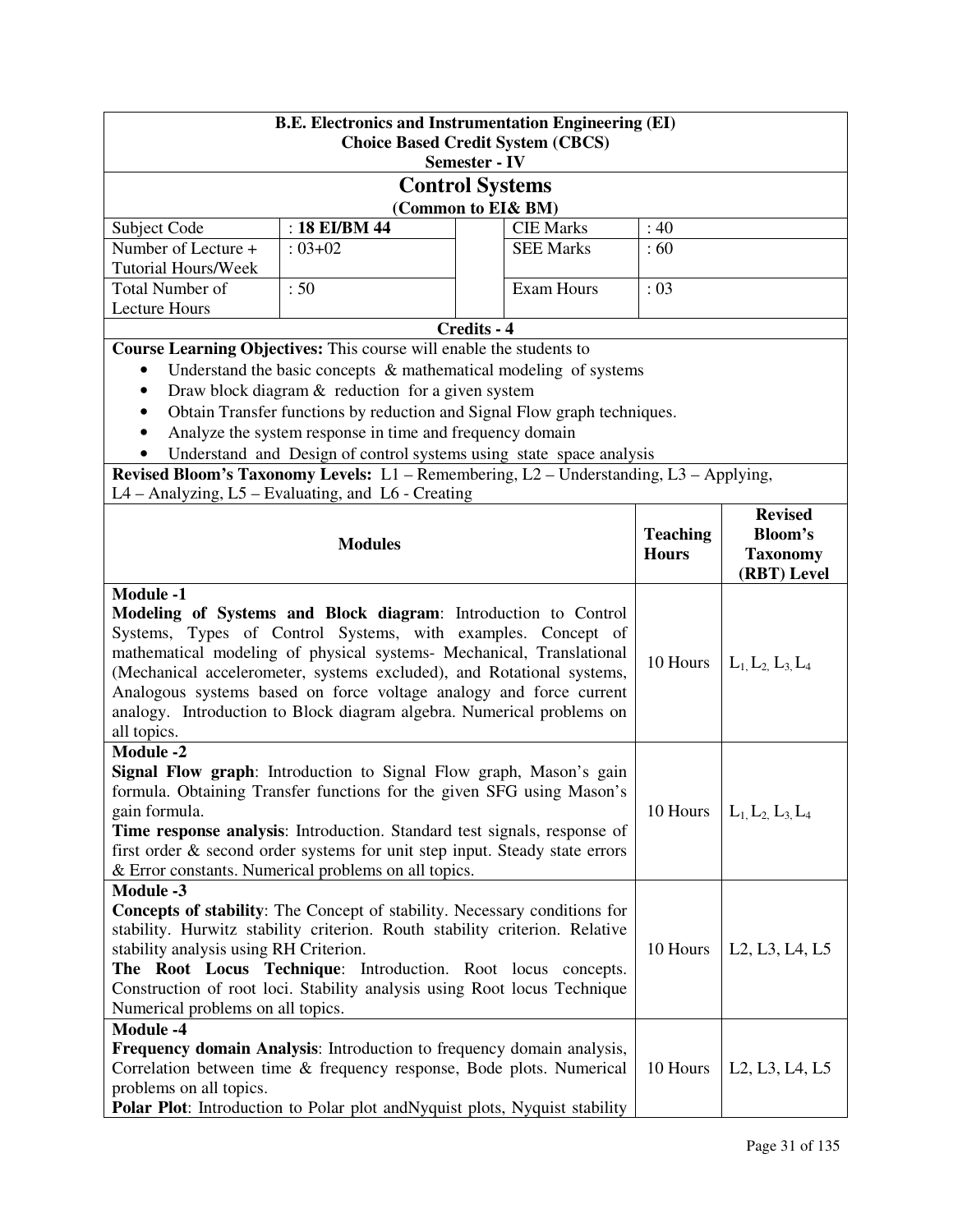**B.E. Electronics and Instrumentation Engineering (EI)**
**Choice Based Credit System (CBCS)**
**Semester - IV**

# Control Systems

**(Common to EI& BM)**

| Subject Code | : **18 EI/BM 44** | CIE Marks | : 40 |
|---|---|---|---|
| Number of Lecture + Tutorial Hours/Week | : 03+02 | SEE Marks | : 60 |
| Total Number of Lecture Hours | : 50 | Exam Hours | : 03 |

**Credits - 4**

**Course Learning Objectives:** This course will enable the students to

- Understand the basic concepts & mathematical modeling of systems
- Draw block diagram & reduction for a given system
- Obtain Transfer functions by reduction and Signal Flow graph techniques.
- Analyze the system response in time and frequency domain
- Understand and Design of control systems using state space analysis

**Revised Bloom's Taxonomy Levels:** L1 – Remembering, L2 – Understanding, L3 – Applying, L4 – Analyzing, L5 – Evaluating, and L6 - Creating

| **Modules** | **Teaching Hours** | **Revised Bloom's Taxonomy (RBT) Level** |
|---|---|---|
| **Module -1**<br>**Modeling of Systems and Block diagram**: Introduction to Control Systems, Types of Control Systems, with examples. Concept of mathematical modeling of physical systems- Mechanical, Translational (Mechanical accelerometer, systems excluded), and Rotational systems, Analogous systems based on force voltage analogy and force current analogy. Introduction to Block diagram algebra. Numerical problems on all topics. | 10 Hours | $L_1, L_2, L_3, L_4$ |
| **Module -2**<br>**Signal Flow graph**: Introduction to Signal Flow graph, Mason's gain formula. Obtaining Transfer functions for the given SFG using Mason's gain formula.<br>**Time response analysis**: Introduction. Standard test signals, response of first order & second order systems for unit step input. Steady state errors & Error constants. Numerical problems on all topics. | 10 Hours | $L_1, L_2, L_3, L_4$ |
| **Module -3**<br>**Concepts of stability**: The Concept of stability. Necessary conditions for stability. Hurwitz stability criterion. Routh stability criterion. Relative stability analysis using RH Criterion.<br>**The Root Locus Technique**: Introduction. Root locus concepts. Construction of root loci. Stability analysis using Root locus Technique Numerical problems on all topics. | 10 Hours | L2, L3, L4, L5 |
| **Module -4**<br>**Frequency domain Analysis**: Introduction to frequency domain analysis, Correlation between time & frequency response, Bode plots. Numerical problems on all topics.<br>**Polar Plot**: Introduction to Polar plot andNyquist plots, Nyquist stability | 10 Hours | L2, L3, L4, L5 |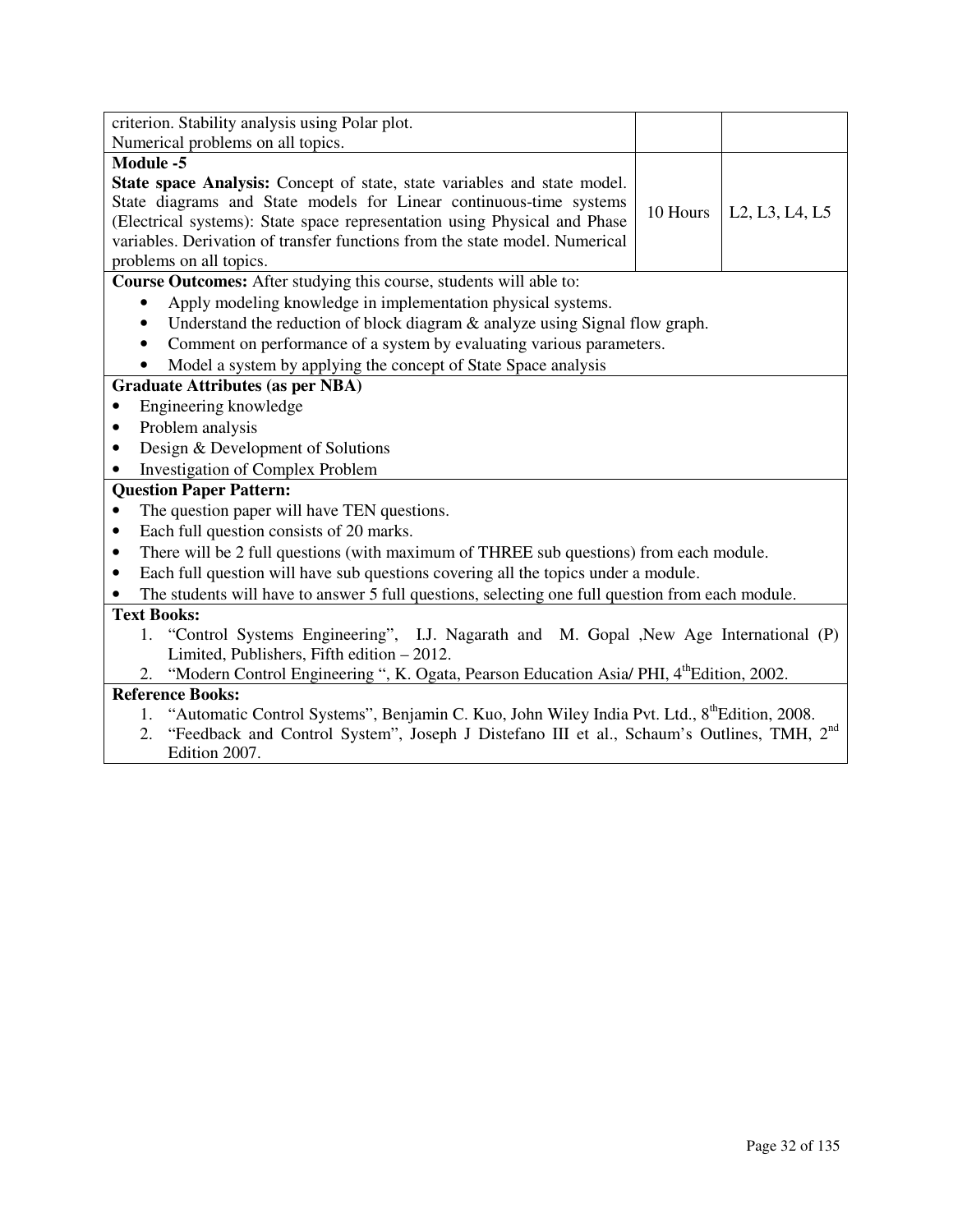| | | |
|---|---|---|
| criterion. Stability analysis using Polar plot.<br>Numerical problems on all topics. | | |
| **Module -5**<br>**State space Analysis:** Concept of state, state variables and state model. State diagrams and State models for Linear continuous-time systems (Electrical systems): State space representation using Physical and Phase variables. Derivation of transfer functions from the state model. Numerical problems on all topics. | 10 Hours | L2, L3, L4, L5 |

**Course Outcomes:** After studying this course, students will able to:

- Apply modeling knowledge in implementation physical systems.
- Understand the reduction of block diagram & analyze using Signal flow graph.
- Comment on performance of a system by evaluating various parameters.
- Model a system by applying the concept of State Space analysis

**Graduate Attributes (as per NBA)**

- Engineering knowledge
- Problem analysis
- Design & Development of Solutions
- Investigation of Complex Problem

**Question Paper Pattern:**

- The question paper will have TEN questions.
- Each full question consists of 20 marks.
- There will be 2 full questions (with maximum of THREE sub questions) from each module.
- Each full question will have sub questions covering all the topics under a module.
- The students will have to answer 5 full questions, selecting one full question from each module.

**Text Books:**

1. "Control Systems Engineering", I.J. Nagarath and M. Gopal ,New Age International (P) Limited, Publishers, Fifth edition – 2012.
2. "Modern Control Engineering ", K. Ogata, Pearson Education Asia/ PHI, 4th Edition, 2002.

**Reference Books:**

1. "Automatic Control Systems", Benjamin C. Kuo, John Wiley India Pvt. Ltd., 8th Edition, 2008.
2. "Feedback and Control System", Joseph J Distefano III et al., Schaum's Outlines, TMH, 2nd Edition 2007.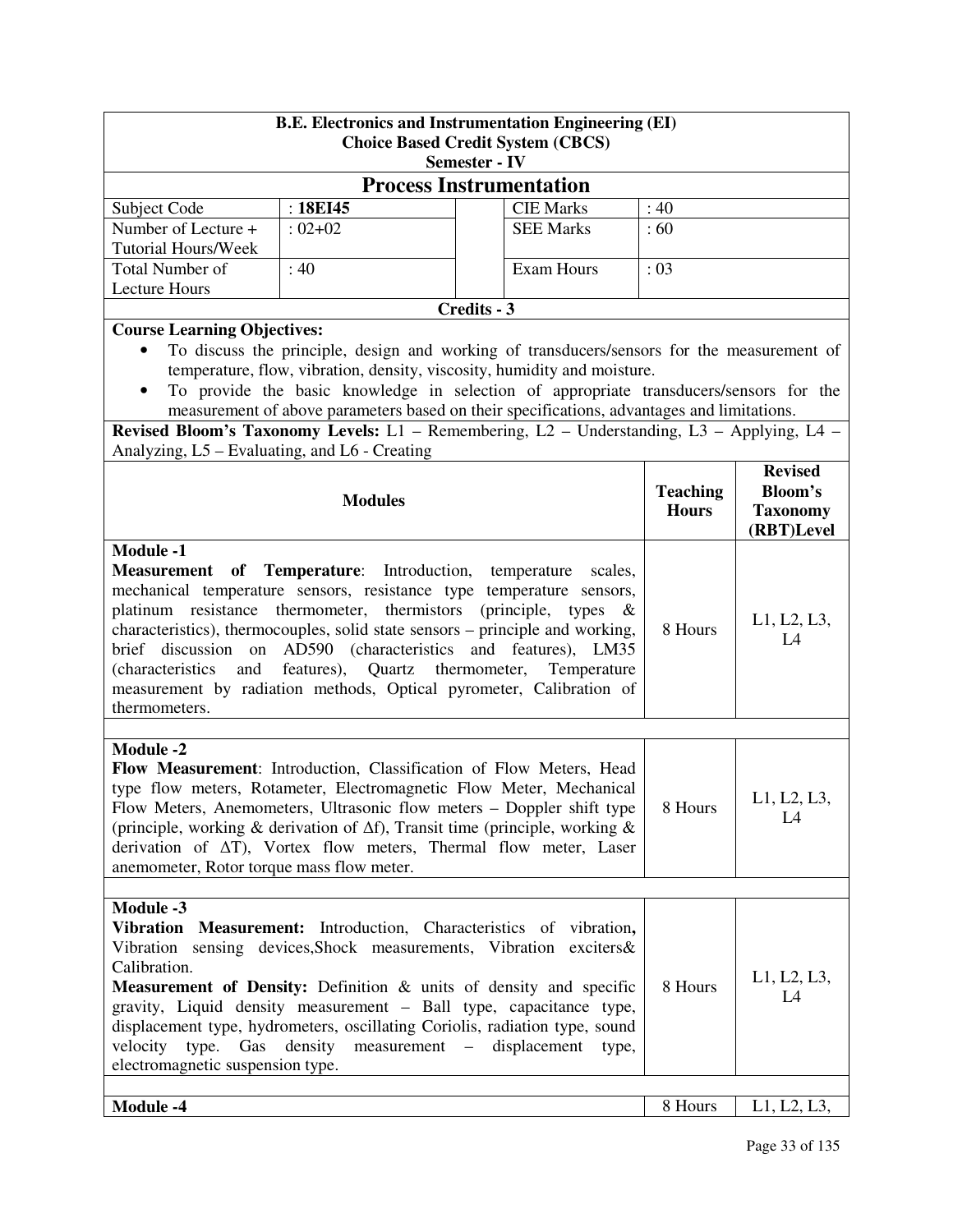**B.E. Electronics and Instrumentation Engineering (EI)**
**Choice Based Credit System (CBCS)**
**Semester - IV**

# Process Instrumentation

| Subject Code | : **18EI45** | CIE Marks | : 40 |
|---|---|---|---|
| Number of Lecture + Tutorial Hours/Week | : 02+02 | SEE Marks | : 60 |
| Total Number of Lecture Hours | : 40 | Exam Hours | : 03 |

**Credits - 3**

**Course Learning Objectives:**

- To discuss the principle, design and working of transducers/sensors for the measurement of temperature, flow, vibration, density, viscosity, humidity and moisture.
- To provide the basic knowledge in selection of appropriate transducers/sensors for the measurement of above parameters based on their specifications, advantages and limitations.

**Revised Bloom's Taxonomy Levels:** L1 – Remembering, L2 – Understanding, L3 – Applying, L4 – Analyzing, L5 – Evaluating, and L6 - Creating

| Modules | Teaching Hours | Revised Bloom's Taxonomy (RBT)Level |
|---|---|---|
| **Module -1**<br>**Measurement of Temperature**: Introduction, temperature scales, mechanical temperature sensors, resistance type temperature sensors, platinum resistance thermometer, thermistors (principle, types & characteristics), thermocouples, solid state sensors – principle and working, brief discussion on AD590 (characteristics and features), LM35 (characteristics and features), Quartz thermometer, Temperature measurement by radiation methods, Optical pyrometer, Calibration of thermometers. | 8 Hours | L1, L2, L3, L4 |
| **Module -2**<br>**Flow Measurement**: Introduction, Classification of Flow Meters, Head type flow meters, Rotameter, Electromagnetic Flow Meter, Mechanical Flow Meters, Anemometers, Ultrasonic flow meters – Doppler shift type (principle, working & derivation of $\Delta f$), Transit time (principle, working & derivation of $\Delta T$), Vortex flow meters, Thermal flow meter, Laser anemometer, Rotor torque mass flow meter. | 8 Hours | L1, L2, L3, L4 |
| **Module -3**<br>**Vibration Measurement:** Introduction, Characteristics of vibration**,** Vibration sensing devices,Shock measurements, Vibration exciters& Calibration.<br>**Measurement of Density:** Definition & units of density and specific gravity, Liquid density measurement – Ball type, capacitance type, displacement type, hydrometers, oscillating Coriolis, radiation type, sound velocity type. Gas density measurement – displacement type, electromagnetic suspension type. | 8 Hours | L1, L2, L3, L4 |
| **Module -4** | 8 Hours | L1, L2, L3, |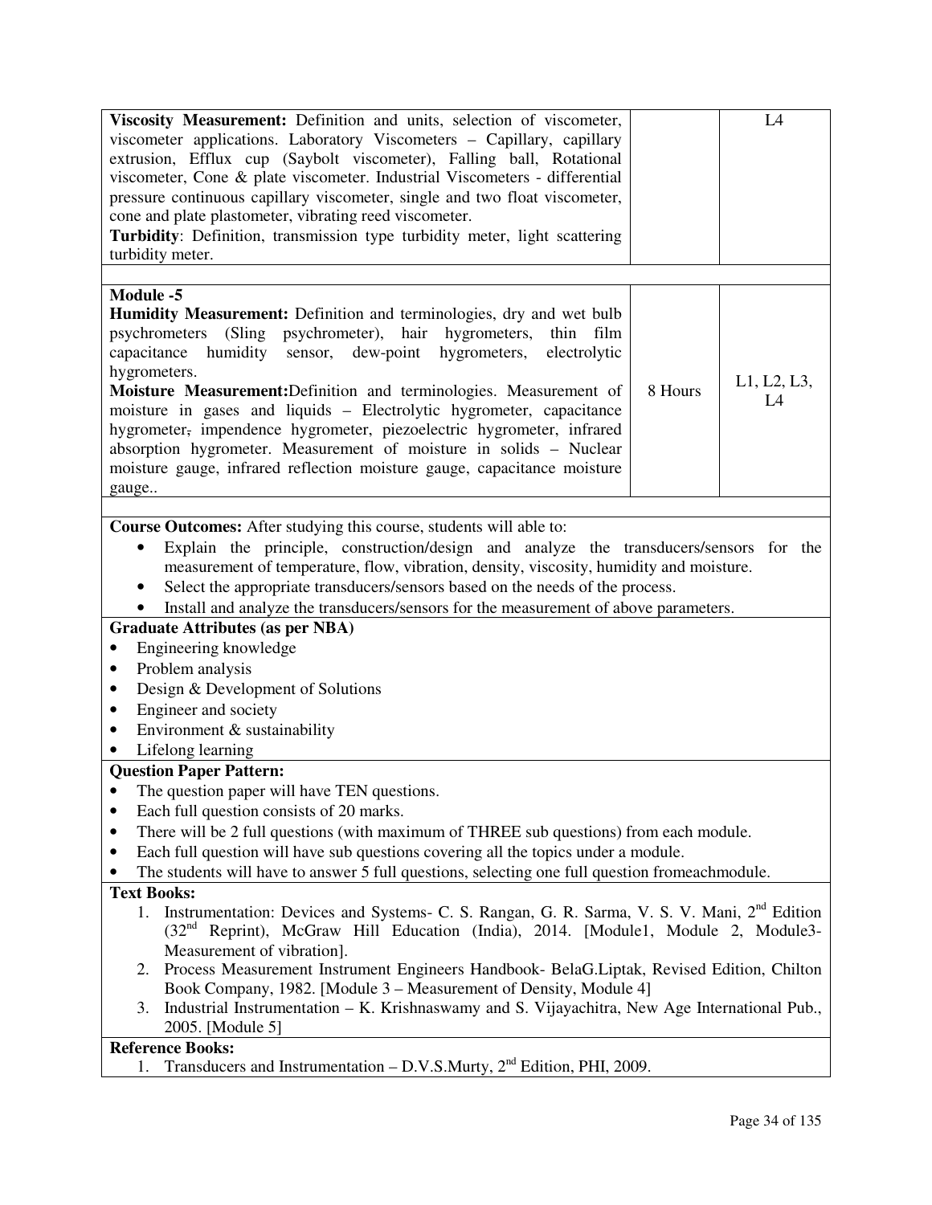| | | |
|---|---|---|
| **Viscosity Measurement:** Definition and units, selection of viscometer, viscometer applications. Laboratory Viscometers – Capillary, capillary extrusion, Efflux cup (Saybolt viscometer), Falling ball, Rotational viscometer, Cone & plate viscometer. Industrial Viscometers - differential pressure continuous capillary viscometer, single and two float viscometer, cone and plate plastometer, vibrating reed viscometer. **Turbidity**: Definition, transmission type turbidity meter, light scattering turbidity meter. | | L4 |
| | | |
| **Module -5** **Humidity Measurement:** Definition and terminologies, dry and wet bulb psychrometers (Sling psychrometer), hair hygrometers, thin film capacitance humidity sensor, dew-point hygrometers, electrolytic hygrometers. **Moisture Measurement:** Definition and terminologies. Measurement of moisture in gases and liquids – Electrolytic hygrometer, capacitance hygrometer, impendence hygrometer, piezoelectric hygrometer, infrared absorption hygrometer. Measurement of moisture in solids – Nuclear moisture gauge, infrared reflection moisture gauge, capacitance moisture gauge.. | 8 Hours | L1, L2, L3, L4 |

**Course Outcomes:** After studying this course, students will able to:

- Explain the principle, construction/design and analyze the transducers/sensors for the measurement of temperature, flow, vibration, density, viscosity, humidity and moisture.
- Select the appropriate transducers/sensors based on the needs of the process.
- Install and analyze the transducers/sensors for the measurement of above parameters.

**Graduate Attributes (as per NBA)**

- Engineering knowledge
- Problem analysis
- Design & Development of Solutions
- Engineer and society
- Environment & sustainability
- Lifelong learning

**Question Paper Pattern:**

- The question paper will have TEN questions.
- Each full question consists of 20 marks.
- There will be 2 full questions (with maximum of THREE sub questions) from each module.
- Each full question will have sub questions covering all the topics under a module.
- The students will have to answer 5 full questions, selecting one full question fromeachmodule.

**Text Books:**

1. Instrumentation: Devices and Systems- C. S. Rangan, G. R. Sarma, V. S. V. Mani, 2nd Edition (32nd Reprint), McGraw Hill Education (India), 2014. [Module1, Module 2, Module3- Measurement of vibration].
2. Process Measurement Instrument Engineers Handbook- BelaG.Liptak, Revised Edition, Chilton Book Company, 1982. [Module 3 – Measurement of Density, Module 4]
3. Industrial Instrumentation – K. Krishnaswamy and S. Vijayachitra, New Age International Pub., 2005. [Module 5]

**Reference Books:**

1. Transducers and Instrumentation – D.V.S.Murty, 2nd Edition, PHI, 2009.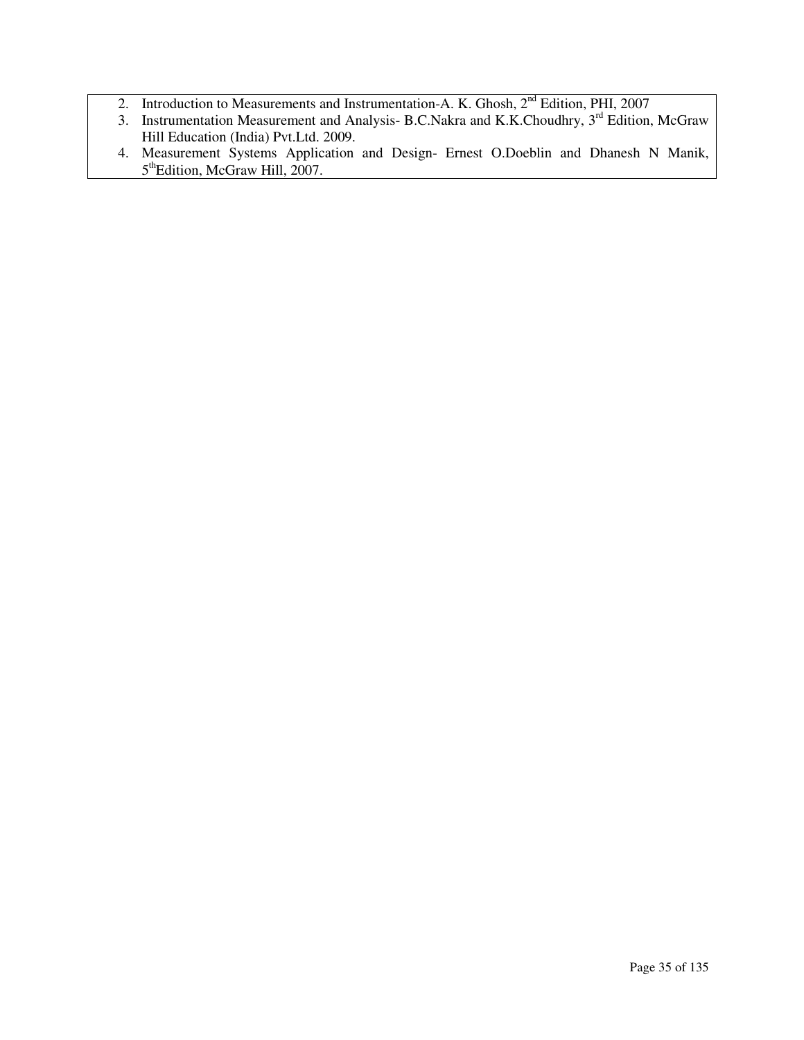2. Introduction to Measurements and Instrumentation-A. K. Ghosh, 2nd Edition, PHI, 2007
3. Instrumentation Measurement and Analysis- B.C.Nakra and K.K.Choudhry, 3rd Edition, McGraw Hill Education (India) Pvt.Ltd. 2009.
4. Measurement Systems Application and Design- Ernest O.Doeblin and Dhanesh N Manik, 5thEdition, McGraw Hill, 2007.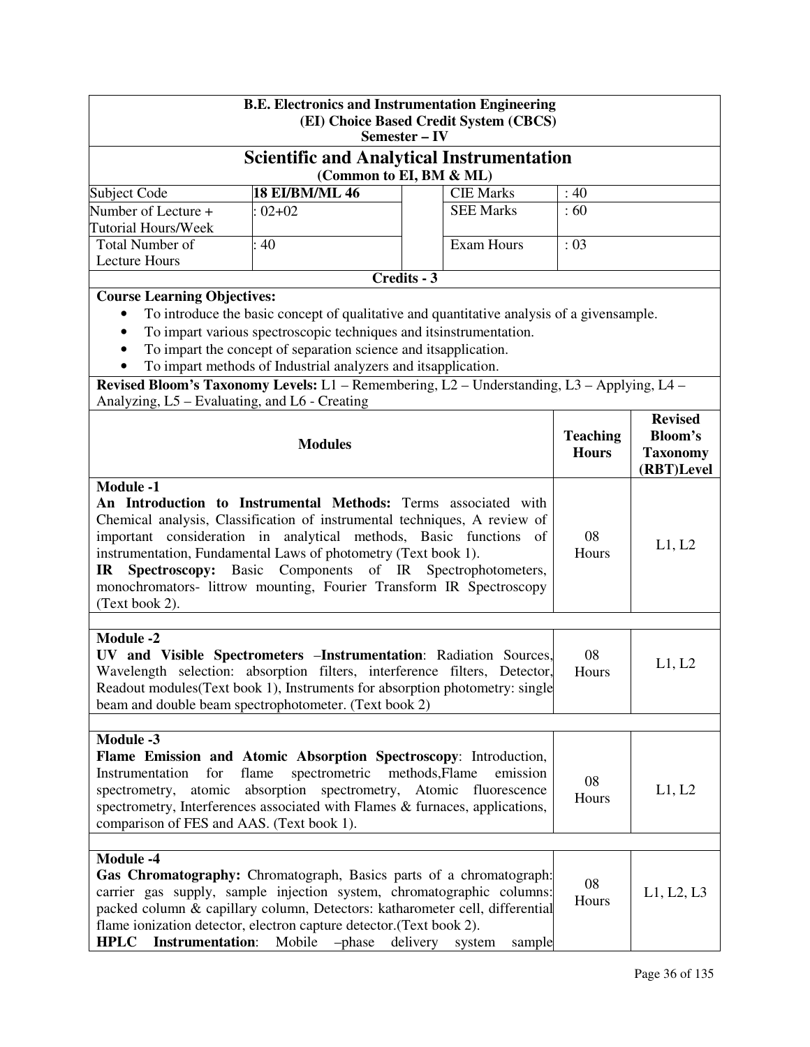**B.E. Electronics and Instrumentation Engineering**
**(EI) Choice Based Credit System (CBCS)**
**Semester – IV**

## Scientific and Analytical Instrumentation

**(Common to EI, BM & ML)**

| Subject Code | **18 EI/BM/ML 46** | CIE Marks | : 40 |
|---|---|---|---|
| Number of Lecture + Tutorial Hours/Week | : 02+02 | SEE Marks | : 60 |
| Total Number of Lecture Hours | : 40 | Exam Hours | : 03 |

**Credits - 3**

**Course Learning Objectives:**

- To introduce the basic concept of qualitative and quantitative analysis of a givensample.
- To impart various spectroscopic techniques and itsinstrumentation.
- To impart the concept of separation science and itsapplication.
- To impart methods of Industrial analyzers and itsapplication.

**Revised Bloom's Taxonomy Levels:** L1 – Remembering, L2 – Understanding, L3 – Applying, L4 – Analyzing, L5 – Evaluating, and L6 - Creating

| Modules | Teaching Hours | Revised Bloom's Taxonomy (RBT)Level |
|---|---|---|
| **Module -1**<br>**An Introduction to Instrumental Methods:** Terms associated with Chemical analysis, Classification of instrumental techniques, A review of important consideration in analytical methods, Basic functions of instrumentation, Fundamental Laws of photometry (Text book 1).<br>**IR Spectroscopy:** Basic Components of IR Spectrophotometers, monochromators- littrow mounting, Fourier Transform IR Spectroscopy (Text book 2). | 08 Hours | L1, L2 |
| **Module -2**<br>**UV and Visible Spectrometers –Instrumentation**: Radiation Sources, Wavelength selection: absorption filters, interference filters, Detector, Readout modules(Text book 1), Instruments for absorption photometry: single beam and double beam spectrophotometer. (Text book 2) | 08 Hours | L1, L2 |
| **Module -3**<br>**Flame Emission and Atomic Absorption Spectroscopy**: Introduction, Instrumentation for flame spectrometric methods,Flame emission spectrometry, atomic absorption spectrometry, Atomic fluorescence spectrometry, Interferences associated with Flames & furnaces, applications, comparison of FES and AAS. (Text book 1). | 08 Hours | L1, L2 |
| **Module -4**<br>**Gas Chromatography:** Chromatograph, Basics parts of a chromatograph: carrier gas supply, sample injection system, chromatographic columns: packed column & capillary column, Detectors: katharometer cell, differential flame ionization detector, electron capture detector.(Text book 2).<br>**HPLC Instrumentation**: Mobile –phase delivery system sample | 08 Hours | L1, L2, L3 |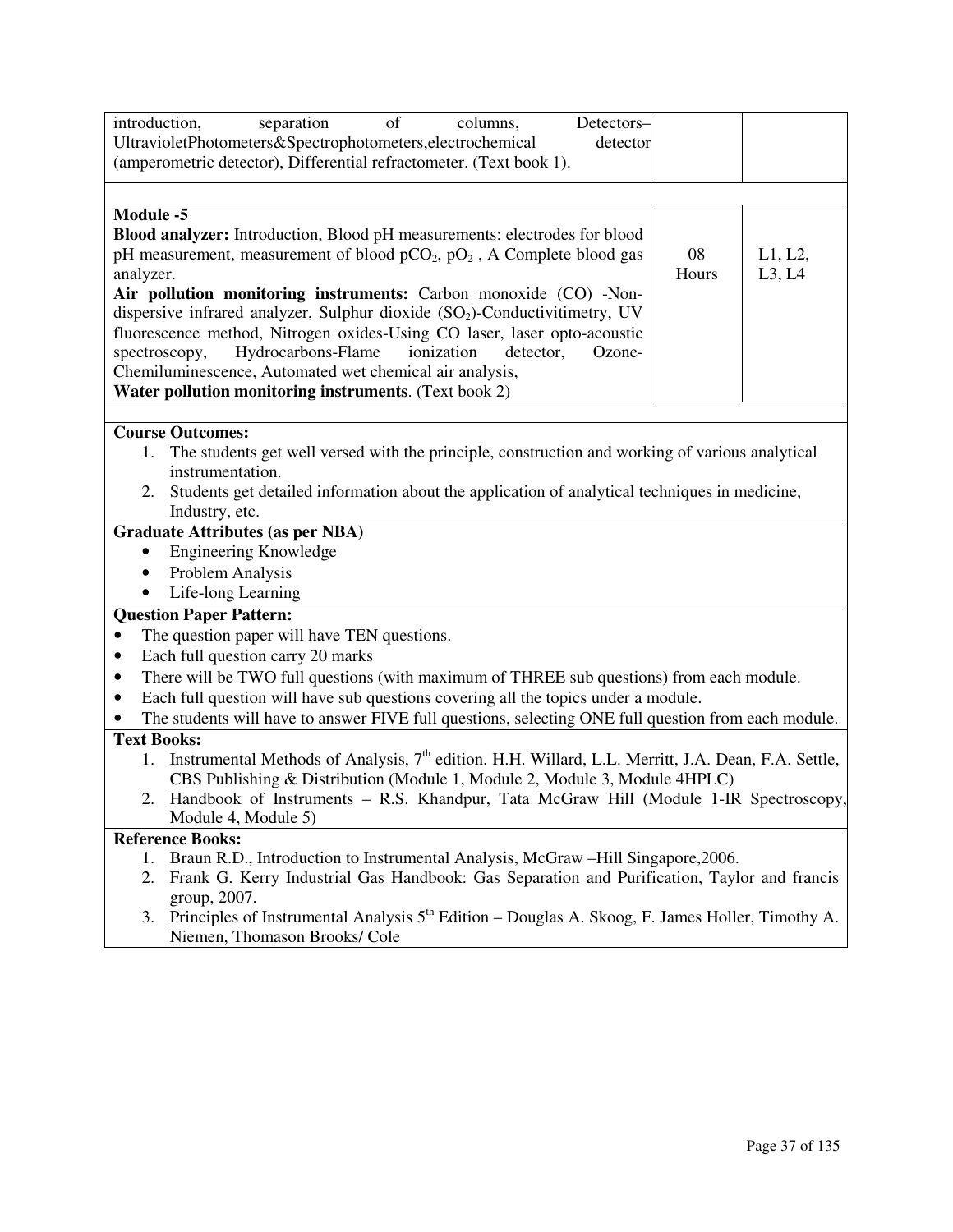| | | |
|---|---|---|
| introduction, separation of columns, Detectors–UltravioletPhotometers&Spectrophotometers,electrochemical detector (amperometric detector), Differential refractometer. (Text book 1). | | |
| | | |
| **Module -5**<br>**Blood analyzer:** Introduction, Blood pH measurements: electrodes for blood pH measurement, measurement of blood $pCO_2$, $pO_2$ , A Complete blood gas analyzer.<br>**Air pollution monitoring instruments:** Carbon monoxide (CO) -Non-dispersive infrared analyzer, Sulphur dioxide ($SO_2$)-Conductivitimetry, UV fluorescence method, Nitrogen oxides-Using CO laser, laser opto-acoustic spectroscopy, Hydrocarbons-Flame ionization detector, Ozone-Chemiluminescence, Automated wet chemical air analysis,<br>**Water pollution monitoring instruments**. (Text book 2) | 08 Hours | L1, L2, L3, L4 |

**Course Outcomes:**

1. The students get well versed with the principle, construction and working of various analytical instrumentation.
2. Students get detailed information about the application of analytical techniques in medicine, Industry, etc.

**Graduate Attributes (as per NBA)**

- Engineering Knowledge
- Problem Analysis
- Life-long Learning

**Question Paper Pattern:**

- The question paper will have TEN questions.
- Each full question carry 20 marks
- There will be TWO full questions (with maximum of THREE sub questions) from each module.
- Each full question will have sub questions covering all the topics under a module.
- The students will have to answer FIVE full questions, selecting ONE full question from each module.

**Text Books:**

1. Instrumental Methods of Analysis, 7th edition. H.H. Willard, L.L. Merritt, J.A. Dean, F.A. Settle, CBS Publishing & Distribution (Module 1, Module 2, Module 3, Module 4HPLC)
2. Handbook of Instruments – R.S. Khandpur, Tata McGraw Hill (Module 1-IR Spectroscopy, Module 4, Module 5)

**Reference Books:**

1. Braun R.D., Introduction to Instrumental Analysis, McGraw –Hill Singapore,2006.
2. Frank G. Kerry Industrial Gas Handbook: Gas Separation and Purification, Taylor and francis group, 2007.
3. Principles of Instrumental Analysis 5th Edition – Douglas A. Skoog, F. James Holler, Timothy A. Niemen, Thomason Brooks/ Cole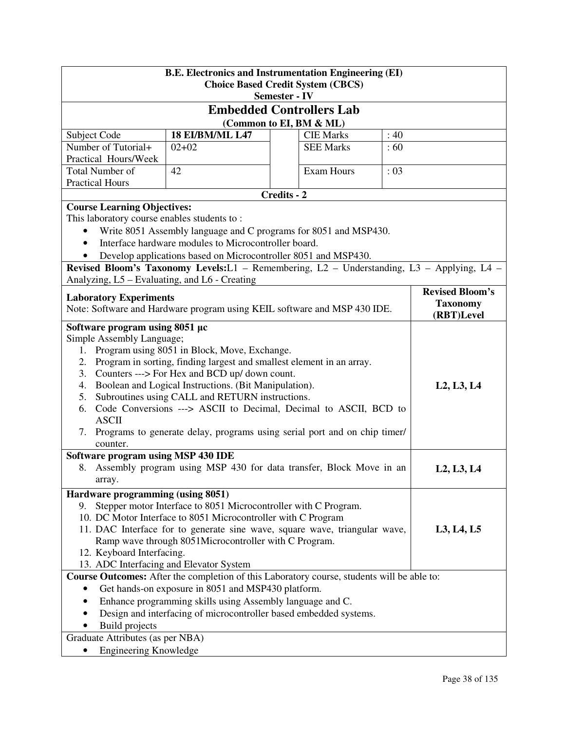**B.E. Electronics and Instrumentation Engineering (EI)**
**Choice Based Credit System (CBCS)**
**Semester - IV**

# Embedded Controllers Lab

**(Common to EI, BM & ML)**

| Subject Code | **18 EI/BM/ML L47** | CIE Marks | : 40 |
|---|---|---|---|
| Number of Tutorial+ Practical Hours/Week | 02+02 | SEE Marks | : 60 |
| Total Number of Practical Hours | 42 | Exam Hours | : 03 |

**Credits - 2**

**Course Learning Objectives:**
This laboratory course enables students to :

- Write 8051 Assembly language and C programs for 8051 and MSP430.
- Interface hardware modules to Microcontroller board.
- Develop applications based on Microcontroller 8051 and MSP430.

**Revised Bloom's Taxonomy Levels:** L1 – Remembering, L2 – Understanding, L3 – Applying, L4 – Analyzing, L5 – Evaluating, and L6 - Creating

| **Laboratory Experiments**<br>Note: Software and Hardware program using KEIL software and MSP 430 IDE. | **Revised Bloom's Taxonomy (RBT)Level** |
|---|---|
| **Software program using 8051 µc**<br>Simple Assembly Language;<br>1. Program using 8051 in Block, Move, Exchange.<br>2. Program in sorting, finding largest and smallest element in an array.<br>3. Counters ---> For Hex and BCD up/ down count.<br>4. Boolean and Logical Instructions. (Bit Manipulation).<br>5. Subroutines using CALL and RETURN instructions.<br>6. Code Conversions ---> ASCII to Decimal, Decimal to ASCII, BCD to ASCII<br>7. Programs to generate delay, programs using serial port and on chip timer/ counter. | **L2, L3, L4** |
| **Software program using MSP 430 IDE**<br>8. Assembly program using MSP 430 for data transfer, Block Move in an array. | **L2, L3, L4** |
| **Hardware programming (using 8051)**<br>9. Stepper motor Interface to 8051 Microcontroller with C Program.<br>10. DC Motor Interface to 8051 Microcontroller with C Program<br>11. DAC Interface for to generate sine wave, square wave, triangular wave, Ramp wave through 8051Microcontroller with C Program.<br>12. Keyboard Interfacing.<br>13. ADC Interfacing and Elevator System | **L3, L4, L5** |

**Course Outcomes:** After the completion of this Laboratory course, students will be able to:

- Get hands-on exposure in 8051 and MSP430 platform.
- Enhance programming skills using Assembly language and C.
- Design and interfacing of microcontroller based embedded systems.
- Build projects

Graduate Attributes (as per NBA)

- Engineering Knowledge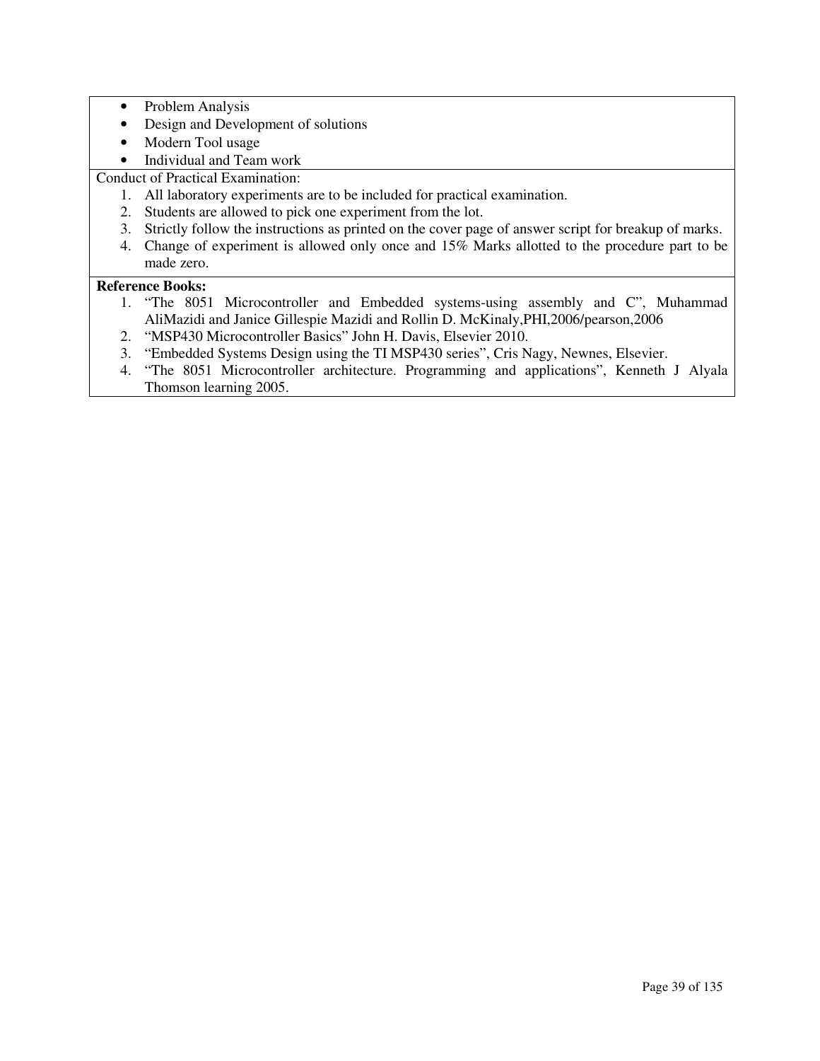- Problem Analysis
- Design and Development of solutions
- Modern Tool usage
- Individual and Team work

Conduct of Practical Examination:

1. All laboratory experiments are to be included for practical examination.
2. Students are allowed to pick one experiment from the lot.
3. Strictly follow the instructions as printed on the cover page of answer script for breakup of marks.
4. Change of experiment is allowed only once and 15% Marks allotted to the procedure part to be made zero.

**Reference Books:**

1. "The 8051 Microcontroller and Embedded systems-using assembly and C", Muhammad AliMazidi and Janice Gillespie Mazidi and Rollin D. McKinaly,PHI,2006/pearson,2006
2. "MSP430 Microcontroller Basics" John H. Davis, Elsevier 2010.
3. "Embedded Systems Design using the TI MSP430 series", Cris Nagy, Newnes, Elsevier.
4. "The 8051 Microcontroller architecture. Programming and applications", Kenneth J Alyala Thomson learning 2005.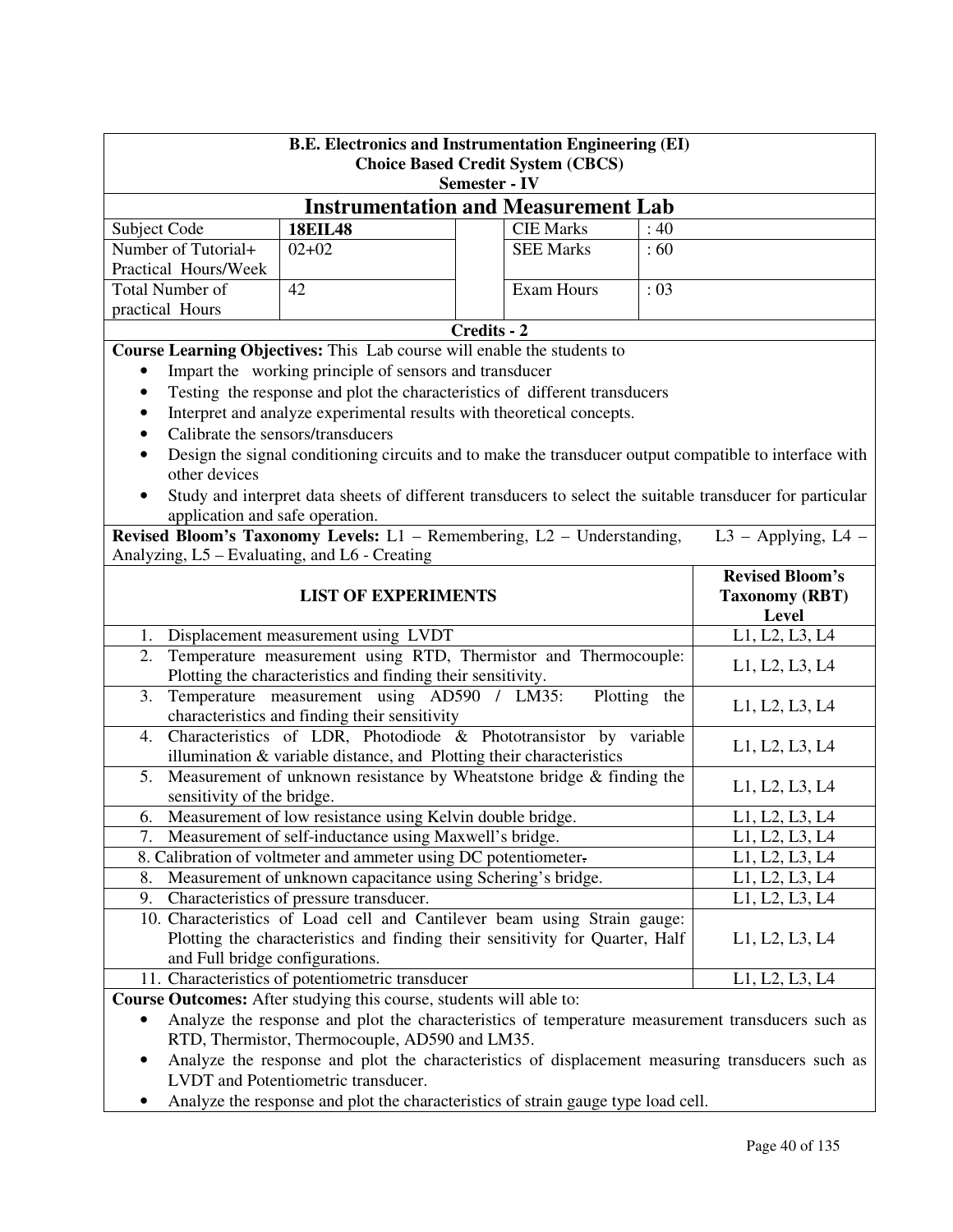**B.E. Electronics and Instrumentation Engineering (EI)**
**Choice Based Credit System (CBCS)**
**Semester - IV**

# Instrumentation and Measurement Lab

| Subject Code | **18EIL48** | | CIE Marks | : 40 |
|---|---|---|---|---|
| Number of Tutorial+ Practical Hours/Week | 02+02 | | SEE Marks | : 60 |
| Total Number of practical Hours | 42 | | Exam Hours | : 03 |

**Credits - 2**

**Course Learning Objectives:** This Lab course will enable the students to

- Impart the working principle of sensors and transducer
- Testing the response and plot the characteristics of different transducers
- Interpret and analyze experimental results with theoretical concepts.
- Calibrate the sensors/transducers
- Design the signal conditioning circuits and to make the transducer output compatible to interface with other devices
- Study and interpret data sheets of different transducers to select the suitable transducer for particular application and safe operation.

**Revised Bloom's Taxonomy Levels:** L1 – Remembering, L2 – Understanding, L3 – Applying, L4 – Analyzing, L5 – Evaluating, and L6 - Creating

| **LIST OF EXPERIMENTS** | **Revised Bloom's Taxonomy (RBT) Level** |
|---|---|
| 1. Displacement measurement using LVDT | L1, L2, L3, L4 |
| 2. Temperature measurement using RTD, Thermistor and Thermocouple: Plotting the characteristics and finding their sensitivity. | L1, L2, L3, L4 |
| 3. Temperature measurement using AD590 / LM35: Plotting the characteristics and finding their sensitivity | L1, L2, L3, L4 |
| 4. Characteristics of LDR, Photodiode & Phototransistor by variable illumination & variable distance, and Plotting their characteristics | L1, L2, L3, L4 |
| 5. Measurement of unknown resistance by Wheatstone bridge & finding the sensitivity of the bridge. | L1, L2, L3, L4 |
| 6. Measurement of low resistance using Kelvin double bridge. | L1, L2, L3, L4 |
| 7. Measurement of self-inductance using Maxwell's bridge. | L1, L2, L3, L4 |
| 8. Calibration of voltmeter and ammeter using DC potentiometer. | L1, L2, L3, L4 |
| 8. Measurement of unknown capacitance using Schering's bridge. | L1, L2, L3, L4 |
| 9. Characteristics of pressure transducer. | L1, L2, L3, L4 |
| 10. Characteristics of Load cell and Cantilever beam using Strain gauge: Plotting the characteristics and finding their sensitivity for Quarter, Half and Full bridge configurations. | L1, L2, L3, L4 |
| 11. Characteristics of potentiometric transducer | L1, L2, L3, L4 |

**Course Outcomes:** After studying this course, students will able to:

- Analyze the response and plot the characteristics of temperature measurement transducers such as RTD, Thermistor, Thermocouple, AD590 and LM35.
- Analyze the response and plot the characteristics of displacement measuring transducers such as LVDT and Potentiometric transducer.
- Analyze the response and plot the characteristics of strain gauge type load cell.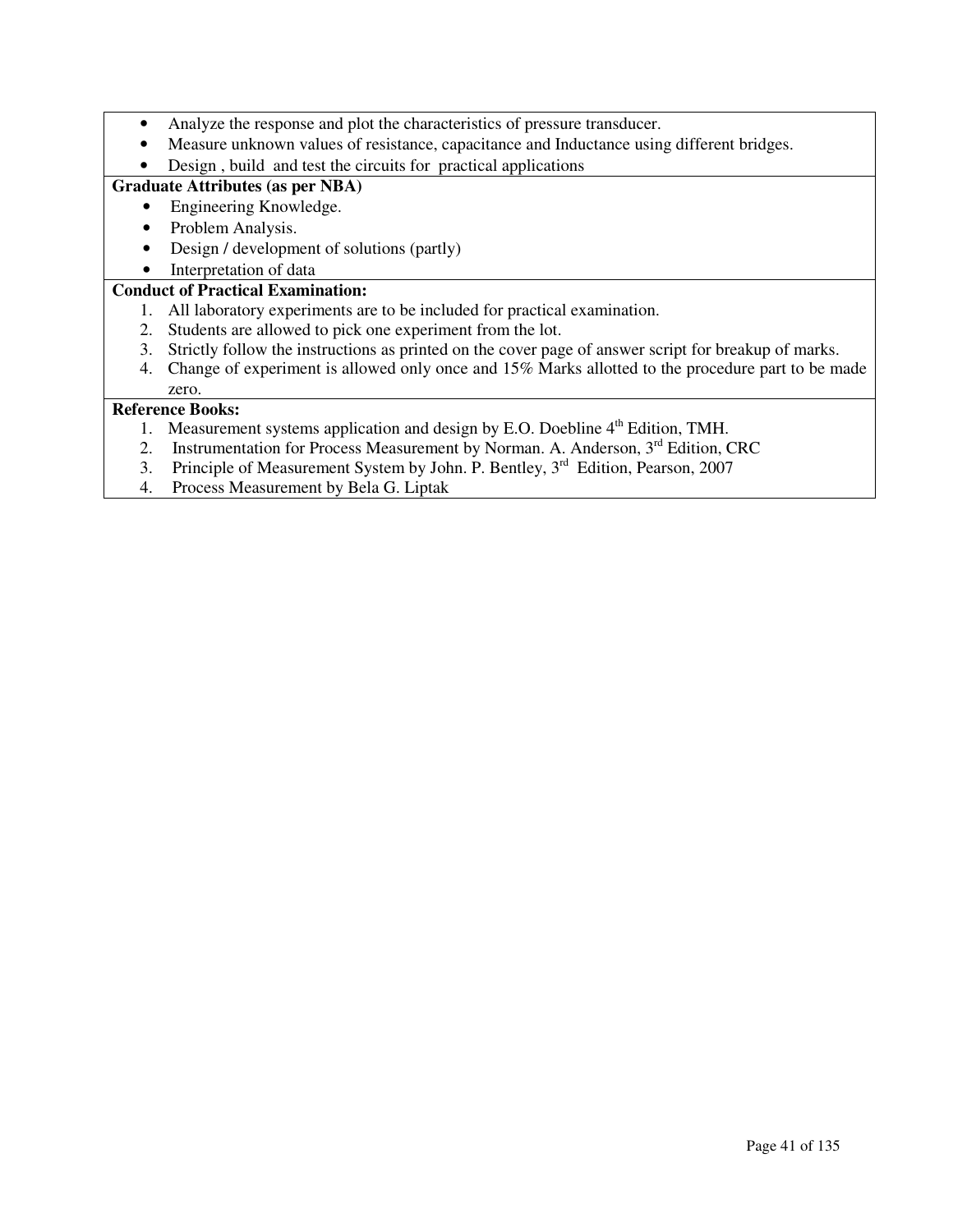- Analyze the response and plot the characteristics of pressure transducer.
- Measure unknown values of resistance, capacitance and Inductance using different bridges.
- Design , build and test the circuits for practical applications

**Graduate Attributes (as per NBA)**

- Engineering Knowledge.
- Problem Analysis.
- Design / development of solutions (partly)
- Interpretation of data

**Conduct of Practical Examination:**

1. All laboratory experiments are to be included for practical examination.
2. Students are allowed to pick one experiment from the lot.
3. Strictly follow the instructions as printed on the cover page of answer script for breakup of marks.
4. Change of experiment is allowed only once and 15% Marks allotted to the procedure part to be made zero.

**Reference Books:**

1. Measurement systems application and design by E.O. Doebline 4th Edition, TMH.
2. Instrumentation for Process Measurement by Norman. A. Anderson, 3rd Edition, CRC
3. Principle of Measurement System by John. P. Bentley, 3rd Edition, Pearson, 2007
4. Process Measurement by Bela G. Liptak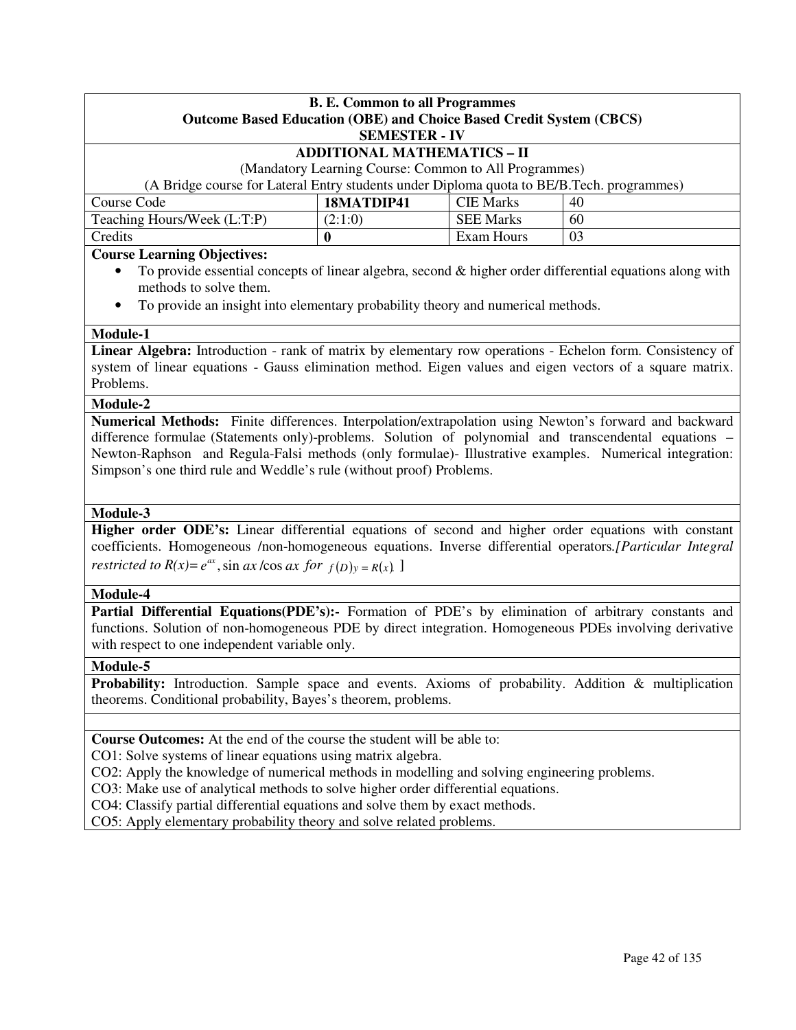**B. E. Common to all Programmes**
**Outcome Based Education (OBE) and Choice Based Credit System (CBCS)**
**SEMESTER - IV**

## ADDITIONAL MATHEMATICS – II

(Mandatory Learning Course: Common to All Programmes)

(A Bridge course for Lateral Entry students under Diploma quota to BE/B.Tech. programmes)

| Course Code | **18MATDIP41** | CIE Marks | 40 |
|---|---|---|---|
| Teaching Hours/Week (L:T:P) | (2:1:0) | SEE Marks | 60 |
| Credits | **0** | Exam Hours | 03 |

**Course Learning Objectives:**

- To provide essential concepts of linear algebra, second & higher order differential equations along with methods to solve them.
- To provide an insight into elementary probability theory and numerical methods.

**Module-1**

**Linear Algebra:** Introduction - rank of matrix by elementary row operations - Echelon form. Consistency of system of linear equations - Gauss elimination method. Eigen values and eigen vectors of a square matrix. Problems.

**Module-2**

**Numerical Methods:** Finite differences. Interpolation/extrapolation using Newton's forward and backward difference formulae (Statements only)-problems. Solution of polynomial and transcendental equations – Newton-Raphson and Regula-Falsi methods (only formulae)- Illustrative examples. Numerical integration: Simpson's one third rule and Weddle's rule (without proof) Problems.

**Module-3**

**Higher order ODE's:** Linear differential equations of second and higher order equations with constant coefficients. Homogeneous /non-homogeneous equations. Inverse differential operators.*[Particular Integral restricted to* $R(x)= e^{ax}$, $\sin ax$ /$\cos ax$ *for* $f(D)y = R(x)$. ]

**Module-4**

**Partial Differential Equations(PDE's):-** Formation of PDE's by elimination of arbitrary constants and functions. Solution of non-homogeneous PDE by direct integration. Homogeneous PDEs involving derivative with respect to one independent variable only.

**Module-5**

**Probability:** Introduction. Sample space and events. Axioms of probability. Addition & multiplication theorems. Conditional probability, Bayes's theorem, problems.

**Course Outcomes:** At the end of the course the student will be able to:

CO1: Solve systems of linear equations using matrix algebra.

CO2: Apply the knowledge of numerical methods in modelling and solving engineering problems.

CO3: Make use of analytical methods to solve higher order differential equations.

CO4: Classify partial differential equations and solve them by exact methods.

CO5: Apply elementary probability theory and solve related problems.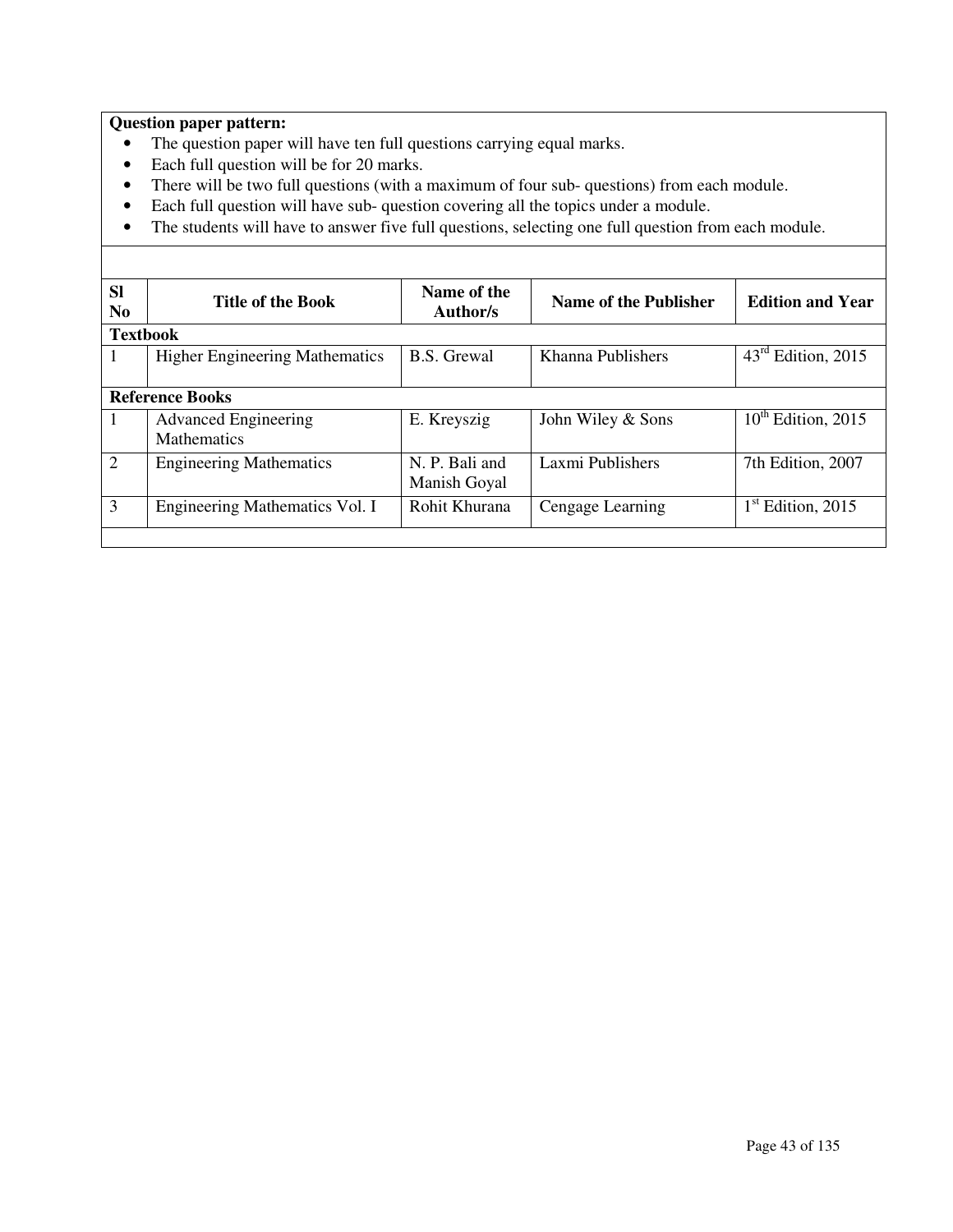**Question paper pattern:**

- The question paper will have ten full questions carrying equal marks.
- Each full question will be for 20 marks.
- There will be two full questions (with a maximum of four sub- questions) from each module.
- Each full question will have sub- question covering all the topics under a module.
- The students will have to answer five full questions, selecting one full question from each module.

| Sl No | Title of the Book | Name of the Author/s | Name of the Publisher | Edition and Year |
|---|---|---|---|---|
| **Textbook** | | | | |
| 1 | Higher Engineering Mathematics | B.S. Grewal | Khanna Publishers | 43rd Edition, 2015 |
| **Reference Books** | | | | |
| 1 | Advanced Engineering Mathematics | E. Kreyszig | John Wiley & Sons | 10th Edition, 2015 |
| 2 | Engineering Mathematics | N. P. Bali and Manish Goyal | Laxmi Publishers | 7th Edition, 2007 |
| 3 | Engineering Mathematics Vol. I | Rohit Khurana | Cengage Learning | 1st Edition, 2015 |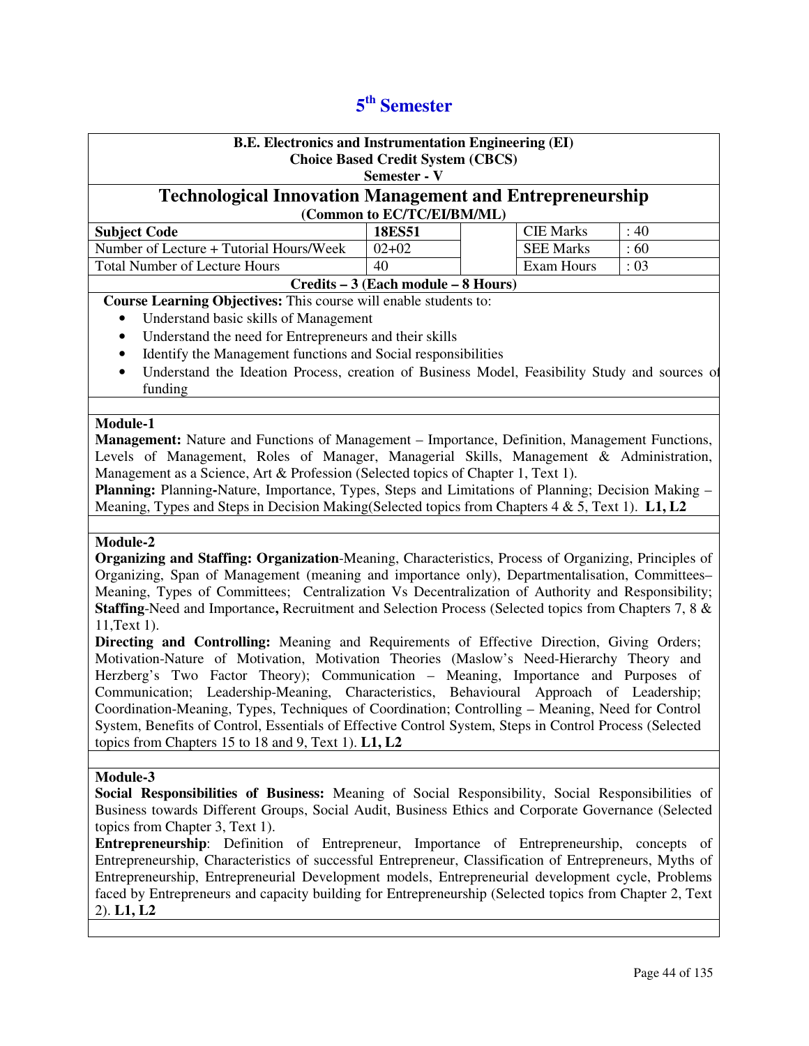# 5th Semester

**B.E. Electronics and Instrumentation Engineering (EI)**
**Choice Based Credit System (CBCS)**
**Semester - V**

## Technological Innovation Management and Entrepreneurship

**(Common to EC/TC/EI/BM/ML)**

| **Subject Code** | **18ES51** | | CIE Marks | : 40 |
|---|---|---|---|---|
| Number of Lecture + Tutorial Hours/Week | 02+02 | | SEE Marks | : 60 |
| Total Number of Lecture Hours | 40 | | Exam Hours | : 03 |

**Credits – 3 (Each module – 8 Hours)**

**Course Learning Objectives:** This course will enable students to:

- Understand basic skills of Management
- Understand the need for Entrepreneurs and their skills
- Identify the Management functions and Social responsibilities
- Understand the Ideation Process, creation of Business Model, Feasibility Study and sources of funding

**Module-1**

**Management:** Nature and Functions of Management – Importance, Definition, Management Functions, Levels of Management, Roles of Manager, Managerial Skills, Management & Administration, Management as a Science, Art & Profession (Selected topics of Chapter 1, Text 1).

**Planning:** Planning**-**Nature, Importance, Types, Steps and Limitations of Planning; Decision Making – Meaning, Types and Steps in Decision Making(Selected topics from Chapters 4 & 5, Text 1). **L1, L2**

**Module-2**

**Organizing and Staffing: Organization**-Meaning, Characteristics, Process of Organizing, Principles of Organizing, Span of Management (meaning and importance only), Departmentalisation, Committees– Meaning, Types of Committees; Centralization Vs Decentralization of Authority and Responsibility; **Staffing**-Need and Importance**,** Recruitment and Selection Process (Selected topics from Chapters 7, 8 & 11,Text 1).

**Directing and Controlling:** Meaning and Requirements of Effective Direction, Giving Orders; Motivation-Nature of Motivation, Motivation Theories (Maslow's Need-Hierarchy Theory and Herzberg's Two Factor Theory); Communication – Meaning, Importance and Purposes of Communication; Leadership-Meaning, Characteristics, Behavioural Approach of Leadership; Coordination-Meaning, Types, Techniques of Coordination; Controlling – Meaning, Need for Control System, Benefits of Control, Essentials of Effective Control System, Steps in Control Process (Selected topics from Chapters 15 to 18 and 9, Text 1). **L1, L2**

**Module-3**

**Social Responsibilities of Business:** Meaning of Social Responsibility, Social Responsibilities of Business towards Different Groups, Social Audit, Business Ethics and Corporate Governance (Selected topics from Chapter 3, Text 1).

**Entrepreneurship**: Definition of Entrepreneur, Importance of Entrepreneurship, concepts of Entrepreneurship, Characteristics of successful Entrepreneur, Classification of Entrepreneurs, Myths of Entrepreneurship, Entrepreneurial Development models, Entrepreneurial development cycle, Problems faced by Entrepreneurs and capacity building for Entrepreneurship (Selected topics from Chapter 2, Text 2). **L1, L2**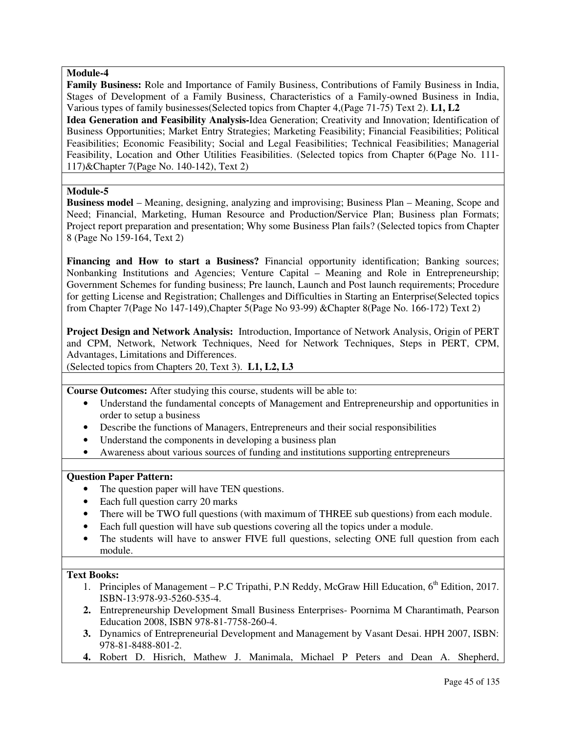**Module-4**

**Family Business:** Role and Importance of Family Business, Contributions of Family Business in India, Stages of Development of a Family Business, Characteristics of a Family-owned Business in India, Various types of family businesses(Selected topics from Chapter 4,(Page 71-75) Text 2). **L1, L2**

**Idea Generation and Feasibility Analysis-**Idea Generation; Creativity and Innovation; Identification of Business Opportunities; Market Entry Strategies; Marketing Feasibility; Financial Feasibilities; Political Feasibilities; Economic Feasibility; Social and Legal Feasibilities; Technical Feasibilities; Managerial Feasibility, Location and Other Utilities Feasibilities. (Selected topics from Chapter 6(Page No. 111-117)&Chapter 7(Page No. 140-142), Text 2)

**Module-5**

**Business model** – Meaning, designing, analyzing and improvising; Business Plan – Meaning, Scope and Need; Financial, Marketing, Human Resource and Production/Service Plan; Business plan Formats; Project report preparation and presentation; Why some Business Plan fails? (Selected topics from Chapter 8 (Page No 159-164, Text 2)

**Financing and How to start a Business?** Financial opportunity identification; Banking sources; Nonbanking Institutions and Agencies; Venture Capital – Meaning and Role in Entrepreneurship; Government Schemes for funding business; Pre launch, Launch and Post launch requirements; Procedure for getting License and Registration; Challenges and Difficulties in Starting an Enterprise(Selected topics from Chapter 7(Page No 147-149),Chapter 5(Page No 93-99) &Chapter 8(Page No. 166-172) Text 2)

**Project Design and Network Analysis:** Introduction, Importance of Network Analysis, Origin of PERT and CPM, Network, Network Techniques, Need for Network Techniques, Steps in PERT, CPM, Advantages, Limitations and Differences.
(Selected topics from Chapters 20, Text 3). **L1, L2, L3**

**Course Outcomes:** After studying this course, students will be able to:

- Understand the fundamental concepts of Management and Entrepreneurship and opportunities in order to setup a business
- Describe the functions of Managers, Entrepreneurs and their social responsibilities
- Understand the components in developing a business plan
- Awareness about various sources of funding and institutions supporting entrepreneurs

**Question Paper Pattern:**

- The question paper will have TEN questions.
- Each full question carry 20 marks
- There will be TWO full questions (with maximum of THREE sub questions) from each module.
- Each full question will have sub questions covering all the topics under a module.
- The students will have to answer FIVE full questions, selecting ONE full question from each module.

**Text Books:**

1. Principles of Management – P.C Tripathi, P.N Reddy, McGraw Hill Education, 6th Edition, 2017. ISBN-13:978-93-5260-535-4.
2. Entrepreneurship Development Small Business Enterprises- Poornima M Charantimath, Pearson Education 2008, ISBN 978-81-7758-260-4.
3. Dynamics of Entrepreneurial Development and Management by Vasant Desai. HPH 2007, ISBN: 978-81-8488-801-2.
4. Robert D. Hisrich, Mathew J. Manimala, Michael P Peters and Dean A. Shepherd,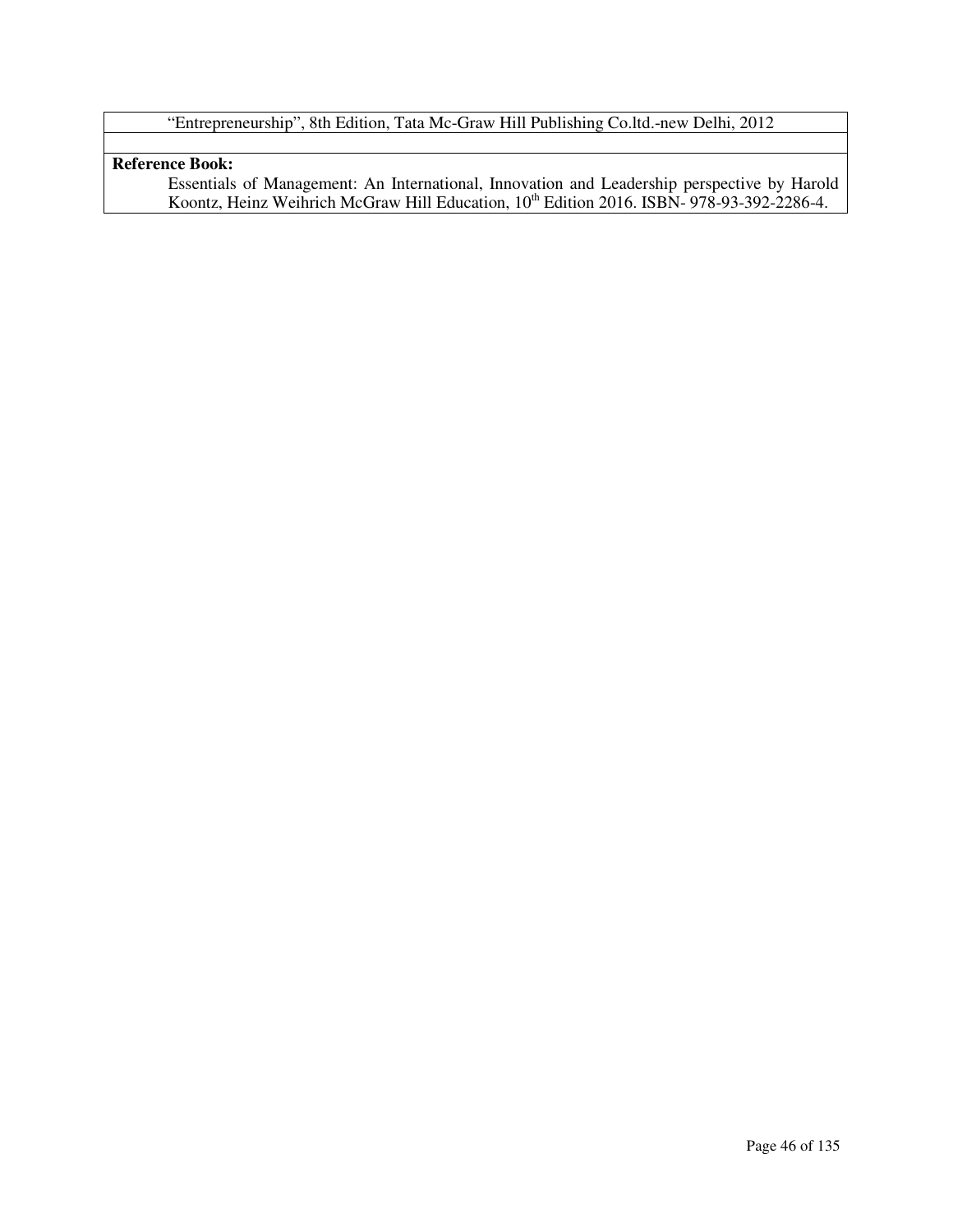“Entrepreneurship”, 8th Edition, Tata Mc-Graw Hill Publishing Co.ltd.-new Delhi, 2012

**Reference Book:**

Essentials of Management: An International, Innovation and Leadership perspective by Harold Koontz, Heinz Weihrich McGraw Hill Education, 10th Edition 2016. ISBN- 978-93-392-2286-4.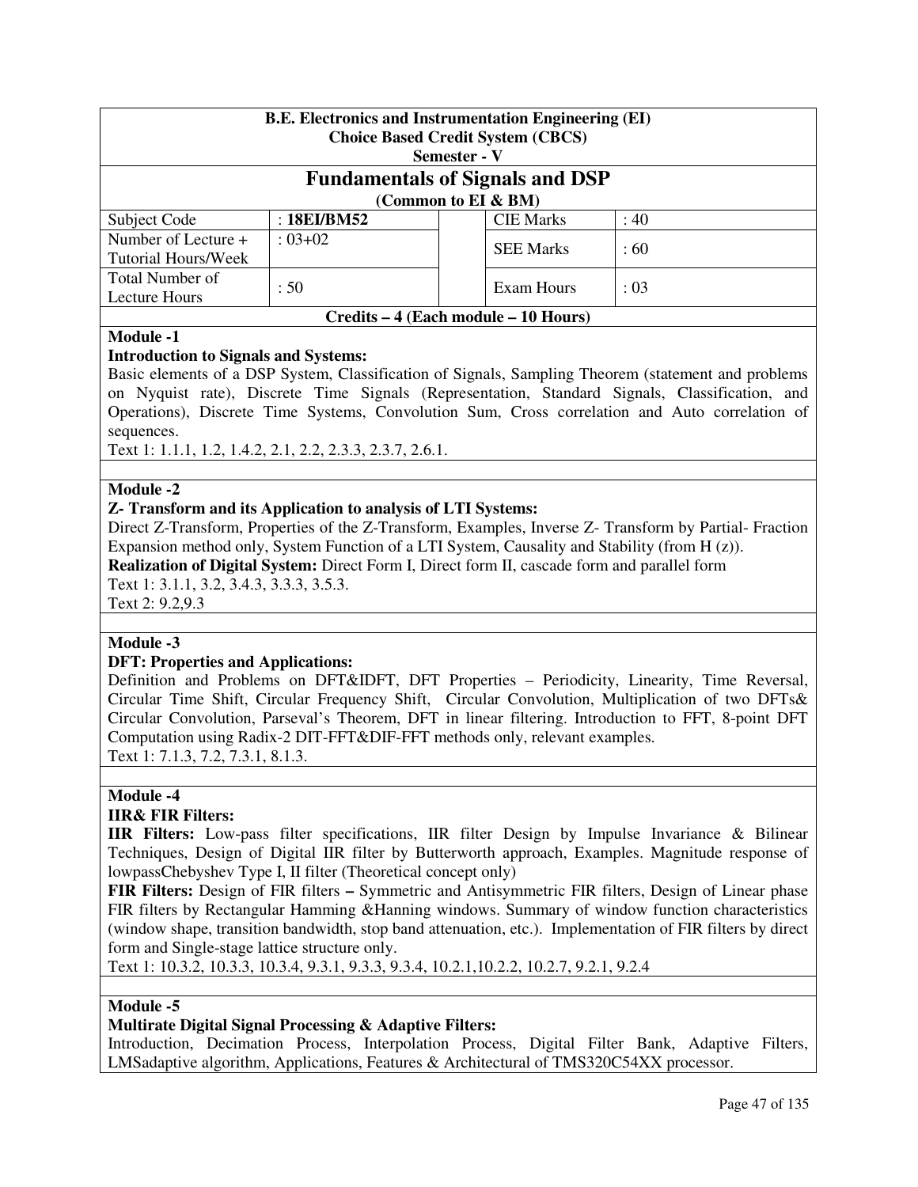**B.E. Electronics and Instrumentation Engineering (EI)**
**Choice Based Credit System (CBCS)**
**Semester - V**

# Fundamentals of Signals and DSP

**(Common to EI & BM)**

| Subject Code | : **18EI/BM52** | | CIE Marks | : 40 |
|---|---|---|---|---|
| Number of Lecture + Tutorial Hours/Week | : 03+02 | | SEE Marks | : 60 |
| Total Number of Lecture Hours | : 50 | | Exam Hours | : 03 |

**Credits – 4 (Each module – 10 Hours)**

**Module -1**

**Introduction to Signals and Systems:**

Basic elements of a DSP System, Classification of Signals, Sampling Theorem (statement and problems on Nyquist rate), Discrete Time Signals (Representation, Standard Signals, Classification, and Operations), Discrete Time Systems, Convolution Sum, Cross correlation and Auto correlation of sequences.

Text 1: 1.1.1, 1.2, 1.4.2, 2.1, 2.2, 2.3.3, 2.3.7, 2.6.1.

**Module -2**

**Z- Transform and its Application to analysis of LTI Systems:**

Direct Z-Transform, Properties of the Z-Transform, Examples, Inverse Z- Transform by Partial- Fraction Expansion method only, System Function of a LTI System, Causality and Stability (from H (z)).

**Realization of Digital System:** Direct Form I, Direct form II, cascade form and parallel form

Text 1: 3.1.1, 3.2, 3.4.3, 3.3.3, 3.5.3.

Text 2: 9.2,9.3

**Module -3**

**DFT: Properties and Applications:**

Definition and Problems on DFT&IDFT, DFT Properties – Periodicity, Linearity, Time Reversal, Circular Time Shift, Circular Frequency Shift, Circular Convolution, Multiplication of two DFTs& Circular Convolution, Parseval's Theorem, DFT in linear filtering. Introduction to FFT, 8-point DFT Computation using Radix-2 DIT-FFT&DIF-FFT methods only, relevant examples.

Text 1: 7.1.3, 7.2, 7.3.1, 8.1.3.

**Module -4**

**IIR& FIR Filters:**

**IIR Filters:** Low-pass filter specifications, IIR filter Design by Impulse Invariance & Bilinear Techniques, Design of Digital IIR filter by Butterworth approach, Examples. Magnitude response of lowpassChebyshev Type I, II filter (Theoretical concept only)

**FIR Filters:** Design of FIR filters **–** Symmetric and Antisymmetric FIR filters, Design of Linear phase FIR filters by Rectangular Hamming &Hanning windows. Summary of window function characteristics (window shape, transition bandwidth, stop band attenuation, etc.). Implementation of FIR filters by direct form and Single-stage lattice structure only.

Text 1: 10.3.2, 10.3.3, 10.3.4, 9.3.1, 9.3.3, 9.3.4, 10.2.1,10.2.2, 10.2.7, 9.2.1, 9.2.4

**Module -5**

**Multirate Digital Signal Processing & Adaptive Filters:**

Introduction, Decimation Process, Interpolation Process, Digital Filter Bank, Adaptive Filters, LMSadaptive algorithm, Applications, Features & Architectural of TMS320C54XX processor.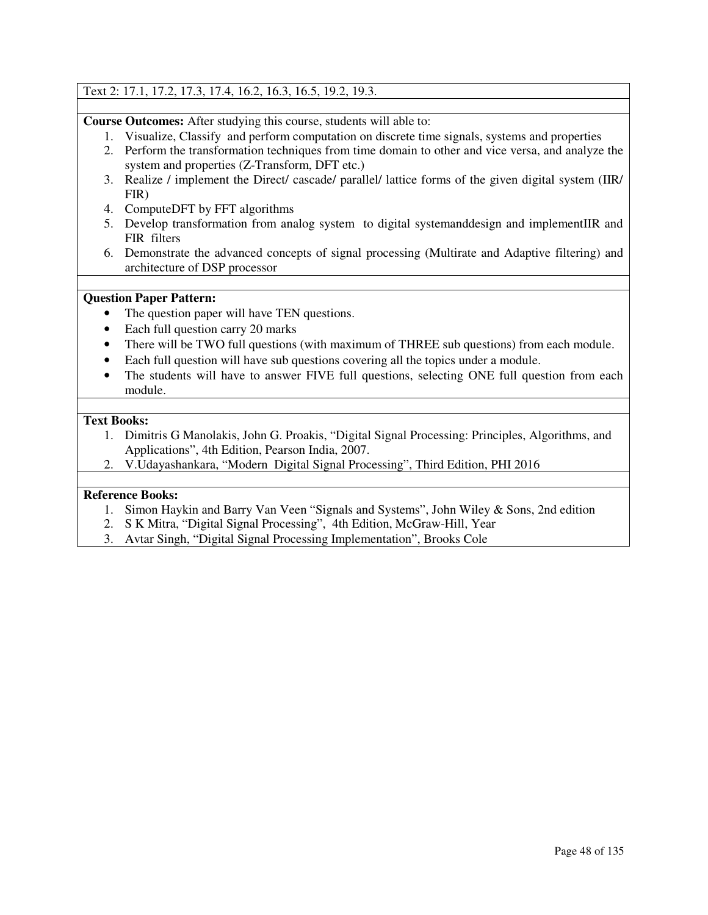Text 2: 17.1, 17.2, 17.3, 17.4, 16.2, 16.3, 16.5, 19.2, 19.3.

**Course Outcomes:** After studying this course, students will able to:

1. Visualize, Classify and perform computation on discrete time signals, systems and properties
2. Perform the transformation techniques from time domain to other and vice versa, and analyze the system and properties (Z-Transform, DFT etc.)
3. Realize / implement the Direct/ cascade/ parallel/ lattice forms of the given digital system (IIR/ FIR)
4. ComputeDFT by FFT algorithms
5. Develop transformation from analog system to digital systemanddesign and implementIIR and FIR filters
6. Demonstrate the advanced concepts of signal processing (Multirate and Adaptive filtering) and architecture of DSP processor

**Question Paper Pattern:**

- The question paper will have TEN questions.
- Each full question carry 20 marks
- There will be TWO full questions (with maximum of THREE sub questions) from each module.
- Each full question will have sub questions covering all the topics under a module.
- The students will have to answer FIVE full questions, selecting ONE full question from each module.

**Text Books:**

1. Dimitris G Manolakis, John G. Proakis, "Digital Signal Processing: Principles, Algorithms, and Applications", 4th Edition, Pearson India, 2007.
2. V.Udayashankara, "Modern Digital Signal Processing", Third Edition, PHI 2016

**Reference Books:**

1. Simon Haykin and Barry Van Veen "Signals and Systems", John Wiley & Sons, 2nd edition
2. S K Mitra, "Digital Signal Processing", 4th Edition, McGraw-Hill, Year
3. Avtar Singh, "Digital Signal Processing Implementation", Brooks Cole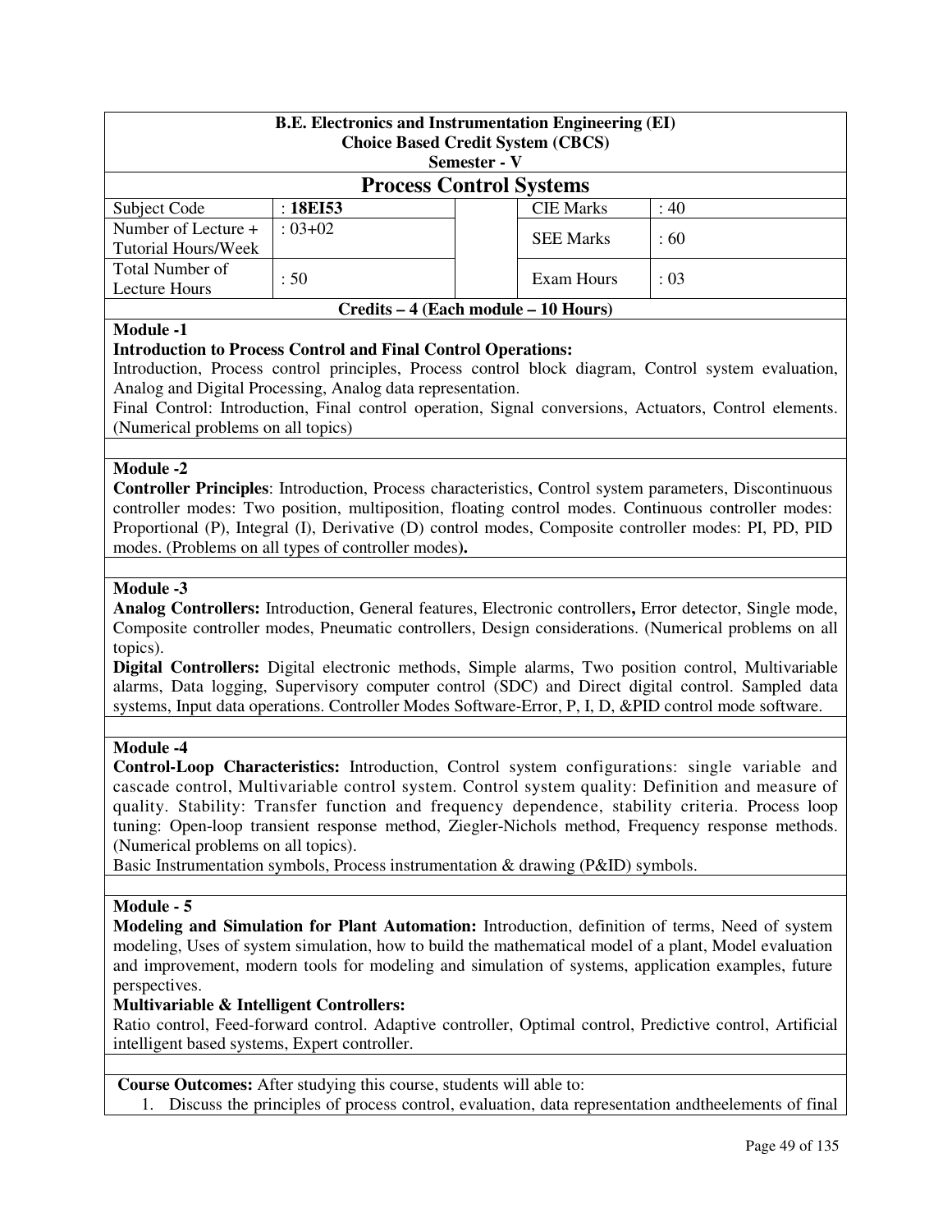**B.E. Electronics and Instrumentation Engineering (EI)**
**Choice Based Credit System (CBCS)**
**Semester - V**

# Process Control Systems

| Subject Code | : **18EI53** | | CIE Marks | : 40 |
|---|---|---|---|---|
| Number of Lecture + Tutorial Hours/Week | : 03+02 | | SEE Marks | : 60 |
| Total Number of Lecture Hours | : 50 | | Exam Hours | : 03 |

**Credits – 4 (Each module – 10 Hours)**

**Module -1**

**Introduction to Process Control and Final Control Operations:**
Introduction, Process control principles, Process control block diagram, Control system evaluation, Analog and Digital Processing, Analog data representation.
Final Control: Introduction, Final control operation, Signal conversions, Actuators, Control elements. (Numerical problems on all topics)

**Module -2**

**Controller Principles**: Introduction, Process characteristics, Control system parameters, Discontinuous controller modes: Two position, multiposition, floating control modes. Continuous controller modes: Proportional (P), Integral (I), Derivative (D) control modes, Composite controller modes: PI, PD, PID modes. (Problems on all types of controller modes**).**

**Module -3**

**Analog Controllers:** Introduction, General features, Electronic controllers**,** Error detector, Single mode, Composite controller modes, Pneumatic controllers, Design considerations. (Numerical problems on all topics).
**Digital Controllers:** Digital electronic methods, Simple alarms, Two position control, Multivariable alarms, Data logging, Supervisory computer control (SDC) and Direct digital control. Sampled data systems, Input data operations. Controller Modes Software-Error, P, I, D, &PID control mode software.

**Module -4**

**Control-Loop Characteristics:** Introduction, Control system configurations: single variable and cascade control, Multivariable control system. Control system quality: Definition and measure of quality. Stability: Transfer function and frequency dependence, stability criteria. Process loop tuning: Open-loop transient response method, Ziegler-Nichols method, Frequency response methods. (Numerical problems on all topics).
Basic Instrumentation symbols, Process instrumentation & drawing (P&ID) symbols.

**Module - 5**

**Modeling and Simulation for Plant Automation:** Introduction, definition of terms, Need of system modeling, Uses of system simulation, how to build the mathematical model of a plant, Model evaluation and improvement, modern tools for modeling and simulation of systems, application examples, future perspectives.
**Multivariable & Intelligent Controllers:**
Ratio control, Feed-forward control. Adaptive controller, Optimal control, Predictive control, Artificial intelligent based systems, Expert controller.

**Course Outcomes:** After studying this course, students will able to:

1. Discuss the principles of process control, evaluation, data representation andtheelements of final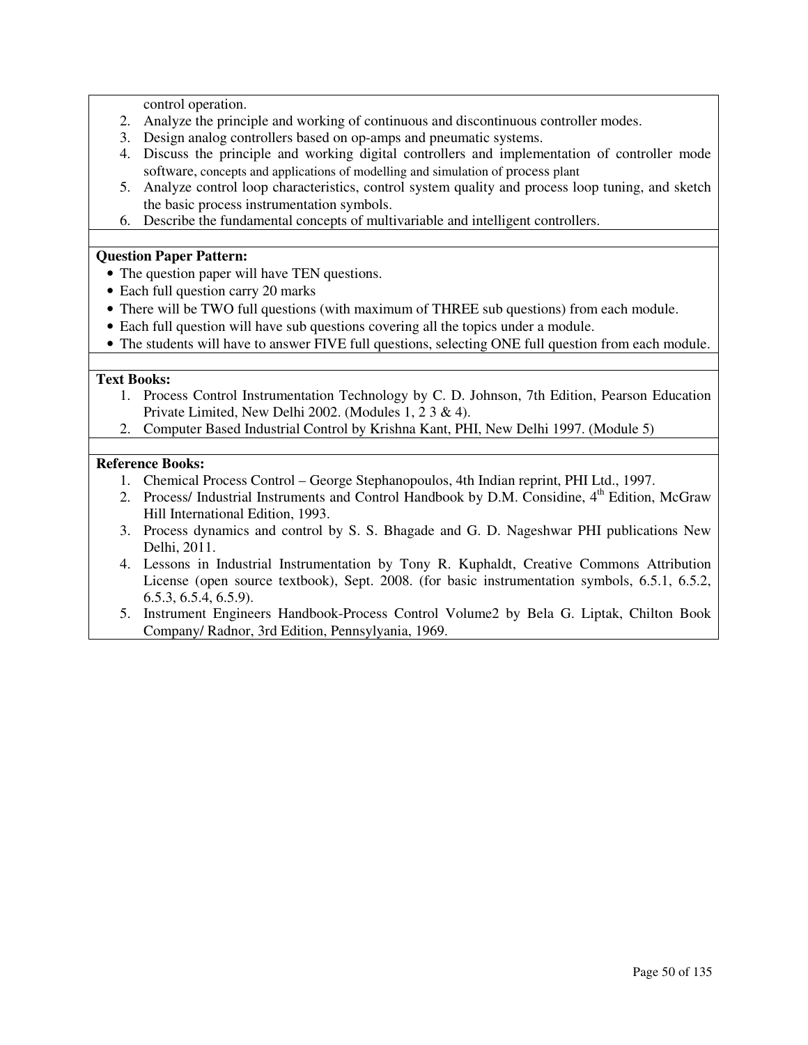control operation.

2. Analyze the principle and working of continuous and discontinuous controller modes.
3. Design analog controllers based on op-amps and pneumatic systems.
4. Discuss the principle and working digital controllers and implementation of controller mode software, concepts and applications of modelling and simulation of process plant
5. Analyze control loop characteristics, control system quality and process loop tuning, and sketch the basic process instrumentation symbols.
6. Describe the fundamental concepts of multivariable and intelligent controllers.

**Question Paper Pattern:**

- The question paper will have TEN questions.
- Each full question carry 20 marks
- There will be TWO full questions (with maximum of THREE sub questions) from each module.
- Each full question will have sub questions covering all the topics under a module.
- The students will have to answer FIVE full questions, selecting ONE full question from each module.

**Text Books:**

1. Process Control Instrumentation Technology by C. D. Johnson, 7th Edition, Pearson Education Private Limited, New Delhi 2002. (Modules 1, 2 3 & 4).
2. Computer Based Industrial Control by Krishna Kant, PHI, New Delhi 1997. (Module 5)

**Reference Books:**

1. Chemical Process Control – George Stephanopoulos, 4th Indian reprint, PHI Ltd., 1997.
2. Process/ Industrial Instruments and Control Handbook by D.M. Considine, 4th Edition, McGraw Hill International Edition, 1993.
3. Process dynamics and control by S. S. Bhagade and G. D. Nageshwar PHI publications New Delhi, 2011.
4. Lessons in Industrial Instrumentation by Tony R. Kuphaldt, Creative Commons Attribution License (open source textbook), Sept. 2008. (for basic instrumentation symbols, 6.5.1, 6.5.2, 6.5.3, 6.5.4, 6.5.9).
5. Instrument Engineers Handbook-Process Control Volume2 by Bela G. Liptak, Chilton Book Company/ Radnor, 3rd Edition, Pennsylyania, 1969.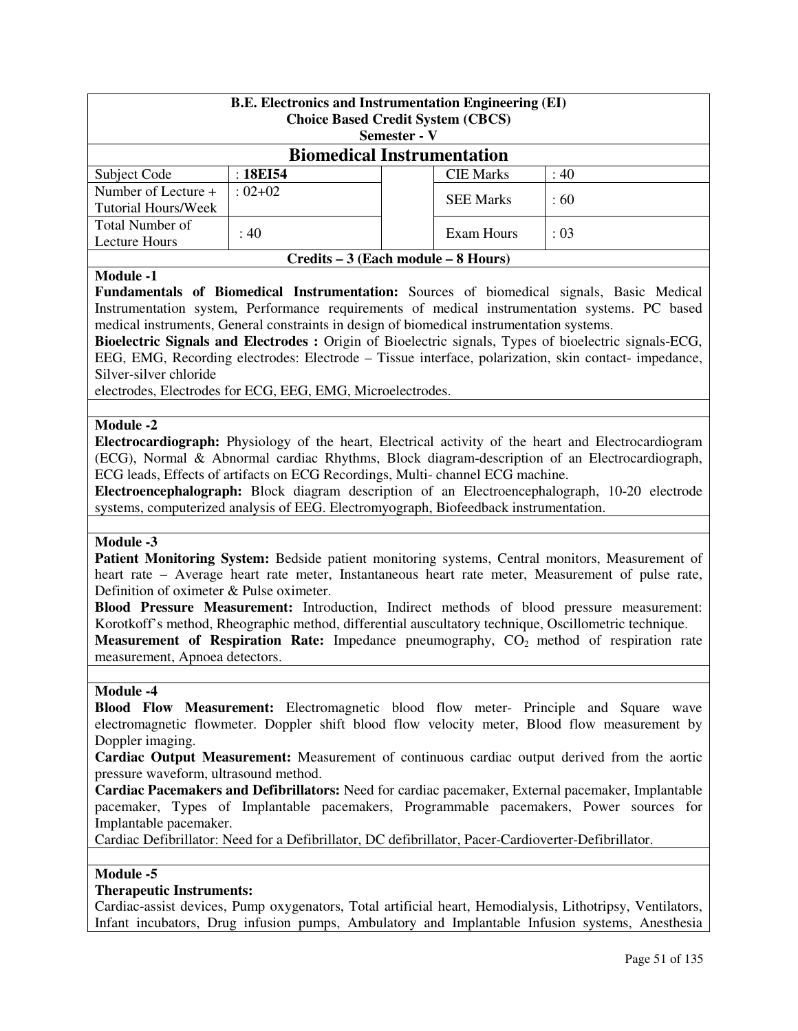**B.E. Electronics and Instrumentation Engineering (EI)**
**Choice Based Credit System (CBCS)**
**Semester - V**

# Biomedical Instrumentation

| Subject Code | : **18EI54** | | CIE Marks | : 40 |
|---|---|---|---|---|
| Number of Lecture + Tutorial Hours/Week | : 02+02 | | SEE Marks | : 60 |
| Total Number of Lecture Hours | : 40 | | Exam Hours | : 03 |

**Credits – 3 (Each module – 8 Hours)**

### Module -1

**Fundamentals of Biomedical Instrumentation:** Sources of biomedical signals, Basic Medical Instrumentation system, Performance requirements of medical instrumentation systems. PC based medical instruments, General constraints in design of biomedical instrumentation systems.

**Bioelectric Signals and Electrodes :** Origin of Bioelectric signals, Types of bioelectric signals-ECG, EEG, EMG, Recording electrodes: Electrode – Tissue interface, polarization, skin contact- impedance, Silver-silver chloride
electrodes, Electrodes for ECG, EEG, EMG, Microelectrodes.

### Module -2

**Electrocardiograph:** Physiology of the heart, Electrical activity of the heart and Electrocardiogram (ECG), Normal & Abnormal cardiac Rhythms, Block diagram-description of an Electrocardiograph, ECG leads, Effects of artifacts on ECG Recordings, Multi- channel ECG machine.

**Electroencephalograph:** Block diagram description of an Electroencephalograph, 10-20 electrode systems, computerized analysis of EEG. Electromyograph, Biofeedback instrumentation.

### Module -3

**Patient Monitoring System:** Bedside patient monitoring systems, Central monitors, Measurement of heart rate – Average heart rate meter, Instantaneous heart rate meter, Measurement of pulse rate, Definition of oximeter & Pulse oximeter.

**Blood Pressure Measurement:** Introduction, Indirect methods of blood pressure measurement: Korotkoff's method, Rheographic method, differential auscultatory technique, Oscillometric technique.

**Measurement of Respiration Rate:** Impedance pneumography, $CO_2$ method of respiration rate measurement, Apnoea detectors.

### Module -4

**Blood Flow Measurement:** Electromagnetic blood flow meter- Principle and Square wave electromagnetic flowmeter. Doppler shift blood flow velocity meter, Blood flow measurement by Doppler imaging.

**Cardiac Output Measurement:** Measurement of continuous cardiac output derived from the aortic pressure waveform, ultrasound method.

**Cardiac Pacemakers and Defibrillators:** Need for cardiac pacemaker, External pacemaker, Implantable pacemaker, Types of Implantable pacemakers, Programmable pacemakers, Power sources for Implantable pacemaker.

Cardiac Defibrillator: Need for a Defibrillator, DC defibrillator, Pacer-Cardioverter-Defibrillator.

### Module -5

**Therapeutic Instruments:**

Cardiac-assist devices, Pump oxygenators, Total artificial heart, Hemodialysis, Lithotripsy, Ventilators, Infant incubators, Drug infusion pumps, Ambulatory and Implantable Infusion systems, Anesthesia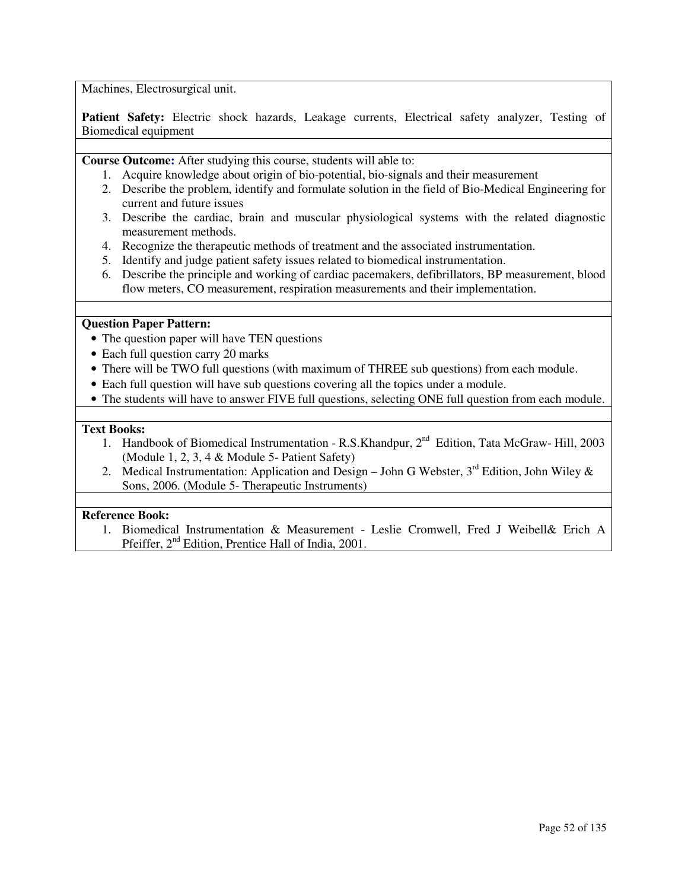Machines, Electrosurgical unit.

**Patient Safety:** Electric shock hazards, Leakage currents, Electrical safety analyzer, Testing of Biomedical equipment

**Course Outcome:** After studying this course, students will able to:

1. Acquire knowledge about origin of bio-potential, bio-signals and their measurement
2. Describe the problem, identify and formulate solution in the field of Bio-Medical Engineering for current and future issues
3. Describe the cardiac, brain and muscular physiological systems with the related diagnostic measurement methods.
4. Recognize the therapeutic methods of treatment and the associated instrumentation.
5. Identify and judge patient safety issues related to biomedical instrumentation.
6. Describe the principle and working of cardiac pacemakers, defibrillators, BP measurement, blood flow meters, CO measurement, respiration measurements and their implementation.

**Question Paper Pattern:**

- The question paper will have TEN questions
- Each full question carry 20 marks
- There will be TWO full questions (with maximum of THREE sub questions) from each module.
- Each full question will have sub questions covering all the topics under a module.
- The students will have to answer FIVE full questions, selecting ONE full question from each module.

**Text Books:**

1. Handbook of Biomedical Instrumentation - R.S.Khandpur, 2nd Edition, Tata McGraw- Hill, 2003 (Module 1, 2, 3, 4 & Module 5- Patient Safety)
2. Medical Instrumentation: Application and Design – John G Webster, 3rd Edition, John Wiley & Sons, 2006. (Module 5- Therapeutic Instruments)

**Reference Book:**

1. Biomedical Instrumentation & Measurement - Leslie Cromwell, Fred J Weibell& Erich A Pfeiffer, 2nd Edition, Prentice Hall of India, 2001.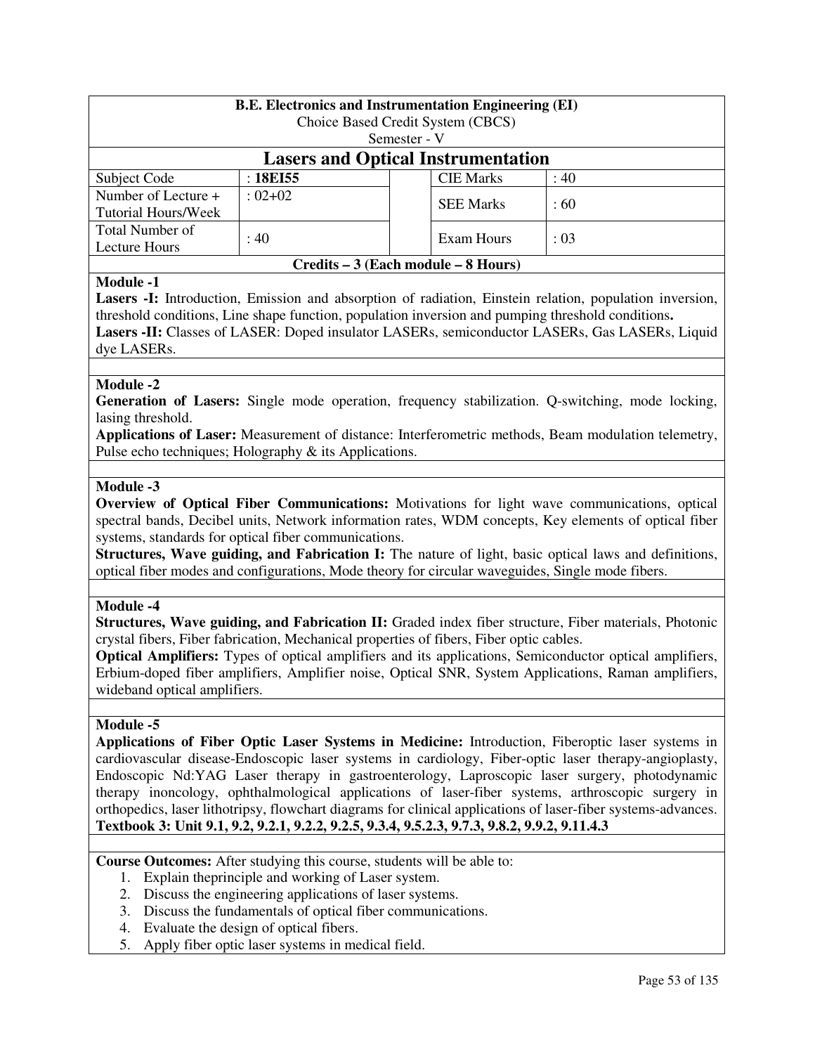**B.E. Electronics and Instrumentation Engineering (EI)**
Choice Based Credit System (CBCS)
Semester - V

## Lasers and Optical Instrumentation

| Subject Code | : **18EI55** | | CIE Marks | : 40 |
|---|---|---|---|---|
| Number of Lecture + Tutorial Hours/Week | : 02+02 | | SEE Marks | : 60 |
| Total Number of Lecture Hours | : 40 | | Exam Hours | : 03 |

**Credits – 3 (Each module – 8 Hours)**

**Module -1**

**Lasers -I:** Introduction, Emission and absorption of radiation, Einstein relation, population inversion, threshold conditions, Line shape function, population inversion and pumping threshold conditions**.**

**Lasers -II:** Classes of LASER: Doped insulator LASERs, semiconductor LASERs, Gas LASERs, Liquid dye LASERs.

**Module -2**

**Generation of Lasers:** Single mode operation, frequency stabilization. Q-switching, mode locking, lasing threshold.

**Applications of Laser:** Measurement of distance: Interferometric methods, Beam modulation telemetry, Pulse echo techniques; Holography & its Applications.

**Module -3**

**Overview of Optical Fiber Communications:** Motivations for light wave communications, optical spectral bands, Decibel units, Network information rates, WDM concepts, Key elements of optical fiber systems, standards for optical fiber communications.

**Structures, Wave guiding, and Fabrication I:** The nature of light, basic optical laws and definitions, optical fiber modes and configurations, Mode theory for circular waveguides, Single mode fibers.

**Module -4**

**Structures, Wave guiding, and Fabrication II:** Graded index fiber structure, Fiber materials, Photonic crystal fibers, Fiber fabrication, Mechanical properties of fibers, Fiber optic cables.

**Optical Amplifiers:** Types of optical amplifiers and its applications, Semiconductor optical amplifiers, Erbium-doped fiber amplifiers, Amplifier noise, Optical SNR, System Applications, Raman amplifiers, wideband optical amplifiers.

**Module -5**

**Applications of Fiber Optic Laser Systems in Medicine:** Introduction, Fiberoptic laser systems in cardiovascular disease-Endoscopic laser systems in cardiology, Fiber-optic laser therapy-angioplasty, Endoscopic Nd:YAG Laser therapy in gastroenterology, Laproscopic laser surgery, photodynamic therapy inoncology, ophthalmological applications of laser-fiber systems, arthroscopic surgery in orthopedics, laser lithotripsy, flowchart diagrams for clinical applications of laser-fiber systems-advances.

**Textbook 3: Unit 9.1, 9.2, 9.2.1, 9.2.2, 9.2.5, 9.3.4, 9.5.2.3, 9.7.3, 9.8.2, 9.9.2, 9.11.4.3**

**Course Outcomes:** After studying this course, students will be able to:

1. Explain theprinciple and working of Laser system.
2. Discuss the engineering applications of laser systems.
3. Discuss the fundamentals of optical fiber communications.
4. Evaluate the design of optical fibers.
5. Apply fiber optic laser systems in medical field.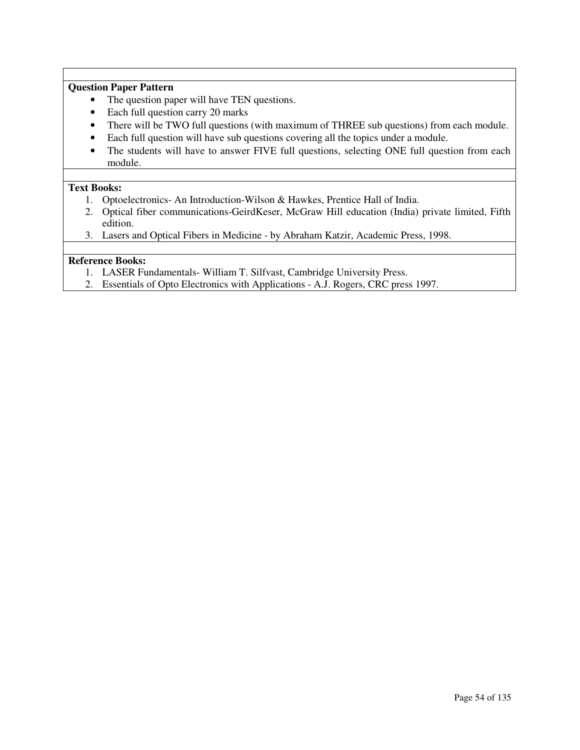**Question Paper Pattern**

- The question paper will have TEN questions.
- Each full question carry 20 marks
- There will be TWO full questions (with maximum of THREE sub questions) from each module.
- Each full question will have sub questions covering all the topics under a module.
- The students will have to answer FIVE full questions, selecting ONE full question from each module.

**Text Books:**

1. Optoelectronics- An Introduction-Wilson & Hawkes, Prentice Hall of India.
2. Optical fiber communications-GeirdKeser, McGraw Hill education (India) private limited, Fifth edition.
3. Lasers and Optical Fibers in Medicine - by Abraham Katzir, Academic Press, 1998.

**Reference Books:**

1. LASER Fundamentals- William T. Silfvast, Cambridge University Press.
2. Essentials of Opto Electronics with Applications - A.J. Rogers, CRC press 1997.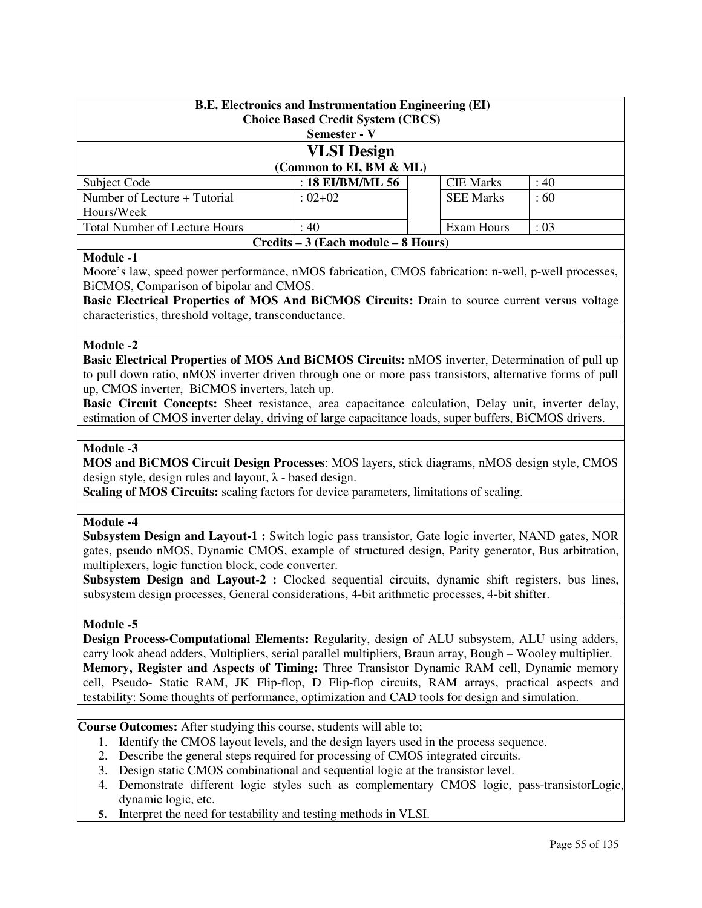**B.E. Electronics and Instrumentation Engineering (EI)**
**Choice Based Credit System (CBCS)**
**Semester - V**

# VLSI Design

**(Common to EI, BM & ML)**

| Subject Code | : **18 EI/BM/ML 56** | | CIE Marks | : 40 |
|---|---|---|---|---|
| Number of Lecture + Tutorial Hours/Week | : 02+02 | | SEE Marks | : 60 |
| Total Number of Lecture Hours | : 40 | | Exam Hours | : 03 |

**Credits – 3 (Each module – 8 Hours)**

**Module -1**

Moore's law, speed power performance, nMOS fabrication, CMOS fabrication: n-well, p-well processes, BiCMOS, Comparison of bipolar and CMOS.

**Basic Electrical Properties of MOS And BiCMOS Circuits:** Drain to source current versus voltage characteristics, threshold voltage, transconductance.

**Module -2**

**Basic Electrical Properties of MOS And BiCMOS Circuits:** nMOS inverter, Determination of pull up to pull down ratio, nMOS inverter driven through one or more pass transistors, alternative forms of pull up, CMOS inverter, BiCMOS inverters, latch up.

**Basic Circuit Concepts:** Sheet resistance, area capacitance calculation, Delay unit, inverter delay, estimation of CMOS inverter delay, driving of large capacitance loads, super buffers, BiCMOS drivers.

**Module -3**

**MOS and BiCMOS Circuit Design Processes**: MOS layers, stick diagrams, nMOS design style, CMOS design style, design rules and layout, λ - based design.

**Scaling of MOS Circuits:** scaling factors for device parameters, limitations of scaling.

**Module -4**

**Subsystem Design and Layout-1 :** Switch logic pass transistor, Gate logic inverter, NAND gates, NOR gates, pseudo nMOS, Dynamic CMOS, example of structured design, Parity generator, Bus arbitration, multiplexers, logic function block, code converter.

**Subsystem Design and Layout-2 :** Clocked sequential circuits, dynamic shift registers, bus lines, subsystem design processes, General considerations, 4-bit arithmetic processes, 4-bit shifter.

**Module -5**

**Design Process-Computational Elements:** Regularity, design of ALU subsystem, ALU using adders, carry look ahead adders, Multipliers, serial parallel multipliers, Braun array, Bough – Wooley multiplier.

**Memory, Register and Aspects of Timing:** Three Transistor Dynamic RAM cell, Dynamic memory cell, Pseudo- Static RAM, JK Flip-flop, D Flip-flop circuits, RAM arrays, practical aspects and testability: Some thoughts of performance, optimization and CAD tools for design and simulation.

**Course Outcomes:** After studying this course, students will able to;

1. Identify the CMOS layout levels, and the design layers used in the process sequence.
2. Describe the general steps required for processing of CMOS integrated circuits.
3. Design static CMOS combinational and sequential logic at the transistor level.
4. Demonstrate different logic styles such as complementary CMOS logic, pass-transistorLogic, dynamic logic, etc.
5. Interpret the need for testability and testing methods in VLSI.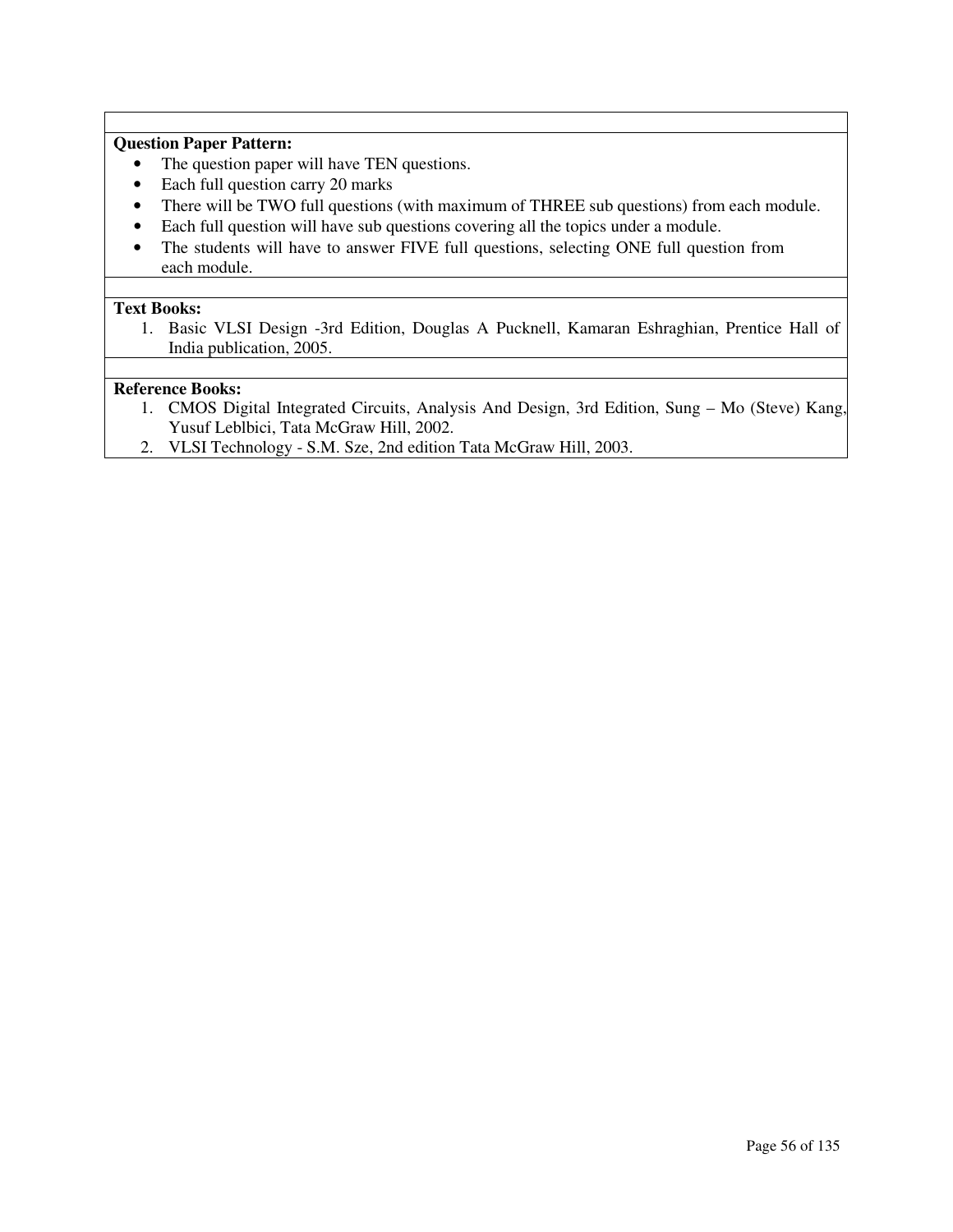**Question Paper Pattern:**

- The question paper will have TEN questions.
- Each full question carry 20 marks
- There will be TWO full questions (with maximum of THREE sub questions) from each module.
- Each full question will have sub questions covering all the topics under a module.
- The students will have to answer FIVE full questions, selecting ONE full question from each module.

**Text Books:**

1. Basic VLSI Design -3rd Edition, Douglas A Pucknell, Kamaran Eshraghian, Prentice Hall of India publication, 2005.

**Reference Books:**

1. CMOS Digital Integrated Circuits, Analysis And Design, 3rd Edition, Sung – Mo (Steve) Kang, Yusuf Leblbici, Tata McGraw Hill, 2002.
2. VLSI Technology - S.M. Sze, 2nd edition Tata McGraw Hill, 2003.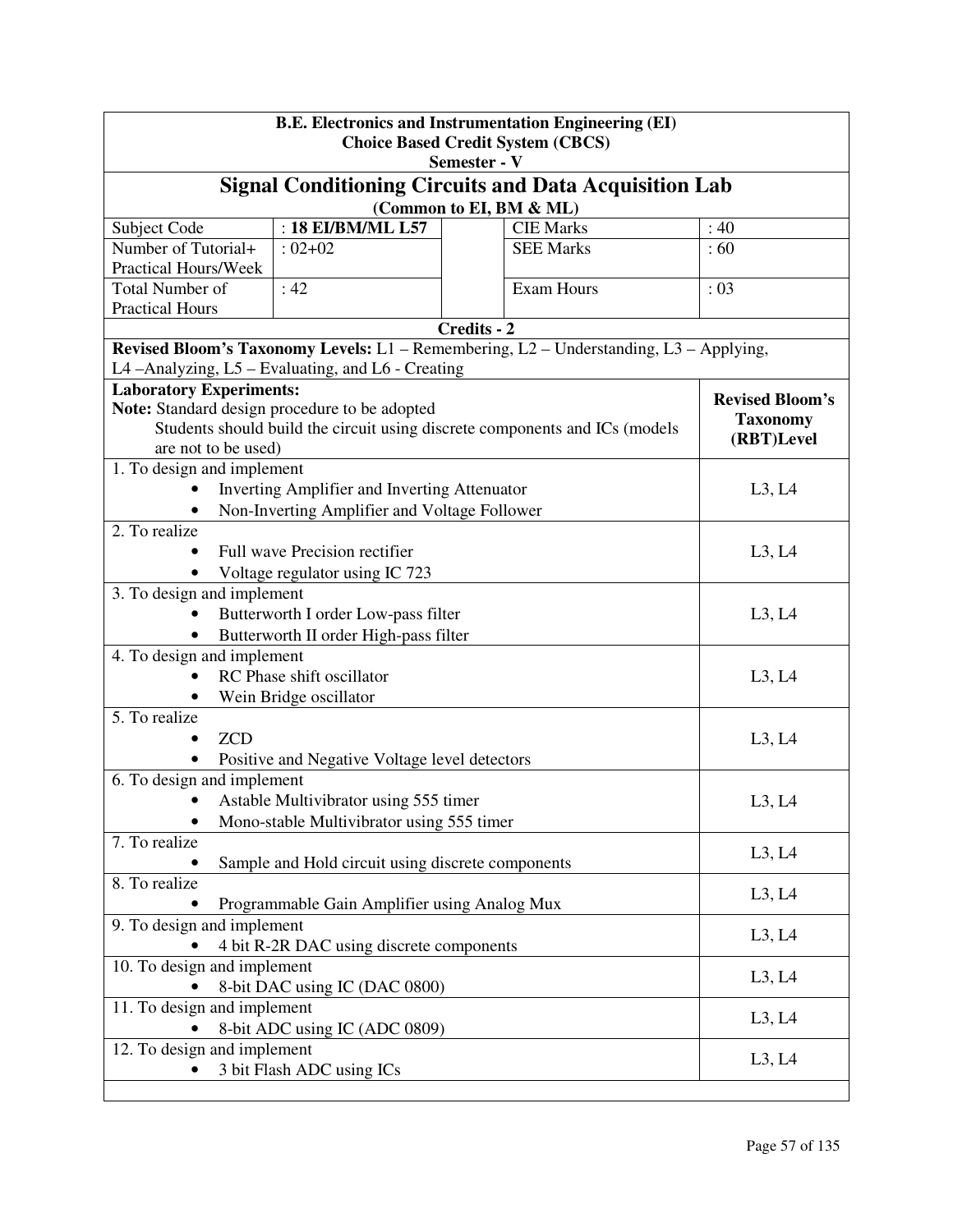**B.E. Electronics and Instrumentation Engineering (EI)**
**Choice Based Credit System (CBCS)**
**Semester - V**

## Signal Conditioning Circuits and Data Acquisition Lab

**(Common to EI, BM & ML)**

| Subject Code | : **18 EI/BM/ML L57** | | CIE Marks | : 40 |
|---|---|---|---|---|
| Number of Tutorial+ Practical Hours/Week | : 02+02 | | SEE Marks | : 60 |
| Total Number of Practical Hours | : 42 | | Exam Hours | : 03 |

**Credits - 2**

**Revised Bloom's Taxonomy Levels:** L1 – Remembering, L2 – Understanding, L3 – Applying, L4 –Analyzing, L5 – Evaluating, and L6 - Creating

| **Laboratory Experiments:** **Note:** Standard design procedure to be adopted. Students should build the circuit using discrete components and ICs (models are not to be used) | **Revised Bloom's Taxonomy (RBT)Level** |
|---|---|
| 1. To design and implement<br>• Inverting Amplifier and Inverting Attenuator<br>• Non-Inverting Amplifier and Voltage Follower | L3, L4 |
| 2. To realize<br>• Full wave Precision rectifier<br>• Voltage regulator using IC 723 | L3, L4 |
| 3. To design and implement<br>• Butterworth I order Low-pass filter<br>• Butterworth II order High-pass filter | L3, L4 |
| 4. To design and implement<br>• RC Phase shift oscillator<br>• Wein Bridge oscillator | L3, L4 |
| 5. To realize<br>• ZCD<br>• Positive and Negative Voltage level detectors | L3, L4 |
| 6. To design and implement<br>• Astable Multivibrator using 555 timer<br>• Mono-stable Multivibrator using 555 timer | L3, L4 |
| 7. To realize<br>• Sample and Hold circuit using discrete components | L3, L4 |
| 8. To realize<br>• Programmable Gain Amplifier using Analog Mux | L3, L4 |
| 9. To design and implement<br>• 4 bit R-2R DAC using discrete components | L3, L4 |
| 10. To design and implement<br>• 8-bit DAC using IC (DAC 0800) | L3, L4 |
| 11. To design and implement<br>• 8-bit ADC using IC (ADC 0809) | L3, L4 |
| 12. To design and implement<br>• 3 bit Flash ADC using ICs | L3, L4 |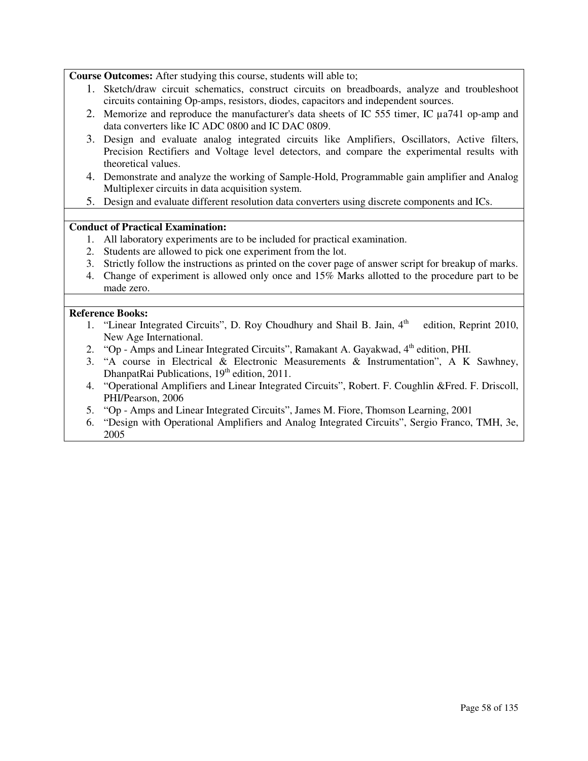**Course Outcomes:** After studying this course, students will able to;

1. Sketch/draw circuit schematics, construct circuits on breadboards, analyze and troubleshoot circuits containing Op-amps, resistors, diodes, capacitors and independent sources.
2. Memorize and reproduce the manufacturer's data sheets of IC 555 timer, IC µa741 op-amp and data converters like IC ADC 0800 and IC DAC 0809.
3. Design and evaluate analog integrated circuits like Amplifiers, Oscillators, Active filters, Precision Rectifiers and Voltage level detectors, and compare the experimental results with theoretical values.
4. Demonstrate and analyze the working of Sample-Hold, Programmable gain amplifier and Analog Multiplexer circuits in data acquisition system.
5. Design and evaluate different resolution data converters using discrete components and ICs.

**Conduct of Practical Examination:**

1. All laboratory experiments are to be included for practical examination.
2. Students are allowed to pick one experiment from the lot.
3. Strictly follow the instructions as printed on the cover page of answer script for breakup of marks.
4. Change of experiment is allowed only once and 15% Marks allotted to the procedure part to be made zero.

**Reference Books:**

1. "Linear Integrated Circuits", D. Roy Choudhury and Shail B. Jain, 4th edition, Reprint 2010, New Age International.
2. "Op - Amps and Linear Integrated Circuits", Ramakant A. Gayakwad, 4th edition, PHI.
3. "A course in Electrical & Electronic Measurements & Instrumentation", A K Sawhney, DhanpatRai Publications, 19th edition, 2011.
4. "Operational Amplifiers and Linear Integrated Circuits", Robert. F. Coughlin &Fred. F. Driscoll, PHI/Pearson, 2006
5. "Op - Amps and Linear Integrated Circuits", James M. Fiore, Thomson Learning, 2001
6. "Design with Operational Amplifiers and Analog Integrated Circuits", Sergio Franco, TMH, 3e, 2005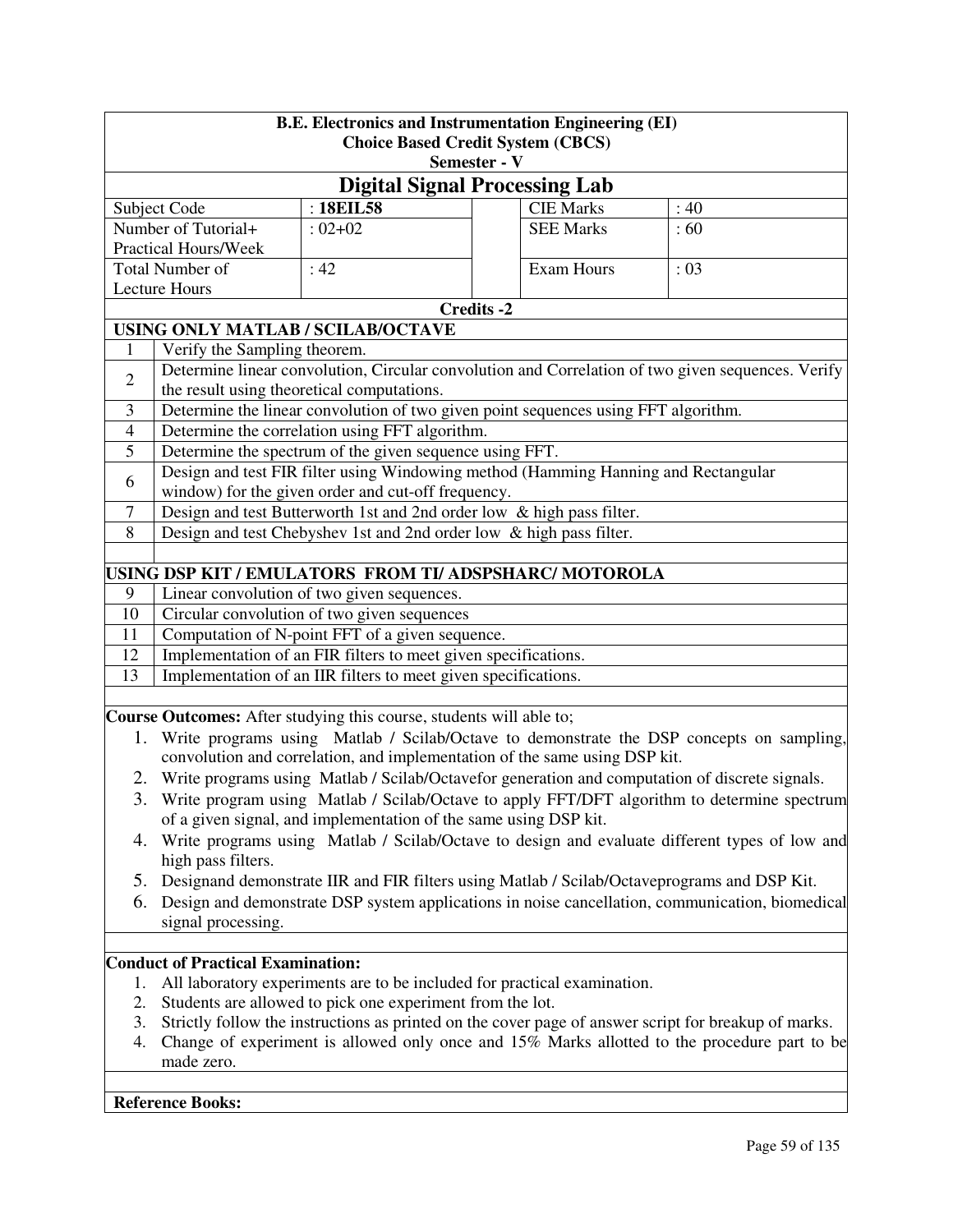**B.E. Electronics and Instrumentation Engineering (EI)**
**Choice Based Credit System (CBCS)**
**Semester - V**

# Digital Signal Processing Lab

| Subject Code | : **18EIL58** | | CIE Marks | : 40 |
|---|---|---|---|---|
| Number of Tutorial+ Practical Hours/Week | : 02+02 | | SEE Marks | : 60 |
| Total Number of Lecture Hours | : 42 | | Exam Hours | : 03 |

**Credits -2**

**USING ONLY MATLAB / SCILAB/OCTAVE**

| | |
|---|---|
| 1 | Verify the Sampling theorem. |
| 2 | Determine linear convolution, Circular convolution and Correlation of two given sequences. Verify the result using theoretical computations. |
| 3 | Determine the linear convolution of two given point sequences using FFT algorithm. |
| 4 | Determine the correlation using FFT algorithm. |
| 5 | Determine the spectrum of the given sequence using FFT. |
| 6 | Design and test FIR filter using Windowing method (Hamming Hanning and Rectangular window) for the given order and cut-off frequency. |
| 7 | Design and test Butterworth 1st and 2nd order low & high pass filter. |
| 8 | Design and test Chebyshev 1st and 2nd order low & high pass filter. |

**USING DSP KIT / EMULATORS FROM TI/ ADSPSHARC/ MOTOROLA**

| | |
|---|---|
| 9 | Linear convolution of two given sequences. |
| 10 | Circular convolution of two given sequences |
| 11 | Computation of N-point FFT of a given sequence. |
| 12 | Implementation of an FIR filters to meet given specifications. |
| 13 | Implementation of an IIR filters to meet given specifications. |

**Course Outcomes:** After studying this course, students will able to;

1. Write programs using Matlab / Scilab/Octave to demonstrate the DSP concepts on sampling, convolution and correlation, and implementation of the same using DSP kit.
2. Write programs using Matlab / Scilab/Octavefor generation and computation of discrete signals.
3. Write program using Matlab / Scilab/Octave to apply FFT/DFT algorithm to determine spectrum of a given signal, and implementation of the same using DSP kit.
4. Write programs using Matlab / Scilab/Octave to design and evaluate different types of low and high pass filters.
5. Designand demonstrate IIR and FIR filters using Matlab / Scilab/Octaveprograms and DSP Kit.
6. Design and demonstrate DSP system applications in noise cancellation, communication, biomedical signal processing.

**Conduct of Practical Examination:**

1. All laboratory experiments are to be included for practical examination.
2. Students are allowed to pick one experiment from the lot.
3. Strictly follow the instructions as printed on the cover page of answer script for breakup of marks.
4. Change of experiment is allowed only once and 15% Marks allotted to the procedure part to be made zero.

**Reference Books:**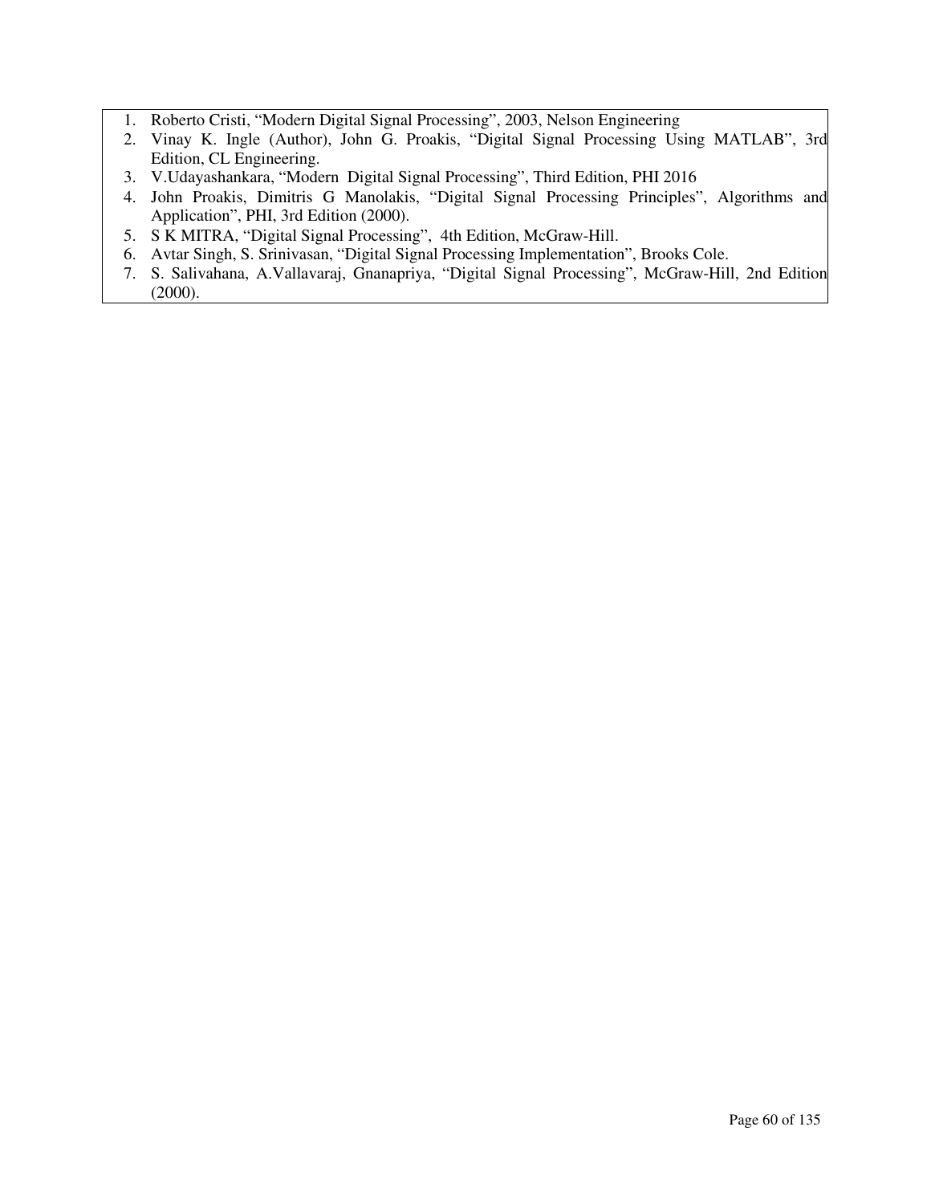1. Roberto Cristi, "Modern Digital Signal Processing", 2003, Nelson Engineering
2. Vinay K. Ingle (Author), John G. Proakis, "Digital Signal Processing Using MATLAB", 3rd Edition, CL Engineering.
3. V.Udayashankara, "Modern Digital Signal Processing", Third Edition, PHI 2016
4. John Proakis, Dimitris G Manolakis, "Digital Signal Processing Principles", Algorithms and Application", PHI, 3rd Edition (2000).
5. S K MITRA, "Digital Signal Processing", 4th Edition, McGraw-Hill.
6. Avtar Singh, S. Srinivasan, "Digital Signal Processing Implementation", Brooks Cole.
7. S. Salivahana, A.Vallavaraj, Gnanapriya, "Digital Signal Processing", McGraw-Hill, 2nd Edition (2000).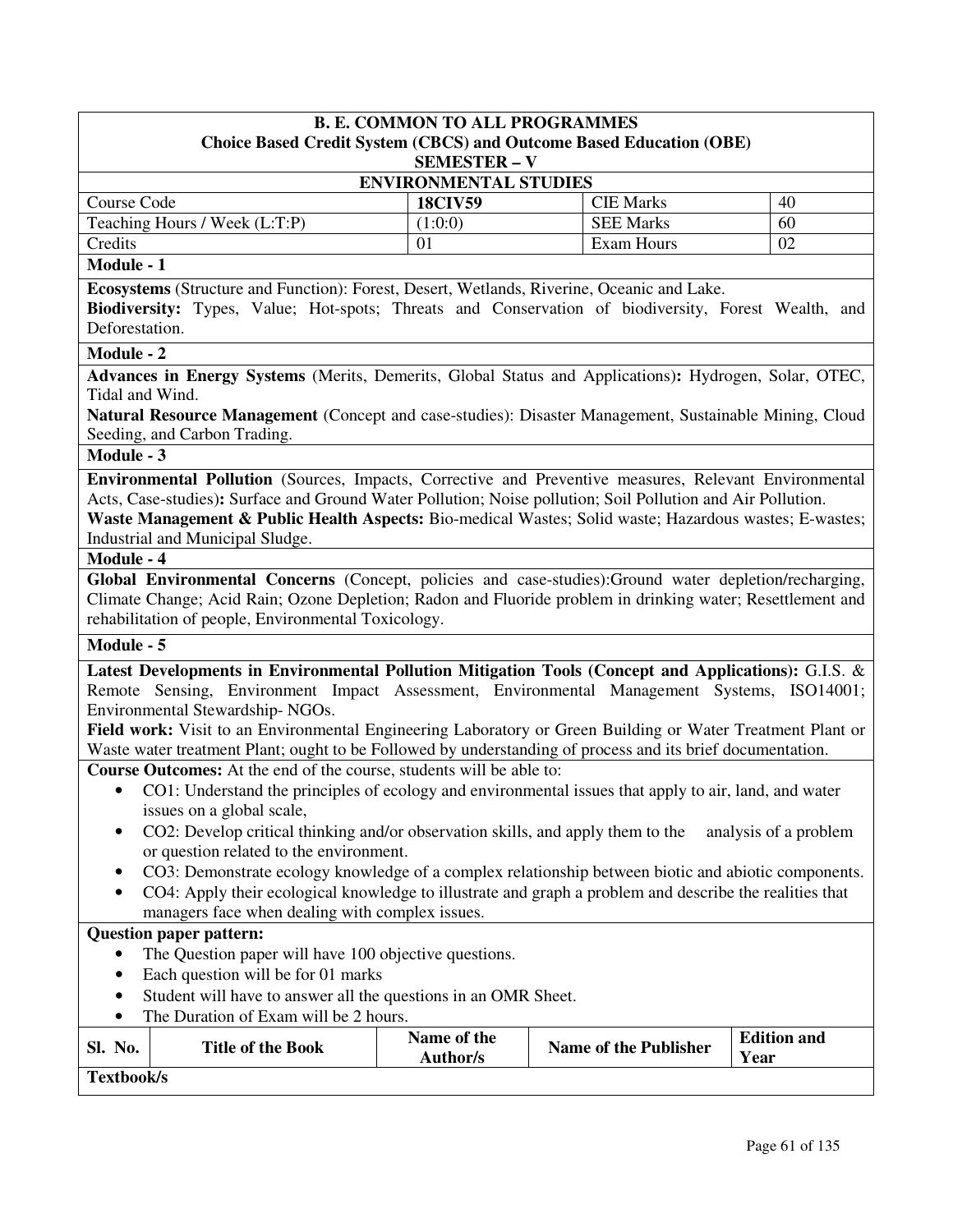**B. E. COMMON TO ALL PROGRAMMES**
**Choice Based Credit System (CBCS) and Outcome Based Education (OBE)**
**SEMESTER – V**

## ENVIRONMENTAL STUDIES

| | | | |
|---|---|---|---|
| Course Code | **18CIV59** | CIE Marks | 40 |
| Teaching Hours / Week (L:T:P) | (1:0:0) | SEE Marks | 60 |
| Credits | 01 | Exam Hours | 02 |

**Module - 1**

**Ecosystems** (Structure and Function): Forest, Desert, Wetlands, Riverine, Oceanic and Lake.
**Biodiversity:** Types, Value; Hot-spots; Threats and Conservation of biodiversity, Forest Wealth, and Deforestation.

**Module - 2**

**Advances in Energy Systems** (Merits, Demerits, Global Status and Applications)**:** Hydrogen, Solar, OTEC, Tidal and Wind.
**Natural Resource Management** (Concept and case-studies): Disaster Management, Sustainable Mining, Cloud Seeding, and Carbon Trading.

**Module - 3**

**Environmental Pollution** (Sources, Impacts, Corrective and Preventive measures, Relevant Environmental Acts, Case-studies)**:** Surface and Ground Water Pollution; Noise pollution; Soil Pollution and Air Pollution.
**Waste Management & Public Health Aspects:** Bio-medical Wastes; Solid waste; Hazardous wastes; E-wastes; Industrial and Municipal Sludge.

**Module - 4**

**Global Environmental Concerns** (Concept, policies and case-studies):Ground water depletion/recharging, Climate Change; Acid Rain; Ozone Depletion; Radon and Fluoride problem in drinking water; Resettlement and rehabilitation of people, Environmental Toxicology.

**Module - 5**

**Latest Developments in Environmental Pollution Mitigation Tools (Concept and Applications):** G.I.S. & Remote Sensing, Environment Impact Assessment, Environmental Management Systems, ISO14001; Environmental Stewardship- NGOs.
**Field work:** Visit to an Environmental Engineering Laboratory or Green Building or Water Treatment Plant or Waste water treatment Plant; ought to be Followed by understanding of process and its brief documentation.

**Course Outcomes:** At the end of the course, students will be able to:

- CO1: Understand the principles of ecology and environmental issues that apply to air, land, and water issues on a global scale,
- CO2: Develop critical thinking and/or observation skills, and apply them to the analysis of a problem or question related to the environment.
- CO3: Demonstrate ecology knowledge of a complex relationship between biotic and abiotic components.
- CO4: Apply their ecological knowledge to illustrate and graph a problem and describe the realities that managers face when dealing with complex issues.

**Question paper pattern:**

- The Question paper will have 100 objective questions.
- Each question will be for 01 marks
- Student will have to answer all the questions in an OMR Sheet.
- The Duration of Exam will be 2 hours.

| Sl. No. | Title of the Book | Name of the Author/s | Name of the Publisher | Edition and Year |
|---|---|---|---|---|
| **Textbook/s** | | | | |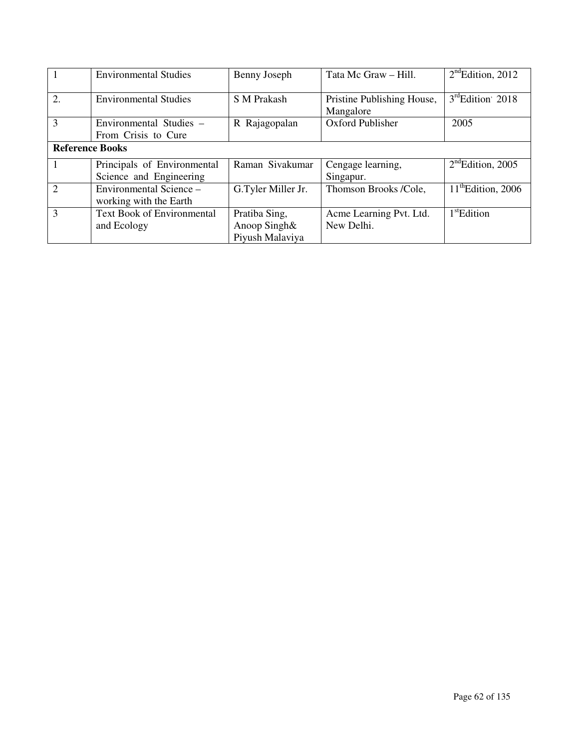| 1 | Environmental Studies | Benny Joseph | Tata Mc Graw – Hill. | 2nd Edition, 2012 |
|---|---|---|---|---|
| 2. | Environmental Studies | S M Prakash | Pristine Publishing House, Mangalore | 3rd Edition 2018 |
| 3 | Environmental Studies – From Crisis to Cure | R Rajagopalan | Oxford Publisher | 2005 |
| **Reference Books** | | | | |
| 1 | Principals of Environmental Science and Engineering | Raman Sivakumar | Cengage learning, Singapur. | 2nd Edition, 2005 |
| 2 | Environmental Science – working with the Earth | G.Tyler Miller Jr. | Thomson Brooks /Cole, | 11th Edition, 2006 |
| 3 | Text Book of Environmental and Ecology | Pratiba Sing, Anoop Singh& Piyush Malaviya | Acme Learning Pvt. Ltd. New Delhi. | 1st Edition |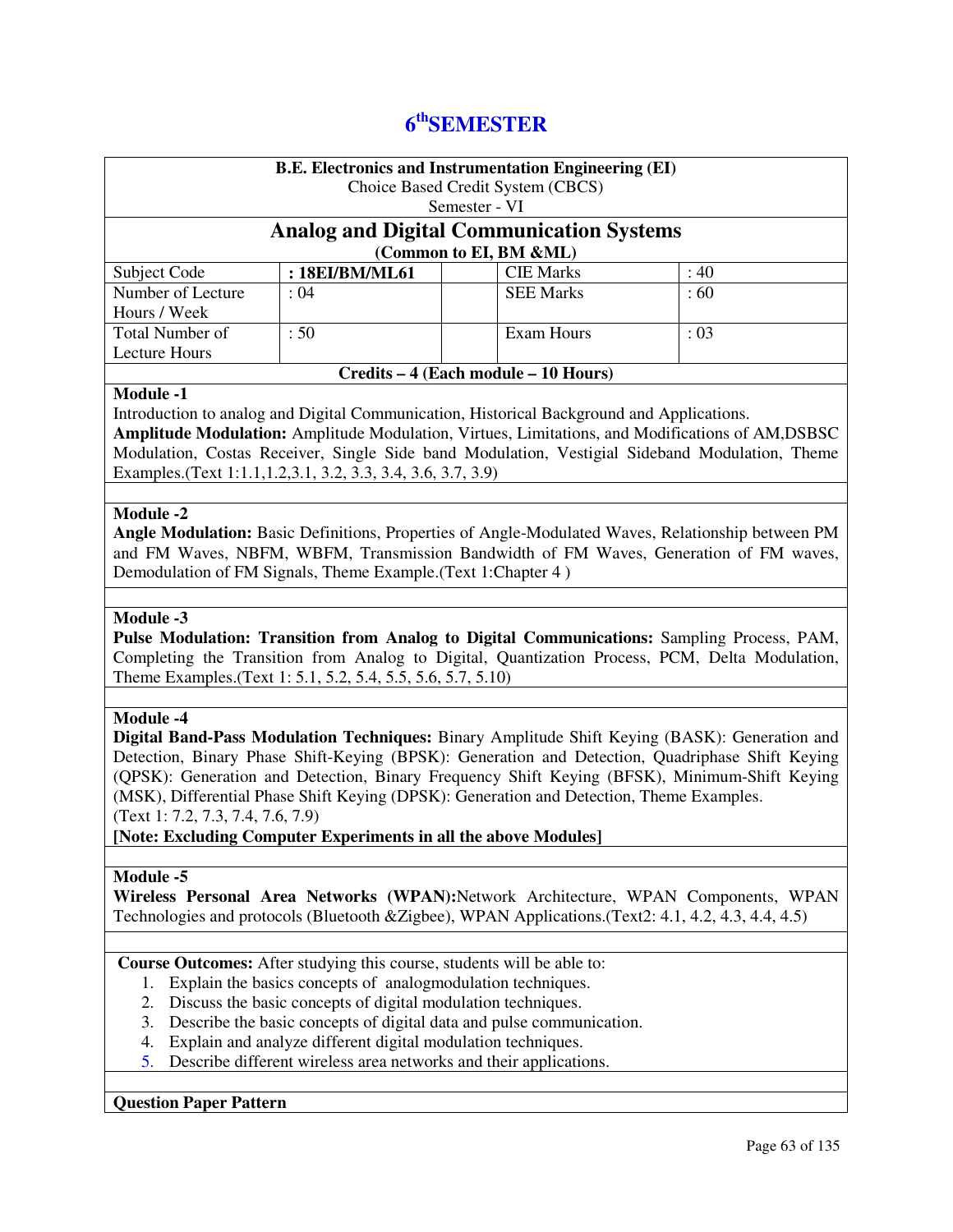# 6th SEMESTER

**B.E. Electronics and Instrumentation Engineering (EI)**
Choice Based Credit System (CBCS)
Semester - VI

## Analog and Digital Communication Systems

**(Common to EI, BM &ML)**

| Subject Code | **: 18EI/BM/ML61** | | CIE Marks | : 40 |
|---|---|---|---|---|
| Number of Lecture Hours / Week | : 04 | | SEE Marks | : 60 |
| Total Number of Lecture Hours | : 50 | | Exam Hours | : 03 |

**Credits – 4 (Each module – 10 Hours)**

**Module -1**

Introduction to analog and Digital Communication, Historical Background and Applications.
**Amplitude Modulation:** Amplitude Modulation, Virtues, Limitations, and Modifications of AM,DSBSC Modulation, Costas Receiver, Single Side band Modulation, Vestigial Sideband Modulation, Theme Examples.(Text 1:1.1,1.2,3.1, 3.2, 3.3, 3.4, 3.6, 3.7, 3.9)

**Module -2**

**Angle Modulation:** Basic Definitions, Properties of Angle-Modulated Waves, Relationship between PM and FM Waves, NBFM, WBFM, Transmission Bandwidth of FM Waves, Generation of FM waves, Demodulation of FM Signals, Theme Example.(Text 1:Chapter 4 )

**Module -3**

**Pulse Modulation: Transition from Analog to Digital Communications:** Sampling Process, PAM, Completing the Transition from Analog to Digital, Quantization Process, PCM, Delta Modulation, Theme Examples.(Text 1: 5.1, 5.2, 5.4, 5.5, 5.6, 5.7, 5.10)

**Module -4**

**Digital Band-Pass Modulation Techniques:** Binary Amplitude Shift Keying (BASK): Generation and Detection, Binary Phase Shift-Keying (BPSK): Generation and Detection, Quadriphase Shift Keying (QPSK): Generation and Detection, Binary Frequency Shift Keying (BFSK), Minimum-Shift Keying (MSK), Differential Phase Shift Keying (DPSK): Generation and Detection, Theme Examples.
(Text 1: 7.2, 7.3, 7.4, 7.6, 7.9)

**[Note: Excluding Computer Experiments in all the above Modules]**

**Module -5**

**Wireless Personal Area Networks (WPAN):**Network Architecture, WPAN Components, WPAN Technologies and protocols (Bluetooth &Zigbee), WPAN Applications.(Text2: 4.1, 4.2, 4.3, 4.4, 4.5)

**Course Outcomes:** After studying this course, students will be able to:

1. Explain the basics concepts of analogmodulation techniques.
2. Discuss the basic concepts of digital modulation techniques.
3. Describe the basic concepts of digital data and pulse communication.
4. Explain and analyze different digital modulation techniques.
5. Describe different wireless area networks and their applications.

**Question Paper Pattern**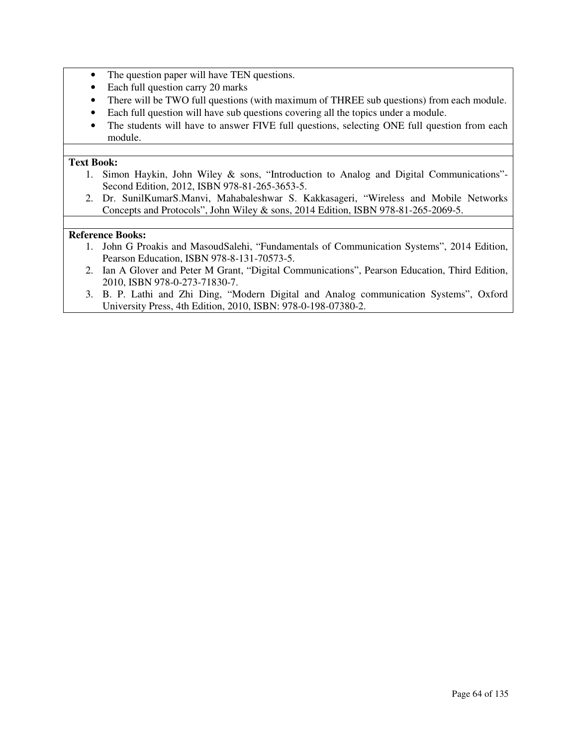- The question paper will have TEN questions.
- Each full question carry 20 marks
- There will be TWO full questions (with maximum of THREE sub questions) from each module.
- Each full question will have sub questions covering all the topics under a module.
- The students will have to answer FIVE full questions, selecting ONE full question from each module.

**Text Book:**

1. Simon Haykin, John Wiley & sons, "Introduction to Analog and Digital Communications"- Second Edition, 2012, ISBN 978-81-265-3653-5.
2. Dr. SunilKumarS.Manvi, Mahabaleshwar S. Kakkasageri, "Wireless and Mobile Networks Concepts and Protocols", John Wiley & sons, 2014 Edition, ISBN 978-81-265-2069-5.

**Reference Books:**

1. John G Proakis and MasoudSalehi, "Fundamentals of Communication Systems", 2014 Edition, Pearson Education, ISBN 978-8-131-70573-5.
2. Ian A Glover and Peter M Grant, "Digital Communications", Pearson Education, Third Edition, 2010, ISBN 978-0-273-71830-7.
3. B. P. Lathi and Zhi Ding, "Modern Digital and Analog communication Systems", Oxford University Press, 4th Edition, 2010, ISBN: 978-0-198-07380-2.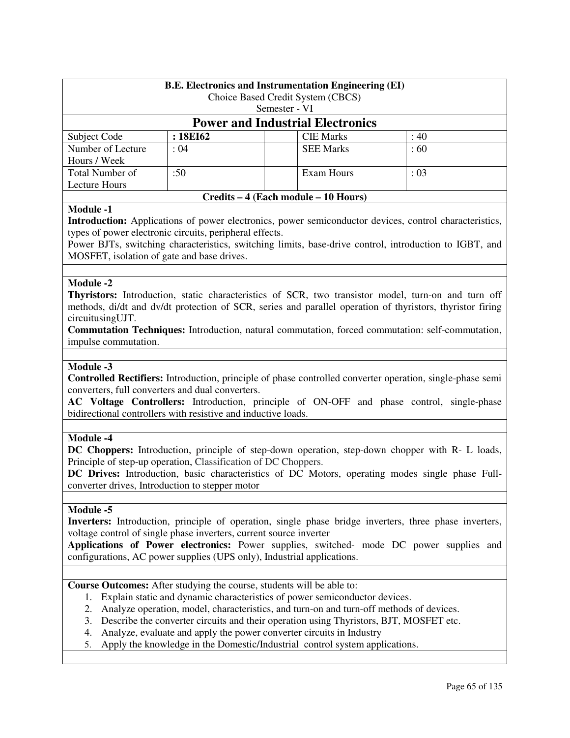**B.E. Electronics and Instrumentation Engineering (EI)**
Choice Based Credit System (CBCS)
Semester - VI

# Power and Industrial Electronics

| Subject Code | : 18EI62 | | CIE Marks | : 40 |
|---|---|---|---|---|
| Number of Lecture Hours / Week | : 04 | | SEE Marks | : 60 |
| Total Number of Lecture Hours | :50 | | Exam Hours | : 03 |

**Credits – 4 (Each module – 10 Hours)**

**Module -1**

**Introduction:** Applications of power electronics, power semiconductor devices, control characteristics, types of power electronic circuits, peripheral effects.

Power BJTs, switching characteristics, switching limits, base-drive control, introduction to IGBT, and MOSFET, isolation of gate and base drives.

**Module -2**

**Thyristors:** Introduction, static characteristics of SCR, two transistor model, turn-on and turn off methods, di/dt and dv/dt protection of SCR, series and parallel operation of thyristors, thyristor firing circuitusingUJT.

**Commutation Techniques:** Introduction, natural commutation, forced commutation: self-commutation, impulse commutation.

**Module -3**

**Controlled Rectifiers:** Introduction, principle of phase controlled converter operation, single-phase semi converters, full converters and dual converters.

**AC Voltage Controllers:** Introduction, principle of ON-OFF and phase control, single-phase bidirectional controllers with resistive and inductive loads.

**Module -4**

**DC Choppers:** Introduction, principle of step-down operation, step-down chopper with R- L loads, Principle of step-up operation, Classification of DC Choppers.

**DC Drives:** Introduction, basic characteristics of DC Motors, operating modes single phase Full-converter drives, Introduction to stepper motor

**Module -5**

**Inverters:** Introduction, principle of operation, single phase bridge inverters, three phase inverters, voltage control of single phase inverters, current source inverter

**Applications of Power electronics:** Power supplies, switched- mode DC power supplies and configurations, AC power supplies (UPS only), Industrial applications.

**Course Outcomes:** After studying the course, students will be able to:

1. Explain static and dynamic characteristics of power semiconductor devices.
2. Analyze operation, model, characteristics, and turn-on and turn-off methods of devices.
3. Describe the converter circuits and their operation using Thyristors, BJT, MOSFET etc.
4. Analyze, evaluate and apply the power converter circuits in Industry
5. Apply the knowledge in the Domestic/Industrial control system applications.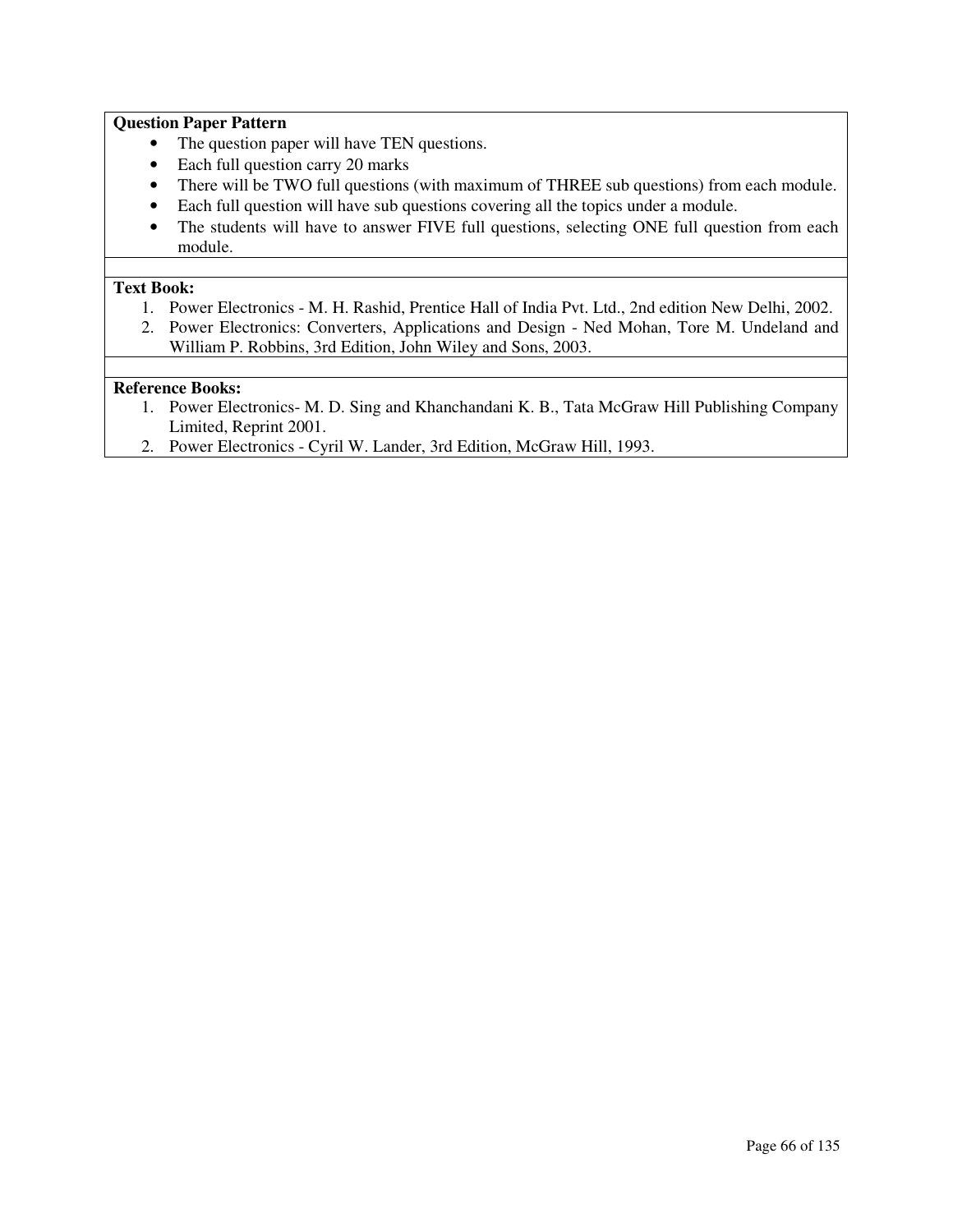**Question Paper Pattern**

- The question paper will have TEN questions.
- Each full question carry 20 marks
- There will be TWO full questions (with maximum of THREE sub questions) from each module.
- Each full question will have sub questions covering all the topics under a module.
- The students will have to answer FIVE full questions, selecting ONE full question from each module.

**Text Book:**

1. Power Electronics - M. H. Rashid, Prentice Hall of India Pvt. Ltd., 2nd edition New Delhi, 2002.
2. Power Electronics: Converters, Applications and Design - Ned Mohan, Tore M. Undeland and William P. Robbins, 3rd Edition, John Wiley and Sons, 2003.

**Reference Books:**

1. Power Electronics- M. D. Sing and Khanchandani K. B., Tata McGraw Hill Publishing Company Limited, Reprint 2001.
2. Power Electronics - Cyril W. Lander, 3rd Edition, McGraw Hill, 1993.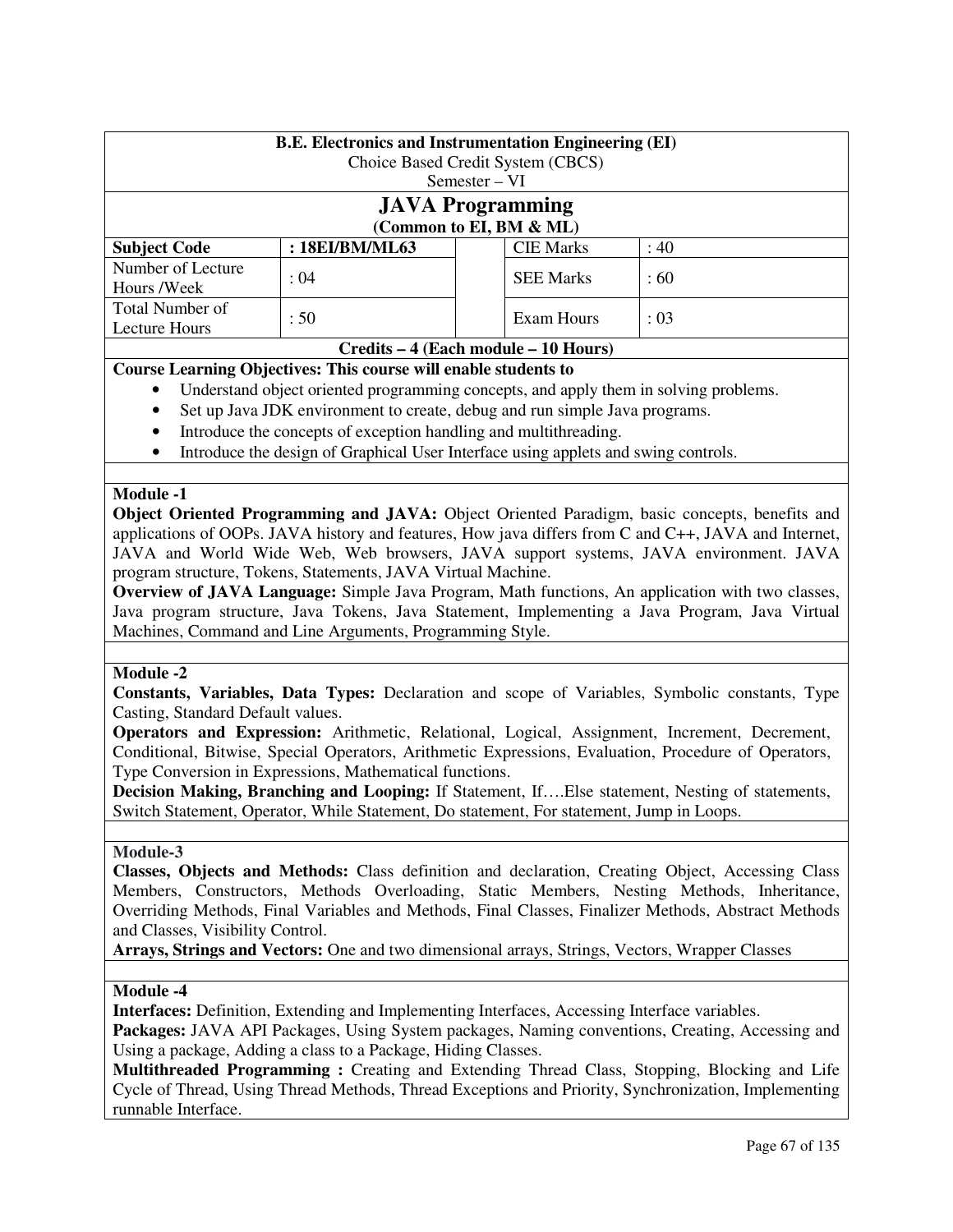**B.E. Electronics and Instrumentation Engineering (EI)**
Choice Based Credit System (CBCS)
Semester – VI

# JAVA Programming

**(Common to EI, BM & ML)**

| **Subject Code** | **: 18EI/BM/ML63** | | CIE Marks | : 40 |
|---|---|---|---|---|
| Number of Lecture Hours /Week | : 04 | | SEE Marks | : 60 |
| Total Number of Lecture Hours | : 50 | | Exam Hours | : 03 |

**Credits – 4 (Each module – 10 Hours)**

**Course Learning Objectives: This course will enable students to**

- Understand object oriented programming concepts, and apply them in solving problems.
- Set up Java JDK environment to create, debug and run simple Java programs.
- Introduce the concepts of exception handling and multithreading.
- Introduce the design of Graphical User Interface using applets and swing controls.

**Module -1**

**Object Oriented Programming and JAVA:** Object Oriented Paradigm, basic concepts, benefits and applications of OOPs. JAVA history and features, How java differs from C and C++, JAVA and Internet, JAVA and World Wide Web, Web browsers, JAVA support systems, JAVA environment. JAVA program structure, Tokens, Statements, JAVA Virtual Machine.

**Overview of JAVA Language:** Simple Java Program, Math functions, An application with two classes, Java program structure, Java Tokens, Java Statement, Implementing a Java Program, Java Virtual Machines, Command and Line Arguments, Programming Style.

**Module -2**

**Constants, Variables, Data Types:** Declaration and scope of Variables, Symbolic constants, Type Casting, Standard Default values.

**Operators and Expression:** Arithmetic, Relational, Logical, Assignment, Increment, Decrement, Conditional, Bitwise, Special Operators, Arithmetic Expressions, Evaluation, Procedure of Operators, Type Conversion in Expressions, Mathematical functions.

**Decision Making, Branching and Looping:** If Statement, If….Else statement, Nesting of statements, Switch Statement, Operator, While Statement, Do statement, For statement, Jump in Loops.

**Module-3**

**Classes, Objects and Methods:** Class definition and declaration, Creating Object, Accessing Class Members, Constructors, Methods Overloading, Static Members, Nesting Methods, Inheritance, Overriding Methods, Final Variables and Methods, Final Classes, Finalizer Methods, Abstract Methods and Classes, Visibility Control.

**Arrays, Strings and Vectors:** One and two dimensional arrays, Strings, Vectors, Wrapper Classes

**Module -4**

**Interfaces:** Definition, Extending and Implementing Interfaces, Accessing Interface variables.

**Packages:** JAVA API Packages, Using System packages, Naming conventions, Creating, Accessing and Using a package, Adding a class to a Package, Hiding Classes.

**Multithreaded Programming :** Creating and Extending Thread Class, Stopping, Blocking and Life Cycle of Thread, Using Thread Methods, Thread Exceptions and Priority, Synchronization, Implementing runnable Interface.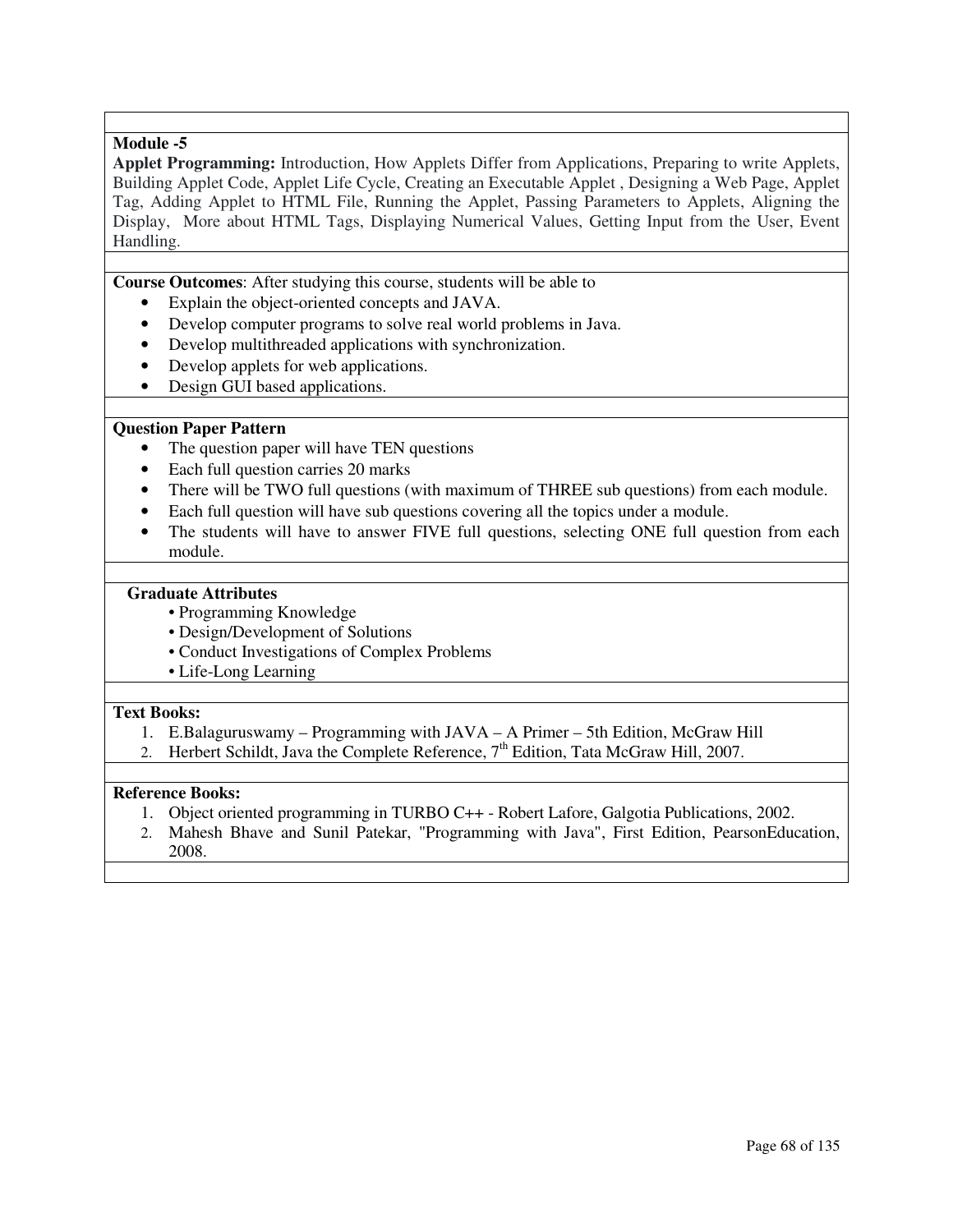**Module -5**

**Applet Programming:** Introduction, How Applets Differ from Applications, Preparing to write Applets, Building Applet Code, Applet Life Cycle, Creating an Executable Applet , Designing a Web Page, Applet Tag, Adding Applet to HTML File, Running the Applet, Passing Parameters to Applets, Aligning the Display, More about HTML Tags, Displaying Numerical Values, Getting Input from the User, Event Handling.

**Course Outcomes**: After studying this course, students will be able to

- Explain the object-oriented concepts and JAVA.
- Develop computer programs to solve real world problems in Java.
- Develop multithreaded applications with synchronization.
- Develop applets for web applications.
- Design GUI based applications.

**Question Paper Pattern**

- The question paper will have TEN questions
- Each full question carries 20 marks
- There will be TWO full questions (with maximum of THREE sub questions) from each module.
- Each full question will have sub questions covering all the topics under a module.
- The students will have to answer FIVE full questions, selecting ONE full question from each module.

**Graduate Attributes**

- Programming Knowledge
- Design/Development of Solutions
- Conduct Investigations of Complex Problems
- Life-Long Learning

**Text Books:**

1. E.Balaguruswamy – Programming with JAVA – A Primer – 5th Edition, McGraw Hill
2. Herbert Schildt, Java the Complete Reference, 7th Edition, Tata McGraw Hill, 2007.

**Reference Books:**

1. Object oriented programming in TURBO C++ - Robert Lafore, Galgotia Publications, 2002.
2. Mahesh Bhave and Sunil Patekar, "Programming with Java", First Edition, PearsonEducation, 2008.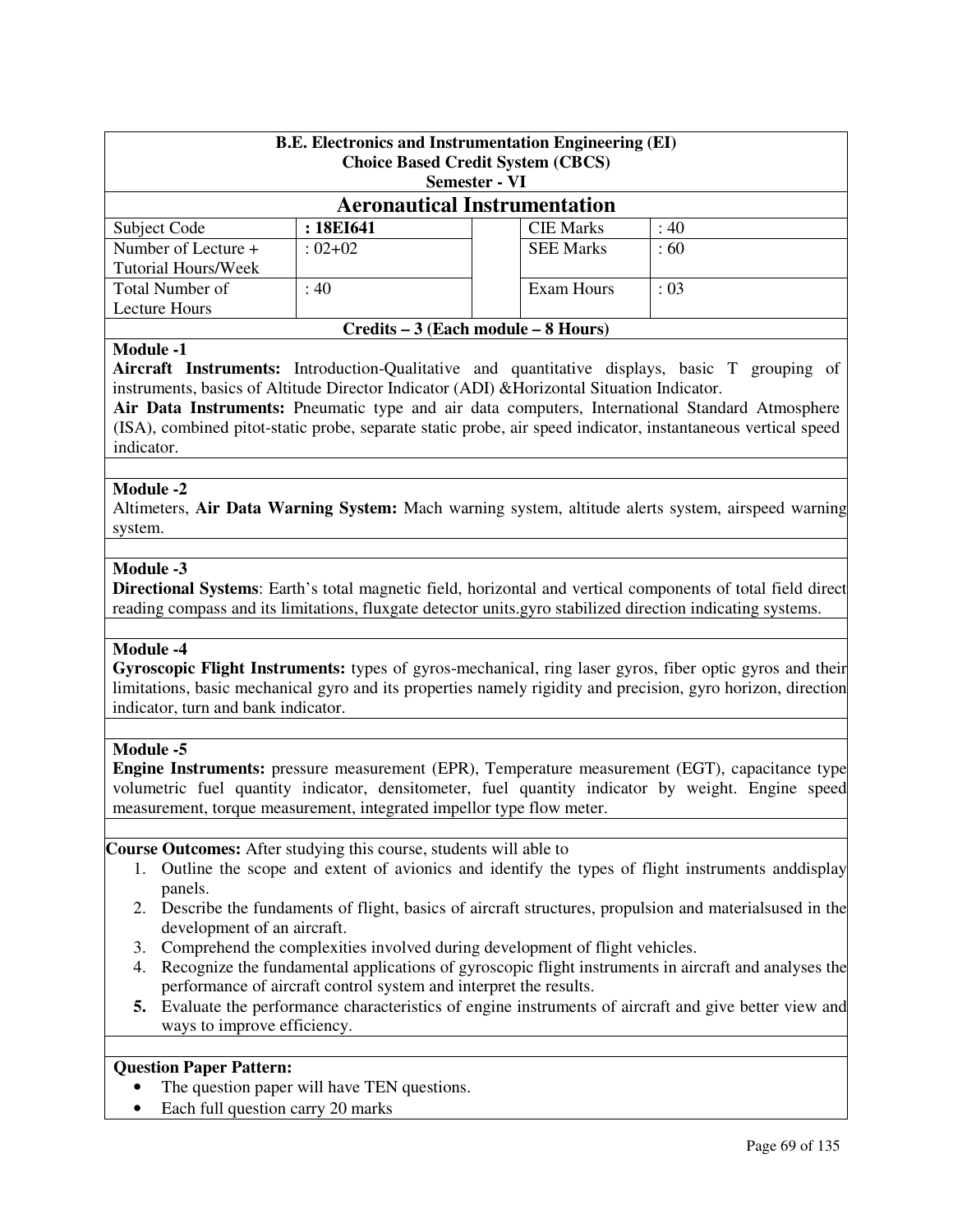**B.E. Electronics and Instrumentation Engineering (EI)**
**Choice Based Credit System (CBCS)**
**Semester - VI**

# Aeronautical Instrumentation

| Subject Code | **: 18EI641** | | CIE Marks | : 40 |
|---|---|---|---|---|
| Number of Lecture + Tutorial Hours/Week | : 02+02 | | SEE Marks | : 60 |
| Total Number of Lecture Hours | : 40 | | Exam Hours | : 03 |

**Credits – 3 (Each module – 8 Hours)**

**Module -1**

**Aircraft Instruments:** Introduction-Qualitative and quantitative displays, basic T grouping of instruments, basics of Altitude Director Indicator (ADI) &Horizontal Situation Indicator.

**Air Data Instruments:** Pneumatic type and air data computers, International Standard Atmosphere (ISA), combined pitot-static probe, separate static probe, air speed indicator, instantaneous vertical speed indicator.

**Module -2**

Altimeters, **Air Data Warning System:** Mach warning system, altitude alerts system, airspeed warning system.

**Module -3**

**Directional Systems**: Earth's total magnetic field, horizontal and vertical components of total field direct reading compass and its limitations, fluxgate detector units.gyro stabilized direction indicating systems.

**Module -4**

**Gyroscopic Flight Instruments:** types of gyros-mechanical, ring laser gyros, fiber optic gyros and their limitations, basic mechanical gyro and its properties namely rigidity and precision, gyro horizon, direction indicator, turn and bank indicator.

**Module -5**

**Engine Instruments:** pressure measurement (EPR), Temperature measurement (EGT), capacitance type volumetric fuel quantity indicator, densitometer, fuel quantity indicator by weight. Engine speed measurement, torque measurement, integrated impellor type flow meter.

**Course Outcomes:** After studying this course, students will able to

1. Outline the scope and extent of avionics and identify the types of flight instruments anddisplay panels.
2. Describe the fundaments of flight, basics of aircraft structures, propulsion and materialsused in the development of an aircraft.
3. Comprehend the complexities involved during development of flight vehicles.
4. Recognize the fundamental applications of gyroscopic flight instruments in aircraft and analyses the performance of aircraft control system and interpret the results.
5. Evaluate the performance characteristics of engine instruments of aircraft and give better view and ways to improve efficiency.

**Question Paper Pattern:**

- The question paper will have TEN questions.
- Each full question carry 20 marks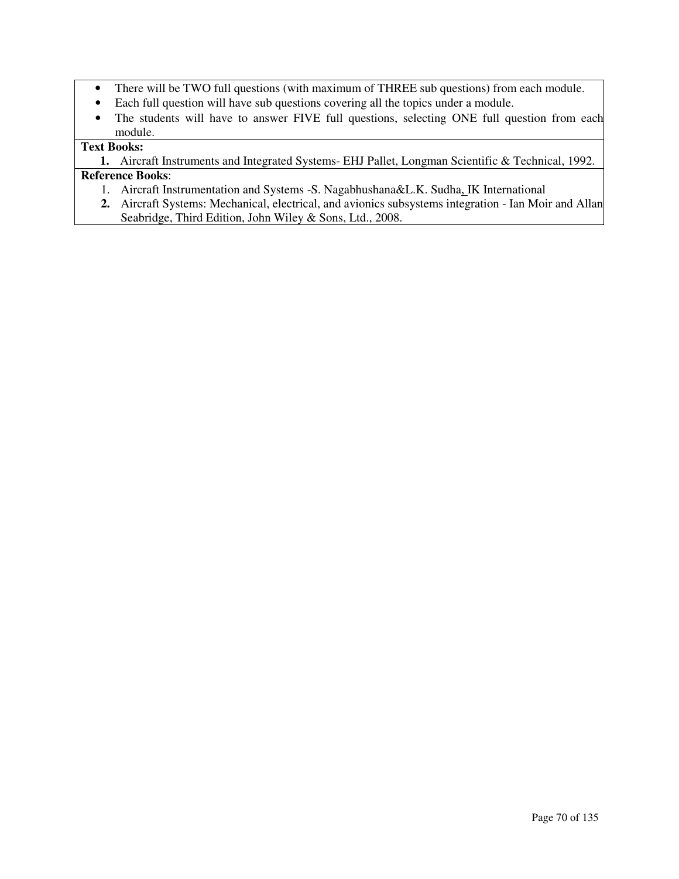- There will be TWO full questions (with maximum of THREE sub questions) from each module.
- Each full question will have sub questions covering all the topics under a module.
- The students will have to answer FIVE full questions, selecting ONE full question from each module.

**Text Books:**

1. Aircraft Instruments and Integrated Systems- EHJ Pallet, Longman Scientific & Technical, 1992.

**Reference Books**:

1. Aircraft Instrumentation and Systems -S. Nagabhushana&L.K. Sudha, IK International
2. Aircraft Systems: Mechanical, electrical, and avionics subsystems integration - Ian Moir and Allan Seabridge, Third Edition, John Wiley & Sons, Ltd., 2008.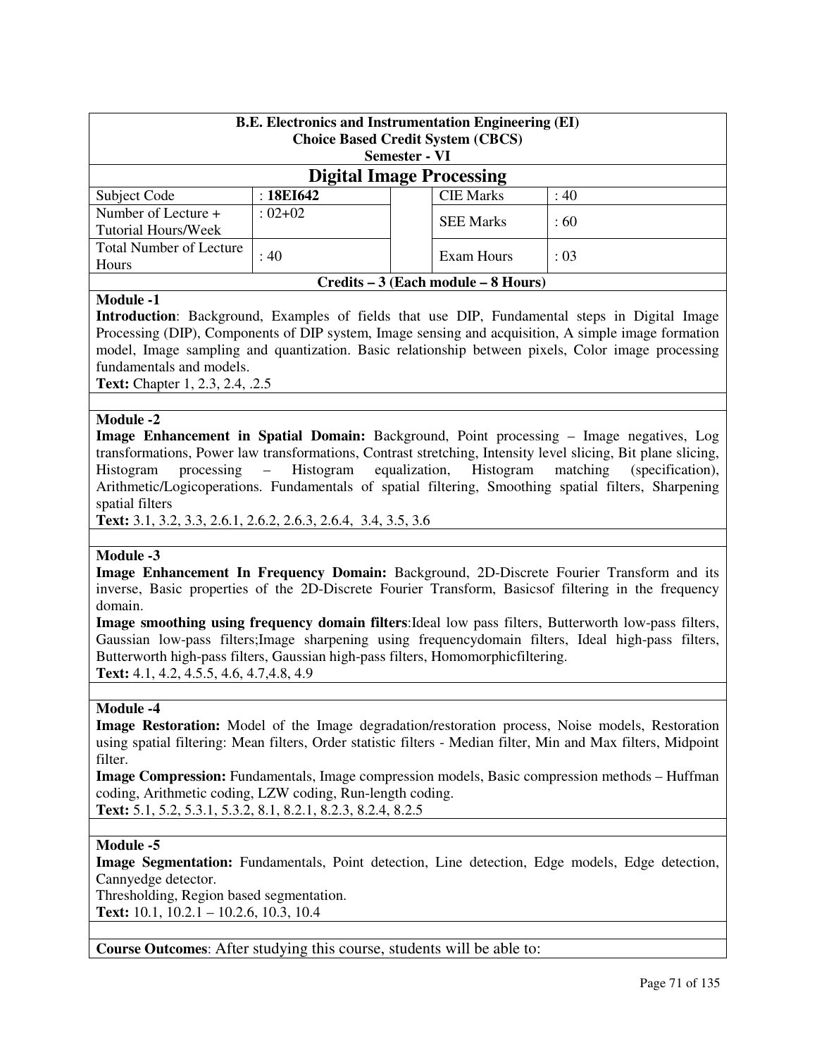**B.E. Electronics and Instrumentation Engineering (EI)**
**Choice Based Credit System (CBCS)**
**Semester - VI**

## Digital Image Processing

| Subject Code | : **18EI642** | | CIE Marks | : 40 |
|---|---|---|---|---|
| Number of Lecture + Tutorial Hours/Week | : 02+02 | | SEE Marks | : 60 |
| Total Number of Lecture Hours | : 40 | | Exam Hours | : 03 |

**Credits – 3 (Each module – 8 Hours)**

**Module -1**

**Introduction**: Background, Examples of fields that use DIP, Fundamental steps in Digital Image Processing (DIP), Components of DIP system, Image sensing and acquisition, A simple image formation model, Image sampling and quantization. Basic relationship between pixels, Color image processing fundamentals and models.

**Text:** Chapter 1, 2.3, 2.4, .2.5

**Module -2**

**Image Enhancement in Spatial Domain:** Background, Point processing – Image negatives, Log transformations, Power law transformations, Contrast stretching, Intensity level slicing, Bit plane slicing, Histogram processing – Histogram equalization, Histogram matching (specification), Arithmetic/Logicoperations. Fundamentals of spatial filtering, Smoothing spatial filters, Sharpening spatial filters

**Text:** 3.1, 3.2, 3.3, 2.6.1, 2.6.2, 2.6.3, 2.6.4, 3.4, 3.5, 3.6

**Module -3**

**Image Enhancement In Frequency Domain:** Background, 2D-Discrete Fourier Transform and its inverse, Basic properties of the 2D-Discrete Fourier Transform, Basicsof filtering in the frequency domain.

**Image smoothing using frequency domain filters**:Ideal low pass filters, Butterworth low-pass filters, Gaussian low-pass filters;Image sharpening using frequencydomain filters, Ideal high-pass filters, Butterworth high-pass filters, Gaussian high-pass filters, Homomorphicfiltering.

**Text:** 4.1, 4.2, 4.5.5, 4.6, 4.7,4.8, 4.9

**Module -4**

**Image Restoration:** Model of the Image degradation/restoration process, Noise models, Restoration using spatial filtering: Mean filters, Order statistic filters - Median filter, Min and Max filters, Midpoint filter.

**Image Compression:** Fundamentals, Image compression models, Basic compression methods – Huffman coding, Arithmetic coding, LZW coding, Run-length coding.

**Text:** 5.1, 5.2, 5.3.1, 5.3.2, 8.1, 8.2.1, 8.2.3, 8.2.4, 8.2.5

**Module -5**

**Image Segmentation:** Fundamentals, Point detection, Line detection, Edge models, Edge detection, Cannyedge detector.

Thresholding, Region based segmentation.

**Text:** 10.1, 10.2.1 – 10.2.6, 10.3, 10.4

**Course Outcomes**: After studying this course, students will be able to: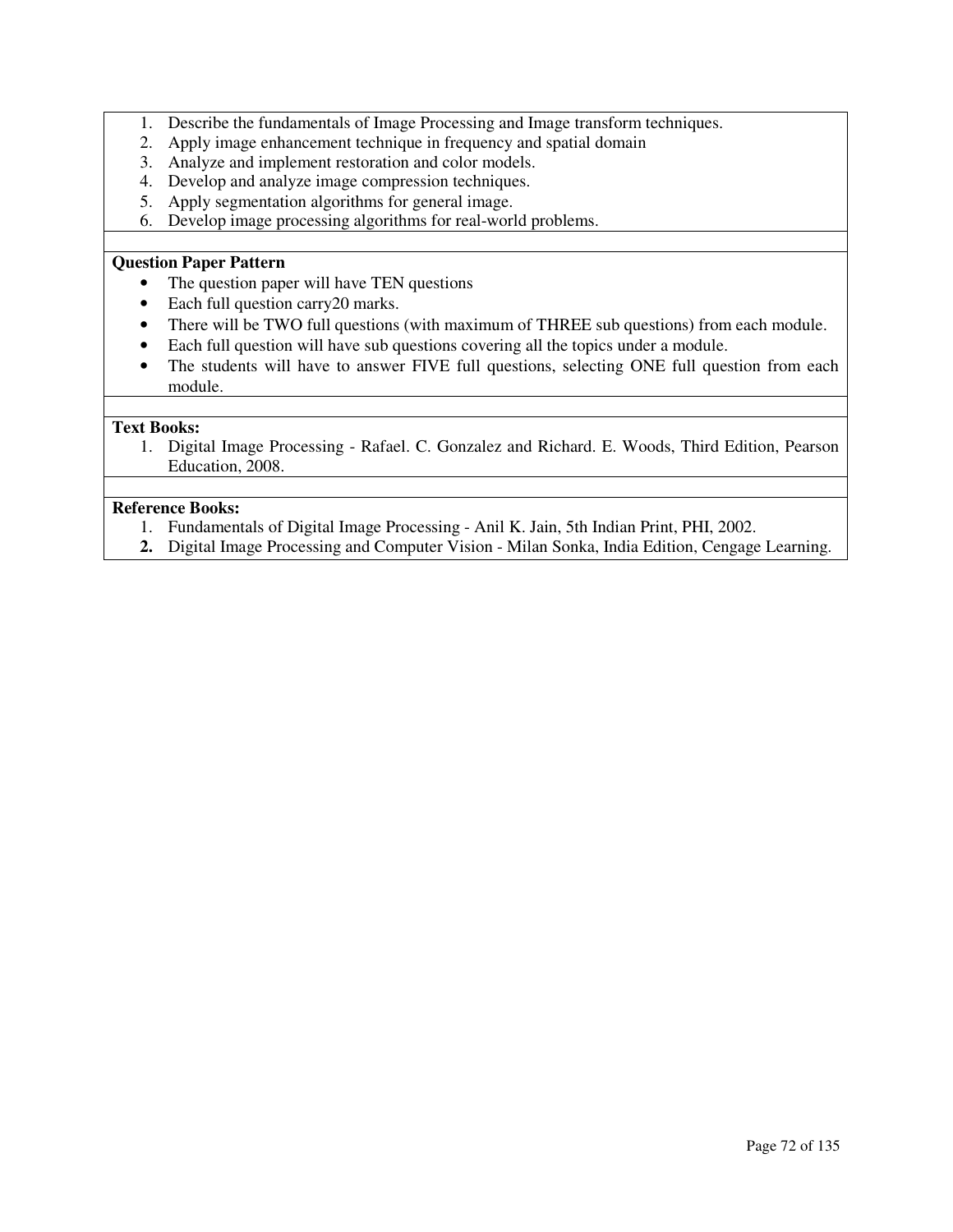1. Describe the fundamentals of Image Processing and Image transform techniques.
2. Apply image enhancement technique in frequency and spatial domain
3. Analyze and implement restoration and color models.
4. Develop and analyze image compression techniques.
5. Apply segmentation algorithms for general image.
6. Develop image processing algorithms for real-world problems.

**Question Paper Pattern**

- The question paper will have TEN questions
- Each full question carry20 marks.
- There will be TWO full questions (with maximum of THREE sub questions) from each module.
- Each full question will have sub questions covering all the topics under a module.
- The students will have to answer FIVE full questions, selecting ONE full question from each module.

**Text Books:**

1. Digital Image Processing - Rafael. C. Gonzalez and Richard. E. Woods, Third Edition, Pearson Education, 2008.

**Reference Books:**

1. Fundamentals of Digital Image Processing - Anil K. Jain, 5th Indian Print, PHI, 2002.
2. Digital Image Processing and Computer Vision - Milan Sonka, India Edition, Cengage Learning.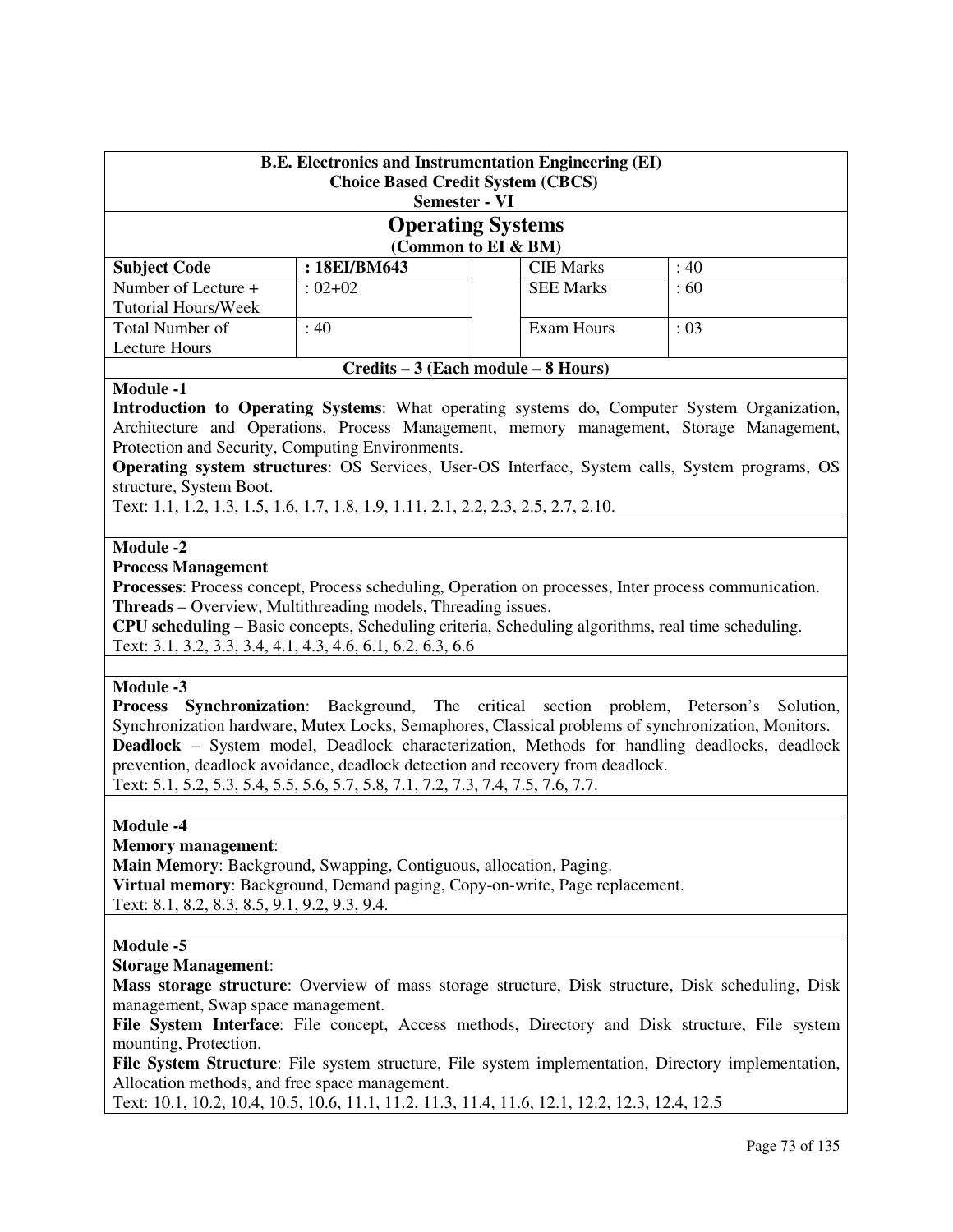**B.E. Electronics and Instrumentation Engineering (EI)**
**Choice Based Credit System (CBCS)**
**Semester - VI**

# Operating Systems

**(Common to EI & BM)**

| **Subject Code** | **: 18EI/BM643** | | CIE Marks | : 40 |
|---|---|---|---|---|
| Number of Lecture + Tutorial Hours/Week | : 02+02 | | SEE Marks | : 60 |
| Total Number of Lecture Hours | : 40 | | Exam Hours | : 03 |

**Credits – 3 (Each module – 8 Hours)**

**Module -1**

**Introduction to Operating Systems**: What operating systems do, Computer System Organization, Architecture and Operations, Process Management, memory management, Storage Management, Protection and Security, Computing Environments.

**Operating system structures**: OS Services, User-OS Interface, System calls, System programs, OS structure, System Boot.

Text: 1.1, 1.2, 1.3, 1.5, 1.6, 1.7, 1.8, 1.9, 1.11, 2.1, 2.2, 2.3, 2.5, 2.7, 2.10.

**Module -2**

**Process Management**

**Processes**: Process concept, Process scheduling, Operation on processes, Inter process communication.

**Threads** – Overview, Multithreading models, Threading issues.

**CPU scheduling** – Basic concepts, Scheduling criteria, Scheduling algorithms, real time scheduling.

Text: 3.1, 3.2, 3.3, 3.4, 4.1, 4.3, 4.6, 6.1, 6.2, 6.3, 6.6

**Module -3**

**Process Synchronization**: Background, The critical section problem, Peterson's Solution, Synchronization hardware, Mutex Locks, Semaphores, Classical problems of synchronization, Monitors.

**Deadlock** – System model, Deadlock characterization, Methods for handling deadlocks, deadlock prevention, deadlock avoidance, deadlock detection and recovery from deadlock.

Text: 5.1, 5.2, 5.3, 5.4, 5.5, 5.6, 5.7, 5.8, 7.1, 7.2, 7.3, 7.4, 7.5, 7.6, 7.7.

**Module -4**

**Memory management**:

**Main Memory**: Background, Swapping, Contiguous, allocation, Paging.

**Virtual memory**: Background, Demand paging, Copy-on-write, Page replacement.

Text: 8.1, 8.2, 8.3, 8.5, 9.1, 9.2, 9.3, 9.4.

**Module -5**

**Storage Management**:

**Mass storage structure**: Overview of mass storage structure, Disk structure, Disk scheduling, Disk management, Swap space management.

**File System Interface**: File concept, Access methods, Directory and Disk structure, File system mounting, Protection.

**File System Structure**: File system structure, File system implementation, Directory implementation, Allocation methods, and free space management.

Text: 10.1, 10.2, 10.4, 10.5, 10.6, 11.1, 11.2, 11.3, 11.4, 11.6, 12.1, 12.2, 12.3, 12.4, 12.5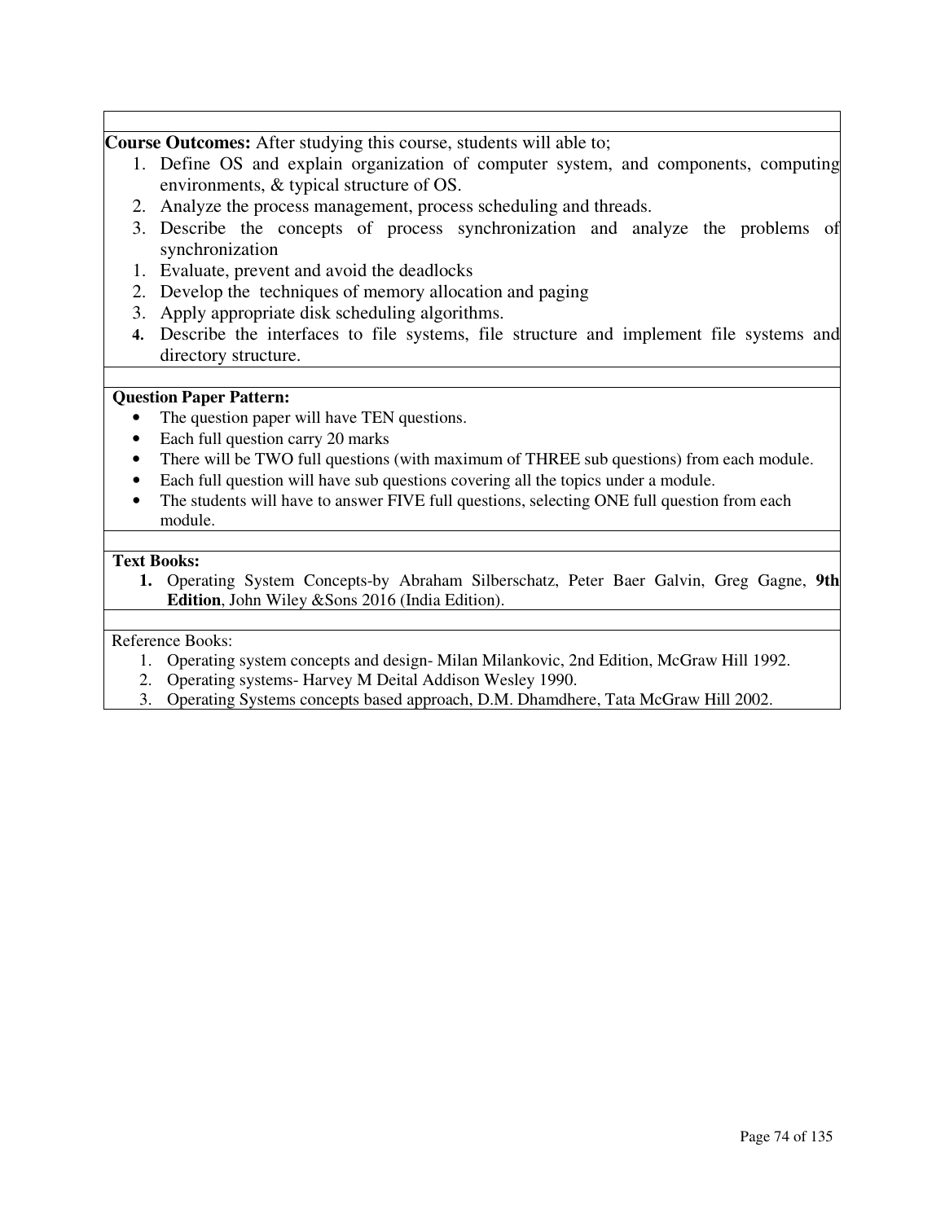**Course Outcomes:** After studying this course, students will able to;

1. Define OS and explain organization of computer system, and components, computing environments, & typical structure of OS.
2. Analyze the process management, process scheduling and threads.
3. Describe the concepts of process synchronization and analyze the problems of synchronization
1. Evaluate, prevent and avoid the deadlocks
2. Develop the techniques of memory allocation and paging
3. Apply appropriate disk scheduling algorithms.
4. Describe the interfaces to file systems, file structure and implement file systems and directory structure.

**Question Paper Pattern:**

- The question paper will have TEN questions.
- Each full question carry 20 marks
- There will be TWO full questions (with maximum of THREE sub questions) from each module.
- Each full question will have sub questions covering all the topics under a module.
- The students will have to answer FIVE full questions, selecting ONE full question from each module.

**Text Books:**

1. Operating System Concepts-by Abraham Silberschatz, Peter Baer Galvin, Greg Gagne, **9th Edition**, John Wiley &Sons 2016 (India Edition).

Reference Books:

1. Operating system concepts and design- Milan Milankovic, 2nd Edition, McGraw Hill 1992.
2. Operating systems- Harvey M Deital Addison Wesley 1990.
3. Operating Systems concepts based approach, D.M. Dhamdhere, Tata McGraw Hill 2002.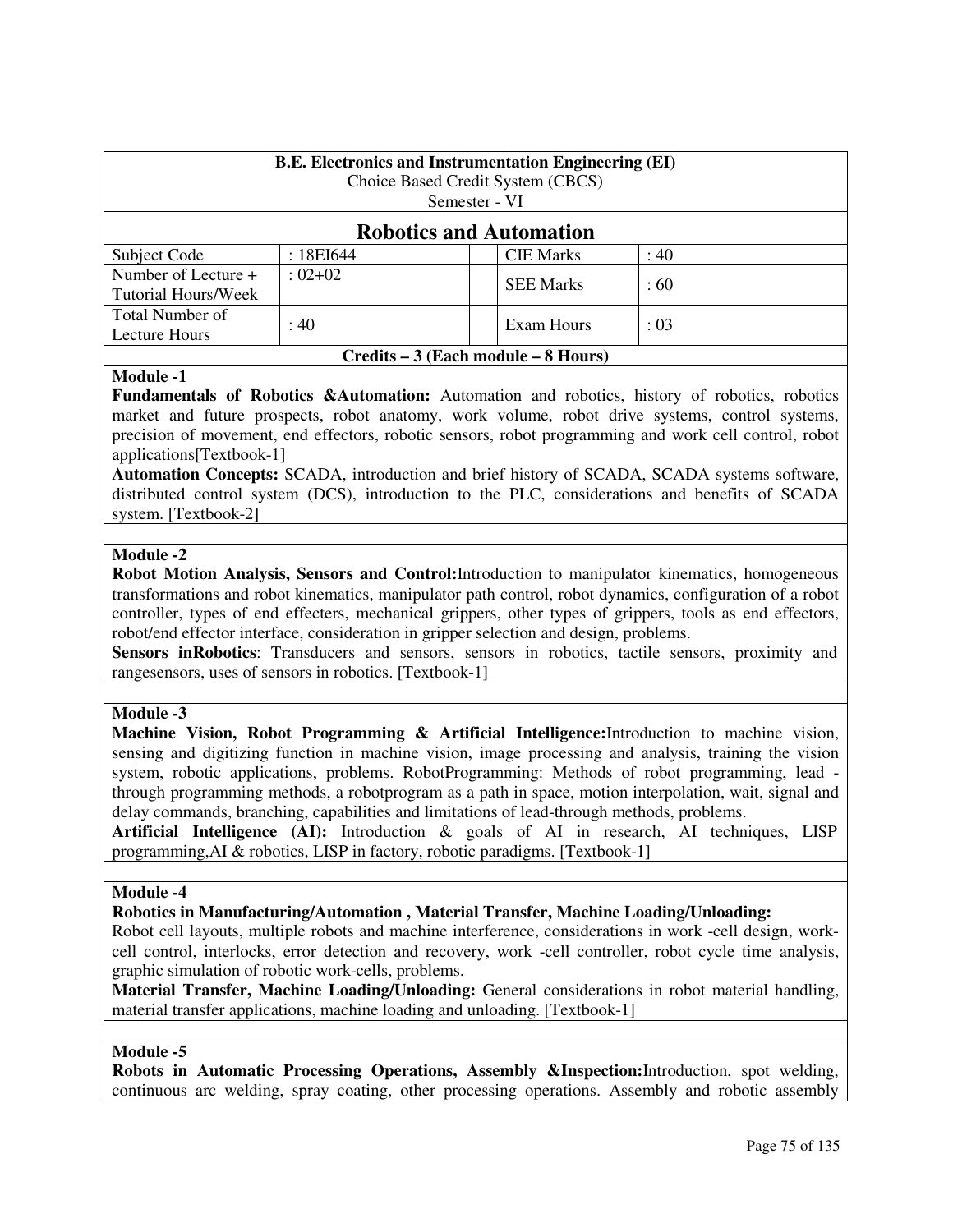**B.E. Electronics and Instrumentation Engineering (EI)**
Choice Based Credit System (CBCS)
Semester - VI

## Robotics and Automation

| Subject Code | : 18EI644 | | CIE Marks | : 40 |
|---|---|---|---|---|
| Number of Lecture + Tutorial Hours/Week | : 02+02 | | SEE Marks | : 60 |
| Total Number of Lecture Hours | : 40 | | Exam Hours | : 03 |

**Credits – 3 (Each module – 8 Hours)**

### Module -1

**Fundamentals of Robotics &Automation:** Automation and robotics, history of robotics, robotics market and future prospects, robot anatomy, work volume, robot drive systems, control systems, precision of movement, end effectors, robotic sensors, robot programming and work cell control, robot applications[Textbook-1]

**Automation Concepts:** SCADA, introduction and brief history of SCADA, SCADA systems software, distributed control system (DCS), introduction to the PLC, considerations and benefits of SCADA system. [Textbook-2]

### Module -2

**Robot Motion Analysis, Sensors and Control:**Introduction to manipulator kinematics, homogeneous transformations and robot kinematics, manipulator path control, robot dynamics, configuration of a robot controller, types of end effecters, mechanical grippers, other types of grippers, tools as end effectors, robot/end effector interface, consideration in gripper selection and design, problems.

**Sensors inRobotics**: Transducers and sensors, sensors in robotics, tactile sensors, proximity and rangesensors, uses of sensors in robotics. [Textbook-1]

### Module -3

**Machine Vision, Robot Programming & Artificial Intelligence:**Introduction to machine vision, sensing and digitizing function in machine vision, image processing and analysis, training the vision system, robotic applications, problems. RobotProgramming: Methods of robot programming, lead - through programming methods, a robotprogram as a path in space, motion interpolation, wait, signal and delay commands, branching, capabilities and limitations of lead-through methods, problems.

**Artificial Intelligence (AI):** Introduction & goals of AI in research, AI techniques, LISP programming,AI & robotics, LISP in factory, robotic paradigms. [Textbook-1]

### Module -4

**Robotics in Manufacturing/Automation , Material Transfer, Machine Loading/Unloading:**

Robot cell layouts, multiple robots and machine interference, considerations in work -cell design, work-cell control, interlocks, error detection and recovery, work -cell controller, robot cycle time analysis, graphic simulation of robotic work-cells, problems.

**Material Transfer, Machine Loading/Unloading:** General considerations in robot material handling, material transfer applications, machine loading and unloading. [Textbook-1]

### Module -5

**Robots in Automatic Processing Operations, Assembly &Inspection:**Introduction, spot welding, continuous arc welding, spray coating, other processing operations. Assembly and robotic assembly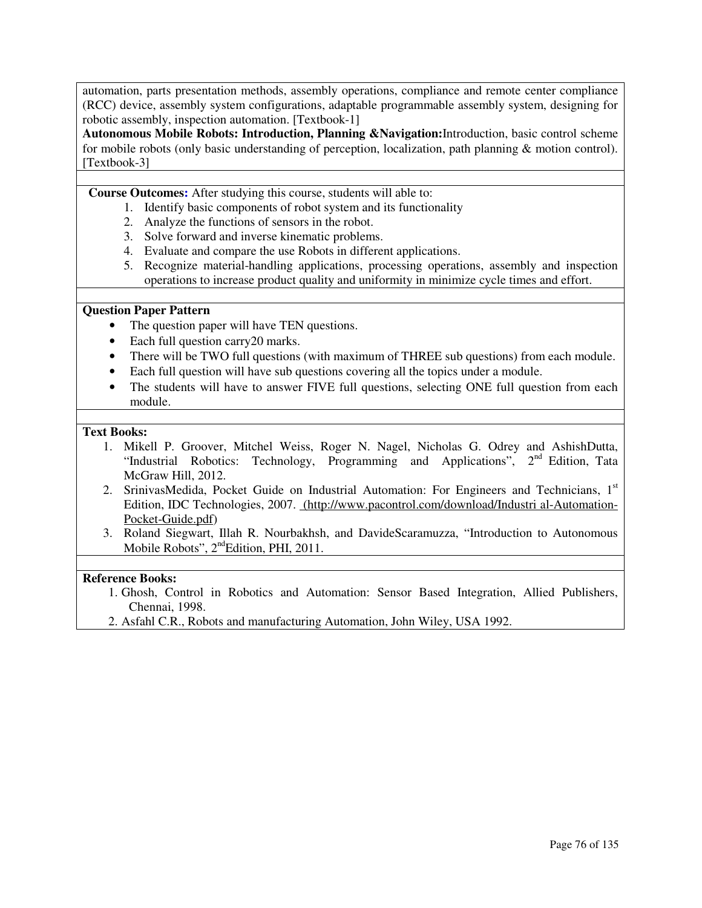automation, parts presentation methods, assembly operations, compliance and remote center compliance (RCC) device, assembly system configurations, adaptable programmable assembly system, designing for robotic assembly, inspection automation. [Textbook-1]

**Autonomous Mobile Robots: Introduction, Planning &Navigation:** Introduction, basic control scheme for mobile robots (only basic understanding of perception, localization, path planning & motion control). [Textbook-3]

**Course Outcomes:** After studying this course, students will able to:

1. Identify basic components of robot system and its functionality
2. Analyze the functions of sensors in the robot.
3. Solve forward and inverse kinematic problems.
4. Evaluate and compare the use Robots in different applications.
5. Recognize material-handling applications, processing operations, assembly and inspection operations to increase product quality and uniformity in minimize cycle times and effort.

**Question Paper Pattern**

- The question paper will have TEN questions.
- Each full question carry20 marks.
- There will be TWO full questions (with maximum of THREE sub questions) from each module.
- Each full question will have sub questions covering all the topics under a module.
- The students will have to answer FIVE full questions, selecting ONE full question from each module.

**Text Books:**

1. Mikell P. Groover, Mitchel Weiss, Roger N. Nagel, Nicholas G. Odrey and AshishDutta, "Industrial Robotics: Technology, Programming and Applications", 2nd Edition, Tata McGraw Hill, 2012.
2. SrinivasMedida, Pocket Guide on Industrial Automation: For Engineers and Technicians, 1st Edition, IDC Technologies, 2007. (http://www.pacontrol.com/download/Industri al-Automation-Pocket-Guide.pdf)
3. Roland Siegwart, Illah R. Nourbakhsh, and DavideScaramuzza, "Introduction to Autonomous Mobile Robots", 2ndEdition, PHI, 2011.

**Reference Books:**

1. Ghosh, Control in Robotics and Automation: Sensor Based Integration, Allied Publishers, Chennai, 1998.
2. Asfahl C.R., Robots and manufacturing Automation, John Wiley, USA 1992.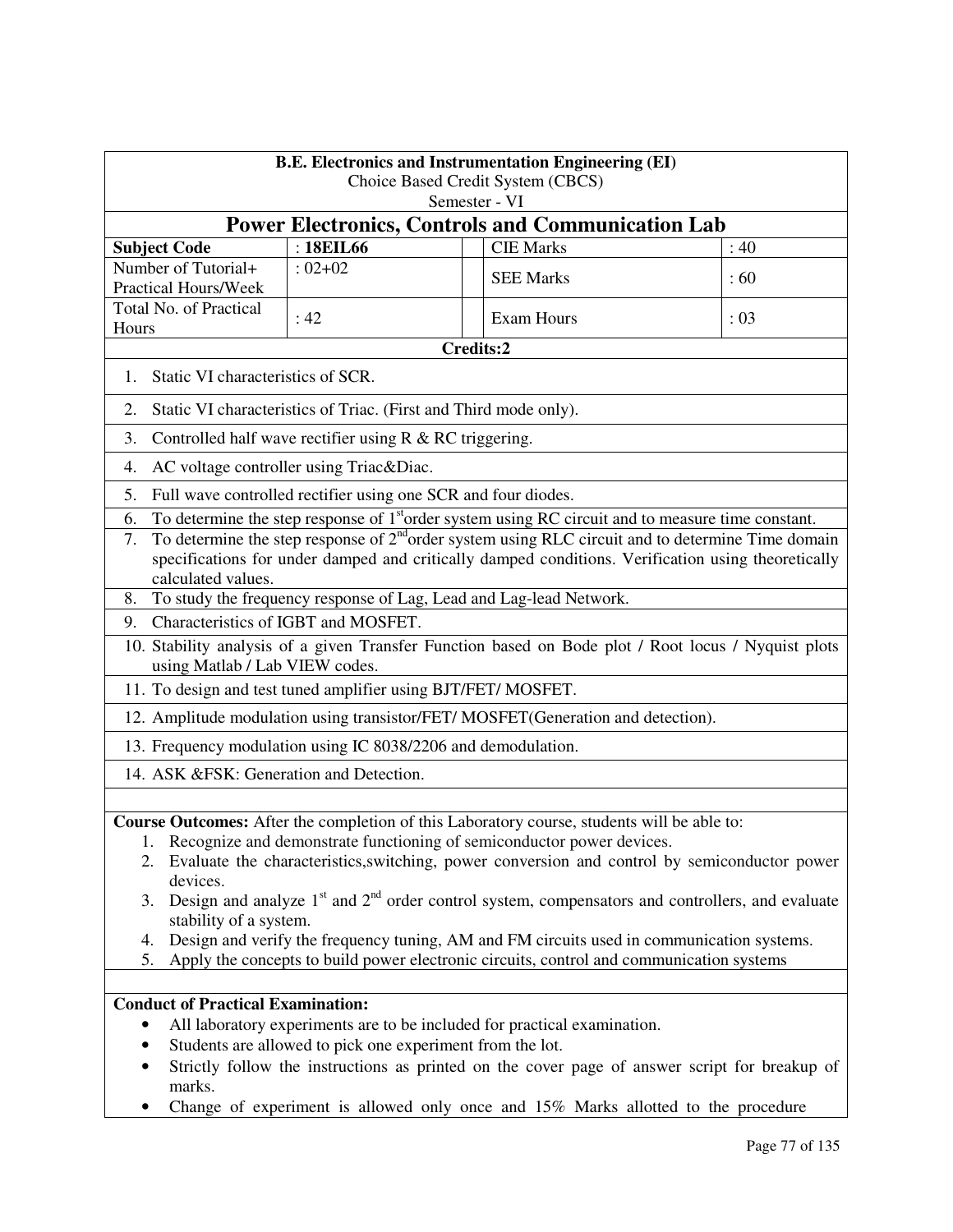**B.E. Electronics and Instrumentation Engineering (EI)**
Choice Based Credit System (CBCS)
Semester - VI

# Power Electronics, Controls and Communication Lab

| | | | | |
|---|---|---|---|---|
| **Subject Code** | : **18EIL66** | | CIE Marks | : 40 |
| Number of Tutorial+ Practical Hours/Week | : 02+02 | | SEE Marks | : 60 |
| Total No. of Practical Hours | : 42 | | Exam Hours | : 03 |

**Credits:2**

1. Static VI characteristics of SCR.
2. Static VI characteristics of Triac. (First and Third mode only).
3. Controlled half wave rectifier using R & RC triggering.
4. AC voltage controller using Triac&Diac.
5. Full wave controlled rectifier using one SCR and four diodes.
6. To determine the step response of 1[st]order system using RC circuit and to measure time constant.
7. To determine the step response of 2[nd]order system using RLC circuit and to determine Time domain specifications for under damped and critically damped conditions. Verification using theoretically calculated values.
8. To study the frequency response of Lag, Lead and Lag-lead Network.
9. Characteristics of IGBT and MOSFET.
10. Stability analysis of a given Transfer Function based on Bode plot / Root locus / Nyquist plots using Matlab / Lab VIEW codes.
11. To design and test tuned amplifier using BJT/FET/ MOSFET.
12. Amplitude modulation using transistor/FET/ MOSFET(Generation and detection).
13. Frequency modulation using IC 8038/2206 and demodulation.
14. ASK &FSK: Generation and Detection.

**Course Outcomes:** After the completion of this Laboratory course, students will be able to:

1. Recognize and demonstrate functioning of semiconductor power devices.
2. Evaluate the characteristics,switching, power conversion and control by semiconductor power devices.
3. Design and analyze 1[st] and 2[nd] order control system, compensators and controllers, and evaluate stability of a system.
4. Design and verify the frequency tuning, AM and FM circuits used in communication systems.
5. Apply the concepts to build power electronic circuits, control and communication systems

**Conduct of Practical Examination:**

- All laboratory experiments are to be included for practical examination.
- Students are allowed to pick one experiment from the lot.
- Strictly follow the instructions as printed on the cover page of answer script for breakup of marks.
- Change of experiment is allowed only once and 15% Marks allotted to the procedure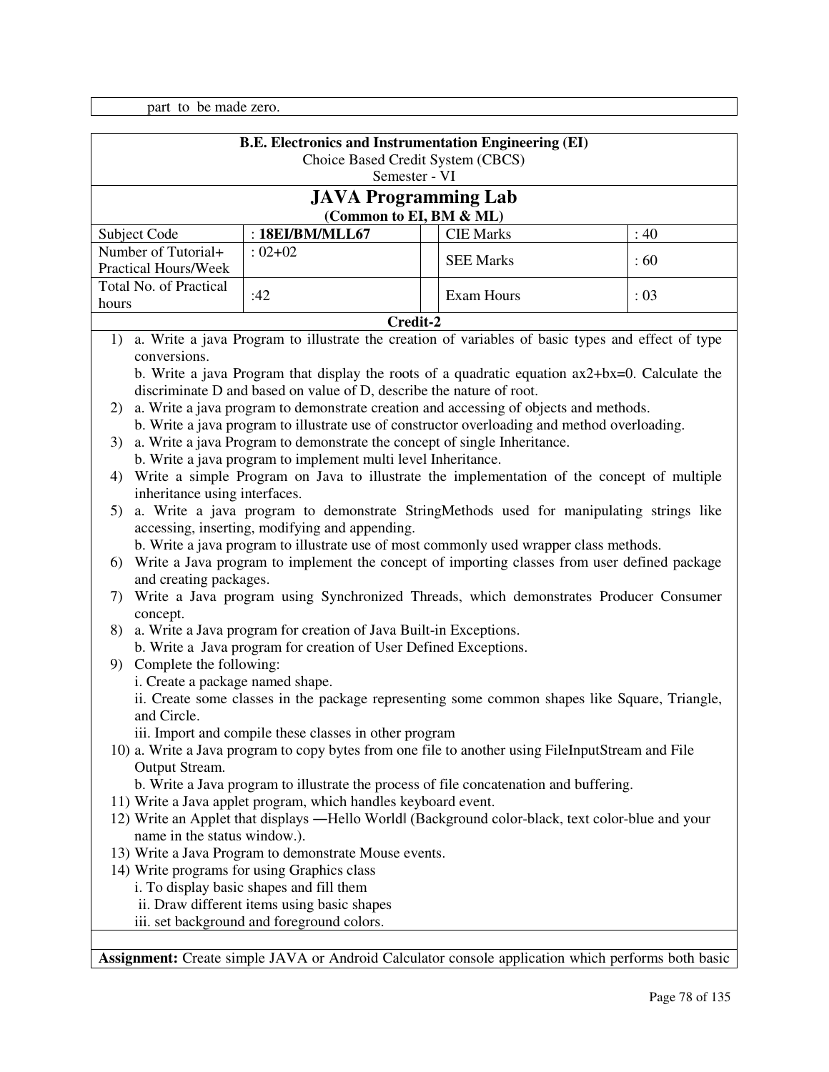part to be made zero.

**B.E. Electronics and Instrumentation Engineering (EI)**
Choice Based Credit System (CBCS)
Semester - VI

# JAVA Programming Lab

**(Common to EI, BM & ML)**

| Subject Code | : **18EI/BM/MLL67** | | CIE Marks | : 40 |
|---|---|---|---|---|
| Number of Tutorial+ Practical Hours/Week | : 02+02 | | SEE Marks | : 60 |
| Total No. of Practical hours | :42 | | Exam Hours | : 03 |

**Credit-2**

1) a. Write a java Program to illustrate the creation of variables of basic types and effect of type conversions.
   b. Write a java Program that display the roots of a quadratic equation ax2+bx=0. Calculate the discriminate D and based on value of D, describe the nature of root.
2) a. Write a java program to demonstrate creation and accessing of objects and methods.
   b. Write a java program to illustrate use of constructor overloading and method overloading.
3) a. Write a java Program to demonstrate the concept of single Inheritance.
   b. Write a java program to implement multi level Inheritance.
4) Write a simple Program on Java to illustrate the implementation of the concept of multiple inheritance using interfaces.
5) a. Write a java program to demonstrate StringMethods used for manipulating strings like accessing, inserting, modifying and appending.
   b. Write a java program to illustrate use of most commonly used wrapper class methods.
6) Write a Java program to implement the concept of importing classes from user defined package and creating packages.
7) Write a Java program using Synchronized Threads, which demonstrates Producer Consumer concept.
8) a. Write a Java program for creation of Java Built-in Exceptions.
   b. Write a Java program for creation of User Defined Exceptions.
9) Complete the following:
   i. Create a package named shape.
   ii. Create some classes in the package representing some common shapes like Square, Triangle, and Circle.
   iii. Import and compile these classes in other program
10) a. Write a Java program to copy bytes from one file to another using FileInputStream and File Output Stream.
    b. Write a Java program to illustrate the process of file concatenation and buffering.
11) Write a Java applet program, which handles keyboard event.
12) Write an Applet that displays ―Hello World‖ (Background color-black, text color-blue and your name in the status window.).
13) Write a Java Program to demonstrate Mouse events.
14) Write programs for using Graphics class
    i. To display basic shapes and fill them
    ii. Draw different items using basic shapes
    iii. set background and foreground colors.

**Assignment:** Create simple JAVA or Android Calculator console application which performs both basic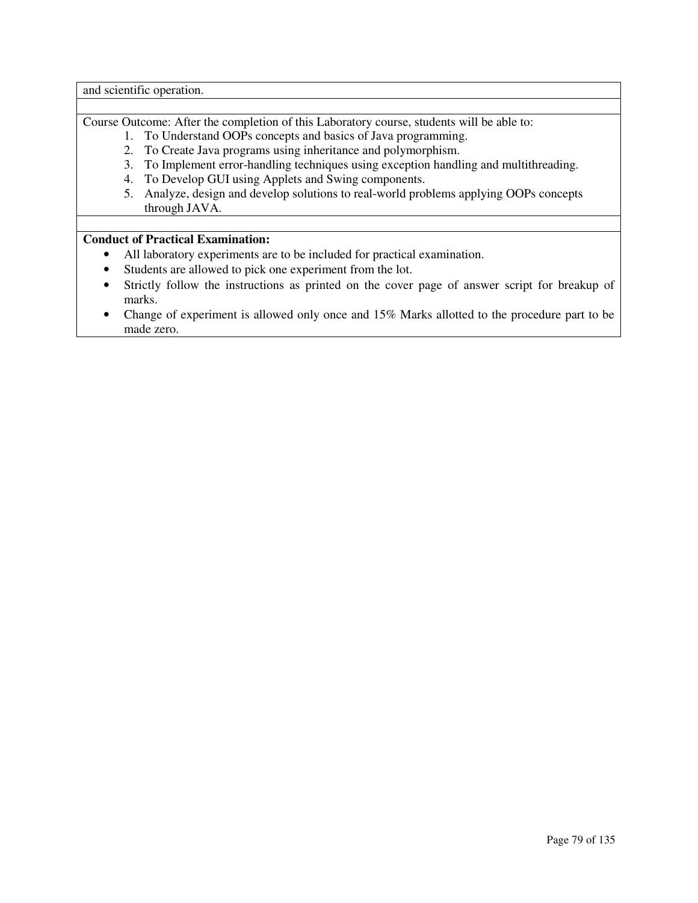and scientific operation.

Course Outcome: After the completion of this Laboratory course, students will be able to:

1. To Understand OOPs concepts and basics of Java programming.
2. To Create Java programs using inheritance and polymorphism.
3. To Implement error-handling techniques using exception handling and multithreading.
4. To Develop GUI using Applets and Swing components.
5. Analyze, design and develop solutions to real-world problems applying OOPs concepts through JAVA.

**Conduct of Practical Examination:**

- All laboratory experiments are to be included for practical examination.
- Students are allowed to pick one experiment from the lot.
- Strictly follow the instructions as printed on the cover page of answer script for breakup of marks.
- Change of experiment is allowed only once and 15% Marks allotted to the procedure part to be made zero.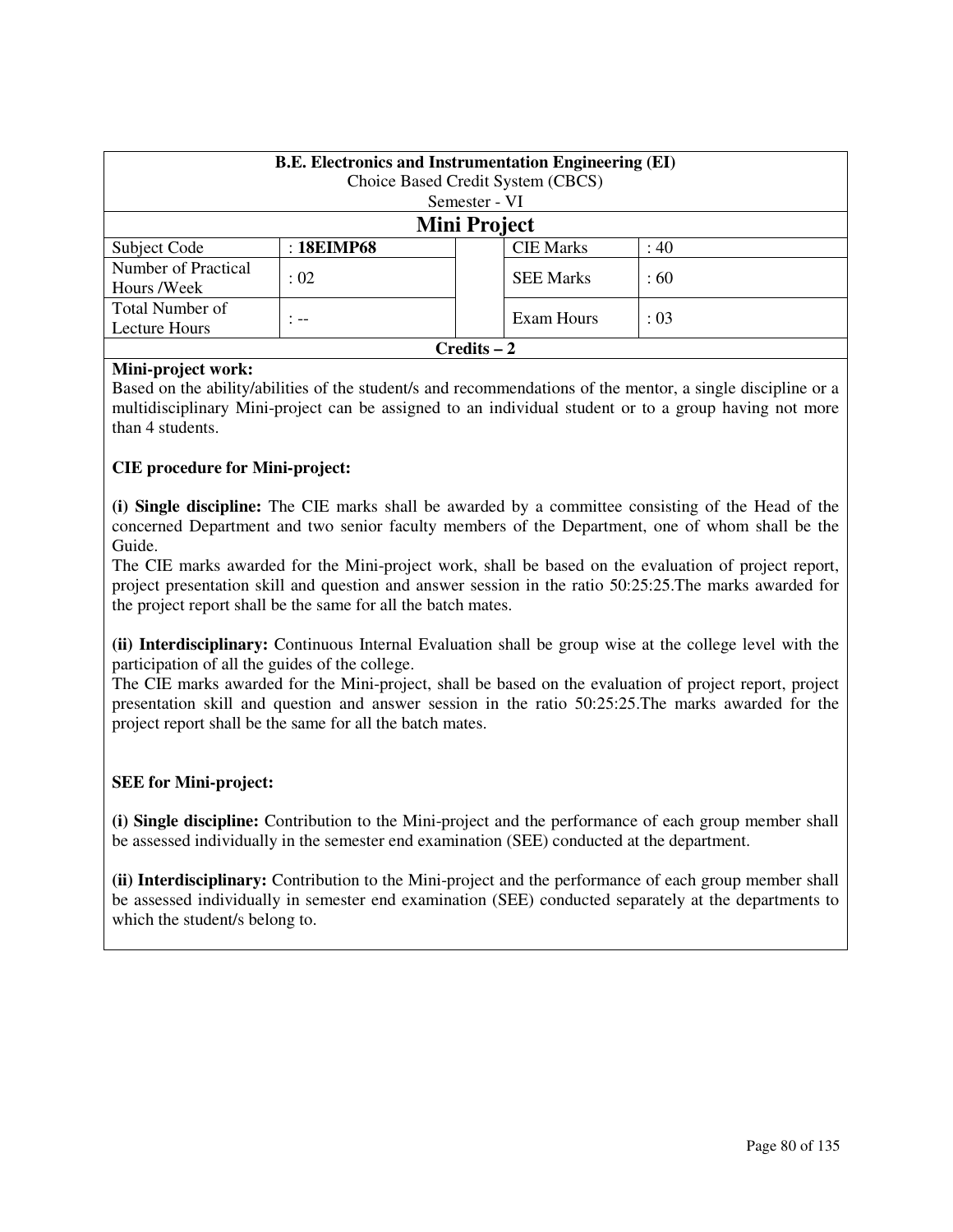| **B.E. Electronics and Instrumentation Engineering (EI)**<br>Choice Based Credit System (CBCS)<br>Semester - VI | | | | |
|---|---|---|---|---|
| **Mini Project** | | | | |
| Subject Code | : **18EIMP68** | | CIE Marks | : 40 |
| Number of Practical Hours /Week | : 02 | | SEE Marks | : 60 |
| Total Number of Lecture Hours | : -- | | Exam Hours | : 03 |
| **Credits – 2** | | | | |

**Mini-project work:**

Based on the ability/abilities of the student/s and recommendations of the mentor, a single discipline or a multidisciplinary Mini-project can be assigned to an individual student or to a group having not more than 4 students.

**CIE procedure for Mini-project:**

**(i) Single discipline:** The CIE marks shall be awarded by a committee consisting of the Head of the concerned Department and two senior faculty members of the Department, one of whom shall be the Guide.

The CIE marks awarded for the Mini-project work, shall be based on the evaluation of project report, project presentation skill and question and answer session in the ratio 50:25:25.The marks awarded for the project report shall be the same for all the batch mates.

**(ii) Interdisciplinary:** Continuous Internal Evaluation shall be group wise at the college level with the participation of all the guides of the college.

The CIE marks awarded for the Mini-project, shall be based on the evaluation of project report, project presentation skill and question and answer session in the ratio 50:25:25.The marks awarded for the project report shall be the same for all the batch mates.

**SEE for Mini-project:**

**(i) Single discipline:** Contribution to the Mini-project and the performance of each group member shall be assessed individually in the semester end examination (SEE) conducted at the department.

**(ii) Interdisciplinary:** Contribution to the Mini-project and the performance of each group member shall be assessed individually in semester end examination (SEE) conducted separately at the departments to which the student/s belong to.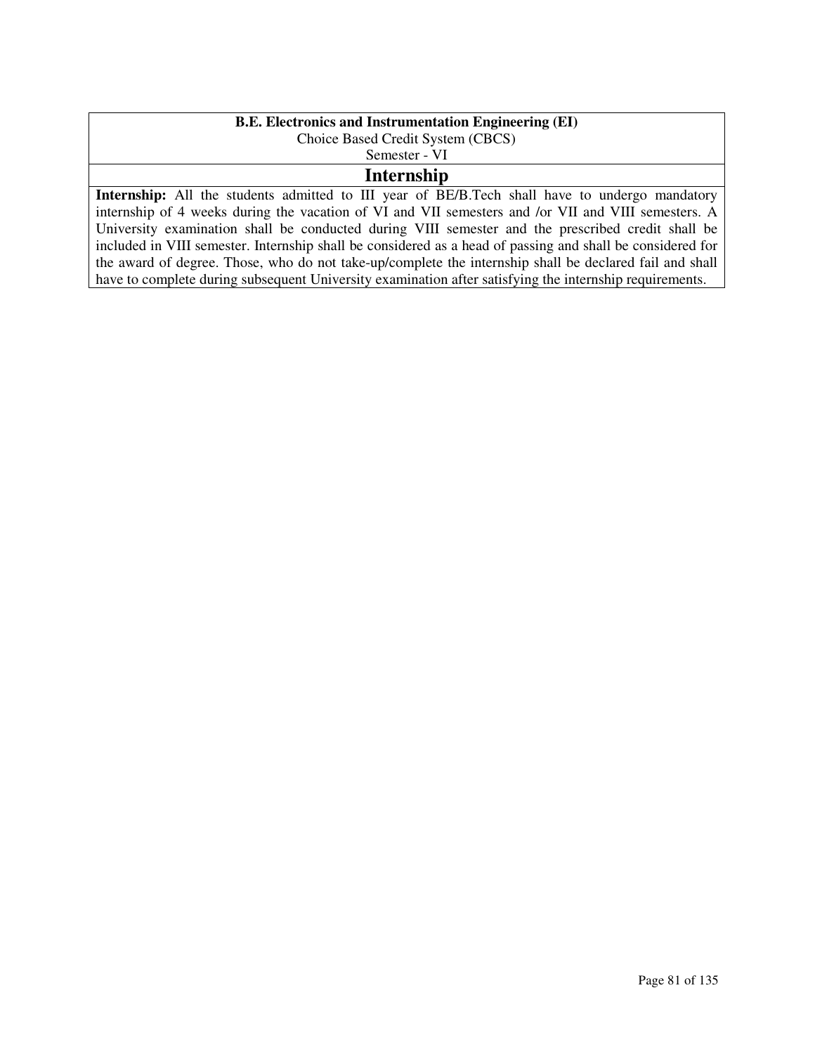**B.E. Electronics and Instrumentation Engineering (EI)**

Choice Based Credit System (CBCS)

Semester - VI

## Internship

**Internship:** All the students admitted to III year of BE/B.Tech shall have to undergo mandatory internship of 4 weeks during the vacation of VI and VII semesters and /or VII and VIII semesters. A University examination shall be conducted during VIII semester and the prescribed credit shall be included in VIII semester. Internship shall be considered as a head of passing and shall be considered for the award of degree. Those, who do not take-up/complete the internship shall be declared fail and shall have to complete during subsequent University examination after satisfying the internship requirements.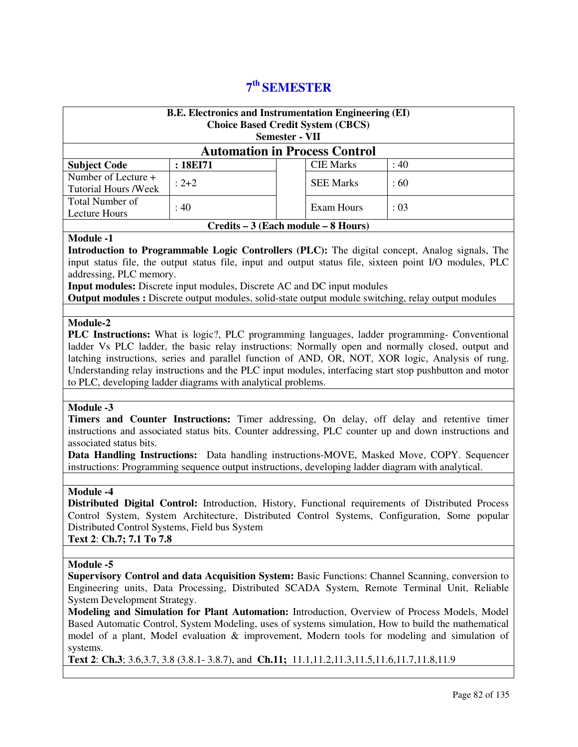# 7th SEMESTER

| B.E. Electronics and Instrumentation Engineering (EI) Choice Based Credit System (CBCS) Semester - VII | | | | |
|---|---|---|---|---|
| **Automation in Process Control** | | | | |
| **Subject Code** | **: 18EI71** | | CIE Marks | : 40 |
| Number of Lecture + Tutorial Hours /Week | : 2+2 | | SEE Marks | : 60 |
| Total Number of Lecture Hours | : 40 | | Exam Hours | : 03 |
| **Credits – 3 (Each module – 8 Hours)** | | | | |

**Module -1**

**Introduction to Programmable Logic Controllers (PLC):** The digital concept, Analog signals, The input status file, the output status file, input and output status file, sixteen point I/O modules, PLC addressing, PLC memory.

**Input modules:** Discrete input modules, Discrete AC and DC input modules

**Output modules :** Discrete output modules, solid-state output module switching, relay output modules

**Module-2**

**PLC Instructions:** What is logic?, PLC programming languages, ladder programming- Conventional ladder Vs PLC ladder, the basic relay instructions: Normally open and normally closed, output and latching instructions, series and parallel function of AND, OR, NOT, XOR logic, Analysis of rung. Understanding relay instructions and the PLC input modules, interfacing start stop pushbutton and motor to PLC, developing ladder diagrams with analytical problems.

**Module -3**

**Timers and Counter Instructions:** Timer addressing, On delay, off delay and retentive timer instructions and associated status bits. Counter addressing, PLC counter up and down instructions and associated status bits.

**Data Handling Instructions:** Data handling instructions-MOVE, Masked Move, COPY. Sequencer instructions: Programming sequence output instructions, developing ladder diagram with analytical.

**Module -4**

**Distributed Digital Control:** Introduction, History, Functional requirements of Distributed Process Control System, System Architecture, Distributed Control Systems, Configuration, Some popular Distributed Control Systems, Field bus System

**Text 2**: **Ch.7; 7.1 To 7.8**

**Module -5**

**Supervisory Control and data Acquisition System:** Basic Functions: Channel Scanning, conversion to Engineering units, Data Processing, Distributed SCADA System, Remote Terminal Unit, Reliable System Development Strategy.

**Modeling and Simulation for Plant Automation:** Introduction, Overview of Process Models, Model Based Automatic Control, System Modeling, uses of systems simulation, How to build the mathematical model of a plant, Model evaluation & improvement, Modern tools for modeling and simulation of systems.

**Text 2**: **Ch.3**; 3.6,3.7, 3.8 (3.8.1- 3.8.7), and **Ch.11;** 11.1,11.2,11.3,11.5,11.6,11.7,11.8,11.9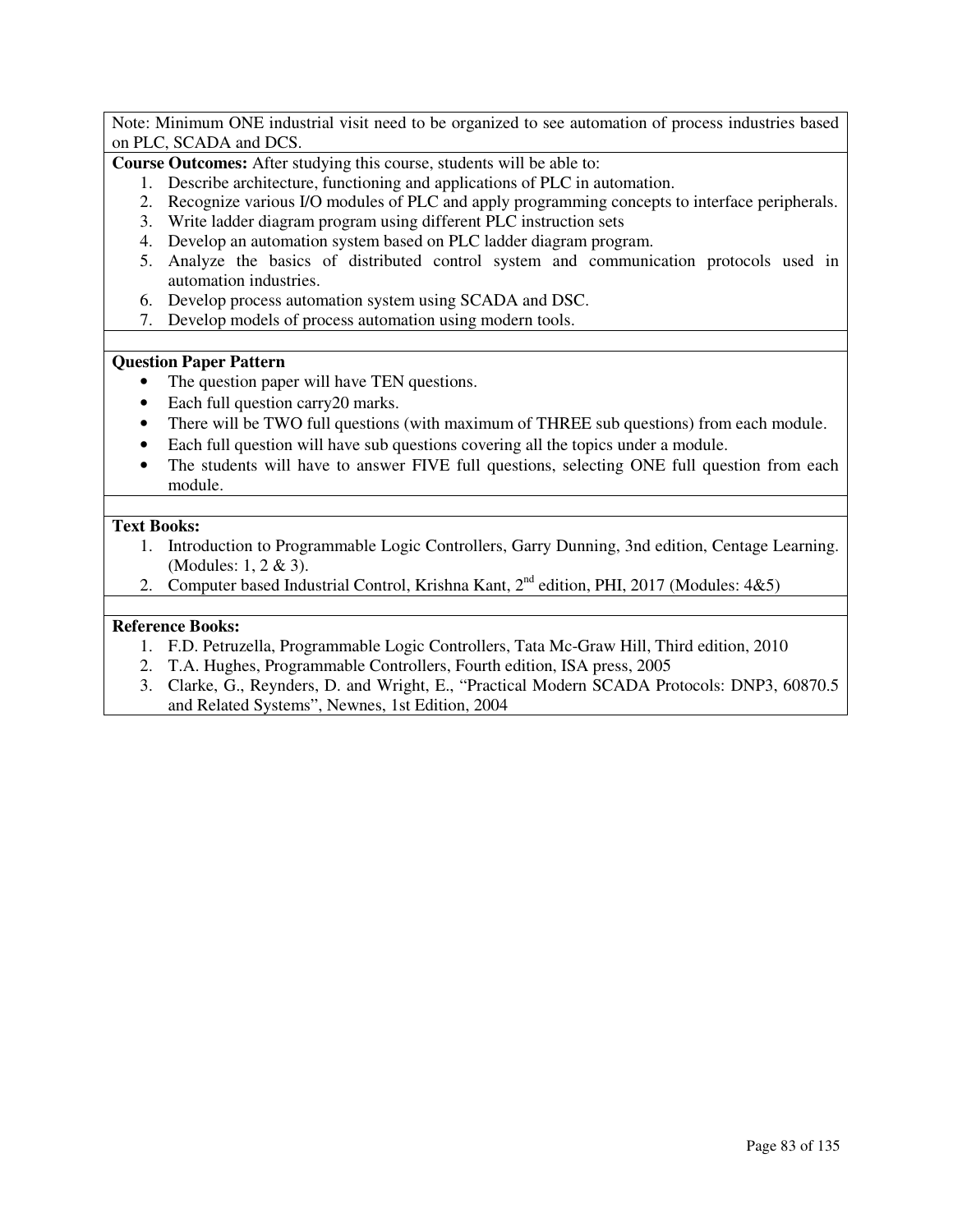Note: Minimum ONE industrial visit need to be organized to see automation of process industries based on PLC, SCADA and DCS.

**Course Outcomes:** After studying this course, students will be able to:

1. Describe architecture, functioning and applications of PLC in automation.
2. Recognize various I/O modules of PLC and apply programming concepts to interface peripherals.
3. Write ladder diagram program using different PLC instruction sets
4. Develop an automation system based on PLC ladder diagram program.
5. Analyze the basics of distributed control system and communication protocols used in automation industries.
6. Develop process automation system using SCADA and DSC.
7. Develop models of process automation using modern tools.

**Question Paper Pattern**

- The question paper will have TEN questions.
- Each full question carry20 marks.
- There will be TWO full questions (with maximum of THREE sub questions) from each module.
- Each full question will have sub questions covering all the topics under a module.
- The students will have to answer FIVE full questions, selecting ONE full question from each module.

**Text Books:**

1. Introduction to Programmable Logic Controllers, Garry Dunning, 3nd edition, Centage Learning. (Modules: 1, 2 & 3).
2. Computer based Industrial Control, Krishna Kant, 2nd edition, PHI, 2017 (Modules: 4&5)

**Reference Books:**

1. F.D. Petruzella, Programmable Logic Controllers, Tata Mc-Graw Hill, Third edition, 2010
2. T.A. Hughes, Programmable Controllers, Fourth edition, ISA press, 2005
3. Clarke, G., Reynders, D. and Wright, E., "Practical Modern SCADA Protocols: DNP3, 60870.5 and Related Systems", Newnes, 1st Edition, 2004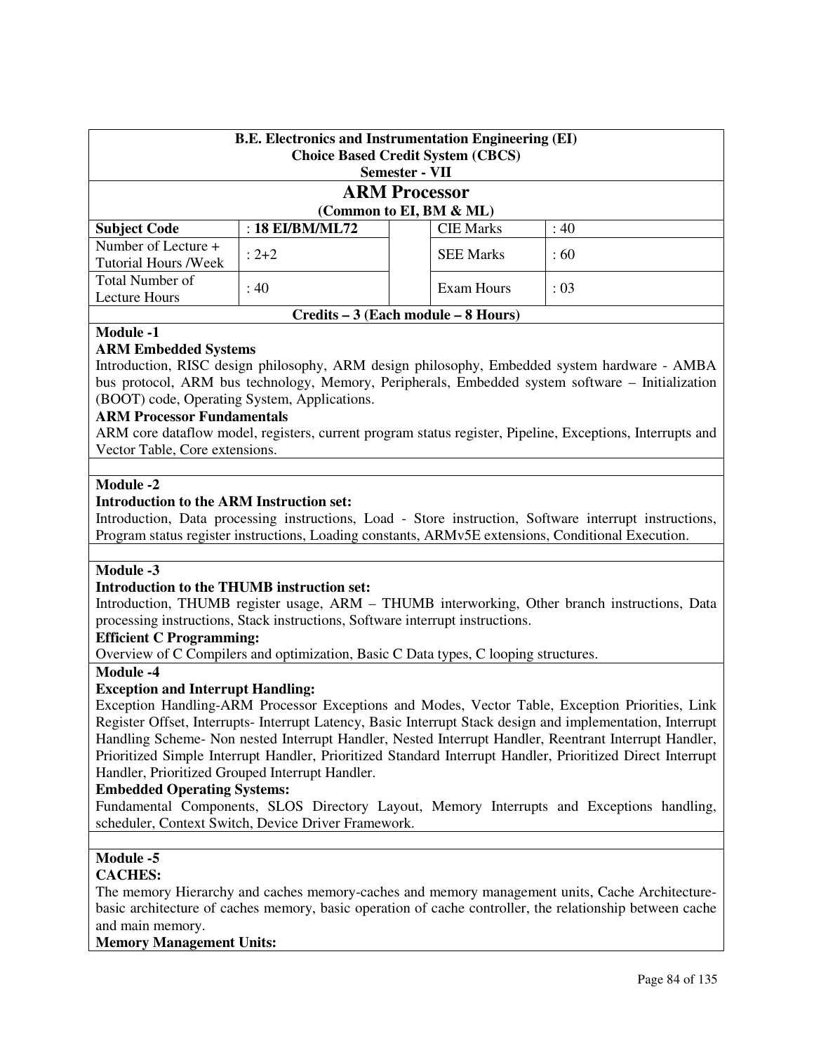**B.E. Electronics and Instrumentation Engineering (EI)**
**Choice Based Credit System (CBCS)**
**Semester - VII**

## ARM Processor

**(Common to EI, BM & ML)**

| **Subject Code** | : **18 EI/BM/ML72** | | CIE Marks | : 40 |
|---|---|---|---|---|
| Number of Lecture + Tutorial Hours /Week | : 2+2 | | SEE Marks | : 60 |
| Total Number of Lecture Hours | : 40 | | Exam Hours | : 03 |

**Credits – 3 (Each module – 8 Hours)**

### Module -1

**ARM Embedded Systems**

Introduction, RISC design philosophy, ARM design philosophy, Embedded system hardware - AMBA bus protocol, ARM bus technology, Memory, Peripherals, Embedded system software – Initialization (BOOT) code, Operating System, Applications.

**ARM Processor Fundamentals**

ARM core dataflow model, registers, current program status register, Pipeline, Exceptions, Interrupts and Vector Table, Core extensions.

### Module -2

**Introduction to the ARM Instruction set:**

Introduction, Data processing instructions, Load - Store instruction, Software interrupt instructions, Program status register instructions, Loading constants, ARMv5E extensions, Conditional Execution.

### Module -3

**Introduction to the THUMB instruction set:**

Introduction, THUMB register usage, ARM – THUMB interworking, Other branch instructions, Data processing instructions, Stack instructions, Software interrupt instructions.

**Efficient C Programming:**

Overview of C Compilers and optimization, Basic C Data types, C looping structures.

### Module -4

**Exception and Interrupt Handling:**

Exception Handling-ARM Processor Exceptions and Modes, Vector Table, Exception Priorities, Link Register Offset, Interrupts- Interrupt Latency, Basic Interrupt Stack design and implementation, Interrupt Handling Scheme- Non nested Interrupt Handler, Nested Interrupt Handler, Reentrant Interrupt Handler, Prioritized Simple Interrupt Handler, Prioritized Standard Interrupt Handler, Prioritized Direct Interrupt Handler, Prioritized Grouped Interrupt Handler.

**Embedded Operating Systems:**

Fundamental Components, SLOS Directory Layout, Memory Interrupts and Exceptions handling, scheduler, Context Switch, Device Driver Framework.

### Module -5

**CACHES:**

The memory Hierarchy and caches memory-caches and memory management units, Cache Architecture-basic architecture of caches memory, basic operation of cache controller, the relationship between cache and main memory.

**Memory Management Units:**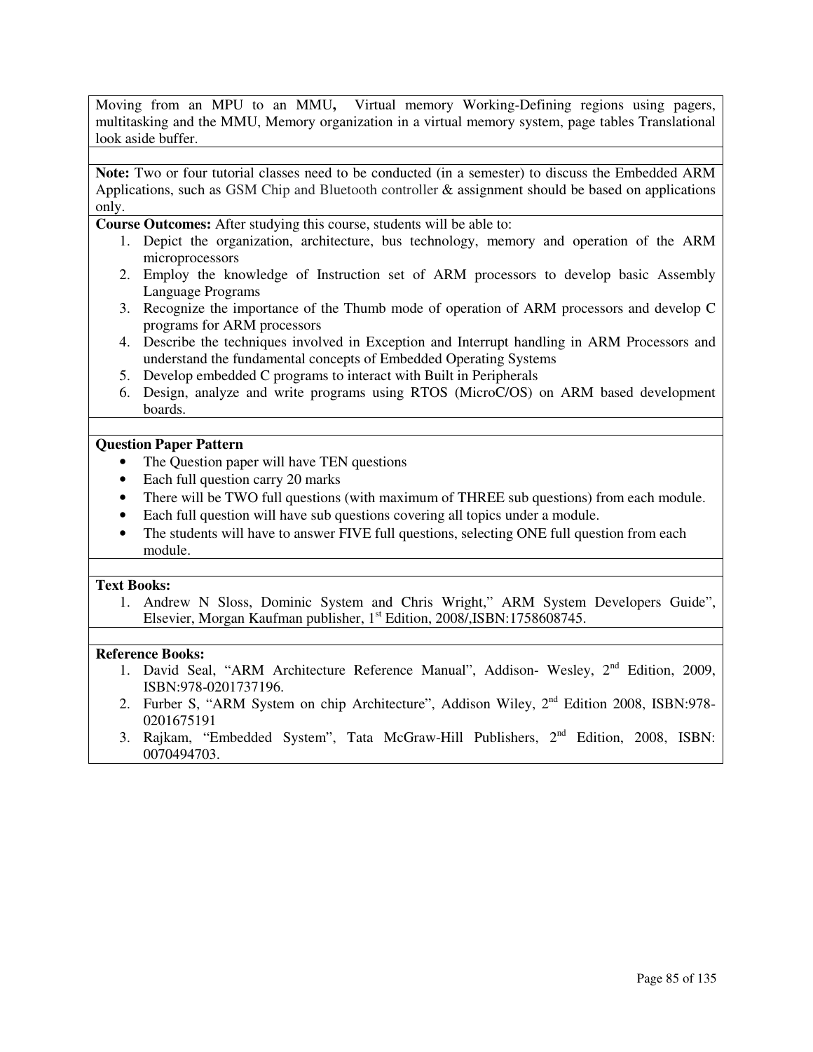Moving from an MPU to an MMU**,** Virtual memory Working-Defining regions using pagers, multitasking and the MMU, Memory organization in a virtual memory system, page tables Translational look aside buffer.

**Note:** Two or four tutorial classes need to be conducted (in a semester) to discuss the Embedded ARM Applications, such as GSM Chip and Bluetooth controller & assignment should be based on applications only.

**Course Outcomes:** After studying this course, students will be able to:

1. Depict the organization, architecture, bus technology, memory and operation of the ARM microprocessors
2. Employ the knowledge of Instruction set of ARM processors to develop basic Assembly Language Programs
3. Recognize the importance of the Thumb mode of operation of ARM processors and develop C programs for ARM processors
4. Describe the techniques involved in Exception and Interrupt handling in ARM Processors and understand the fundamental concepts of Embedded Operating Systems
5. Develop embedded C programs to interact with Built in Peripherals
6. Design, analyze and write programs using RTOS (MicroC/OS) on ARM based development boards.

**Question Paper Pattern**

- The Question paper will have TEN questions
- Each full question carry 20 marks
- There will be TWO full questions (with maximum of THREE sub questions) from each module.
- Each full question will have sub questions covering all topics under a module.
- The students will have to answer FIVE full questions, selecting ONE full question from each module.

**Text Books:**

1. Andrew N Sloss, Dominic System and Chris Wright," ARM System Developers Guide", Elsevier, Morgan Kaufman publisher, 1st Edition, 2008/,ISBN:1758608745.

**Reference Books:**

1. David Seal, "ARM Architecture Reference Manual", Addison- Wesley, 2nd Edition, 2009, ISBN:978-0201737196.
2. Furber S, "ARM System on chip Architecture", Addison Wiley, 2nd Edition 2008, ISBN:978-0201675191
3. Rajkam, "Embedded System", Tata McGraw-Hill Publishers, 2nd Edition, 2008, ISBN: 0070494703.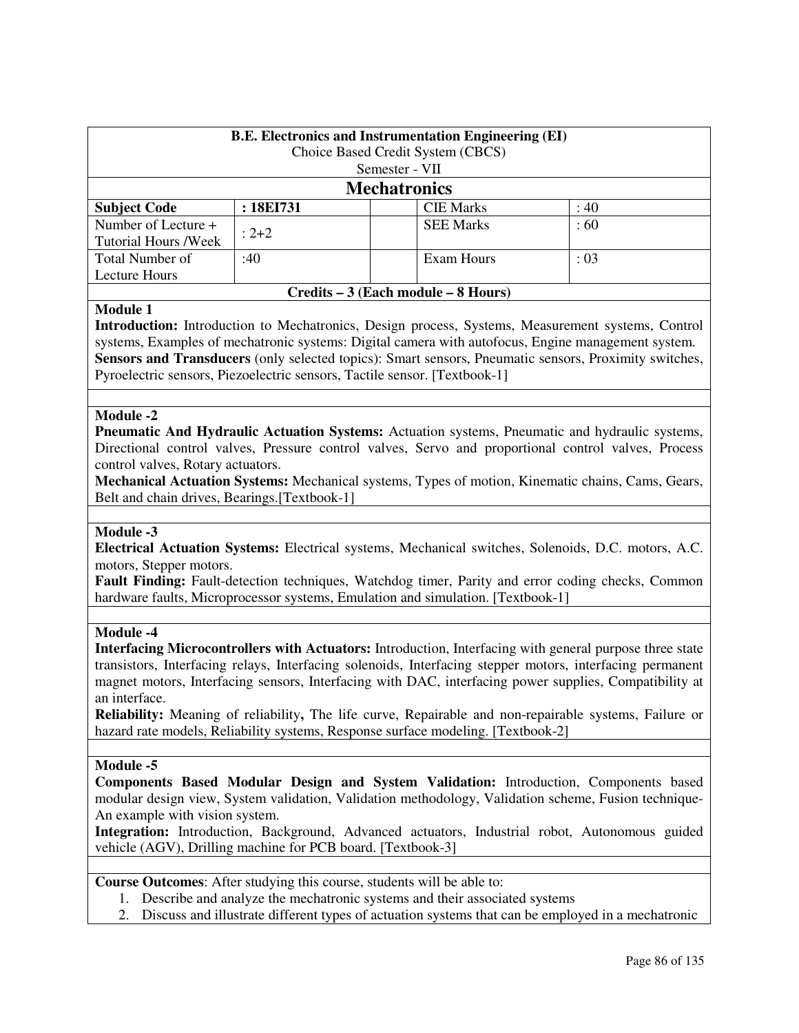**B.E. Electronics and Instrumentation Engineering (EI)**
Choice Based Credit System (CBCS)
Semester - VII

## Mechatronics

| **Subject Code** | **: 18EI731** | | CIE Marks | : 40 |
|---|---|---|---|---|
| Number of Lecture + Tutorial Hours /Week | : 2+2 | | SEE Marks | : 60 |
| Total Number of Lecture Hours | :40 | | Exam Hours | : 03 |

**Credits – 3 (Each module – 8 Hours)**

### Module 1

**Introduction:** Introduction to Mechatronics, Design process, Systems, Measurement systems, Control systems, Examples of mechatronic systems: Digital camera with autofocus, Engine management system.
**Sensors and Transducers** (only selected topics): Smart sensors, Pneumatic sensors, Proximity switches, Pyroelectric sensors, Piezoelectric sensors, Tactile sensor. [Textbook-1]

### Module -2

**Pneumatic And Hydraulic Actuation Systems:** Actuation systems, Pneumatic and hydraulic systems, Directional control valves, Pressure control valves, Servo and proportional control valves, Process control valves, Rotary actuators.
**Mechanical Actuation Systems:** Mechanical systems, Types of motion, Kinematic chains, Cams, Gears, Belt and chain drives, Bearings.[Textbook-1]

### Module -3

**Electrical Actuation Systems:** Electrical systems, Mechanical switches, Solenoids, D.C. motors, A.C. motors, Stepper motors.
**Fault Finding:** Fault-detection techniques, Watchdog timer, Parity and error coding checks, Common hardware faults, Microprocessor systems, Emulation and simulation. [Textbook-1]

### Module -4

**Interfacing Microcontrollers with Actuators:** Introduction, Interfacing with general purpose three state transistors, Interfacing relays, Interfacing solenoids, Interfacing stepper motors, interfacing permanent magnet motors, Interfacing sensors, Interfacing with DAC, interfacing power supplies, Compatibility at an interface.
**Reliability:** Meaning of reliability**,** The life curve, Repairable and non-repairable systems, Failure or hazard rate models, Reliability systems, Response surface modeling. [Textbook-2]

### Module -5

**Components Based Modular Design and System Validation:** Introduction, Components based modular design view, System validation, Validation methodology, Validation scheme, Fusion technique- An example with vision system.
**Integration:** Introduction, Background, Advanced actuators, Industrial robot, Autonomous guided vehicle (AGV), Drilling machine for PCB board. [Textbook-3]

**Course Outcomes**: After studying this course, students will be able to:

1. Describe and analyze the mechatronic systems and their associated systems
2. Discuss and illustrate different types of actuation systems that can be employed in a mechatronic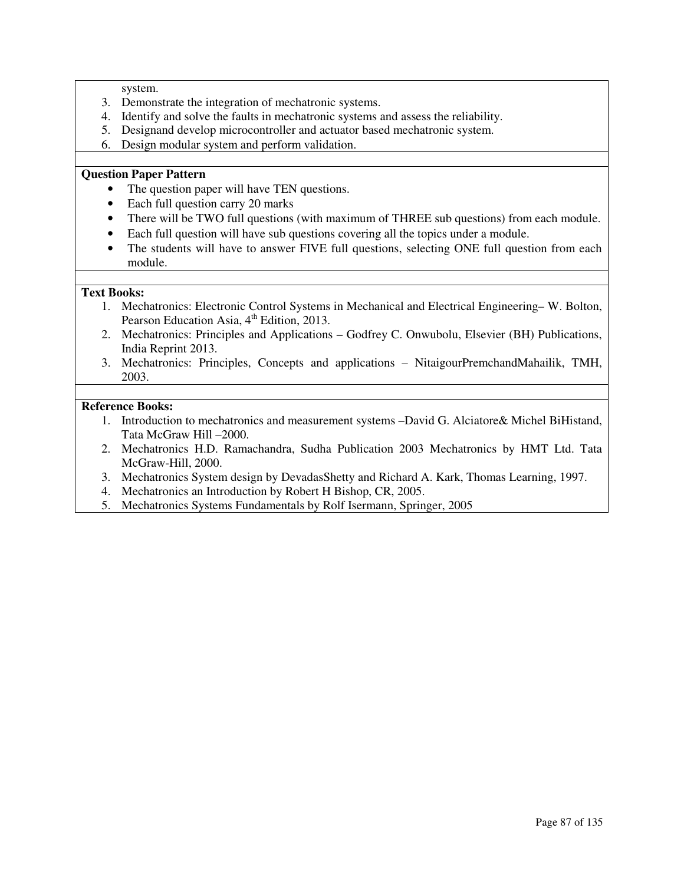system.

3. Demonstrate the integration of mechatronic systems.
4. Identify and solve the faults in mechatronic systems and assess the reliability.
5. Designand develop microcontroller and actuator based mechatronic system.
6. Design modular system and perform validation.

**Question Paper Pattern**

- The question paper will have TEN questions.
- Each full question carry 20 marks
- There will be TWO full questions (with maximum of THREE sub questions) from each module.
- Each full question will have sub questions covering all the topics under a module.
- The students will have to answer FIVE full questions, selecting ONE full question from each module.

**Text Books:**

1. Mechatronics: Electronic Control Systems in Mechanical and Electrical Engineering– W. Bolton, Pearson Education Asia, 4th Edition, 2013.
2. Mechatronics: Principles and Applications – Godfrey C. Onwubolu, Elsevier (BH) Publications, India Reprint 2013.
3. Mechatronics: Principles, Concepts and applications – NitaigourPremchandMahailik, TMH, 2003.

**Reference Books:**

1. Introduction to mechatronics and measurement systems –David G. Alciatore& Michel BiHistand, Tata McGraw Hill –2000.
2. Mechatronics H.D. Ramachandra, Sudha Publication 2003 Mechatronics by HMT Ltd. Tata McGraw-Hill, 2000.
3. Mechatronics System design by DevadasShetty and Richard A. Kark, Thomas Learning, 1997.
4. Mechatronics an Introduction by Robert H Bishop, CR, 2005.
5. Mechatronics Systems Fundamentals by Rolf Isermann, Springer, 2005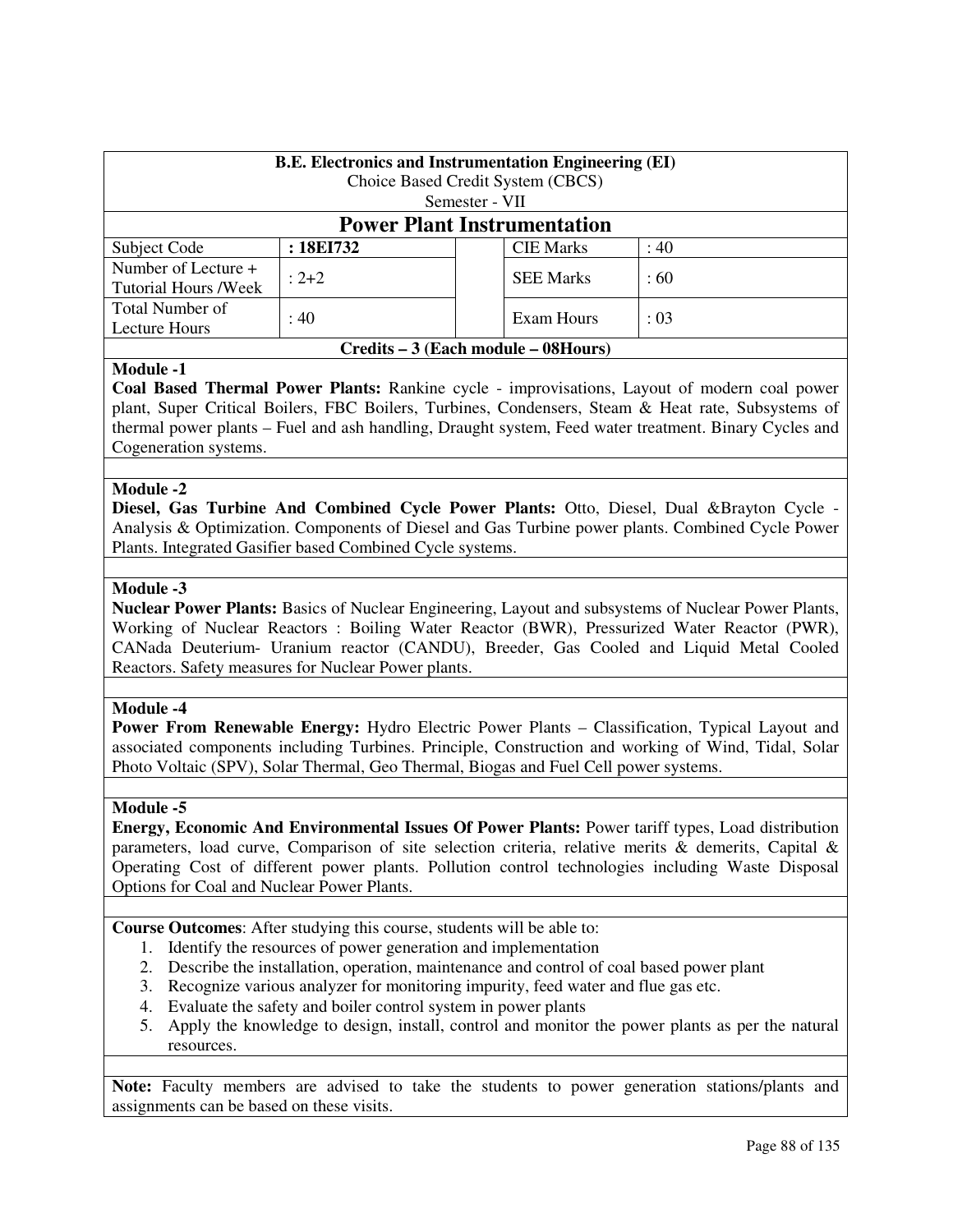**B.E. Electronics and Instrumentation Engineering (EI)**
Choice Based Credit System (CBCS)
Semester - VII

# Power Plant Instrumentation

| Subject Code | **: 18EI732** | | CIE Marks | : 40 |
|---|---|---|---|---|
| Number of Lecture + Tutorial Hours /Week | : 2+2 | | SEE Marks | : 60 |
| Total Number of Lecture Hours | : 40 | | Exam Hours | : 03 |

**Credits – 3 (Each module – 08Hours)**

**Module -1**

**Coal Based Thermal Power Plants:** Rankine cycle - improvisations, Layout of modern coal power plant, Super Critical Boilers, FBC Boilers, Turbines, Condensers, Steam & Heat rate, Subsystems of thermal power plants – Fuel and ash handling, Draught system, Feed water treatment. Binary Cycles and Cogeneration systems.

**Module -2**

**Diesel, Gas Turbine And Combined Cycle Power Plants:** Otto, Diesel, Dual &Brayton Cycle - Analysis & Optimization. Components of Diesel and Gas Turbine power plants. Combined Cycle Power Plants. Integrated Gasifier based Combined Cycle systems.

**Module -3**

**Nuclear Power Plants:** Basics of Nuclear Engineering, Layout and subsystems of Nuclear Power Plants, Working of Nuclear Reactors : Boiling Water Reactor (BWR), Pressurized Water Reactor (PWR), CANada Deuterium- Uranium reactor (CANDU), Breeder, Gas Cooled and Liquid Metal Cooled Reactors. Safety measures for Nuclear Power plants.

**Module -4**

**Power From Renewable Energy:** Hydro Electric Power Plants – Classification, Typical Layout and associated components including Turbines. Principle, Construction and working of Wind, Tidal, Solar Photo Voltaic (SPV), Solar Thermal, Geo Thermal, Biogas and Fuel Cell power systems.

**Module -5**

**Energy, Economic And Environmental Issues Of Power Plants:** Power tariff types, Load distribution parameters, load curve, Comparison of site selection criteria, relative merits & demerits, Capital & Operating Cost of different power plants. Pollution control technologies including Waste Disposal Options for Coal and Nuclear Power Plants.

**Course Outcomes**: After studying this course, students will be able to:

1. Identify the resources of power generation and implementation
2. Describe the installation, operation, maintenance and control of coal based power plant
3. Recognize various analyzer for monitoring impurity, feed water and flue gas etc.
4. Evaluate the safety and boiler control system in power plants
5. Apply the knowledge to design, install, control and monitor the power plants as per the natural resources.

**Note:** Faculty members are advised to take the students to power generation stations/plants and assignments can be based on these visits.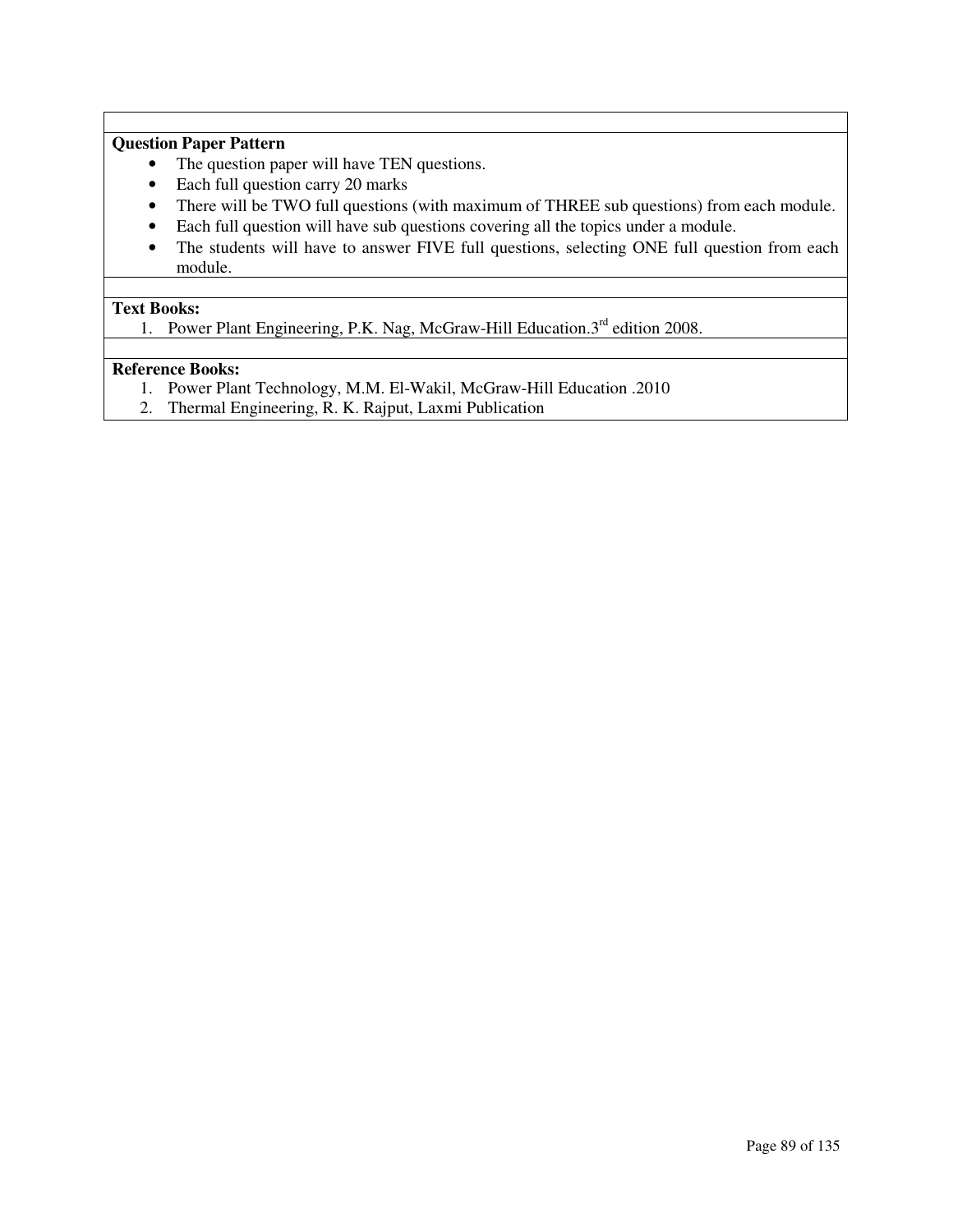**Question Paper Pattern**

- The question paper will have TEN questions.
- Each full question carry 20 marks
- There will be TWO full questions (with maximum of THREE sub questions) from each module.
- Each full question will have sub questions covering all the topics under a module.
- The students will have to answer FIVE full questions, selecting ONE full question from each module.

**Text Books:**

1. Power Plant Engineering, P.K. Nag, McGraw-Hill Education.3rd edition 2008.

**Reference Books:**

1. Power Plant Technology, M.M. El-Wakil, McGraw-Hill Education .2010
2. Thermal Engineering, R. K. Rajput, Laxmi Publication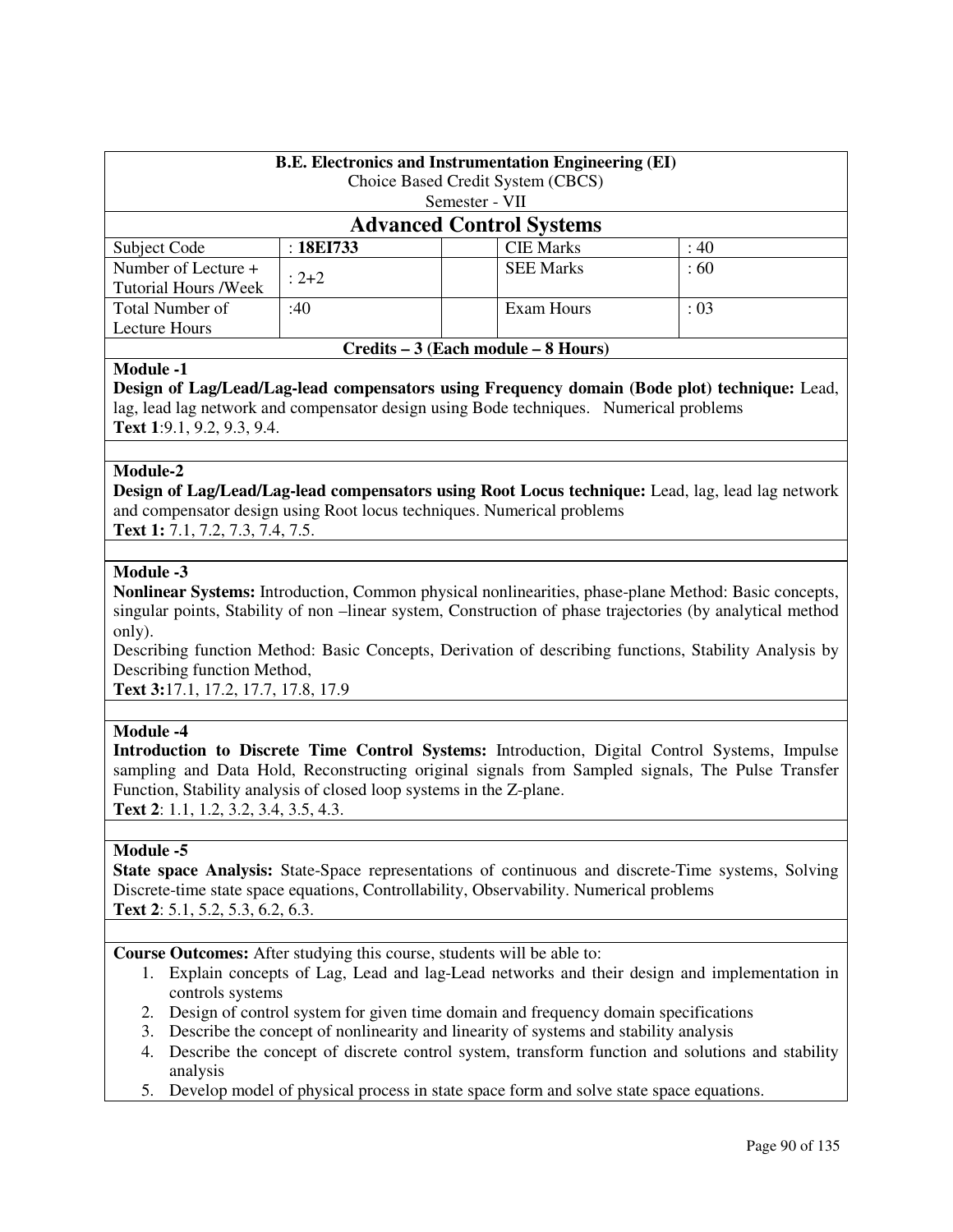**B.E. Electronics and Instrumentation Engineering (EI)**
Choice Based Credit System (CBCS)
Semester - VII

## Advanced Control Systems

| | | | | |
|---|---|---|---|---|
| Subject Code | : **18EI733** | | CIE Marks | : 40 |
| Number of Lecture + Tutorial Hours /Week | : 2+2 | | SEE Marks | : 60 |
| Total Number of Lecture Hours | :40 | | Exam Hours | : 03 |

**Credits – 3 (Each module – 8 Hours)**

**Module -1**

**Design of Lag/Lead/Lag-lead compensators using Frequency domain (Bode plot) technique:** Lead, lag, lead lag network and compensator design using Bode techniques. Numerical problems

**Text 1**:9.1, 9.2, 9.3, 9.4.

**Module-2**

**Design of Lag/Lead/Lag-lead compensators using Root Locus technique:** Lead, lag, lead lag network and compensator design using Root locus techniques. Numerical problems

**Text 1:** 7.1, 7.2, 7.3, 7.4, 7.5.

**Module -3**

**Nonlinear Systems:** Introduction, Common physical nonlinearities, phase-plane Method: Basic concepts, singular points, Stability of non –linear system, Construction of phase trajectories (by analytical method only).

Describing function Method: Basic Concepts, Derivation of describing functions, Stability Analysis by Describing function Method,

**Text 3:**17.1, 17.2, 17.7, 17.8, 17.9

**Module -4**

**Introduction to Discrete Time Control Systems:** Introduction, Digital Control Systems, Impulse sampling and Data Hold, Reconstructing original signals from Sampled signals, The Pulse Transfer Function, Stability analysis of closed loop systems in the Z-plane.

**Text 2**: 1.1, 1.2, 3.2, 3.4, 3.5, 4.3.

**Module -5**

**State space Analysis:** State-Space representations of continuous and discrete-Time systems, Solving Discrete-time state space equations, Controllability, Observability. Numerical problems

**Text 2**: 5.1, 5.2, 5.3, 6.2, 6.3.

**Course Outcomes:** After studying this course, students will be able to:

1. Explain concepts of Lag, Lead and lag-Lead networks and their design and implementation in controls systems
2. Design of control system for given time domain and frequency domain specifications
3. Describe the concept of nonlinearity and linearity of systems and stability analysis
4. Describe the concept of discrete control system, transform function and solutions and stability analysis
5. Develop model of physical process in state space form and solve state space equations.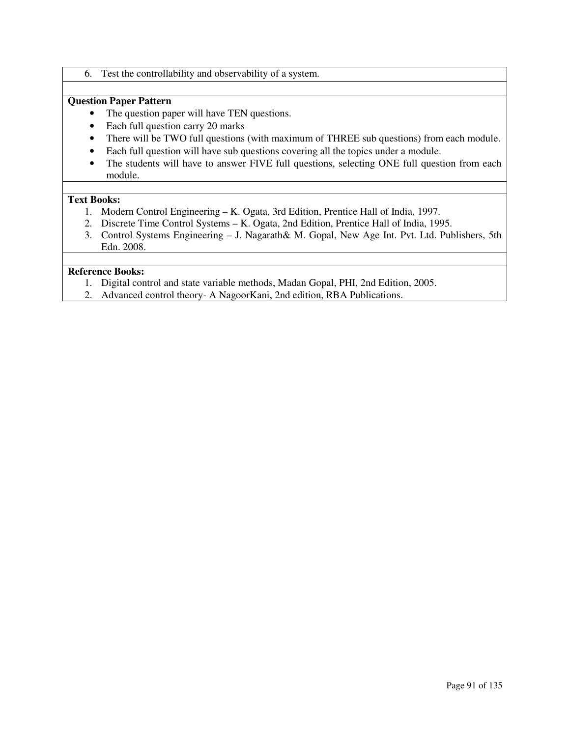6. Test the controllability and observability of a system.

**Question Paper Pattern**

- The question paper will have TEN questions.
- Each full question carry 20 marks
- There will be TWO full questions (with maximum of THREE sub questions) from each module.
- Each full question will have sub questions covering all the topics under a module.
- The students will have to answer FIVE full questions, selecting ONE full question from each module.

**Text Books:**

1. Modern Control Engineering – K. Ogata, 3rd Edition, Prentice Hall of India, 1997.
2. Discrete Time Control Systems – K. Ogata, 2nd Edition, Prentice Hall of India, 1995.
3. Control Systems Engineering – J. Nagarath& M. Gopal, New Age Int. Pvt. Ltd. Publishers, 5th Edn. 2008.

**Reference Books:**

1. Digital control and state variable methods, Madan Gopal, PHI, 2nd Edition, 2005.
2. Advanced control theory- A NagoorKani, 2nd edition, RBA Publications.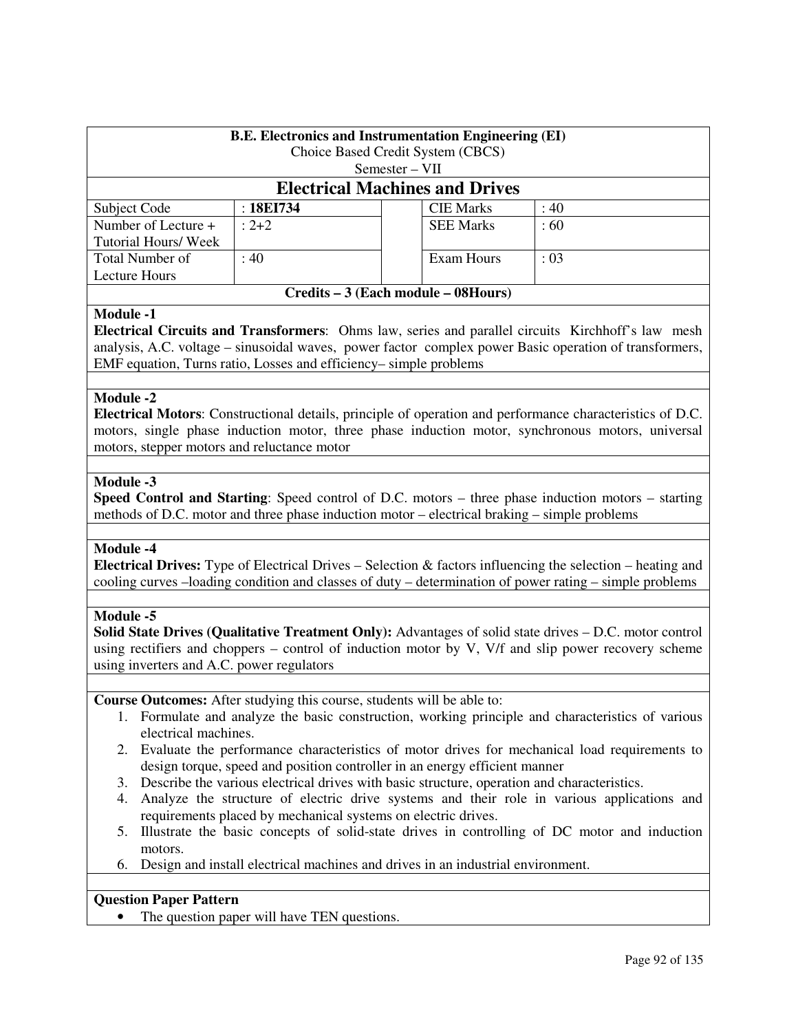**B.E. Electronics and Instrumentation Engineering (EI)**
Choice Based Credit System (CBCS)
Semester – VII

## Electrical Machines and Drives

| Subject Code | : **18EI734** | | CIE Marks | : 40 |
|---|---|---|---|---|
| Number of Lecture + Tutorial Hours/ Week | : 2+2 | | SEE Marks | : 60 |
| Total Number of Lecture Hours | : 40 | | Exam Hours | : 03 |

**Credits – 3 (Each module – 08Hours)**

**Module -1**

**Electrical Circuits and Transformers**: Ohms law, series and parallel circuits Kirchhoff's law mesh analysis, A.C. voltage – sinusoidal waves, power factor complex power Basic operation of transformers, EMF equation, Turns ratio, Losses and efficiency– simple problems

**Module -2**

**Electrical Motors**: Constructional details, principle of operation and performance characteristics of D.C. motors, single phase induction motor, three phase induction motor, synchronous motors, universal motors, stepper motors and reluctance motor

**Module -3**

**Speed Control and Starting**: Speed control of D.C. motors – three phase induction motors – starting methods of D.C. motor and three phase induction motor – electrical braking – simple problems

**Module -4**

**Electrical Drives:** Type of Electrical Drives – Selection & factors influencing the selection – heating and cooling curves –loading condition and classes of duty – determination of power rating – simple problems

**Module -5**

**Solid State Drives (Qualitative Treatment Only):** Advantages of solid state drives – D.C. motor control using rectifiers and choppers – control of induction motor by V, V/f and slip power recovery scheme using inverters and A.C. power regulators

**Course Outcomes:** After studying this course, students will be able to:

1. Formulate and analyze the basic construction, working principle and characteristics of various electrical machines.
2. Evaluate the performance characteristics of motor drives for mechanical load requirements to design torque, speed and position controller in an energy efficient manner
3. Describe the various electrical drives with basic structure, operation and characteristics.
4. Analyze the structure of electric drive systems and their role in various applications and requirements placed by mechanical systems on electric drives.
5. Illustrate the basic concepts of solid-state drives in controlling of DC motor and induction motors.
6. Design and install electrical machines and drives in an industrial environment.

**Question Paper Pattern**

- The question paper will have TEN questions.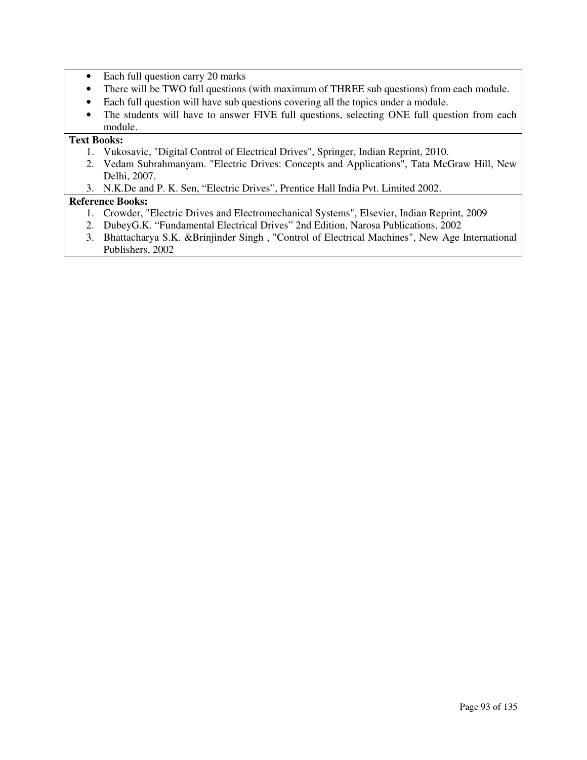- Each full question carry 20 marks
- There will be TWO full questions (with maximum of THREE sub questions) from each module.
- Each full question will have sub questions covering all the topics under a module.
- The students will have to answer FIVE full questions, selecting ONE full question from each module.

**Text Books:**

1. Vukosavic, "Digital Control of Electrical Drives", Springer, Indian Reprint, 2010.
2. Vedam Subrahmanyam. "Electric Drives: Concepts and Applications", Tata McGraw Hill, New Delhi, 2007.
3. N.K.De and P. K. Sen, "Electric Drives", Prentice Hall India Pvt. Limited 2002.

**Reference Books:**

1. Crowder, "Electric Drives and Electromechanical Systems", Elsevier, Indian Reprint, 2009
2. DubeyG.K. "Fundamental Electrical Drives" 2nd Edition, Narosa Publications, 2002
3. Bhattacharya S.K. &Brinjinder Singh , "Control of Electrical Machines", New Age International Publishers, 2002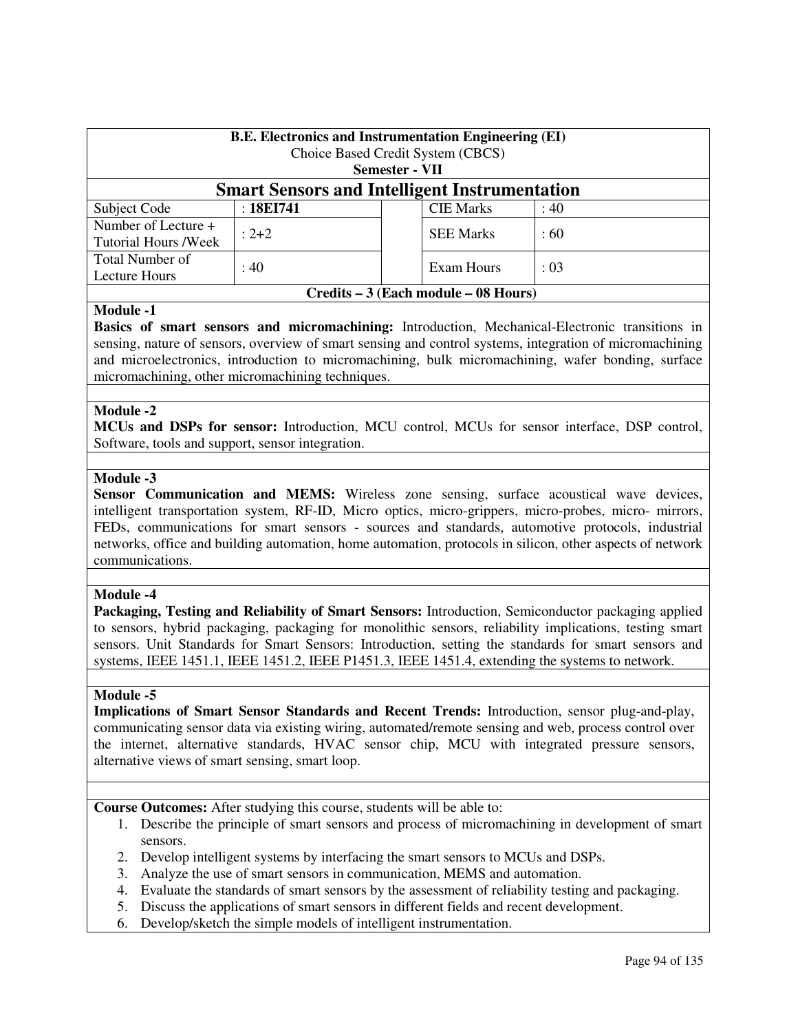**B.E. Electronics and Instrumentation Engineering (EI)**
Choice Based Credit System (CBCS)
**Semester - VII**

# Smart Sensors and Intelligent Instrumentation

| Subject Code | : **18EI741** | | CIE Marks | : 40 |
|---|---|---|---|---|
| Number of Lecture + Tutorial Hours /Week | : 2+2 | | SEE Marks | : 60 |
| Total Number of Lecture Hours | : 40 | | Exam Hours | : 03 |

**Credits – 3 (Each module – 08 Hours)**

**Module -1**

**Basics of smart sensors and micromachining:** Introduction, Mechanical-Electronic transitions in sensing, nature of sensors, overview of smart sensing and control systems, integration of micromachining and microelectronics, introduction to micromachining, bulk micromachining, wafer bonding, surface micromachining, other micromachining techniques.

**Module -2**

**MCUs and DSPs for sensor:** Introduction, MCU control, MCUs for sensor interface, DSP control, Software, tools and support, sensor integration.

**Module -3**

**Sensor Communication and MEMS:** Wireless zone sensing, surface acoustical wave devices, intelligent transportation system, RF-ID, Micro optics, micro-grippers, micro-probes, micro- mirrors, FEDs, communications for smart sensors - sources and standards, automotive protocols, industrial networks, office and building automation, home automation, protocols in silicon, other aspects of network communications.

**Module -4**

**Packaging, Testing and Reliability of Smart Sensors:** Introduction, Semiconductor packaging applied to sensors, hybrid packaging, packaging for monolithic sensors, reliability implications, testing smart sensors. Unit Standards for Smart Sensors: Introduction, setting the standards for smart sensors and systems, IEEE 1451.1, IEEE 1451.2, IEEE P1451.3, IEEE 1451.4, extending the systems to network.

**Module -5**

**Implications of Smart Sensor Standards and Recent Trends:** Introduction, sensor plug-and-play, communicating sensor data via existing wiring, automated/remote sensing and web, process control over the internet, alternative standards, HVAC sensor chip, MCU with integrated pressure sensors, alternative views of smart sensing, smart loop.

**Course Outcomes:** After studying this course, students will be able to:

1. Describe the principle of smart sensors and process of micromachining in development of smart sensors.
2. Develop intelligent systems by interfacing the smart sensors to MCUs and DSPs.
3. Analyze the use of smart sensors in communication, MEMS and automation.
4. Evaluate the standards of smart sensors by the assessment of reliability testing and packaging.
5. Discuss the applications of smart sensors in different fields and recent development.
6. Develop/sketch the simple models of intelligent instrumentation.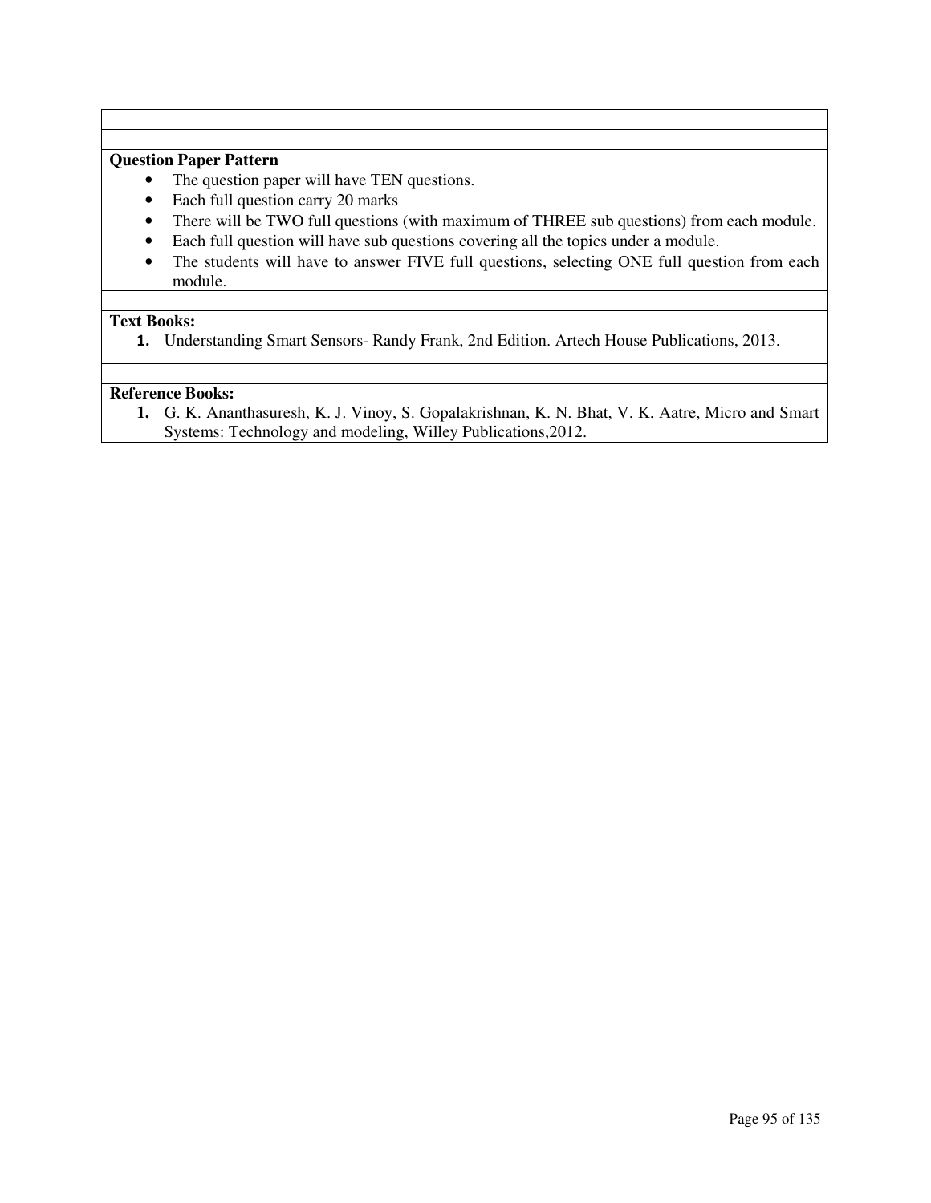**Question Paper Pattern**

- The question paper will have TEN questions.
- Each full question carry 20 marks
- There will be TWO full questions (with maximum of THREE sub questions) from each module.
- Each full question will have sub questions covering all the topics under a module.
- The students will have to answer FIVE full questions, selecting ONE full question from each module.

**Text Books:**

1. Understanding Smart Sensors- Randy Frank, 2nd Edition. Artech House Publications, 2013.

**Reference Books:**

1. G. K. Ananthasuresh, K. J. Vinoy, S. Gopalakrishnan, K. N. Bhat, V. K. Aatre, Micro and Smart Systems: Technology and modeling, Willey Publications,2012.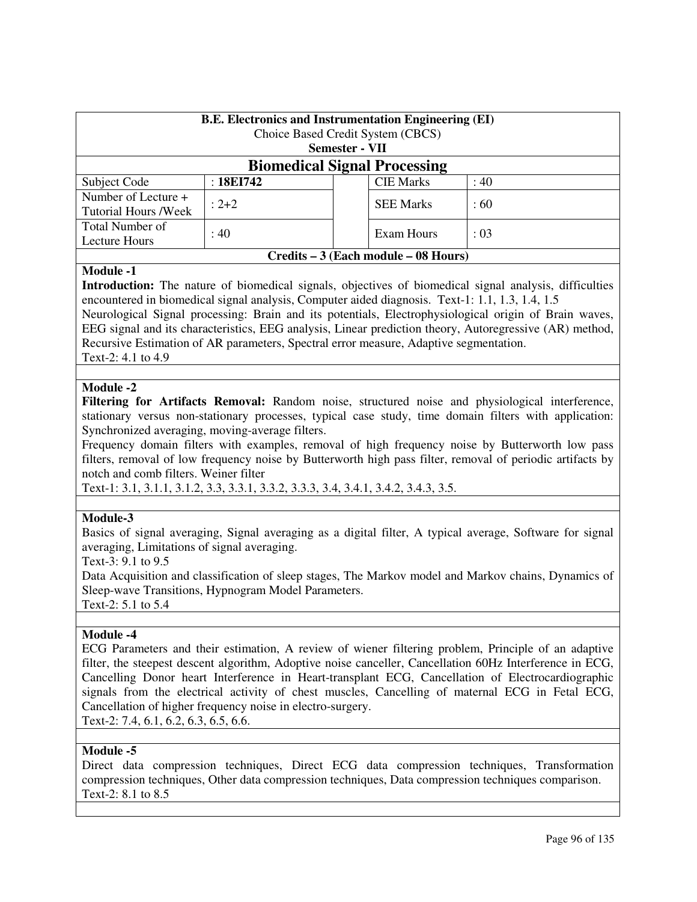| B.E. Electronics and Instrumentation Engineering (EI) | | | | |
|---|---|---|---|---|
| Choice Based Credit System (CBCS) | | | | |
| **Semester - VII** | | | | |
| **Biomedical Signal Processing** | | | | |
| Subject Code | : **18EI742** | | CIE Marks | : 40 |
| Number of Lecture + Tutorial Hours /Week | : 2+2 | | SEE Marks | : 60 |
| Total Number of Lecture Hours | : 40 | | Exam Hours | : 03 |
| **Credits – 3 (Each module – 08 Hours)** | | | | |

**Module -1**

**Introduction:** The nature of biomedical signals, objectives of biomedical signal analysis, difficulties encountered in biomedical signal analysis, Computer aided diagnosis. Text-1: 1.1, 1.3, 1.4, 1.5

Neurological Signal processing: Brain and its potentials, Electrophysiological origin of Brain waves, EEG signal and its characteristics, EEG analysis, Linear prediction theory, Autoregressive (AR) method, Recursive Estimation of AR parameters, Spectral error measure, Adaptive segmentation.

Text-2: 4.1 to 4.9

**Module -2**

**Filtering for Artifacts Removal:** Random noise, structured noise and physiological interference, stationary versus non-stationary processes, typical case study, time domain filters with application: Synchronized averaging, moving-average filters.

Frequency domain filters with examples, removal of high frequency noise by Butterworth low pass filters, removal of low frequency noise by Butterworth high pass filter, removal of periodic artifacts by notch and comb filters. Weiner filter

Text-1: 3.1, 3.1.1, 3.1.2, 3.3, 3.3.1, 3.3.2, 3.3.3, 3.4, 3.4.1, 3.4.2, 3.4.3, 3.5.

**Module-3**

Basics of signal averaging, Signal averaging as a digital filter, A typical average, Software for signal averaging, Limitations of signal averaging.

Text-3: 9.1 to 9.5

Data Acquisition and classification of sleep stages, The Markov model and Markov chains, Dynamics of Sleep-wave Transitions, Hypnogram Model Parameters.

Text-2: 5.1 to 5.4

**Module -4**

ECG Parameters and their estimation, A review of wiener filtering problem, Principle of an adaptive filter, the steepest descent algorithm, Adoptive noise canceller, Cancellation 60Hz Interference in ECG, Cancelling Donor heart Interference in Heart-transplant ECG, Cancellation of Electrocardiographic signals from the electrical activity of chest muscles, Cancelling of maternal ECG in Fetal ECG, Cancellation of higher frequency noise in electro-surgery.

Text-2: 7.4, 6.1, 6.2, 6.3, 6.5, 6.6.

**Module -5**

Direct data compression techniques, Direct ECG data compression techniques, Transformation compression techniques, Other data compression techniques, Data compression techniques comparison.

Text-2: 8.1 to 8.5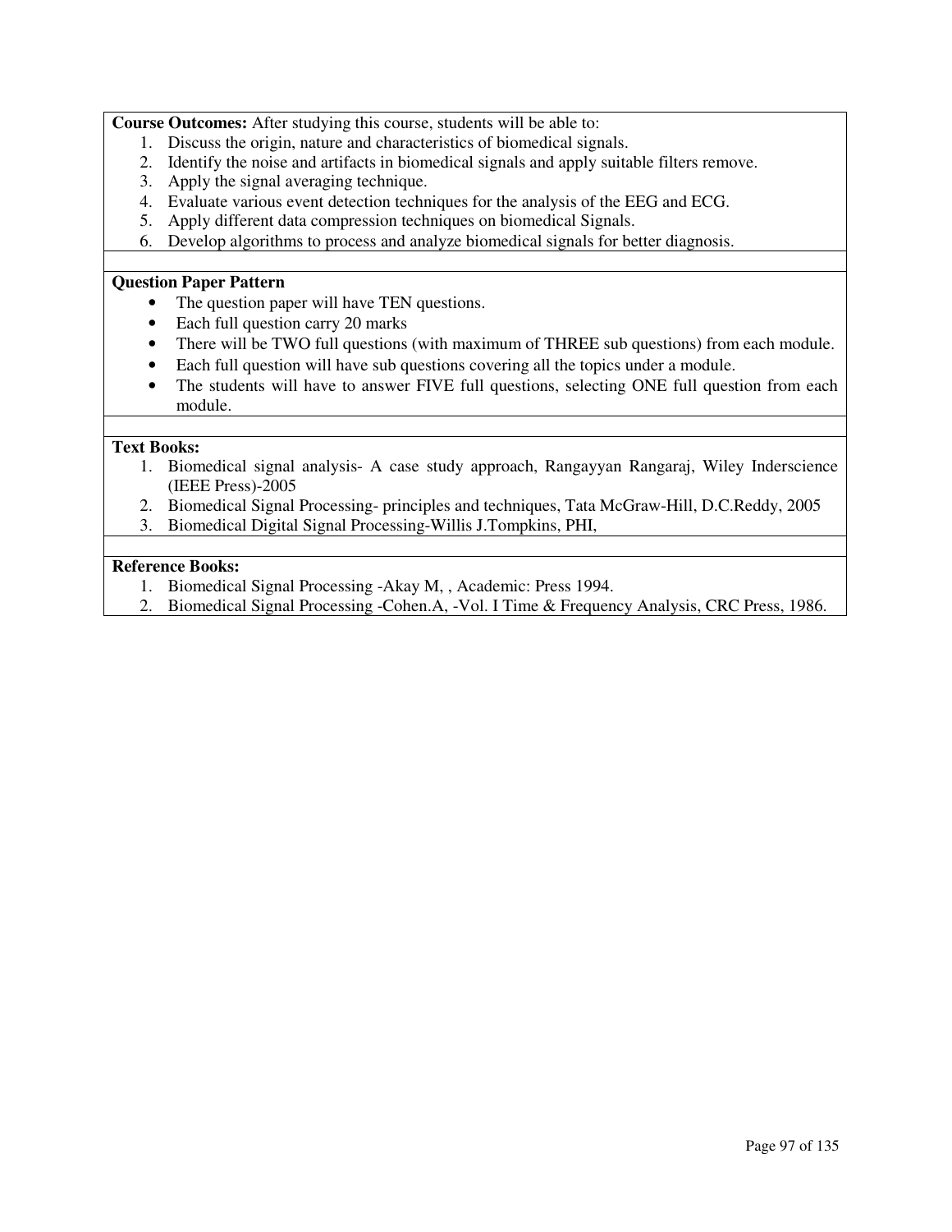**Course Outcomes:** After studying this course, students will be able to:

1. Discuss the origin, nature and characteristics of biomedical signals.
2. Identify the noise and artifacts in biomedical signals and apply suitable filters remove.
3. Apply the signal averaging technique.
4. Evaluate various event detection techniques for the analysis of the EEG and ECG.
5. Apply different data compression techniques on biomedical Signals.
6. Develop algorithms to process and analyze biomedical signals for better diagnosis.

**Question Paper Pattern**

- The question paper will have TEN questions.
- Each full question carry 20 marks
- There will be TWO full questions (with maximum of THREE sub questions) from each module.
- Each full question will have sub questions covering all the topics under a module.
- The students will have to answer FIVE full questions, selecting ONE full question from each module.

**Text Books:**

1. Biomedical signal analysis- A case study approach, Rangayyan Rangaraj, Wiley Inderscience (IEEE Press)-2005
2. Biomedical Signal Processing- principles and techniques, Tata McGraw-Hill, D.C.Reddy, 2005
3. Biomedical Digital Signal Processing-Willis J.Tompkins, PHI,

**Reference Books:**

1. Biomedical Signal Processing -Akay M, , Academic: Press 1994.
2. Biomedical Signal Processing -Cohen.A, -Vol. I Time & Frequency Analysis, CRC Press, 1986.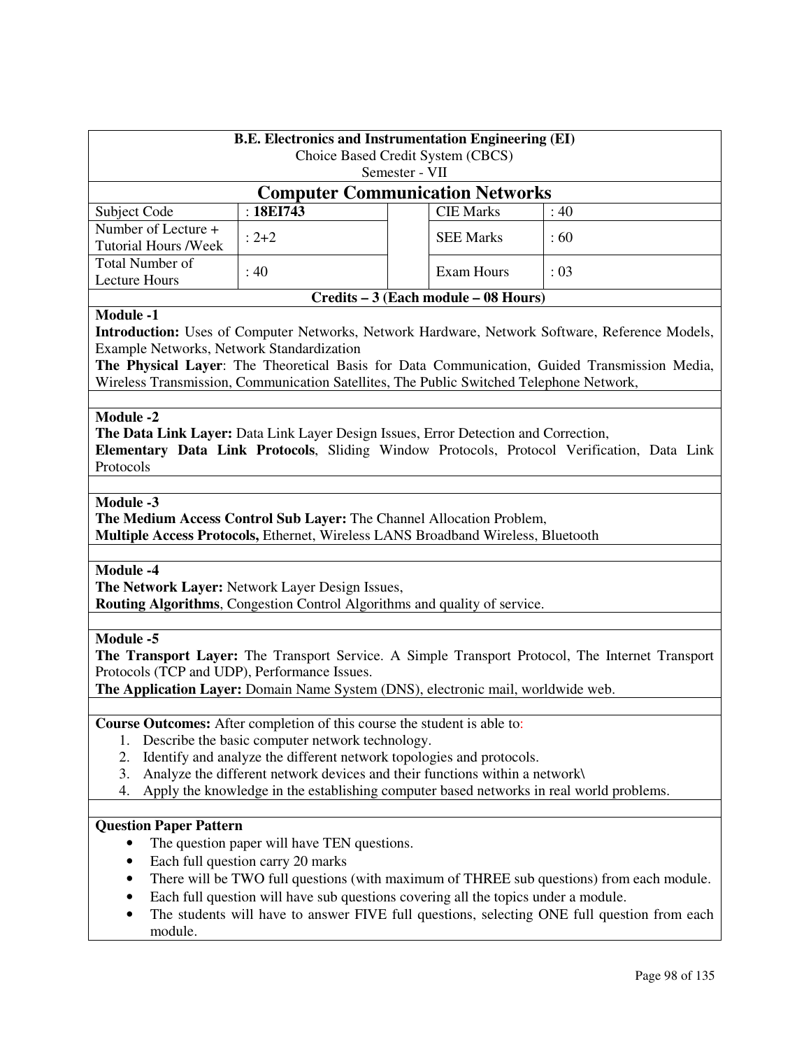**B.E. Electronics and Instrumentation Engineering (EI)**
Choice Based Credit System (CBCS)
Semester - VII

## Computer Communication Networks

| Subject Code | : **18EI743** | | CIE Marks | : 40 |
|---|---|---|---|---|
| Number of Lecture + Tutorial Hours /Week | : 2+2 | | SEE Marks | : 60 |
| Total Number of Lecture Hours | : 40 | | Exam Hours | : 03 |

**Credits – 3 (Each module – 08 Hours)**

**Module -1**

**Introduction:** Uses of Computer Networks, Network Hardware, Network Software, Reference Models, Example Networks, Network Standardization

**The Physical Layer**: The Theoretical Basis for Data Communication, Guided Transmission Media, Wireless Transmission, Communication Satellites, The Public Switched Telephone Network,

**Module -2**

**The Data Link Layer:** Data Link Layer Design Issues, Error Detection and Correction,

**Elementary Data Link Protocols**, Sliding Window Protocols, Protocol Verification, Data Link Protocols

**Module -3**

**The Medium Access Control Sub Layer:** The Channel Allocation Problem,

**Multiple Access Protocols,** Ethernet, Wireless LANS Broadband Wireless, Bluetooth

**Module -4**

**The Network Layer:** Network Layer Design Issues,

**Routing Algorithms**, Congestion Control Algorithms and quality of service.

**Module -5**

**The Transport Layer:** The Transport Service. A Simple Transport Protocol, The Internet Transport Protocols (TCP and UDP), Performance Issues.

**The Application Layer:** Domain Name System (DNS), electronic mail, worldwide web.

**Course Outcomes:** After completion of this course the student is able to:

1. Describe the basic computer network technology.
2. Identify and analyze the different network topologies and protocols.
3. Analyze the different network devices and their functions within a network\
4. Apply the knowledge in the establishing computer based networks in real world problems.

**Question Paper Pattern**

- The question paper will have TEN questions.
- Each full question carry 20 marks
- There will be TWO full questions (with maximum of THREE sub questions) from each module.
- Each full question will have sub questions covering all the topics under a module.
- The students will have to answer FIVE full questions, selecting ONE full question from each module.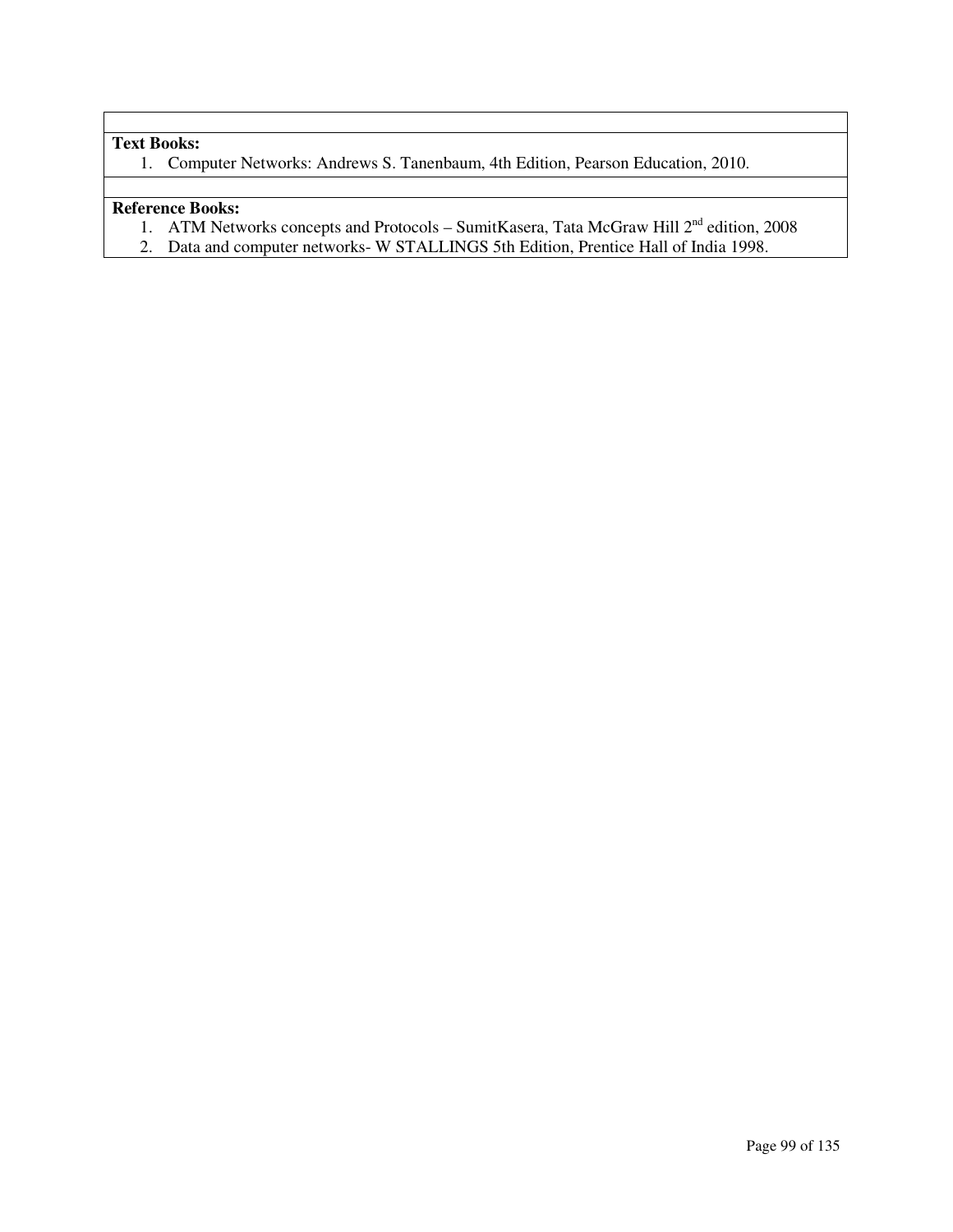**Text Books:**

1. Computer Networks: Andrews S. Tanenbaum, 4th Edition, Pearson Education, 2010.

**Reference Books:**

1. ATM Networks concepts and Protocols – SumitKasera, Tata McGraw Hill 2nd edition, 2008
2. Data and computer networks- W STALLINGS 5th Edition, Prentice Hall of India 1998.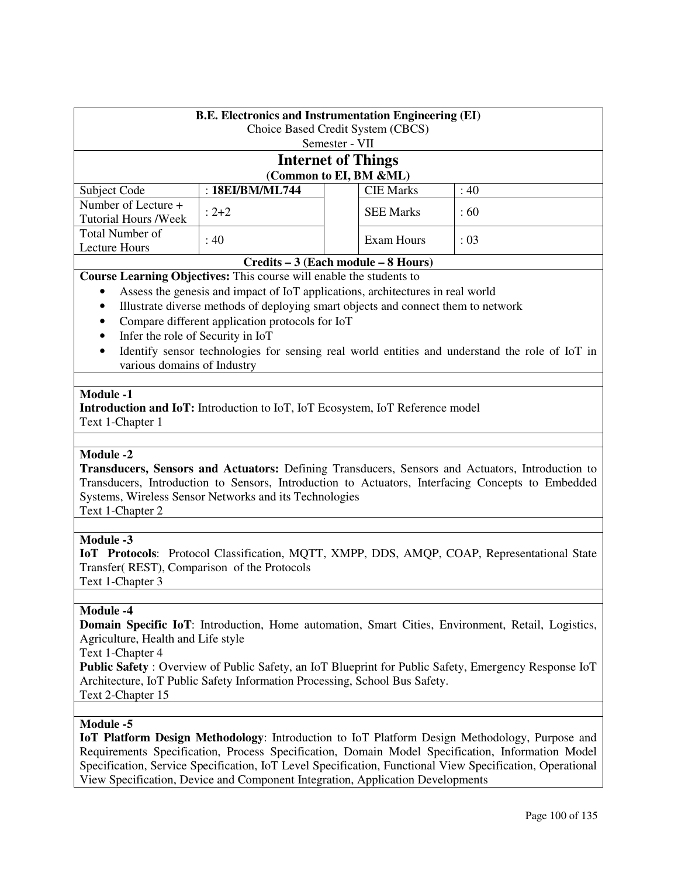**B.E. Electronics and Instrumentation Engineering (EI)**
Choice Based Credit System (CBCS)
Semester - VII

# Internet of Things

**(Common to EI, BM &ML)**

| Subject Code | : **18EI/BM/ML744** | | CIE Marks | : 40 |
|---|---|---|---|---|
| Number of Lecture + Tutorial Hours /Week | : 2+2 | | SEE Marks | : 60 |
| Total Number of Lecture Hours | : 40 | | Exam Hours | : 03 |

**Credits – 3 (Each module – 8 Hours)**

**Course Learning Objectives:** This course will enable the students to

- Assess the genesis and impact of IoT applications, architectures in real world
- Illustrate diverse methods of deploying smart objects and connect them to network
- Compare different application protocols for IoT
- Infer the role of Security in IoT
- Identify sensor technologies for sensing real world entities and understand the role of IoT in various domains of Industry

**Module -1**

**Introduction and IoT:** Introduction to IoT, IoT Ecosystem, IoT Reference model
Text 1-Chapter 1

**Module -2**

**Transducers, Sensors and Actuators:** Defining Transducers, Sensors and Actuators, Introduction to Transducers, Introduction to Sensors, Introduction to Actuators, Interfacing Concepts to Embedded Systems, Wireless Sensor Networks and its Technologies
Text 1-Chapter 2

**Module -3**

**IoT Protocols**: Protocol Classification, MQTT, XMPP, DDS, AMQP, COAP, Representational State Transfer( REST), Comparison of the Protocols
Text 1-Chapter 3

**Module -4**

**Domain Specific IoT**: Introduction, Home automation, Smart Cities, Environment, Retail, Logistics, Agriculture, Health and Life style
Text 1-Chapter 4

**Public Safety** : Overview of Public Safety, an IoT Blueprint for Public Safety, Emergency Response IoT Architecture, IoT Public Safety Information Processing, School Bus Safety.
Text 2-Chapter 15

**Module -5**

**IoT Platform Design Methodology**: Introduction to IoT Platform Design Methodology, Purpose and Requirements Specification, Process Specification, Domain Model Specification, Information Model Specification, Service Specification, IoT Level Specification, Functional View Specification, Operational View Specification, Device and Component Integration, Application Developments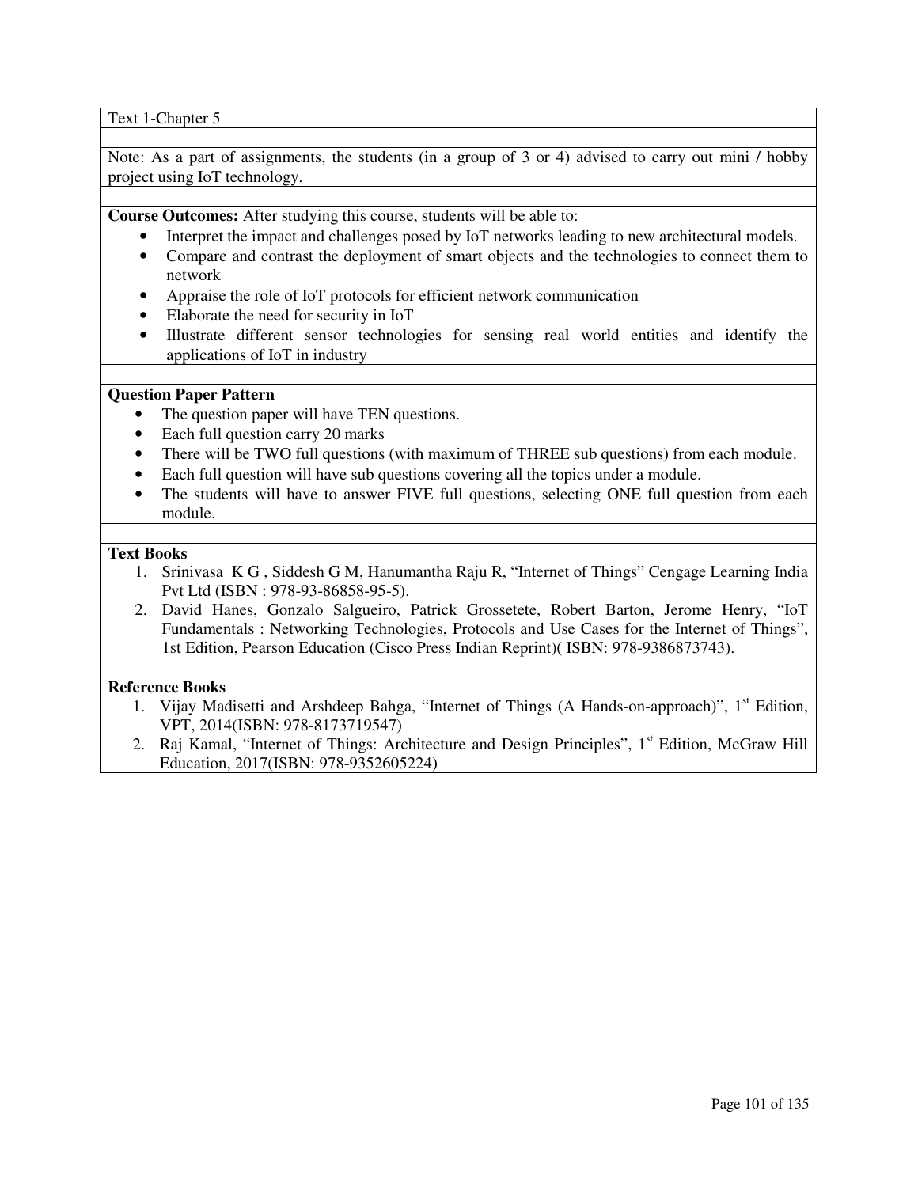Text 1-Chapter 5

Note: As a part of assignments, the students (in a group of 3 or 4) advised to carry out mini / hobby project using IoT technology.

**Course Outcomes:** After studying this course, students will be able to:

- Interpret the impact and challenges posed by IoT networks leading to new architectural models.
- Compare and contrast the deployment of smart objects and the technologies to connect them to network
- Appraise the role of IoT protocols for efficient network communication
- Elaborate the need for security in IoT
- Illustrate different sensor technologies for sensing real world entities and identify the applications of IoT in industry

**Question Paper Pattern**

- The question paper will have TEN questions.
- Each full question carry 20 marks
- There will be TWO full questions (with maximum of THREE sub questions) from each module.
- Each full question will have sub questions covering all the topics under a module.
- The students will have to answer FIVE full questions, selecting ONE full question from each module.

**Text Books**

1. Srinivasa K G , Siddesh G M, Hanumantha Raju R, "Internet of Things" Cengage Learning India Pvt Ltd (ISBN : 978-93-86858-95-5).
2. David Hanes, Gonzalo Salgueiro, Patrick Grossetete, Robert Barton, Jerome Henry, "IoT Fundamentals : Networking Technologies, Protocols and Use Cases for the Internet of Things", 1st Edition, Pearson Education (Cisco Press Indian Reprint)( ISBN: 978-9386873743).

**Reference Books**

1. Vijay Madisetti and Arshdeep Bahga, "Internet of Things (A Hands-on-approach)", 1st Edition, VPT, 2014(ISBN: 978-8173719547)
2. Raj Kamal, "Internet of Things: Architecture and Design Principles", 1st Edition, McGraw Hill Education, 2017(ISBN: 978-9352605224)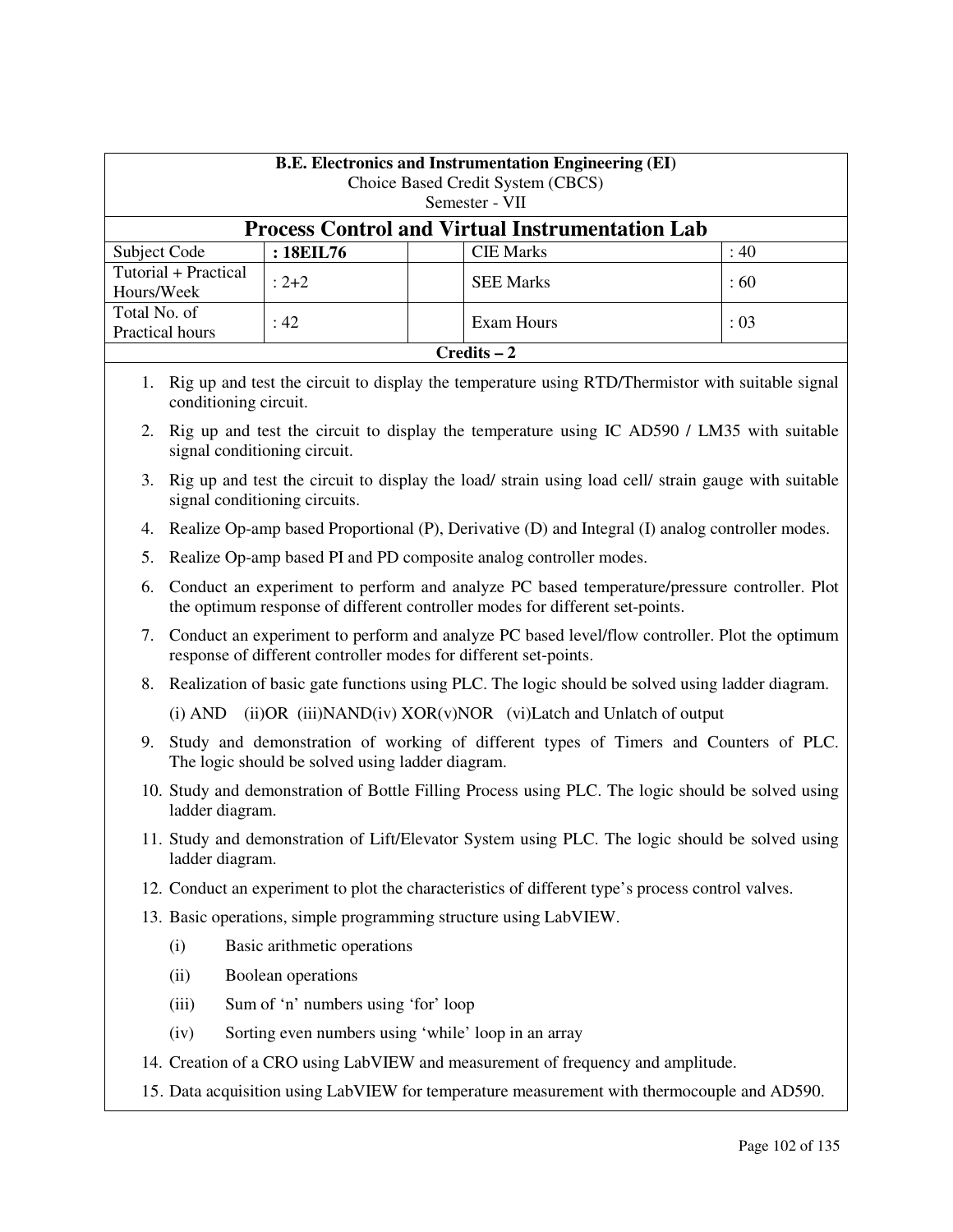**B.E. Electronics and Instrumentation Engineering (EI)**
Choice Based Credit System (CBCS)
Semester - VII

# Process Control and Virtual Instrumentation Lab

| Subject Code | **: 18EIL76** | | CIE Marks | : 40 |
|---|---|---|---|---|
| Tutorial + Practical Hours/Week | : 2+2 | | SEE Marks | : 60 |
| Total No. of Practical hours | : 42 | | Exam Hours | : 03 |

**Credits – 2**

1. Rig up and test the circuit to display the temperature using RTD/Thermistor with suitable signal conditioning circuit.
2. Rig up and test the circuit to display the temperature using IC AD590 / LM35 with suitable signal conditioning circuit.
3. Rig up and test the circuit to display the load/ strain using load cell/ strain gauge with suitable signal conditioning circuits.
4. Realize Op-amp based Proportional (P), Derivative (D) and Integral (I) analog controller modes.
5. Realize Op-amp based PI and PD composite analog controller modes.
6. Conduct an experiment to perform and analyze PC based temperature/pressure controller. Plot the optimum response of different controller modes for different set-points.
7. Conduct an experiment to perform and analyze PC based level/flow controller. Plot the optimum response of different controller modes for different set-points.
8. Realization of basic gate functions using PLC. The logic should be solved using ladder diagram.

   (i) AND (ii)OR (iii)NAND(iv) XOR(v)NOR (vi)Latch and Unlatch of output
9. Study and demonstration of working of different types of Timers and Counters of PLC. The logic should be solved using ladder diagram.
10. Study and demonstration of Bottle Filling Process using PLC. The logic should be solved using ladder diagram.
11. Study and demonstration of Lift/Elevator System using PLC. The logic should be solved using ladder diagram.
12. Conduct an experiment to plot the characteristics of different type's process control valves.
13. Basic operations, simple programming structure using LabVIEW.
    - (i) Basic arithmetic operations
    - (ii) Boolean operations
    - (iii) Sum of 'n' numbers using 'for' loop
    - (iv) Sorting even numbers using 'while' loop in an array
14. Creation of a CRO using LabVIEW and measurement of frequency and amplitude.
15. Data acquisition using LabVIEW for temperature measurement with thermocouple and AD590.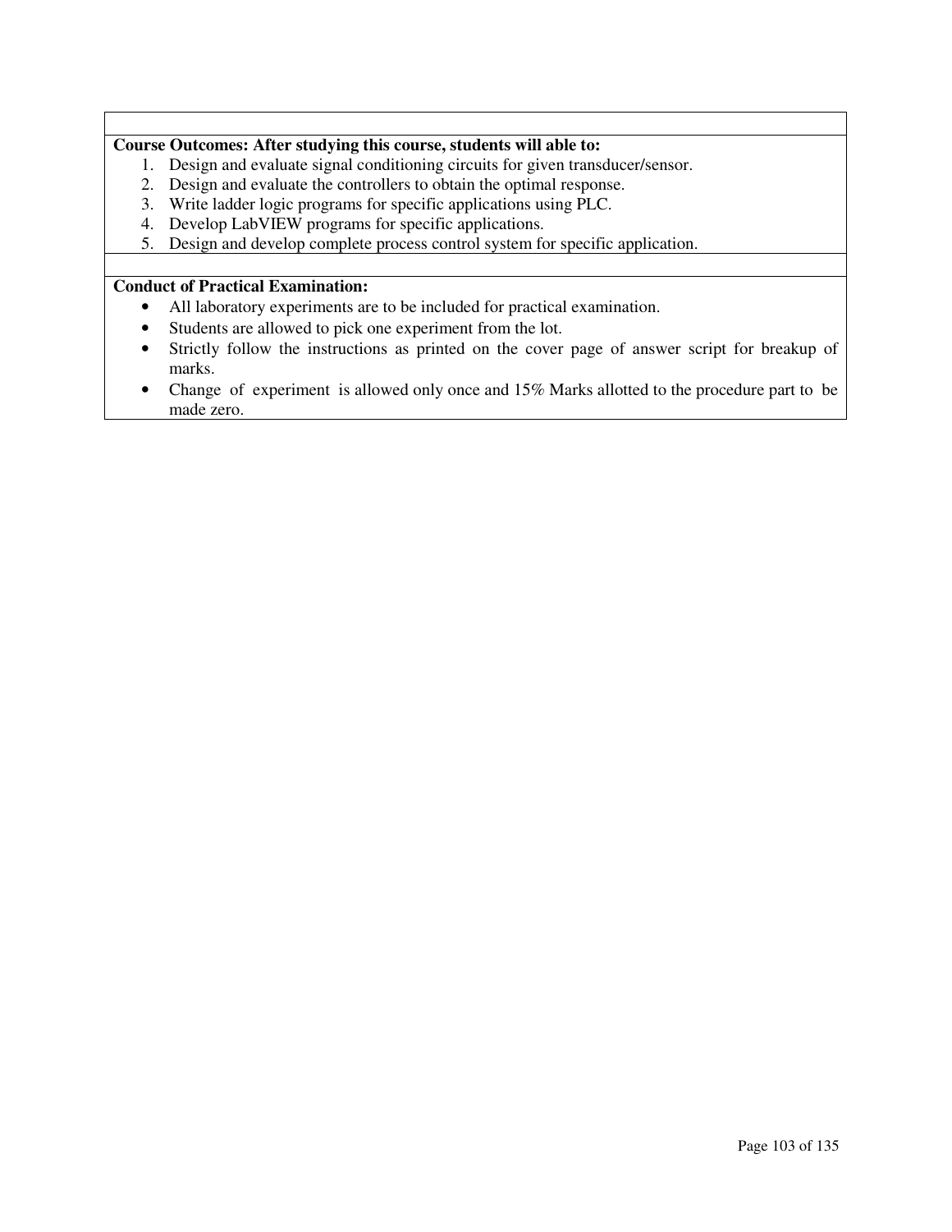**Course Outcomes: After studying this course, students will able to:**

1. Design and evaluate signal conditioning circuits for given transducer/sensor.
2. Design and evaluate the controllers to obtain the optimal response.
3. Write ladder logic programs for specific applications using PLC.
4. Develop LabVIEW programs for specific applications.
5. Design and develop complete process control system for specific application.

**Conduct of Practical Examination:**

- All laboratory experiments are to be included for practical examination.
- Students are allowed to pick one experiment from the lot.
- Strictly follow the instructions as printed on the cover page of answer script for breakup of marks.
- Change of experiment is allowed only once and 15% Marks allotted to the procedure part to be made zero.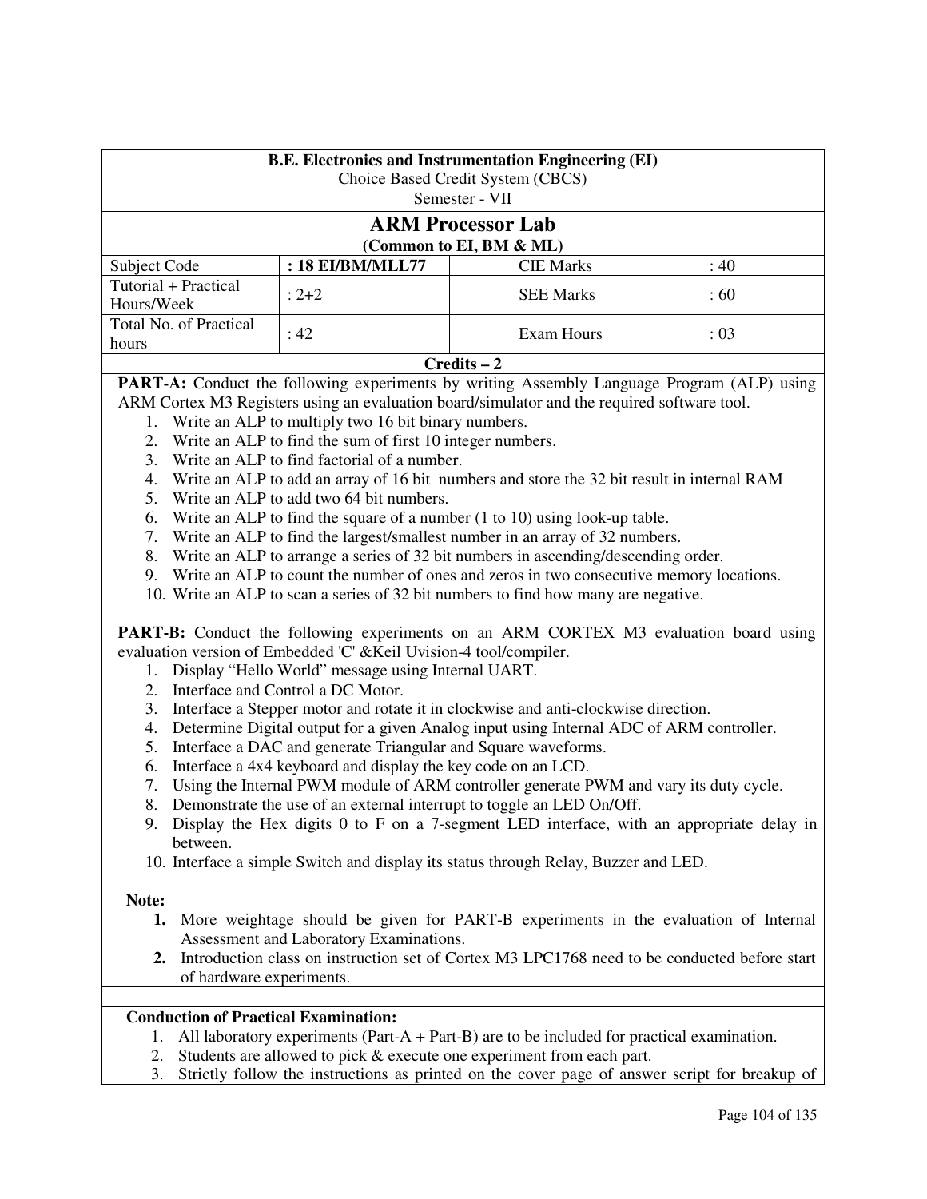**B.E. Electronics and Instrumentation Engineering (EI)**
Choice Based Credit System (CBCS)
Semester - VII

# ARM Processor Lab

**(Common to EI, BM & ML)**

| Subject Code | **: 18 EI/BM/MLL77** | | CIE Marks | : 40 |
|---|---|---|---|---|
| Tutorial + Practical Hours/Week | : 2+2 | | SEE Marks | : 60 |
| Total No. of Practical hours | : 42 | | Exam Hours | : 03 |

**Credits – 2**

**PART-A:** Conduct the following experiments by writing Assembly Language Program (ALP) using ARM Cortex M3 Registers using an evaluation board/simulator and the required software tool.

1. Write an ALP to multiply two 16 bit binary numbers.
2. Write an ALP to find the sum of first 10 integer numbers.
3. Write an ALP to find factorial of a number.
4. Write an ALP to add an array of 16 bit numbers and store the 32 bit result in internal RAM
5. Write an ALP to add two 64 bit numbers.
6. Write an ALP to find the square of a number (1 to 10) using look-up table.
7. Write an ALP to find the largest/smallest number in an array of 32 numbers.
8. Write an ALP to arrange a series of 32 bit numbers in ascending/descending order.
9. Write an ALP to count the number of ones and zeros in two consecutive memory locations.
10. Write an ALP to scan a series of 32 bit numbers to find how many are negative.

**PART-B:** Conduct the following experiments on an ARM CORTEX M3 evaluation board using evaluation version of Embedded 'C' &Keil Uvision-4 tool/compiler.

1. Display "Hello World" message using Internal UART.
2. Interface and Control a DC Motor.
3. Interface a Stepper motor and rotate it in clockwise and anti-clockwise direction.
4. Determine Digital output for a given Analog input using Internal ADC of ARM controller.
5. Interface a DAC and generate Triangular and Square waveforms.
6. Interface a 4x4 keyboard and display the key code on an LCD.
7. Using the Internal PWM module of ARM controller generate PWM and vary its duty cycle.
8. Demonstrate the use of an external interrupt to toggle an LED On/Off.
9. Display the Hex digits 0 to F on a 7-segment LED interface, with an appropriate delay in between.
10. Interface a simple Switch and display its status through Relay, Buzzer and LED.

**Note:**

1. More weightage should be given for PART-B experiments in the evaluation of Internal Assessment and Laboratory Examinations.
2. Introduction class on instruction set of Cortex M3 LPC1768 need to be conducted before start of hardware experiments.

**Conduction of Practical Examination:**

1. All laboratory experiments (Part-A + Part-B) are to be included for practical examination.
2. Students are allowed to pick & execute one experiment from each part.
3. Strictly follow the instructions as printed on the cover page of answer script for breakup of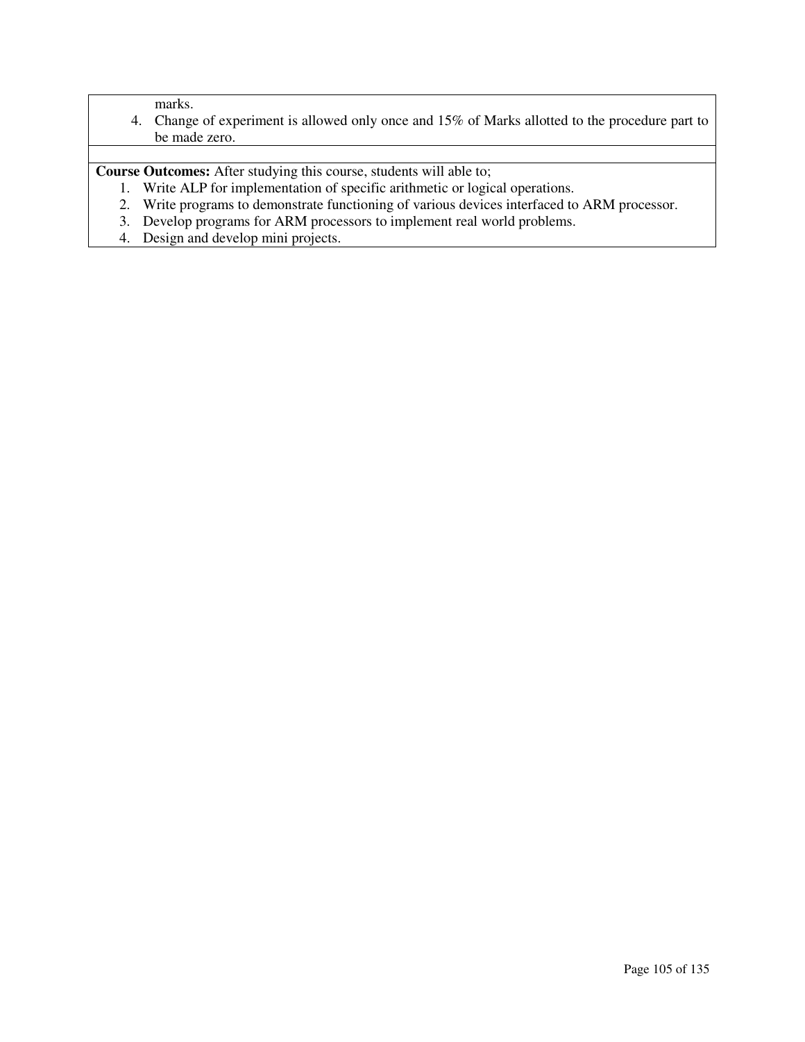marks.

4. Change of experiment is allowed only once and 15% of Marks allotted to the procedure part to be made zero.

**Course Outcomes:** After studying this course, students will able to;

1. Write ALP for implementation of specific arithmetic or logical operations.
2. Write programs to demonstrate functioning of various devices interfaced to ARM processor.
3. Develop programs for ARM processors to implement real world problems.
4. Design and develop mini projects.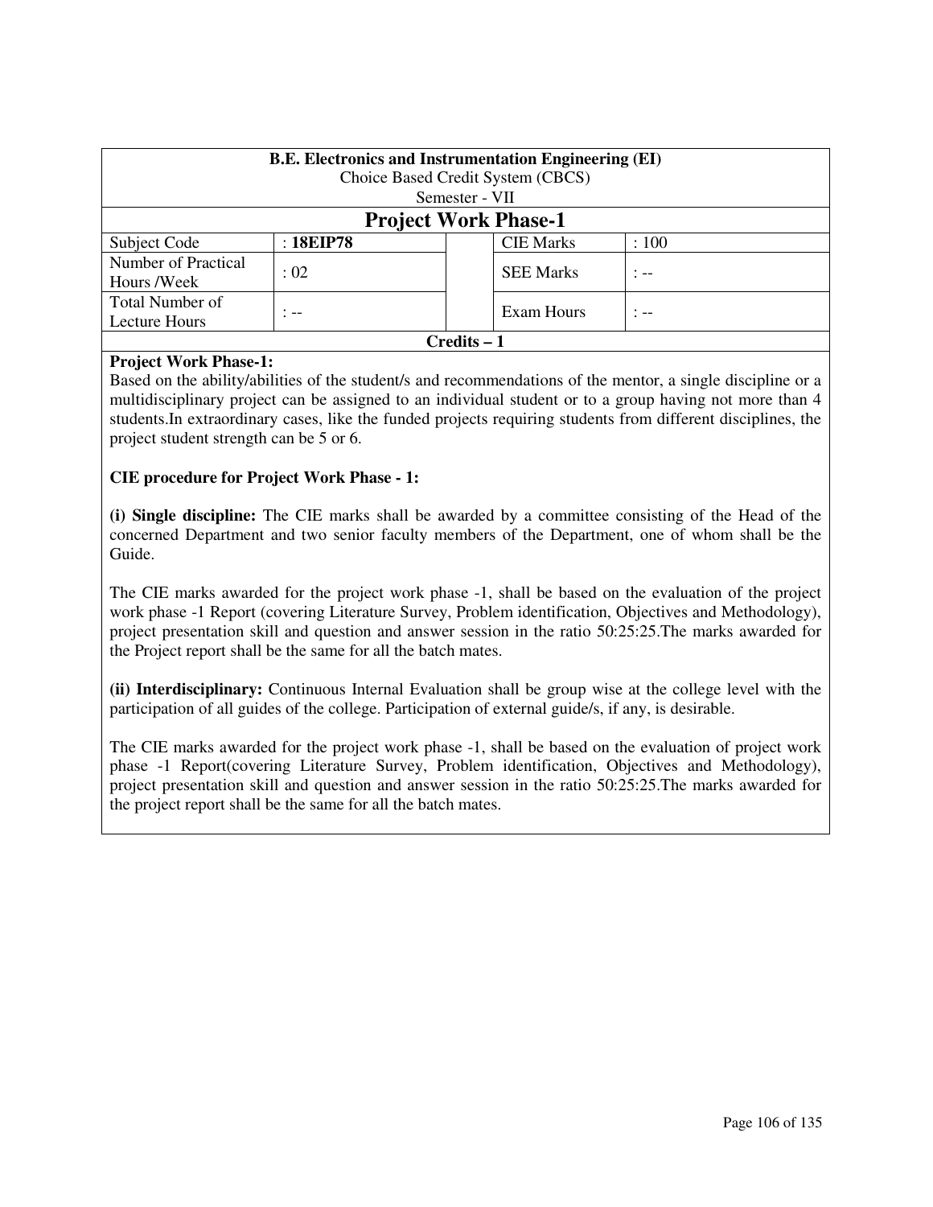**B.E. Electronics and Instrumentation Engineering (EI)**
Choice Based Credit System (CBCS)
Semester - VII

## Project Work Phase-1

| Subject Code | : **18EIP78** | | CIE Marks | : 100 |
|---|---|---|---|---|
| Number of Practical Hours /Week | : 02 | | SEE Marks | : -- |
| Total Number of Lecture Hours | : -- | | Exam Hours | : -- |

**Credits – 1**

**Project Work Phase-1:**
Based on the ability/abilities of the student/s and recommendations of the mentor, a single discipline or a multidisciplinary project can be assigned to an individual student or to a group having not more than 4 students.In extraordinary cases, like the funded projects requiring students from different disciplines, the project student strength can be 5 or 6.

**CIE procedure for Project Work Phase - 1:**

**(i) Single discipline:** The CIE marks shall be awarded by a committee consisting of the Head of the concerned Department and two senior faculty members of the Department, one of whom shall be the Guide.

The CIE marks awarded for the project work phase -1, shall be based on the evaluation of the project work phase -1 Report (covering Literature Survey, Problem identification, Objectives and Methodology), project presentation skill and question and answer session in the ratio 50:25:25.The marks awarded for the Project report shall be the same for all the batch mates.

**(ii) Interdisciplinary:** Continuous Internal Evaluation shall be group wise at the college level with the participation of all guides of the college. Participation of external guide/s, if any, is desirable.

The CIE marks awarded for the project work phase -1, shall be based on the evaluation of project work phase -1 Report(covering Literature Survey, Problem identification, Objectives and Methodology), project presentation skill and question and answer session in the ratio 50:25:25.The marks awarded for the project report shall be the same for all the batch mates.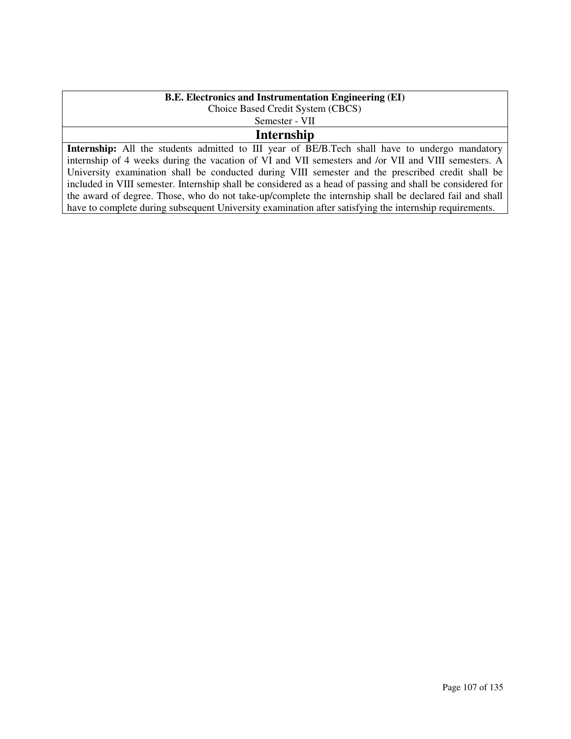**B.E. Electronics and Instrumentation Engineering (EI)**

Choice Based Credit System (CBCS)

Semester - VII

## Internship

**Internship:** All the students admitted to III year of BE/B.Tech shall have to undergo mandatory internship of 4 weeks during the vacation of VI and VII semesters and /or VII and VIII semesters. A University examination shall be conducted during VIII semester and the prescribed credit shall be included in VIII semester. Internship shall be considered as a head of passing and shall be considered for the award of degree. Those, who do not take-up/complete the internship shall be declared fail and shall have to complete during subsequent University examination after satisfying the internship requirements.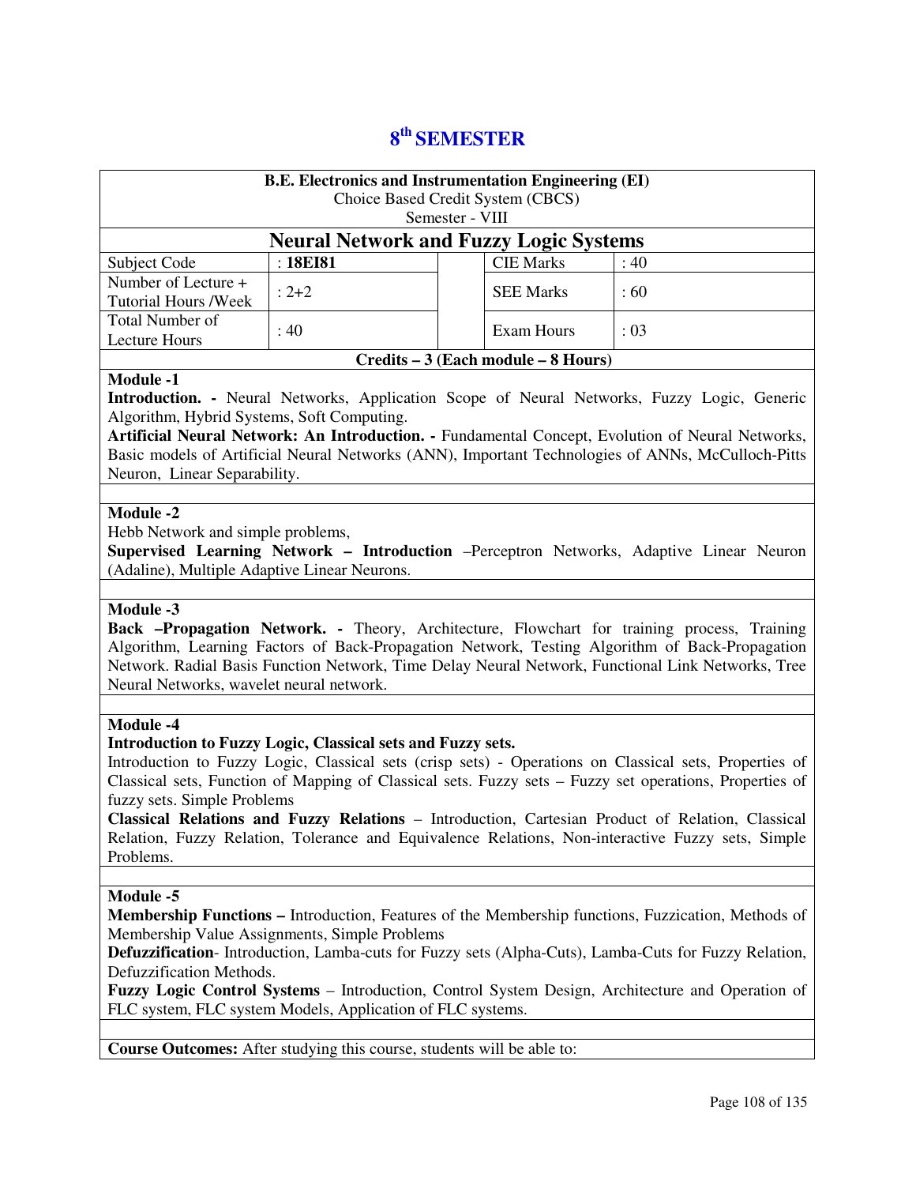# 8th SEMESTER

**B.E. Electronics and Instrumentation Engineering (EI)**
Choice Based Credit System (CBCS)
Semester - VIII

## Neural Network and Fuzzy Logic Systems

| Subject Code | : **18EI81** | | CIE Marks | : 40 |
|---|---|---|---|---|
| Number of Lecture + Tutorial Hours /Week | : 2+2 | | SEE Marks | : 60 |
| Total Number of Lecture Hours | : 40 | | Exam Hours | : 03 |

**Credits – 3 (Each module – 8 Hours)**

**Module -1**

**Introduction. -** Neural Networks, Application Scope of Neural Networks, Fuzzy Logic, Generic Algorithm, Hybrid Systems, Soft Computing.

**Artificial Neural Network: An Introduction. -** Fundamental Concept, Evolution of Neural Networks, Basic models of Artificial Neural Networks (ANN), Important Technologies of ANNs, McCulloch-Pitts Neuron, Linear Separability.

**Module -2**

Hebb Network and simple problems,

**Supervised Learning Network – Introduction** –Perceptron Networks, Adaptive Linear Neuron (Adaline), Multiple Adaptive Linear Neurons.

**Module -3**

**Back –Propagation Network. -** Theory, Architecture, Flowchart for training process, Training Algorithm, Learning Factors of Back-Propagation Network, Testing Algorithm of Back-Propagation Network. Radial Basis Function Network, Time Delay Neural Network, Functional Link Networks, Tree Neural Networks, wavelet neural network.

**Module -4**

**Introduction to Fuzzy Logic, Classical sets and Fuzzy sets.**

Introduction to Fuzzy Logic, Classical sets (crisp sets) - Operations on Classical sets, Properties of Classical sets, Function of Mapping of Classical sets. Fuzzy sets – Fuzzy set operations, Properties of fuzzy sets. Simple Problems

**Classical Relations and Fuzzy Relations** – Introduction, Cartesian Product of Relation, Classical Relation, Fuzzy Relation, Tolerance and Equivalence Relations, Non-interactive Fuzzy sets, Simple Problems.

**Module -5**

**Membership Functions –** Introduction, Features of the Membership functions, Fuzzication, Methods of Membership Value Assignments, Simple Problems

**Defuzzification**- Introduction, Lamba-cuts for Fuzzy sets (Alpha-Cuts), Lamba-Cuts for Fuzzy Relation, Defuzzification Methods.

**Fuzzy Logic Control Systems** – Introduction, Control System Design, Architecture and Operation of FLC system, FLC system Models, Application of FLC systems.

**Course Outcomes:** After studying this course, students will be able to: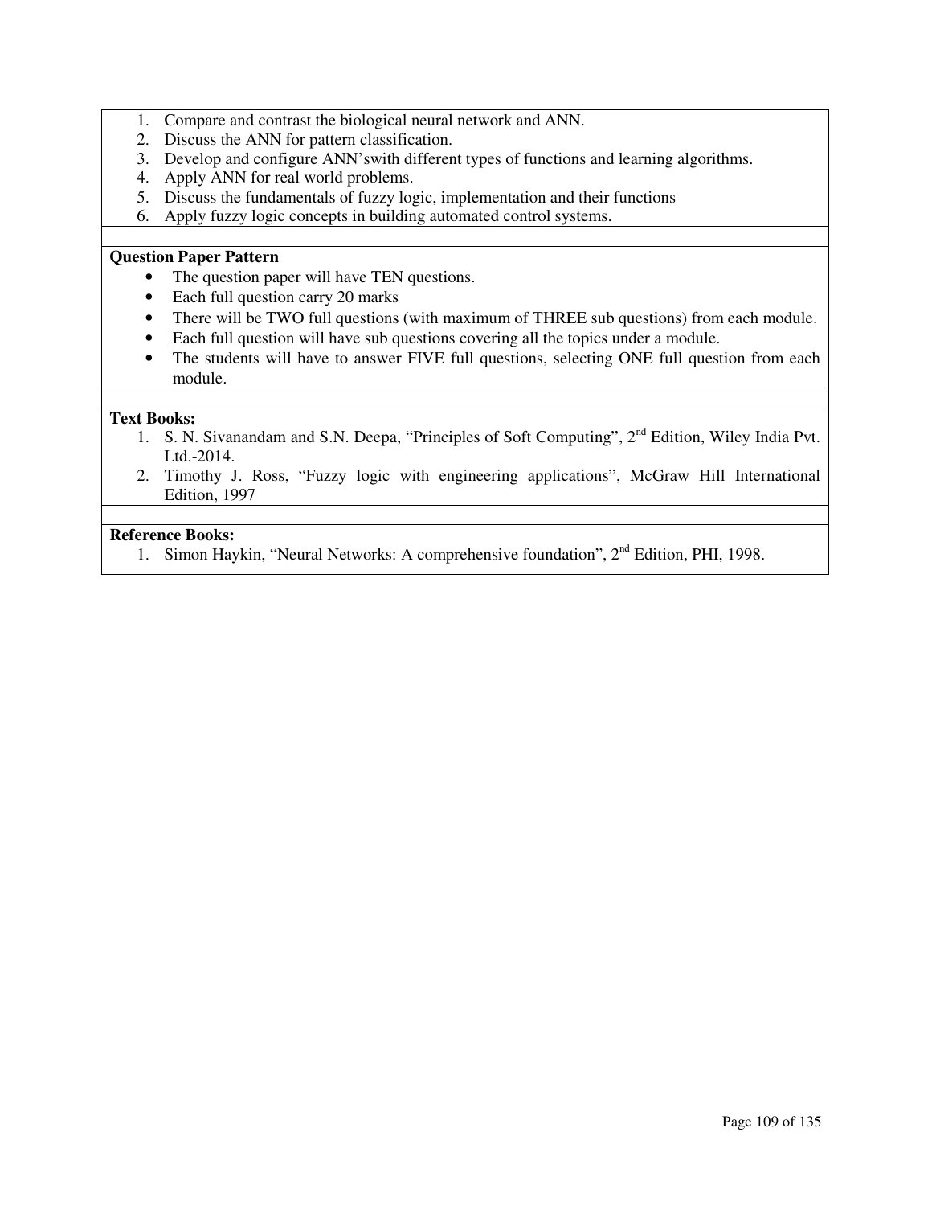1. Compare and contrast the biological neural network and ANN.
2. Discuss the ANN for pattern classification.
3. Develop and configure ANN'swith different types of functions and learning algorithms.
4. Apply ANN for real world problems.
5. Discuss the fundamentals of fuzzy logic, implementation and their functions
6. Apply fuzzy logic concepts in building automated control systems.

**Question Paper Pattern**

- The question paper will have TEN questions.
- Each full question carry 20 marks
- There will be TWO full questions (with maximum of THREE sub questions) from each module.
- Each full question will have sub questions covering all the topics under a module.
- The students will have to answer FIVE full questions, selecting ONE full question from each module.

**Text Books:**

1. S. N. Sivanandam and S.N. Deepa, "Principles of Soft Computing", 2nd Edition, Wiley India Pvt. Ltd.-2014.
2. Timothy J. Ross, "Fuzzy logic with engineering applications", McGraw Hill International Edition, 1997

**Reference Books:**

1. Simon Haykin, "Neural Networks: A comprehensive foundation", 2nd Edition, PHI, 1998.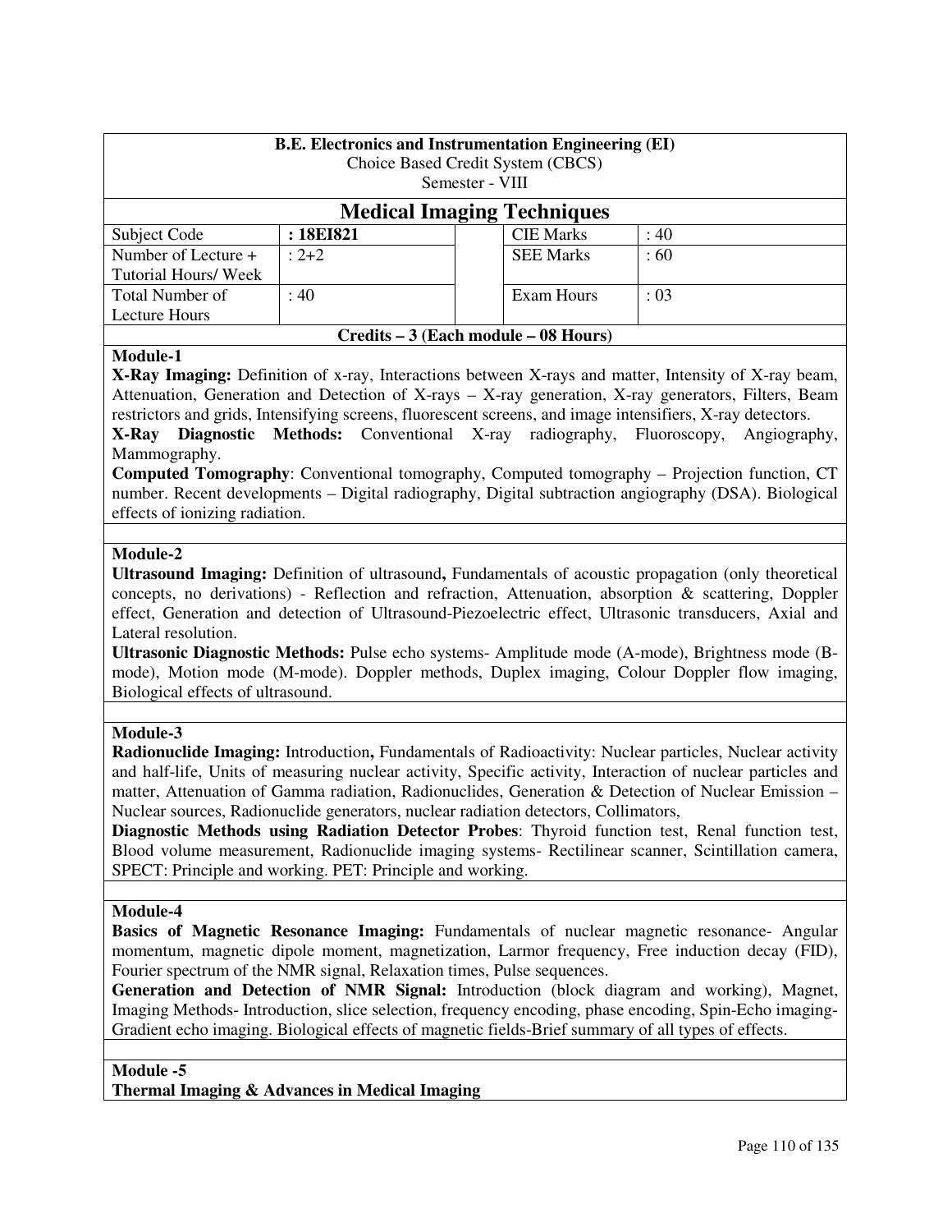**B.E. Electronics and Instrumentation Engineering (EI)**
Choice Based Credit System (CBCS)
Semester - VIII

# Medical Imaging Techniques

| Subject Code | **: 18EI821** | | CIE Marks | : 40 |
|---|---|---|---|---|
| Number of Lecture + Tutorial Hours/ Week | : 2+2 | | SEE Marks | : 60 |
| Total Number of Lecture Hours | : 40 | | Exam Hours | : 03 |

**Credits – 3 (Each module – 08 Hours)**

**Module-1**

**X-Ray Imaging:** Definition of x-ray, Interactions between X-rays and matter, Intensity of X-ray beam, Attenuation, Generation and Detection of X-rays – X-ray generation, X-ray generators, Filters, Beam restrictors and grids, Intensifying screens, fluorescent screens, and image intensifiers, X-ray detectors.

**X-Ray Diagnostic Methods:** Conventional X-ray radiography, Fluoroscopy, Angiography, Mammography.

**Computed Tomography**: Conventional tomography, Computed tomography – Projection function, CT number. Recent developments – Digital radiography, Digital subtraction angiography (DSA). Biological effects of ionizing radiation.

**Module-2**

**Ultrasound Imaging:** Definition of ultrasound**,** Fundamentals of acoustic propagation (only theoretical concepts, no derivations) - Reflection and refraction, Attenuation, absorption & scattering, Doppler effect, Generation and detection of Ultrasound-Piezoelectric effect, Ultrasonic transducers, Axial and Lateral resolution.

**Ultrasonic Diagnostic Methods:** Pulse echo systems- Amplitude mode (A-mode), Brightness mode (B-mode), Motion mode (M-mode). Doppler methods, Duplex imaging, Colour Doppler flow imaging, Biological effects of ultrasound.

**Module-3**

**Radionuclide Imaging:** Introduction**,** Fundamentals of Radioactivity: Nuclear particles, Nuclear activity and half-life, Units of measuring nuclear activity, Specific activity, Interaction of nuclear particles and matter, Attenuation of Gamma radiation, Radionuclides, Generation & Detection of Nuclear Emission – Nuclear sources, Radionuclide generators, nuclear radiation detectors, Collimators,

**Diagnostic Methods using Radiation Detector Probes**: Thyroid function test, Renal function test, Blood volume measurement, Radionuclide imaging systems- Rectilinear scanner, Scintillation camera, SPECT: Principle and working. PET: Principle and working.

**Module-4**

**Basics of Magnetic Resonance Imaging:** Fundamentals of nuclear magnetic resonance- Angular momentum, magnetic dipole moment, magnetization, Larmor frequency, Free induction decay (FID), Fourier spectrum of the NMR signal, Relaxation times, Pulse sequences.

**Generation and Detection of NMR Signal:** Introduction (block diagram and working), Magnet, Imaging Methods- Introduction, slice selection, frequency encoding, phase encoding, Spin-Echo imaging-Gradient echo imaging. Biological effects of magnetic fields-Brief summary of all types of effects.

**Module -5**

**Thermal Imaging & Advances in Medical Imaging**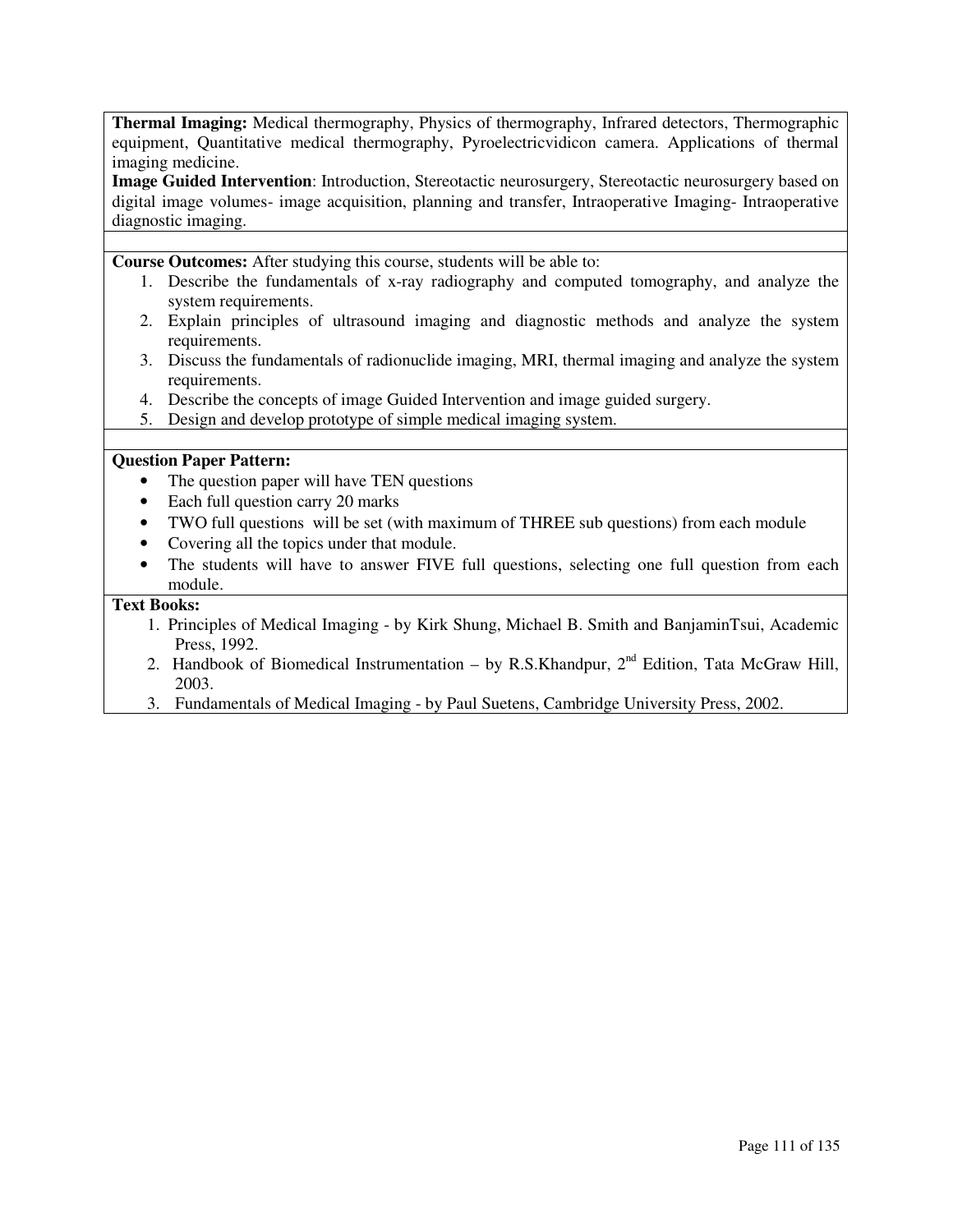**Thermal Imaging:** Medical thermography, Physics of thermography, Infrared detectors, Thermographic equipment, Quantitative medical thermography, Pyroelectricvidicon camera. Applications of thermal imaging medicine.

**Image Guided Intervention**: Introduction, Stereotactic neurosurgery, Stereotactic neurosurgery based on digital image volumes- image acquisition, planning and transfer, Intraoperative Imaging- Intraoperative diagnostic imaging.

**Course Outcomes:** After studying this course, students will be able to:

1. Describe the fundamentals of x-ray radiography and computed tomography, and analyze the system requirements.
2. Explain principles of ultrasound imaging and diagnostic methods and analyze the system requirements.
3. Discuss the fundamentals of radionuclide imaging, MRI, thermal imaging and analyze the system requirements.
4. Describe the concepts of image Guided Intervention and image guided surgery.
5. Design and develop prototype of simple medical imaging system.

**Question Paper Pattern:**

- The question paper will have TEN questions
- Each full question carry 20 marks
- TWO full questions will be set (with maximum of THREE sub questions) from each module
- Covering all the topics under that module.
- The students will have to answer FIVE full questions, selecting one full question from each module.

**Text Books:**

1. Principles of Medical Imaging - by Kirk Shung, Michael B. Smith and BanjaminTsui, Academic Press, 1992.
2. Handbook of Biomedical Instrumentation – by R.S.Khandpur, 2nd Edition, Tata McGraw Hill, 2003.
3. Fundamentals of Medical Imaging - by Paul Suetens, Cambridge University Press, 2002.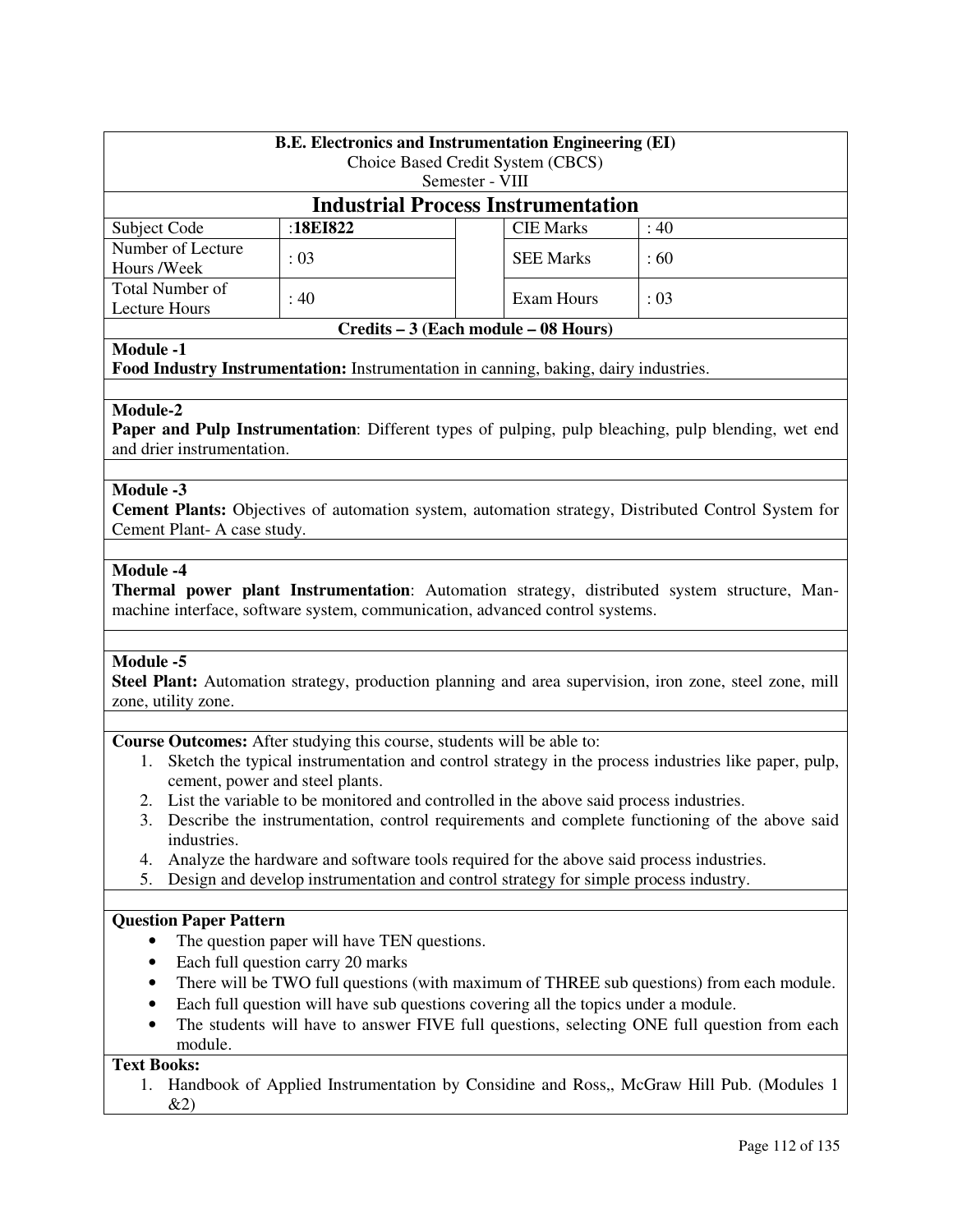**B.E. Electronics and Instrumentation Engineering (EI)**
Choice Based Credit System (CBCS)
Semester - VIII

# Industrial Process Instrumentation

| Subject Code | :**18EI822** | | CIE Marks | : 40 |
|---|---|---|---|---|
| Number of Lecture Hours /Week | : 03 | | SEE Marks | : 60 |
| Total Number of Lecture Hours | : 40 | | Exam Hours | : 03 |

**Credits – 3 (Each module – 08 Hours)**

**Module -1**

**Food Industry Instrumentation:** Instrumentation in canning, baking, dairy industries.

**Module-2**

**Paper and Pulp Instrumentation**: Different types of pulping, pulp bleaching, pulp blending, wet end and drier instrumentation.

**Module -3**

**Cement Plants:** Objectives of automation system, automation strategy, Distributed Control System for Cement Plant- A case study.

**Module -4**

**Thermal power plant Instrumentation**: Automation strategy, distributed system structure, Man-machine interface, software system, communication, advanced control systems.

**Module -5**

**Steel Plant:** Automation strategy, production planning and area supervision, iron zone, steel zone, mill zone, utility zone.

**Course Outcomes:** After studying this course, students will be able to:

1. Sketch the typical instrumentation and control strategy in the process industries like paper, pulp, cement, power and steel plants.
2. List the variable to be monitored and controlled in the above said process industries.
3. Describe the instrumentation, control requirements and complete functioning of the above said industries.
4. Analyze the hardware and software tools required for the above said process industries.
5. Design and develop instrumentation and control strategy for simple process industry.

**Question Paper Pattern**

- The question paper will have TEN questions.
- Each full question carry 20 marks
- There will be TWO full questions (with maximum of THREE sub questions) from each module.
- Each full question will have sub questions covering all the topics under a module.
- The students will have to answer FIVE full questions, selecting ONE full question from each module.

**Text Books:**

1. Handbook of Applied Instrumentation by Considine and Ross,, McGraw Hill Pub. (Modules 1 &2)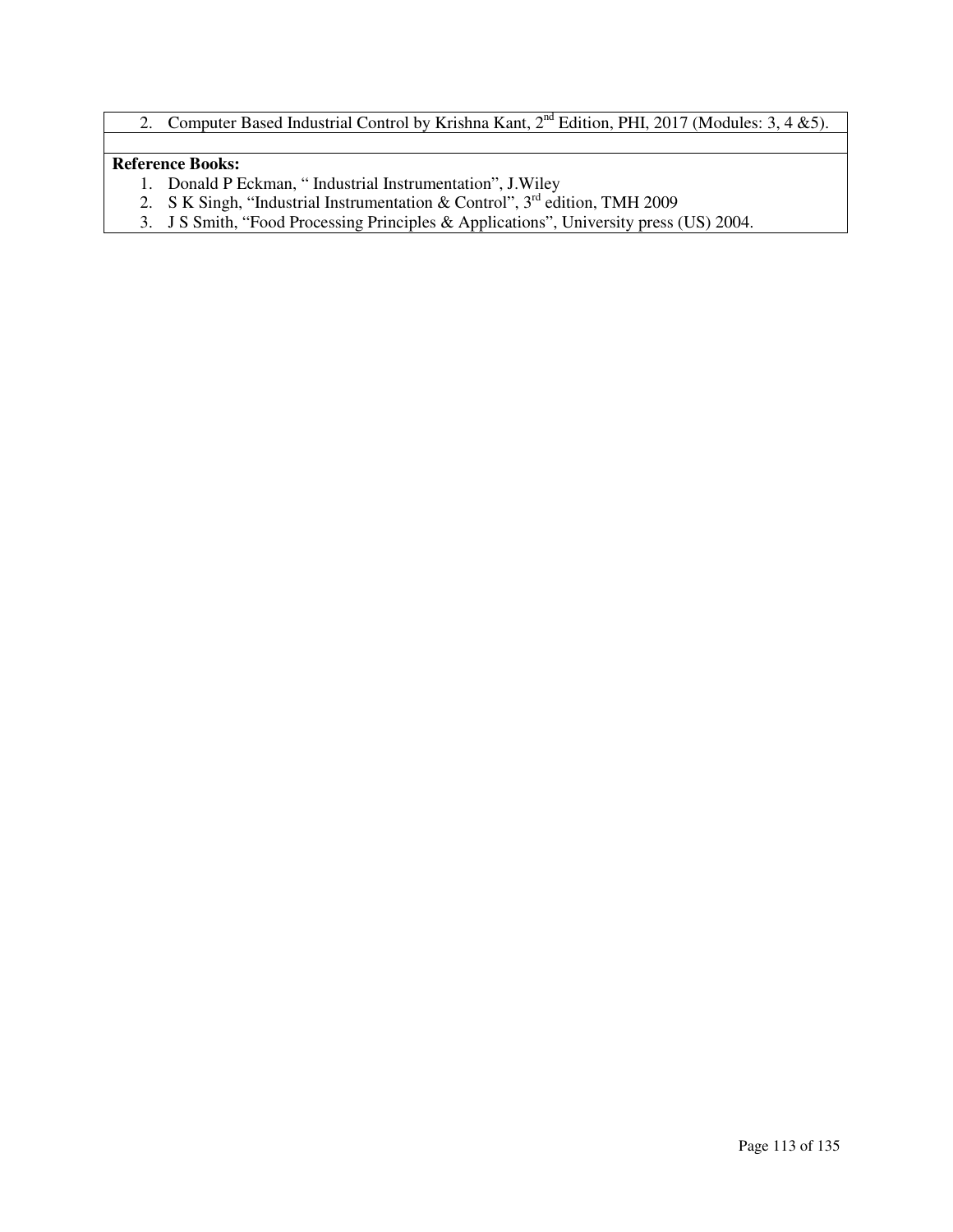2. Computer Based Industrial Control by Krishna Kant, 2nd Edition, PHI, 2017 (Modules: 3, 4 &5).

**Reference Books:**

1. Donald P Eckman, " Industrial Instrumentation", J.Wiley
2. S K Singh, "Industrial Instrumentation & Control", 3rd edition, TMH 2009
3. J S Smith, "Food Processing Principles & Applications", University press (US) 2004.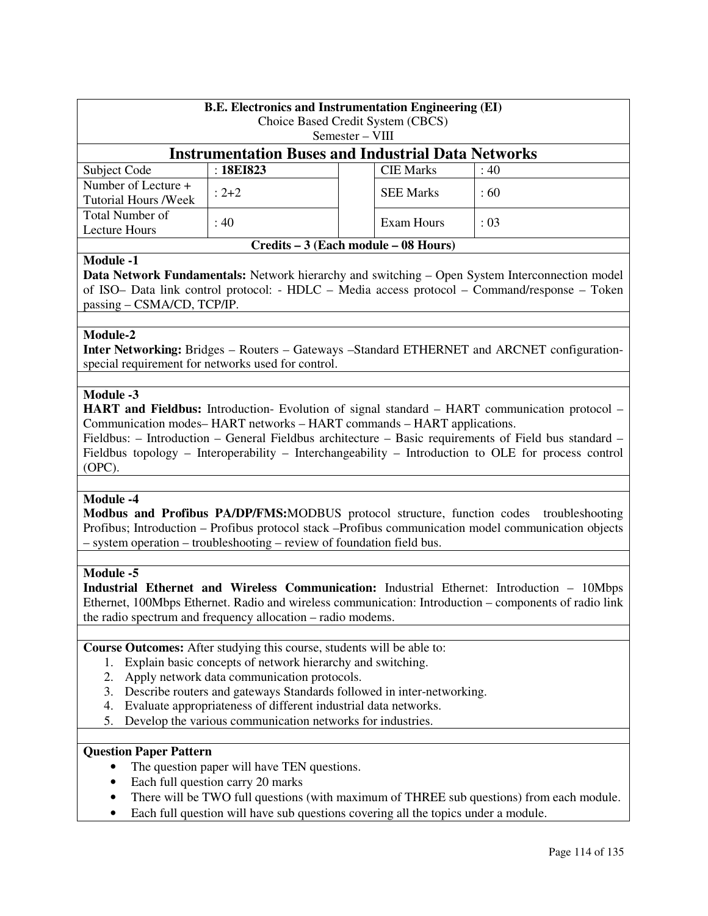**B.E. Electronics and Instrumentation Engineering (EI)**
Choice Based Credit System (CBCS)
Semester – VIII

## Instrumentation Buses and Industrial Data Networks

| Subject Code | : **18EI823** | | CIE Marks | : 40 |
|---|---|---|---|---|
| Number of Lecture + Tutorial Hours /Week | : 2+2 | | SEE Marks | : 60 |
| Total Number of Lecture Hours | : 40 | | Exam Hours | : 03 |

**Credits – 3 (Each module – 08 Hours)**

**Module -1**

**Data Network Fundamentals:** Network hierarchy and switching – Open System Interconnection model of ISO– Data link control protocol: - HDLC – Media access protocol – Command/response – Token passing – CSMA/CD, TCP/IP.

**Module-2**

**Inter Networking:** Bridges – Routers – Gateways –Standard ETHERNET and ARCNET configuration-special requirement for networks used for control.

**Module -3**

**HART and Fieldbus:** Introduction- Evolution of signal standard – HART communication protocol – Communication modes– HART networks – HART commands – HART applications.

Fieldbus: – Introduction – General Fieldbus architecture – Basic requirements of Field bus standard – Fieldbus topology – Interoperability – Interchangeability – Introduction to OLE for process control (OPC).

**Module -4**

**Modbus and Profibus PA/DP/FMS:**MODBUS protocol structure, function codes troubleshooting Profibus; Introduction – Profibus protocol stack –Profibus communication model communication objects – system operation – troubleshooting – review of foundation field bus.

**Module -5**

**Industrial Ethernet and Wireless Communication:** Industrial Ethernet: Introduction – 10Mbps Ethernet, 100Mbps Ethernet. Radio and wireless communication: Introduction – components of radio link the radio spectrum and frequency allocation – radio modems.

**Course Outcomes:** After studying this course, students will be able to:

1. Explain basic concepts of network hierarchy and switching.
2. Apply network data communication protocols.
3. Describe routers and gateways Standards followed in inter-networking.
4. Evaluate appropriateness of different industrial data networks.
5. Develop the various communication networks for industries.

**Question Paper Pattern**

- The question paper will have TEN questions.
- Each full question carry 20 marks
- There will be TWO full questions (with maximum of THREE sub questions) from each module.
- Each full question will have sub questions covering all the topics under a module.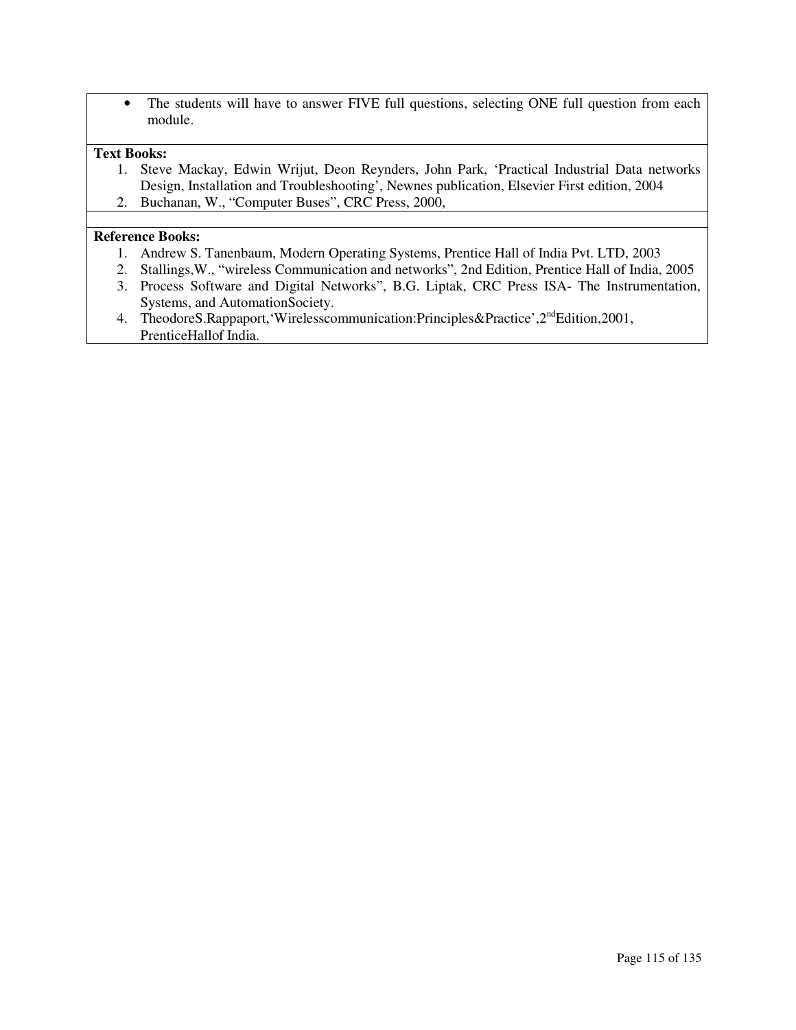- The students will have to answer FIVE full questions, selecting ONE full question from each module.

**Text Books:**

1. Steve Mackay, Edwin Wrijut, Deon Reynders, John Park, 'Practical Industrial Data networks Design, Installation and Troubleshooting', Newnes publication, Elsevier First edition, 2004
2. Buchanan, W., "Computer Buses", CRC Press, 2000,

**Reference Books:**

1. Andrew S. Tanenbaum, Modern Operating Systems, Prentice Hall of India Pvt. LTD, 2003
2. Stallings,W., "wireless Communication and networks", 2nd Edition, Prentice Hall of India, 2005
3. Process Software and Digital Networks", B.G. Liptak, CRC Press ISA- The Instrumentation, Systems, and AutomationSociety.
4. TheodoreS.Rappaport,'Wirelesscommunication:Principles&Practice',2nd Edition,2001, PrenticeHallof India.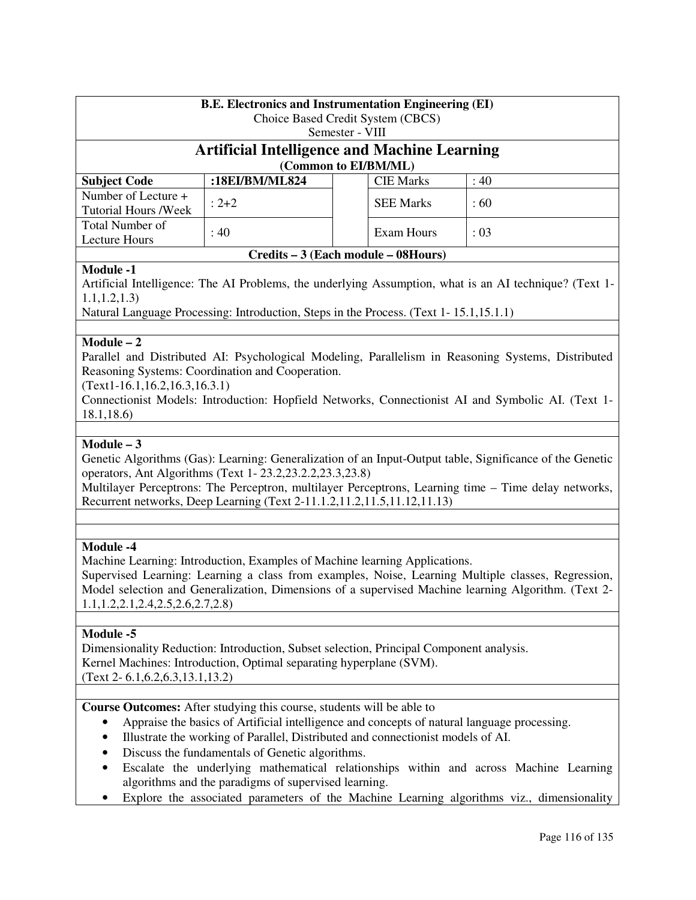**B.E. Electronics and Instrumentation Engineering (EI)**
Choice Based Credit System (CBCS)
Semester - VIII

# Artificial Intelligence and Machine Learning

**(Common to EI/BM/ML)**

| Subject Code | :18EI/BM/ML824 | | CIE Marks | : 40 |
|---|---|---|---|---|
| Number of Lecture + Tutorial Hours /Week | : 2+2 | | SEE Marks | : 60 |
| Total Number of Lecture Hours | : 40 | | Exam Hours | : 03 |

**Credits – 3 (Each module – 08Hours)**

**Module -1**

Artificial Intelligence: The AI Problems, the underlying Assumption, what is an AI technique? (Text 1- 1.1,1.2,1.3)

Natural Language Processing: Introduction, Steps in the Process. (Text 1- 15.1,15.1.1)

**Module – 2**

Parallel and Distributed AI: Psychological Modeling, Parallelism in Reasoning Systems, Distributed Reasoning Systems: Coordination and Cooperation.

(Text1-16.1,16.2,16.3,16.3.1)

Connectionist Models: Introduction: Hopfield Networks, Connectionist AI and Symbolic AI. (Text 1- 18.1,18.6)

**Module – 3**

Genetic Algorithms (Gas): Learning: Generalization of an Input-Output table, Significance of the Genetic operators, Ant Algorithms (Text 1- 23.2,23.2.2,23.3,23.8)

Multilayer Perceptrons: The Perceptron, multilayer Perceptrons, Learning time – Time delay networks, Recurrent networks, Deep Learning (Text 2-11.1.2,11.2,11.5,11.12,11.13)

**Module -4**

Machine Learning: Introduction, Examples of Machine learning Applications.

Supervised Learning: Learning a class from examples, Noise, Learning Multiple classes, Regression, Model selection and Generalization, Dimensions of a supervised Machine learning Algorithm. (Text 2- 1.1,1.2,2.1,2.4,2.5,2.6,2.7,2.8)

**Module -5**

Dimensionality Reduction: Introduction, Subset selection, Principal Component analysis.

Kernel Machines: Introduction, Optimal separating hyperplane (SVM).

(Text 2- 6.1,6.2,6.3,13.1,13.2)

**Course Outcomes:** After studying this course, students will be able to

- Appraise the basics of Artificial intelligence and concepts of natural language processing.
- Illustrate the working of Parallel, Distributed and connectionist models of AI.
- Discuss the fundamentals of Genetic algorithms.
- Escalate the underlying mathematical relationships within and across Machine Learning algorithms and the paradigms of supervised learning.
- Explore the associated parameters of the Machine Learning algorithms viz., dimensionality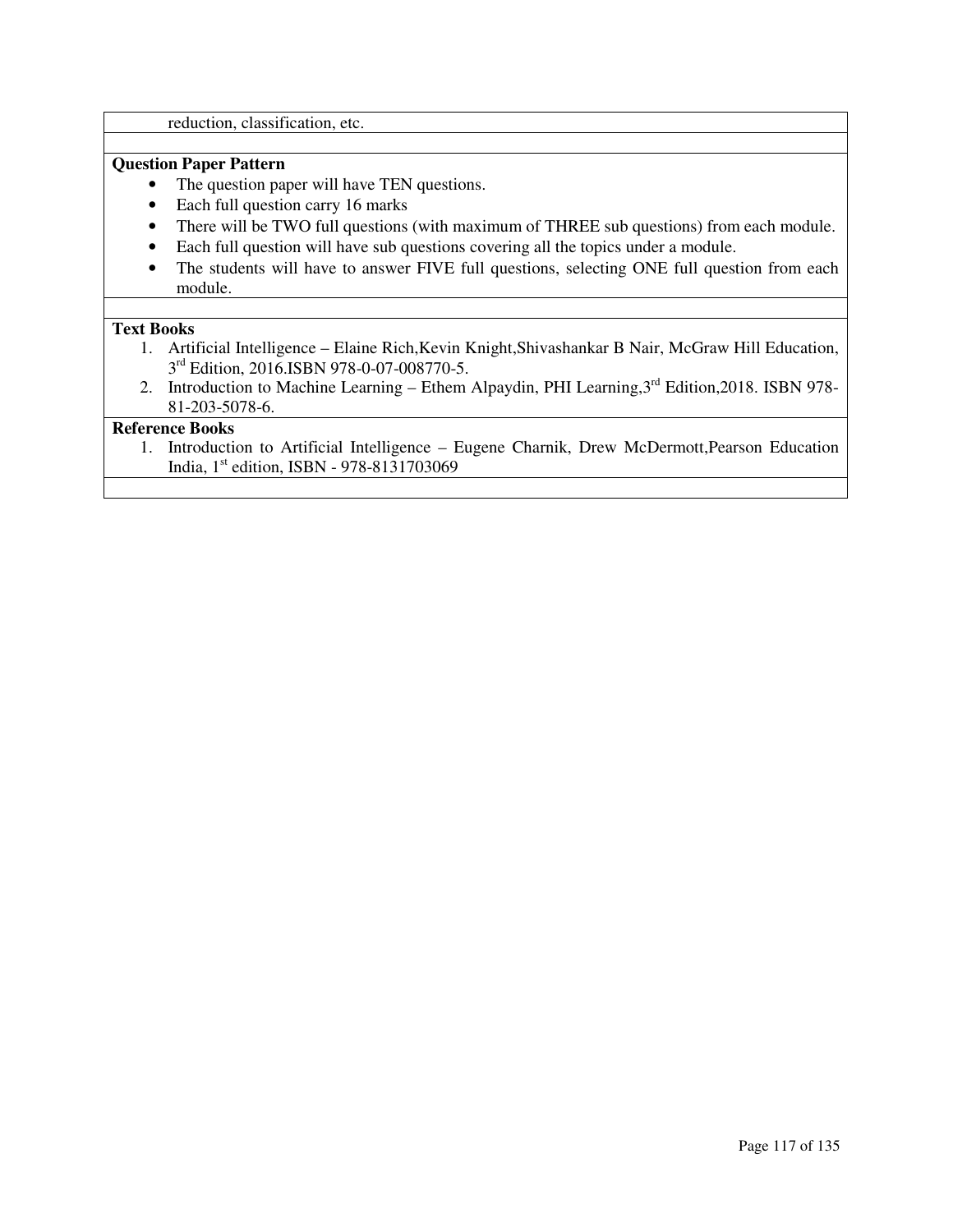reduction, classification, etc.

**Question Paper Pattern**

- The question paper will have TEN questions.
- Each full question carry 16 marks
- There will be TWO full questions (with maximum of THREE sub questions) from each module.
- Each full question will have sub questions covering all the topics under a module.
- The students will have to answer FIVE full questions, selecting ONE full question from each module.

**Text Books**

1. Artificial Intelligence – Elaine Rich,Kevin Knight,Shivashankar B Nair, McGraw Hill Education, 3rd Edition, 2016.ISBN 978-0-07-008770-5.
2. Introduction to Machine Learning – Ethem Alpaydin, PHI Learning,3rd Edition,2018. ISBN 978-81-203-5078-6.

**Reference Books**

1. Introduction to Artificial Intelligence – Eugene Charnik, Drew McDermott,Pearson Education India, 1st edition, ISBN - 978-8131703069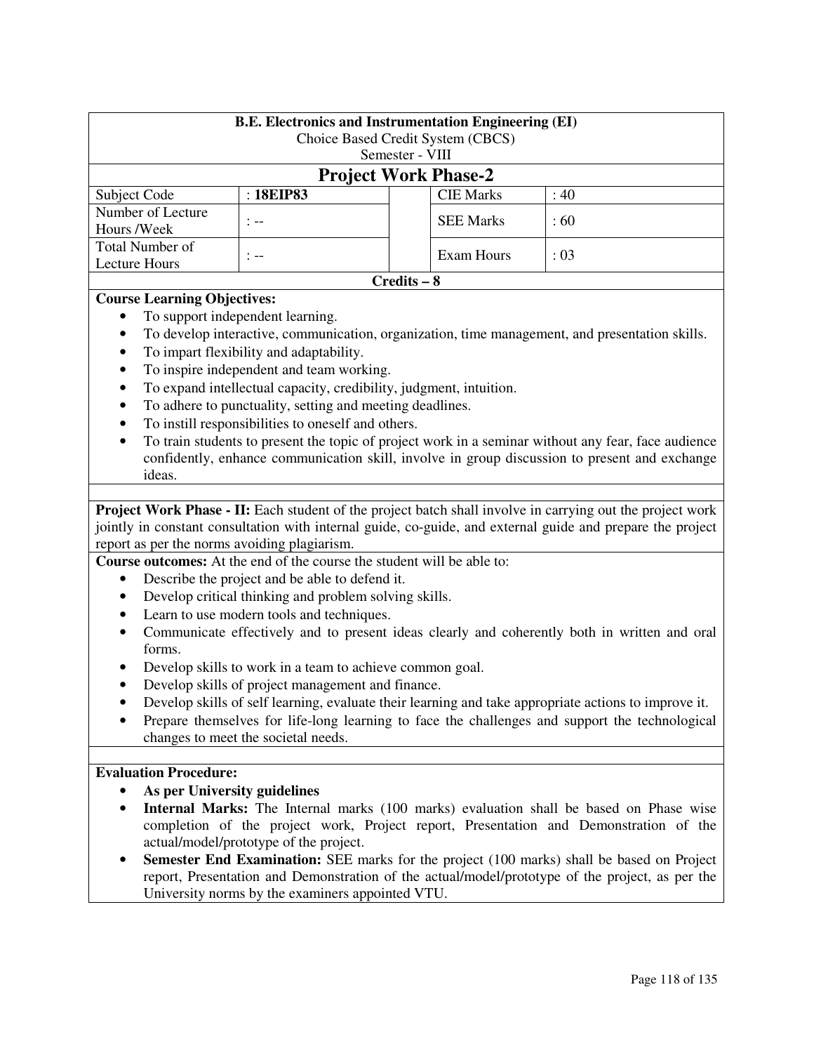**B.E. Electronics and Instrumentation Engineering (EI)**
Choice Based Credit System (CBCS)
Semester - VIII

# Project Work Phase-2

| Subject Code | : **18EIP83** | | CIE Marks | : 40 |
|---|---|---|---|---|
| Number of Lecture Hours /Week | : -- | | SEE Marks | : 60 |
| Total Number of Lecture Hours | : -- | | Exam Hours | : 03 |

**Credits – 8**

**Course Learning Objectives:**

- To support independent learning.
- To develop interactive, communication, organization, time management, and presentation skills.
- To impart flexibility and adaptability.
- To inspire independent and team working.
- To expand intellectual capacity, credibility, judgment, intuition.
- To adhere to punctuality, setting and meeting deadlines.
- To instill responsibilities to oneself and others.
- To train students to present the topic of project work in a seminar without any fear, face audience confidently, enhance communication skill, involve in group discussion to present and exchange ideas.

**Project Work Phase - II:** Each student of the project batch shall involve in carrying out the project work jointly in constant consultation with internal guide, co-guide, and external guide and prepare the project report as per the norms avoiding plagiarism.

**Course outcomes:** At the end of the course the student will be able to:

- Describe the project and be able to defend it.
- Develop critical thinking and problem solving skills.
- Learn to use modern tools and techniques.
- Communicate effectively and to present ideas clearly and coherently both in written and oral forms.
- Develop skills to work in a team to achieve common goal.
- Develop skills of project management and finance.
- Develop skills of self learning, evaluate their learning and take appropriate actions to improve it.
- Prepare themselves for life-long learning to face the challenges and support the technological changes to meet the societal needs.

**Evaluation Procedure:**

- **As per University guidelines**
- **Internal Marks:** The Internal marks (100 marks) evaluation shall be based on Phase wise completion of the project work, Project report, Presentation and Demonstration of the actual/model/prototype of the project.
- **Semester End Examination:** SEE marks for the project (100 marks) shall be based on Project report, Presentation and Demonstration of the actual/model/prototype of the project, as per the University norms by the examiners appointed VTU.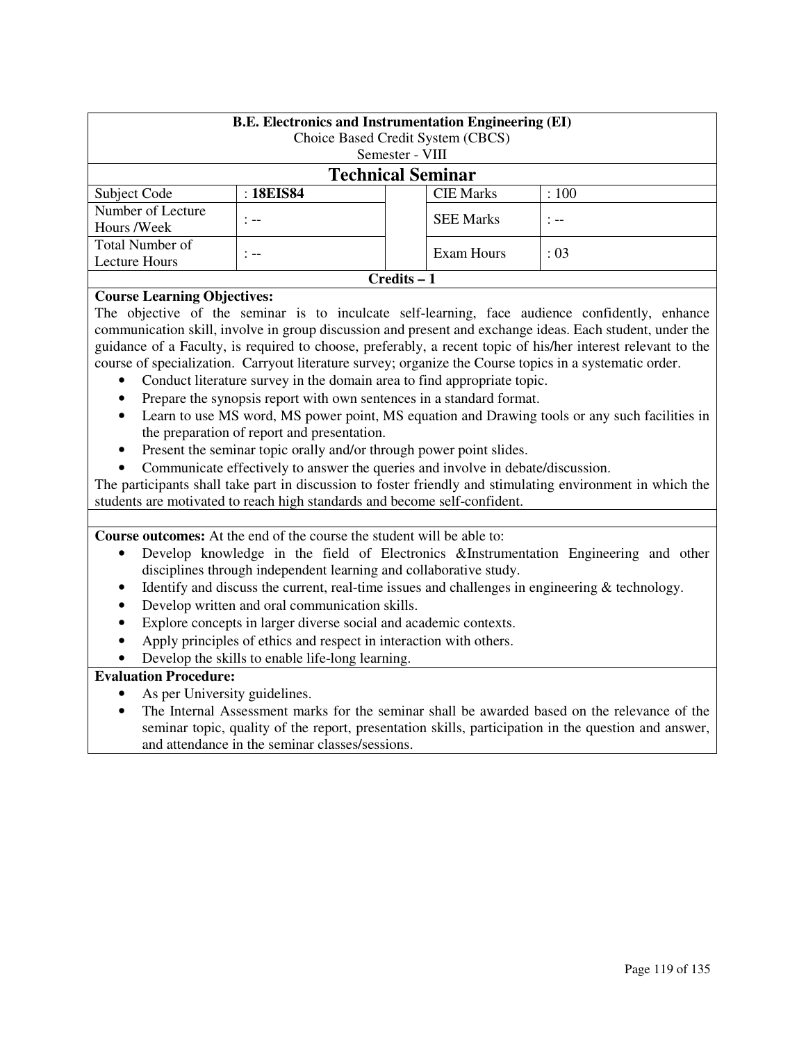**B.E. Electronics and Instrumentation Engineering (EI)**
Choice Based Credit System (CBCS)
Semester - VIII

## Technical Seminar

| Subject Code | : **18EIS84** | | CIE Marks | : 100 |
|---|---|---|---|---|
| Number of Lecture Hours /Week | : -- | | SEE Marks | : -- |
| Total Number of Lecture Hours | : -- | | Exam Hours | : 03 |

**Credits – 1**

**Course Learning Objectives:**

The objective of the seminar is to inculcate self-learning, face audience confidently, enhance communication skill, involve in group discussion and present and exchange ideas. Each student, under the guidance of a Faculty, is required to choose, preferably, a recent topic of his/her interest relevant to the course of specialization. Carryout literature survey; organize the Course topics in a systematic order.

- Conduct literature survey in the domain area to find appropriate topic.
- Prepare the synopsis report with own sentences in a standard format.
- Learn to use MS word, MS power point, MS equation and Drawing tools or any such facilities in the preparation of report and presentation.
- Present the seminar topic orally and/or through power point slides.
- Communicate effectively to answer the queries and involve in debate/discussion.

The participants shall take part in discussion to foster friendly and stimulating environment in which the students are motivated to reach high standards and become self-confident.

**Course outcomes:** At the end of the course the student will be able to:

- Develop knowledge in the field of Electronics &Instrumentation Engineering and other disciplines through independent learning and collaborative study.
- Identify and discuss the current, real-time issues and challenges in engineering & technology.
- Develop written and oral communication skills.
- Explore concepts in larger diverse social and academic contexts.
- Apply principles of ethics and respect in interaction with others.
- Develop the skills to enable life-long learning.

**Evaluation Procedure:**

- As per University guidelines.
- The Internal Assessment marks for the seminar shall be awarded based on the relevance of the seminar topic, quality of the report, presentation skills, participation in the question and answer, and attendance in the seminar classes/sessions.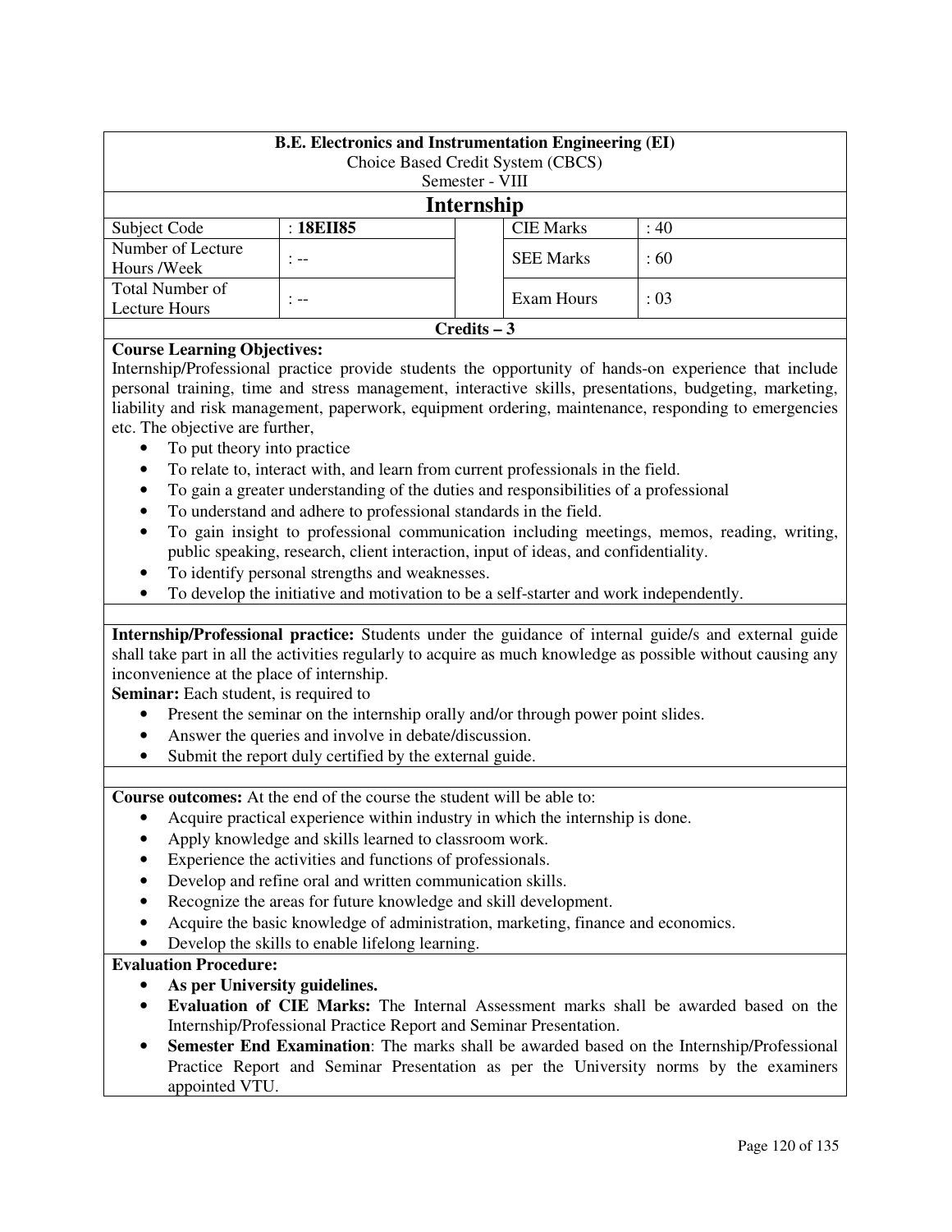**B.E. Electronics and Instrumentation Engineering (EI)**
Choice Based Credit System (CBCS)
Semester - VIII

## Internship

| Subject Code | : **18EII85** | | CIE Marks | : 40 |
|---|---|---|---|---|
| Number of Lecture Hours /Week | : -- | | SEE Marks | : 60 |
| Total Number of Lecture Hours | : -- | | Exam Hours | : 03 |

**Credits – 3**

**Course Learning Objectives:**

Internship/Professional practice provide students the opportunity of hands-on experience that include personal training, time and stress management, interactive skills, presentations, budgeting, marketing, liability and risk management, paperwork, equipment ordering, maintenance, responding to emergencies etc. The objective are further,

- To put theory into practice
- To relate to, interact with, and learn from current professionals in the field.
- To gain a greater understanding of the duties and responsibilities of a professional
- To understand and adhere to professional standards in the field.
- To gain insight to professional communication including meetings, memos, reading, writing, public speaking, research, client interaction, input of ideas, and confidentiality.
- To identify personal strengths and weaknesses.
- To develop the initiative and motivation to be a self-starter and work independently.

**Internship/Professional practice:** Students under the guidance of internal guide/s and external guide shall take part in all the activities regularly to acquire as much knowledge as possible without causing any inconvenience at the place of internship.

**Seminar:** Each student, is required to

- Present the seminar on the internship orally and/or through power point slides.
- Answer the queries and involve in debate/discussion.
- Submit the report duly certified by the external guide.

**Course outcomes:** At the end of the course the student will be able to:

- Acquire practical experience within industry in which the internship is done.
- Apply knowledge and skills learned to classroom work.
- Experience the activities and functions of professionals.
- Develop and refine oral and written communication skills.
- Recognize the areas for future knowledge and skill development.
- Acquire the basic knowledge of administration, marketing, finance and economics.
- Develop the skills to enable lifelong learning.

**Evaluation Procedure:**

- **As per University guidelines.**
- **Evaluation of CIE Marks:** The Internal Assessment marks shall be awarded based on the Internship/Professional Practice Report and Seminar Presentation.
- **Semester End Examination**: The marks shall be awarded based on the Internship/Professional Practice Report and Seminar Presentation as per the University norms by the examiners appointed VTU.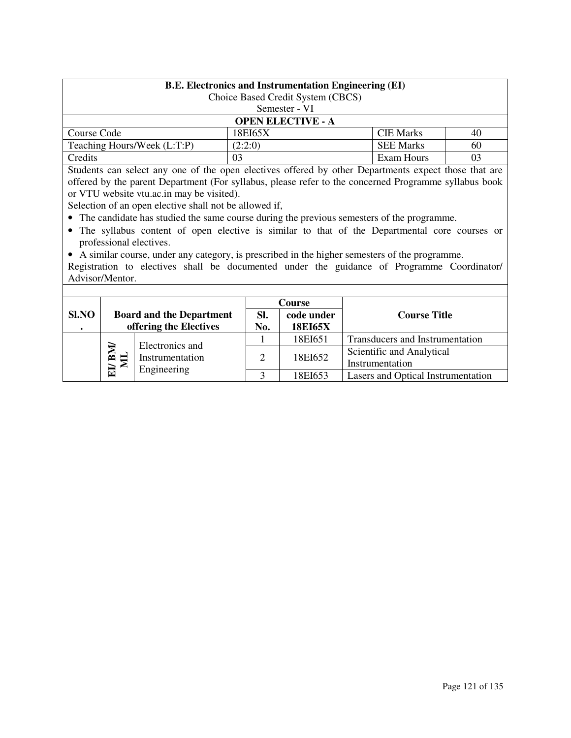**B.E. Electronics and Instrumentation Engineering (EI)**
Choice Based Credit System (CBCS)
Semester - VI

**OPEN ELECTIVE - A**

| Course Code | 18EI65X | CIE Marks | 40 |
|---|---|---|---|
| Teaching Hours/Week (L:T:P) | (2:2:0) | SEE Marks | 60 |
| Credits | 03 | Exam Hours | 03 |

Students can select any one of the open electives offered by other Departments expect those that are offered by the parent Department (For syllabus, please refer to the concerned Programme syllabus book or VTU website vtu.ac.in may be visited).

Selection of an open elective shall not be allowed if,

- The candidate has studied the same course during the previous semesters of the programme.
- The syllabus content of open elective is similar to that of the Departmental core courses or professional electives.
- A similar course, under any category, is prescribed in the higher semesters of the programme.

Registration to electives shall be documented under the guidance of Programme Coordinator/ Advisor/Mentor.

| Sl.NO. | Board and the Department offering the Electives | | Sl. No. | Course code under 18EI65X | Course Title |
|---|---|---|---|---|---|
| | EI/ BM/ ML | Electronics and Instrumentation Engineering | 1 | 18EI651 | Transducers and Instrumentation |
| | | | 2 | 18EI652 | Scientific and Analytical Instrumentation |
| | | | 3 | 18EI653 | Lasers and Optical Instrumentation |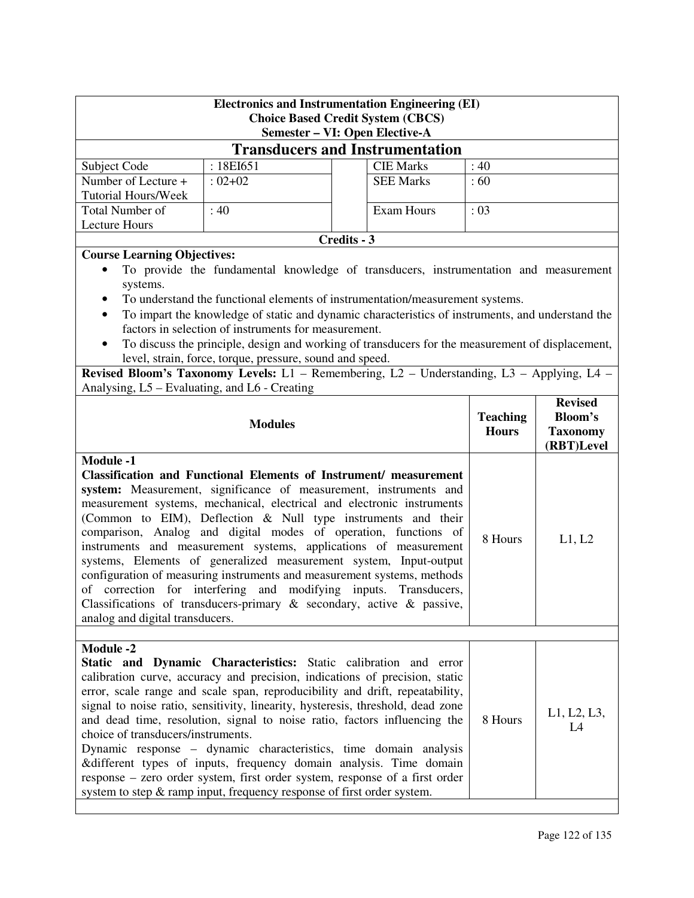**Electronics and Instrumentation Engineering (EI)**
**Choice Based Credit System (CBCS)**
**Semester – VI: Open Elective-A**

## Transducers and Instrumentation

| Subject Code | : 18EI651 | CIE Marks | : 40 |
|---|---|---|---|
| Number of Lecture + Tutorial Hours/Week | : 02+02 | SEE Marks | : 60 |
| Total Number of Lecture Hours | : 40 | Exam Hours | : 03 |

**Credits - 3**

**Course Learning Objectives:**

- To provide the fundamental knowledge of transducers, instrumentation and measurement systems.
- To understand the functional elements of instrumentation/measurement systems.
- To impart the knowledge of static and dynamic characteristics of instruments, and understand the factors in selection of instruments for measurement.
- To discuss the principle, design and working of transducers for the measurement of displacement, level, strain, force, torque, pressure, sound and speed.

**Revised Bloom's Taxonomy Levels:** L1 – Remembering, L2 – Understanding, L3 – Applying, L4 – Analysing, L5 – Evaluating, and L6 - Creating

| Modules | Teaching Hours | Revised Bloom's Taxonomy (RBT)Level |
|---|---|---|
| **Module -1**<br>**Classification and Functional Elements of Instrument/ measurement system:** Measurement, significance of measurement, instruments and measurement systems, mechanical, electrical and electronic instruments (Common to EIM), Deflection & Null type instruments and their comparison, Analog and digital modes of operation, functions of instruments and measurement systems, applications of measurement systems, Elements of generalized measurement system, Input-output configuration of measuring instruments and measurement systems, methods of correction for interfering and modifying inputs. Transducers, Classifications of transducers-primary & secondary, active & passive, analog and digital transducers. | 8 Hours | L1, L2 |
| **Module -2**<br>**Static and Dynamic Characteristics:** Static calibration and error calibration curve, accuracy and precision, indications of precision, static error, scale range and scale span, reproducibility and drift, repeatability, signal to noise ratio, sensitivity, linearity, hysteresis, threshold, dead zone and dead time, resolution, signal to noise ratio, factors influencing the choice of transducers/instruments.<br>Dynamic response – dynamic characteristics, time domain analysis &different types of inputs, frequency domain analysis. Time domain response – zero order system, first order system, response of a first order system to step & ramp input, frequency response of first order system. | 8 Hours | L1, L2, L3, L4 |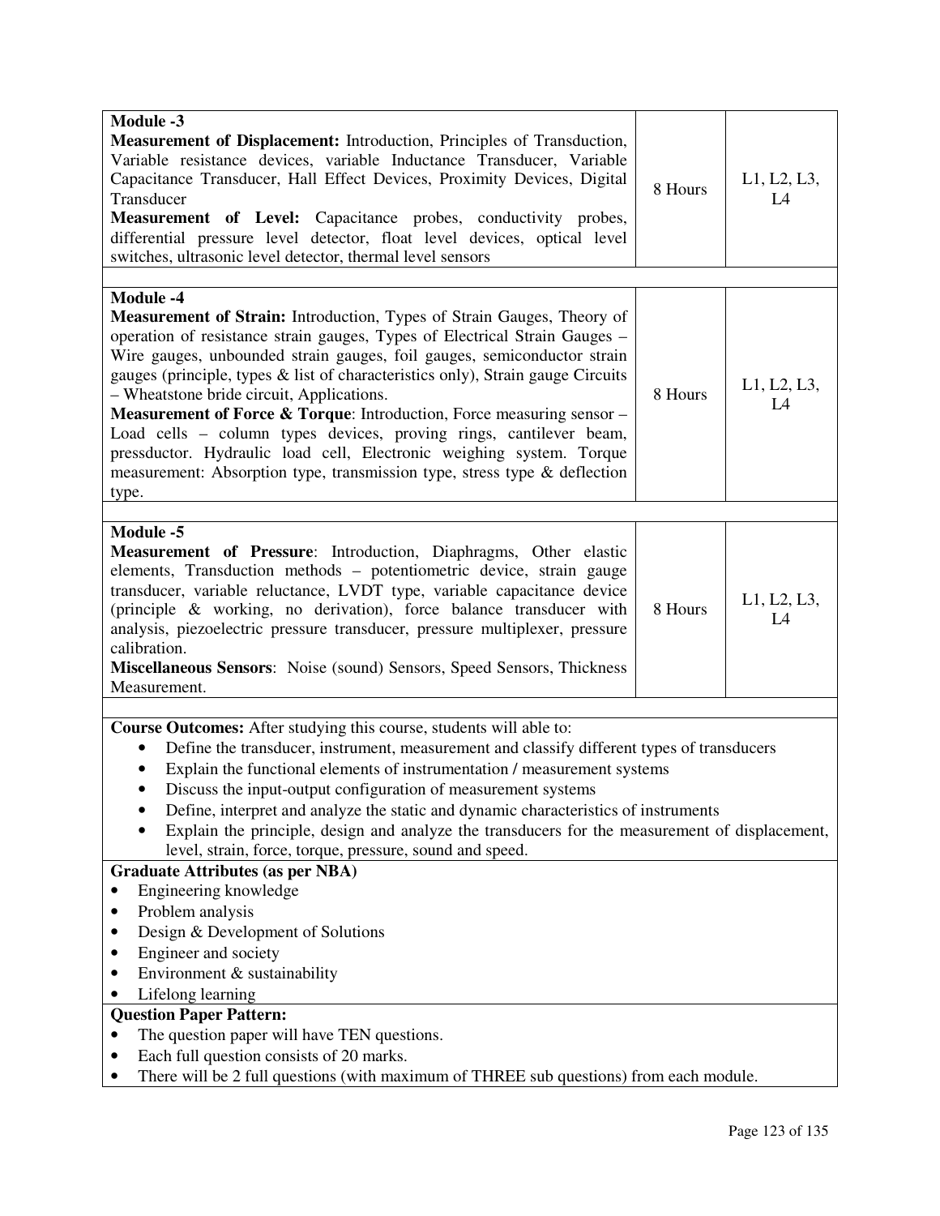| | | |
|---|---|---|
| **Module -3**<br>**Measurement of Displacement:** Introduction, Principles of Transduction, Variable resistance devices, variable Inductance Transducer, Variable Capacitance Transducer, Hall Effect Devices, Proximity Devices, Digital Transducer<br>**Measurement of Level:** Capacitance probes, conductivity probes, differential pressure level detector, float level devices, optical level switches, ultrasonic level detector, thermal level sensors | 8 Hours | L1, L2, L3, L4 |
| | | |
| **Module -4**<br>**Measurement of Strain:** Introduction, Types of Strain Gauges, Theory of operation of resistance strain gauges, Types of Electrical Strain Gauges – Wire gauges, unbounded strain gauges, foil gauges, semiconductor strain gauges (principle, types & list of characteristics only), Strain gauge Circuits – Wheatstone bride circuit, Applications.<br>**Measurement of Force & Torque**: Introduction, Force measuring sensor – Load cells – column types devices, proving rings, cantilever beam, pressductor. Hydraulic load cell, Electronic weighing system. Torque measurement: Absorption type, transmission type, stress type & deflection type. | 8 Hours | L1, L2, L3, L4 |
| | | |
| **Module -5**<br>**Measurement of Pressure**: Introduction, Diaphragms, Other elastic elements, Transduction methods – potentiometric device, strain gauge transducer, variable reluctance, LVDT type, variable capacitance device (principle & working, no derivation), force balance transducer with analysis, piezoelectric pressure transducer, pressure multiplexer, pressure calibration.<br>**Miscellaneous Sensors**: Noise (sound) Sensors, Speed Sensors, Thickness Measurement. | 8 Hours | L1, L2, L3, L4 |

**Course Outcomes:** After studying this course, students will able to:

- Define the transducer, instrument, measurement and classify different types of transducers
- Explain the functional elements of instrumentation / measurement systems
- Discuss the input-output configuration of measurement systems
- Define, interpret and analyze the static and dynamic characteristics of instruments
- Explain the principle, design and analyze the transducers for the measurement of displacement, level, strain, force, torque, pressure, sound and speed.

**Graduate Attributes (as per NBA)**

- Engineering knowledge
- Problem analysis
- Design & Development of Solutions
- Engineer and society
- Environment & sustainability
- Lifelong learning

**Question Paper Pattern:**

- The question paper will have TEN questions.
- Each full question consists of 20 marks.
- There will be 2 full questions (with maximum of THREE sub questions) from each module.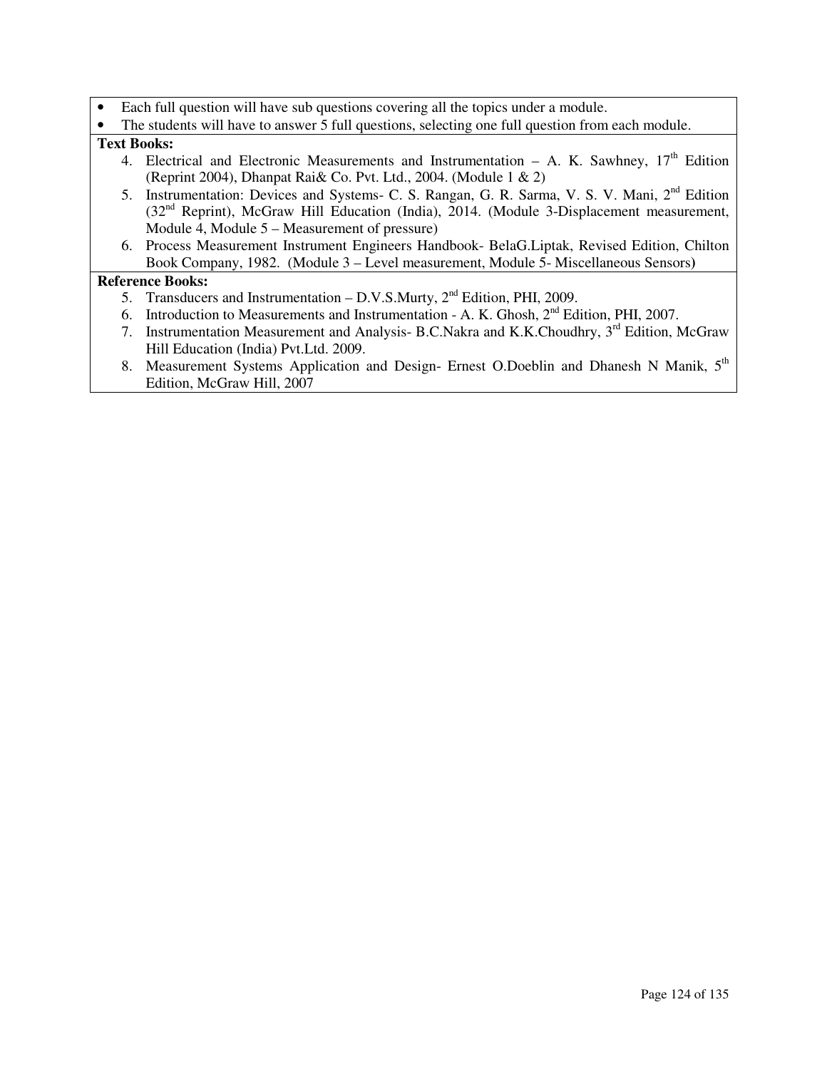- Each full question will have sub questions covering all the topics under a module.
- The students will have to answer 5 full questions, selecting one full question from each module.

**Text Books:**

4. Electrical and Electronic Measurements and Instrumentation – A. K. Sawhney, 17th Edition (Reprint 2004), Dhanpat Rai& Co. Pvt. Ltd., 2004. (Module 1 & 2)
5. Instrumentation: Devices and Systems- C. S. Rangan, G. R. Sarma, V. S. V. Mani, 2nd Edition (32nd Reprint), McGraw Hill Education (India), 2014. (Module 3-Displacement measurement, Module 4, Module 5 – Measurement of pressure)
6. Process Measurement Instrument Engineers Handbook- BelaG.Liptak, Revised Edition, Chilton Book Company, 1982. (Module 3 – Level measurement, Module 5- Miscellaneous Sensors)

**Reference Books:**

5. Transducers and Instrumentation – D.V.S.Murty, 2nd Edition, PHI, 2009.
6. Introduction to Measurements and Instrumentation - A. K. Ghosh, 2nd Edition, PHI, 2007.
7. Instrumentation Measurement and Analysis- B.C.Nakra and K.K.Choudhry, 3rd Edition, McGraw Hill Education (India) Pvt.Ltd. 2009.
8. Measurement Systems Application and Design- Ernest O.Doeblin and Dhanesh N Manik, 5th Edition, McGraw Hill, 2007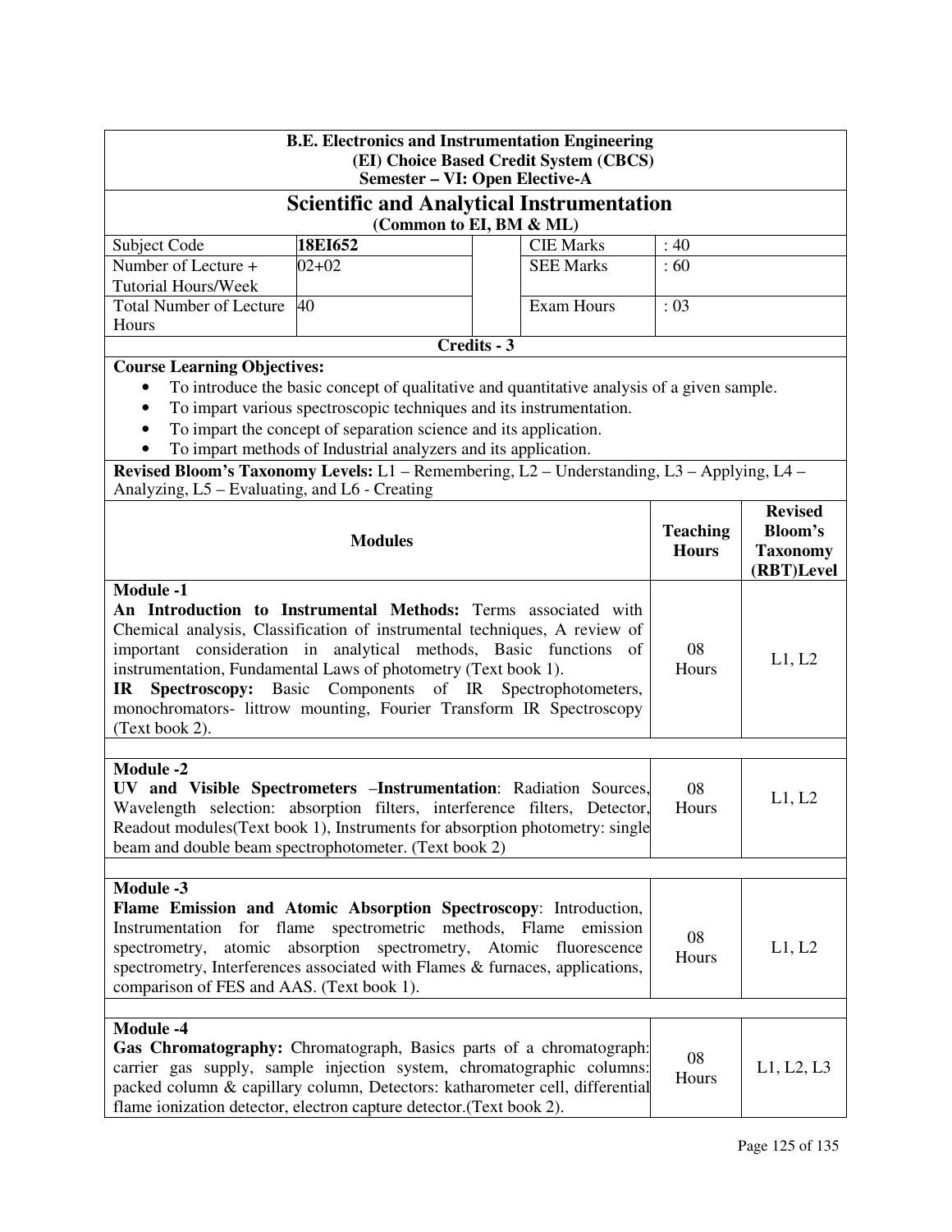**B.E. Electronics and Instrumentation Engineering**
**(EI) Choice Based Credit System (CBCS)**
**Semester – VI: Open Elective-A**

# Scientific and Analytical Instrumentation

**(Common to EI, BM & ML)**

| Subject Code | **18EI652** | CIE Marks | : 40 |
|---|---|---|---|
| Number of Lecture + Tutorial Hours/Week | 02+02 | SEE Marks | : 60 |
| Total Number of Lecture Hours | 40 | Exam Hours | : 03 |

**Credits - 3**

**Course Learning Objectives:**

- To introduce the basic concept of qualitative and quantitative analysis of a given sample.
- To impart various spectroscopic techniques and its instrumentation.
- To impart the concept of separation science and its application.
- To impart methods of Industrial analyzers and its application.

**Revised Bloom's Taxonomy Levels:** L1 – Remembering, L2 – Understanding, L3 – Applying, L4 – Analyzing, L5 – Evaluating, and L6 - Creating

| Modules | Teaching Hours | Revised Bloom's Taxonomy (RBT)Level |
|---|---|---|
| **Module -1**<br>**An Introduction to Instrumental Methods:** Terms associated with Chemical analysis, Classification of instrumental techniques, A review of important consideration in analytical methods, Basic functions of instrumentation, Fundamental Laws of photometry (Text book 1).<br>**IR Spectroscopy:** Basic Components of IR Spectrophotometers, monochromators- littrow mounting, Fourier Transform IR Spectroscopy (Text book 2). | 08 Hours | L1, L2 |
| **Module -2**<br>**UV and Visible Spectrometers –Instrumentation**: Radiation Sources, Wavelength selection: absorption filters, interference filters, Detector, Readout modules(Text book 1), Instruments for absorption photometry: single beam and double beam spectrophotometer. (Text book 2) | 08 Hours | L1, L2 |
| **Module -3**<br>**Flame Emission and Atomic Absorption Spectroscopy**: Introduction, Instrumentation for flame spectrometric methods, Flame emission spectrometry, atomic absorption spectrometry, Atomic fluorescence spectrometry, Interferences associated with Flames & furnaces, applications, comparison of FES and AAS. (Text book 1). | 08 Hours | L1, L2 |
| **Module -4**<br>**Gas Chromatography:** Chromatograph, Basics parts of a chromatograph: carrier gas supply, sample injection system, chromatographic columns: packed column & capillary column, Detectors: katharometer cell, differential flame ionization detector, electron capture detector.(Text book 2). | 08 Hours | L1, L2, L3 |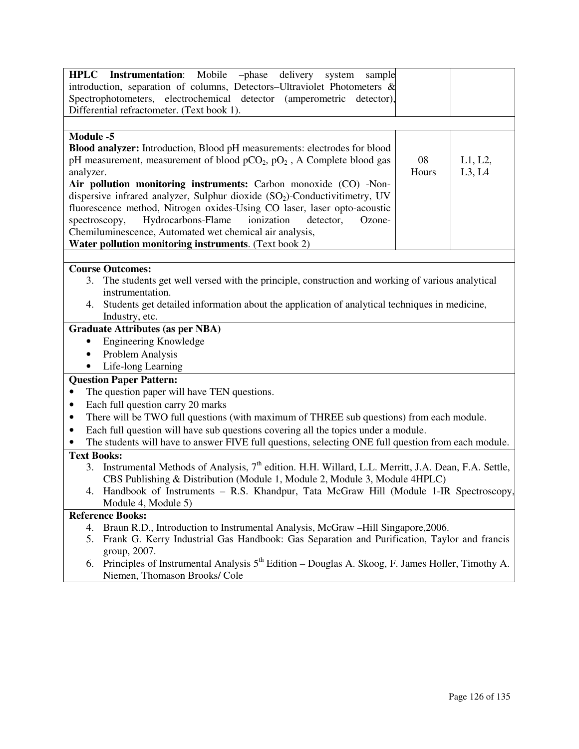| | | |
|---|---|---|
| **HPLC Instrumentation**: Mobile –phase delivery system sample introduction, separation of columns, Detectors–Ultraviolet Photometers & Spectrophotometers, electrochemical detector (amperometric detector), Differential refractometer. (Text book 1). | | |
| | | |
| **Module -5**<br>**Blood analyzer:** Introduction, Blood pH measurements: electrodes for blood pH measurement, measurement of blood $pCO_2$, $pO_2$ , A Complete blood gas analyzer.<br>**Air pollution monitoring instruments:** Carbon monoxide (CO) -Non-dispersive infrared analyzer, Sulphur dioxide ($SO_2$)-Conductivitimetry, UV fluorescence method, Nitrogen oxides-Using CO laser, laser opto-acoustic spectroscopy, Hydrocarbons-Flame ionization detector, Ozone-Chemiluminescence, Automated wet chemical air analysis,<br>**Water pollution monitoring instruments**. (Text book 2) | 08 Hours | L1, L2, L3, L4 |

**Course Outcomes:**

3. The students get well versed with the principle, construction and working of various analytical instrumentation.
4. Students get detailed information about the application of analytical techniques in medicine, Industry, etc.

**Graduate Attributes (as per NBA)**

- Engineering Knowledge
- Problem Analysis
- Life-long Learning

**Question Paper Pattern:**

- The question paper will have TEN questions.
- Each full question carry 20 marks
- There will be TWO full questions (with maximum of THREE sub questions) from each module.
- Each full question will have sub questions covering all the topics under a module.
- The students will have to answer FIVE full questions, selecting ONE full question from each module.

**Text Books:**

3. Instrumental Methods of Analysis, 7th edition. H.H. Willard, L.L. Merritt, J.A. Dean, F.A. Settle, CBS Publishing & Distribution (Module 1, Module 2, Module 3, Module 4HPLC)
4. Handbook of Instruments – R.S. Khandpur, Tata McGraw Hill (Module 1-IR Spectroscopy, Module 4, Module 5)

**Reference Books:**

4. Braun R.D., Introduction to Instrumental Analysis, McGraw –Hill Singapore,2006.
5. Frank G. Kerry Industrial Gas Handbook: Gas Separation and Purification, Taylor and francis group, 2007.
6. Principles of Instrumental Analysis 5th Edition – Douglas A. Skoog, F. James Holler, Timothy A. Niemen, Thomason Brooks/ Cole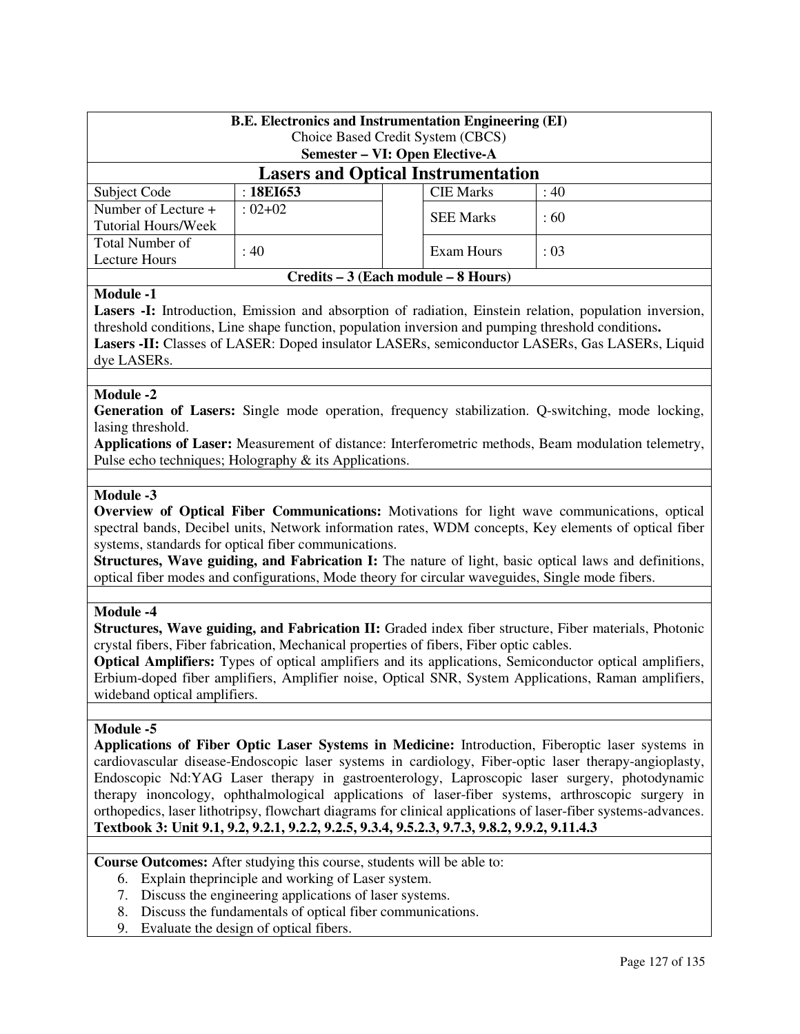**B.E. Electronics and Instrumentation Engineering (EI)**
Choice Based Credit System (CBCS)
**Semester – VI: Open Elective-A**

## Lasers and Optical Instrumentation

| Subject Code | : **18EI653** | | CIE Marks | : 40 |
|---|---|---|---|---|
| Number of Lecture + Tutorial Hours/Week | : 02+02 | | SEE Marks | : 60 |
| Total Number of Lecture Hours | : 40 | | Exam Hours | : 03 |

**Credits – 3 (Each module – 8 Hours)**

**Module -1**

**Lasers -I:** Introduction, Emission and absorption of radiation, Einstein relation, population inversion, threshold conditions, Line shape function, population inversion and pumping threshold conditions**.**

**Lasers -II:** Classes of LASER: Doped insulator LASERs, semiconductor LASERs, Gas LASERs, Liquid dye LASERs.

**Module -2**

**Generation of Lasers:** Single mode operation, frequency stabilization. Q-switching, mode locking, lasing threshold.

**Applications of Laser:** Measurement of distance: Interferometric methods, Beam modulation telemetry, Pulse echo techniques; Holography & its Applications.

**Module -3**

**Overview of Optical Fiber Communications:** Motivations for light wave communications, optical spectral bands, Decibel units, Network information rates, WDM concepts, Key elements of optical fiber systems, standards for optical fiber communications.

**Structures, Wave guiding, and Fabrication I:** The nature of light, basic optical laws and definitions, optical fiber modes and configurations, Mode theory for circular waveguides, Single mode fibers.

**Module -4**

**Structures, Wave guiding, and Fabrication II:** Graded index fiber structure, Fiber materials, Photonic crystal fibers, Fiber fabrication, Mechanical properties of fibers, Fiber optic cables.

**Optical Amplifiers:** Types of optical amplifiers and its applications, Semiconductor optical amplifiers, Erbium-doped fiber amplifiers, Amplifier noise, Optical SNR, System Applications, Raman amplifiers, wideband optical amplifiers.

**Module -5**

**Applications of Fiber Optic Laser Systems in Medicine:** Introduction, Fiberoptic laser systems in cardiovascular disease-Endoscopic laser systems in cardiology, Fiber-optic laser therapy-angioplasty, Endoscopic Nd:YAG Laser therapy in gastroenterology, Laproscopic laser surgery, photodynamic therapy inoncology, ophthalmological applications of laser-fiber systems, arthroscopic surgery in orthopedics, laser lithotripsy, flowchart diagrams for clinical applications of laser-fiber systems-advances.

**Textbook 3: Unit 9.1, 9.2, 9.2.1, 9.2.2, 9.2.5, 9.3.4, 9.5.2.3, 9.7.3, 9.8.2, 9.9.2, 9.11.4.3**

**Course Outcomes:** After studying this course, students will be able to:

6. Explain theprinciple and working of Laser system.
7. Discuss the engineering applications of laser systems.
8. Discuss the fundamentals of optical fiber communications.
9. Evaluate the design of optical fibers.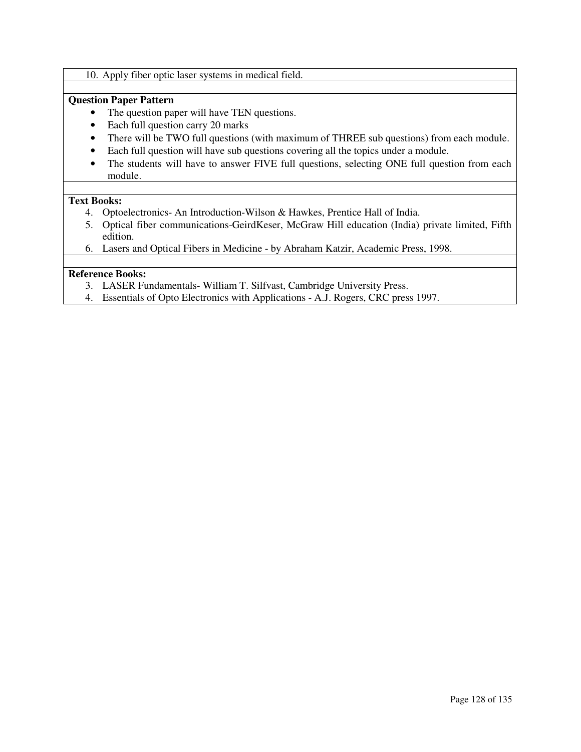10. Apply fiber optic laser systems in medical field.

**Question Paper Pattern**

- The question paper will have TEN questions.
- Each full question carry 20 marks
- There will be TWO full questions (with maximum of THREE sub questions) from each module.
- Each full question will have sub questions covering all the topics under a module.
- The students will have to answer FIVE full questions, selecting ONE full question from each module.

**Text Books:**

4. Optoelectronics- An Introduction-Wilson & Hawkes, Prentice Hall of India.
5. Optical fiber communications-GeirdKeser, McGraw Hill education (India) private limited, Fifth edition.
6. Lasers and Optical Fibers in Medicine - by Abraham Katzir, Academic Press, 1998.

**Reference Books:**

3. LASER Fundamentals- William T. Silfvast, Cambridge University Press.
4. Essentials of Opto Electronics with Applications - A.J. Rogers, CRC press 1997.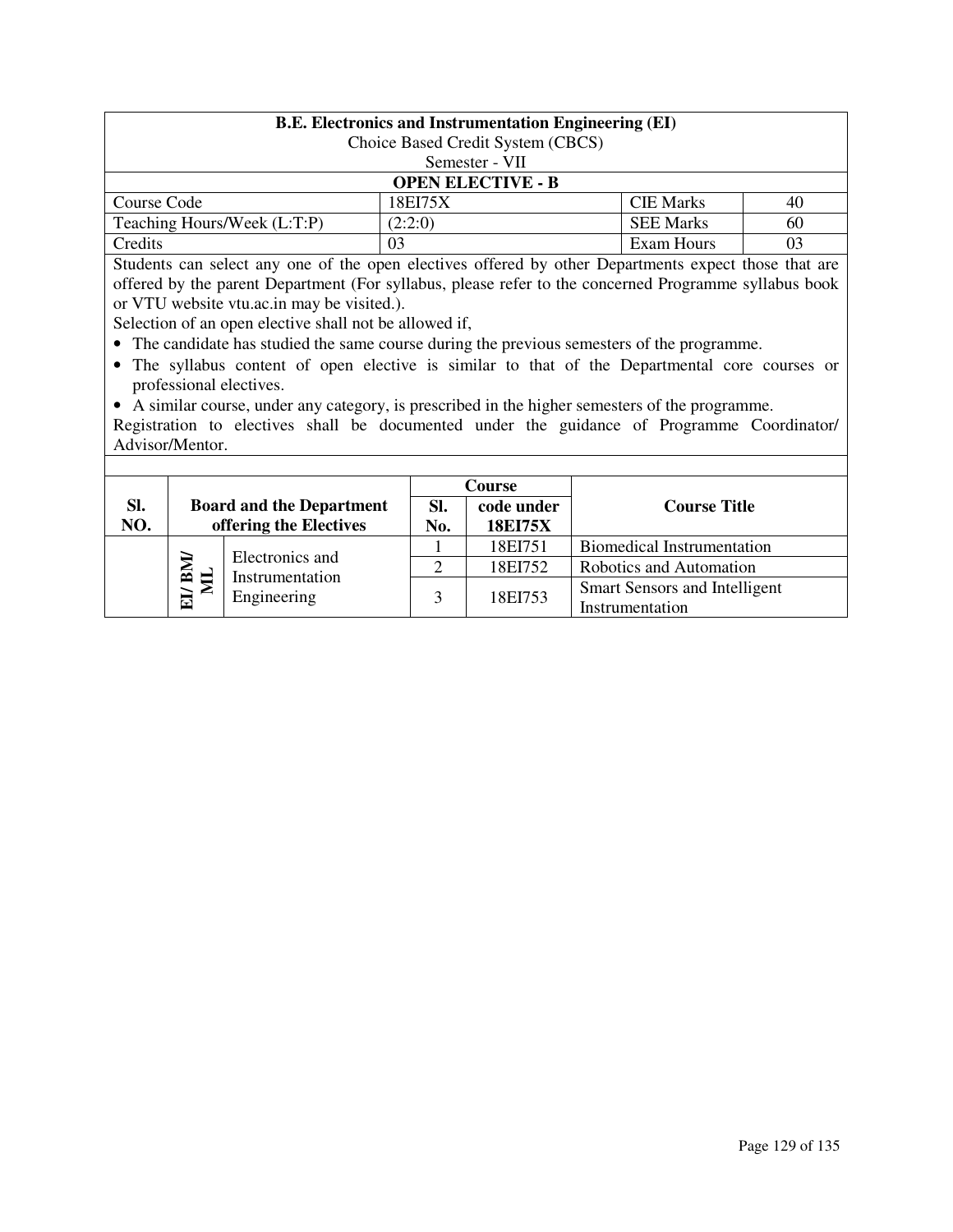**B.E. Electronics and Instrumentation Engineering (EI)**

Choice Based Credit System (CBCS)

Semester - VII

**OPEN ELECTIVE - B**

| Course Code | 18EI75X | CIE Marks | 40 |
|---|---|---|---|
| Teaching Hours/Week (L:T:P) | (2:2:0) | SEE Marks | 60 |
| Credits | 03 | Exam Hours | 03 |

Students can select any one of the open electives offered by other Departments expect those that are offered by the parent Department (For syllabus, please refer to the concerned Programme syllabus book or VTU website vtu.ac.in may be visited.).

Selection of an open elective shall not be allowed if,

- The candidate has studied the same course during the previous semesters of the programme.
- The syllabus content of open elective is similar to that of the Departmental core courses or professional electives.
- A similar course, under any category, is prescribed in the higher semesters of the programme.

Registration to electives shall be documented under the guidance of Programme Coordinator/ Advisor/Mentor.

| Sl. NO. | Board and the Department offering the Electives | | Course Sl. No. | Course code under 18EI75X | Course Title |
|---|---|---|---|---|---|
| | EI/ BM/ ML | Electronics and Instrumentation Engineering | 1 | 18EI751 | Biomedical Instrumentation |
| | | | 2 | 18EI752 | Robotics and Automation |
| | | | 3 | 18EI753 | Smart Sensors and Intelligent Instrumentation |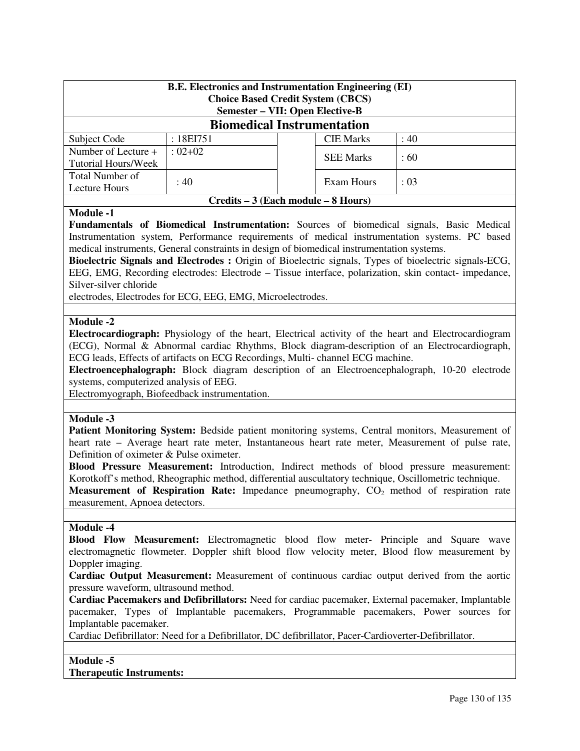**B.E. Electronics and Instrumentation Engineering (EI)**
**Choice Based Credit System (CBCS)**
**Semester – VII: Open Elective-B**

# Biomedical Instrumentation

| Subject Code | : 18EI751 | | CIE Marks | : 40 |
|---|---|---|---|---|
| Number of Lecture + Tutorial Hours/Week | : 02+02 | | SEE Marks | : 60 |
| Total Number of Lecture Hours | : 40 | | Exam Hours | : 03 |

**Credits – 3 (Each module – 8 Hours)**

**Module -1**

**Fundamentals of Biomedical Instrumentation:** Sources of biomedical signals, Basic Medical Instrumentation system, Performance requirements of medical instrumentation systems. PC based medical instruments, General constraints in design of biomedical instrumentation systems.

**Bioelectric Signals and Electrodes :** Origin of Bioelectric signals, Types of bioelectric signals-ECG, EEG, EMG, Recording electrodes: Electrode – Tissue interface, polarization, skin contact- impedance, Silver-silver chloride electrodes, Electrodes for ECG, EEG, EMG, Microelectrodes.

**Module -2**

**Electrocardiograph:** Physiology of the heart, Electrical activity of the heart and Electrocardiogram (ECG), Normal & Abnormal cardiac Rhythms, Block diagram-description of an Electrocardiograph, ECG leads, Effects of artifacts on ECG Recordings, Multi- channel ECG machine.

**Electroencephalograph:** Block diagram description of an Electroencephalograph, 10-20 electrode systems, computerized analysis of EEG.

Electromyograph, Biofeedback instrumentation.

**Module -3**

**Patient Monitoring System:** Bedside patient monitoring systems, Central monitors, Measurement of heart rate – Average heart rate meter, Instantaneous heart rate meter, Measurement of pulse rate, Definition of oximeter & Pulse oximeter.

**Blood Pressure Measurement:** Introduction, Indirect methods of blood pressure measurement: Korotkoff's method, Rheographic method, differential auscultatory technique, Oscillometric technique.

**Measurement of Respiration Rate:** Impedance pneumography, $CO_2$ method of respiration rate measurement, Apnoea detectors.

**Module -4**

**Blood Flow Measurement:** Electromagnetic blood flow meter- Principle and Square wave electromagnetic flowmeter. Doppler shift blood flow velocity meter, Blood flow measurement by Doppler imaging.

**Cardiac Output Measurement:** Measurement of continuous cardiac output derived from the aortic pressure waveform, ultrasound method.

**Cardiac Pacemakers and Defibrillators:** Need for cardiac pacemaker, External pacemaker, Implantable pacemaker, Types of Implantable pacemakers, Programmable pacemakers, Power sources for Implantable pacemaker.

Cardiac Defibrillator: Need for a Defibrillator, DC defibrillator, Pacer-Cardioverter-Defibrillator.

**Module -5**

**Therapeutic Instruments:**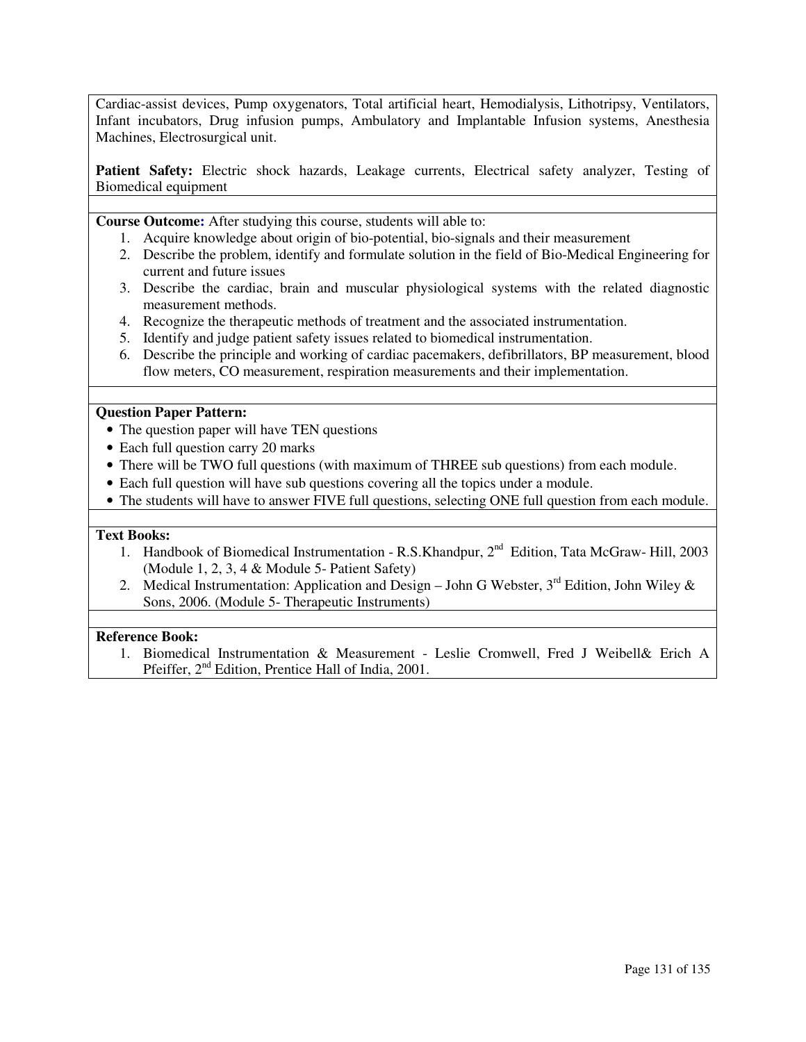Cardiac-assist devices, Pump oxygenators, Total artificial heart, Hemodialysis, Lithotripsy, Ventilators, Infant incubators, Drug infusion pumps, Ambulatory and Implantable Infusion systems, Anesthesia Machines, Electrosurgical unit.

**Patient Safety:** Electric shock hazards, Leakage currents, Electrical safety analyzer, Testing of Biomedical equipment

**Course Outcome:** After studying this course, students will able to:

1. Acquire knowledge about origin of bio-potential, bio-signals and their measurement
2. Describe the problem, identify and formulate solution in the field of Bio-Medical Engineering for current and future issues
3. Describe the cardiac, brain and muscular physiological systems with the related diagnostic measurement methods.
4. Recognize the therapeutic methods of treatment and the associated instrumentation.
5. Identify and judge patient safety issues related to biomedical instrumentation.
6. Describe the principle and working of cardiac pacemakers, defibrillators, BP measurement, blood flow meters, CO measurement, respiration measurements and their implementation.

**Question Paper Pattern:**

- The question paper will have TEN questions
- Each full question carry 20 marks
- There will be TWO full questions (with maximum of THREE sub questions) from each module.
- Each full question will have sub questions covering all the topics under a module.
- The students will have to answer FIVE full questions, selecting ONE full question from each module.

**Text Books:**

1. Handbook of Biomedical Instrumentation - R.S.Khandpur, 2nd Edition, Tata McGraw- Hill, 2003 (Module 1, 2, 3, 4 & Module 5- Patient Safety)
2. Medical Instrumentation: Application and Design – John G Webster, 3rd Edition, John Wiley & Sons, 2006. (Module 5- Therapeutic Instruments)

**Reference Book:**

1. Biomedical Instrumentation & Measurement - Leslie Cromwell, Fred J Weibell& Erich A Pfeiffer, 2nd Edition, Prentice Hall of India, 2001.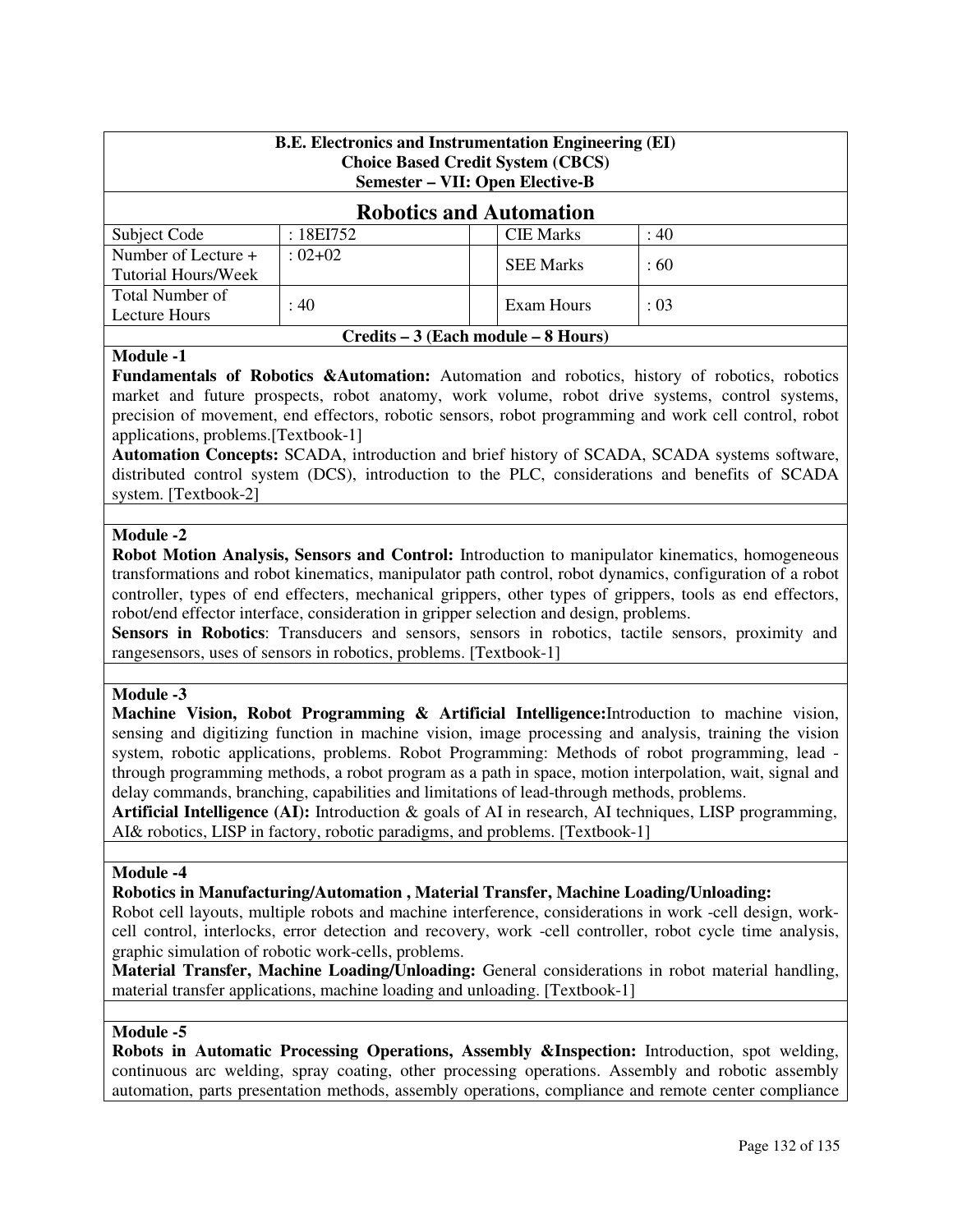**B.E. Electronics and Instrumentation Engineering (EI)**
**Choice Based Credit System (CBCS)**
**Semester – VII: Open Elective-B**

## Robotics and Automation

| Subject Code | : 18EI752 | | CIE Marks | : 40 |
|---|---|---|---|---|
| Number of Lecture + Tutorial Hours/Week | : 02+02 | | SEE Marks | : 60 |
| Total Number of Lecture Hours | : 40 | | Exam Hours | : 03 |

**Credits – 3 (Each module – 8 Hours)**

**Module -1**

**Fundamentals of Robotics &Automation:** Automation and robotics, history of robotics, robotics market and future prospects, robot anatomy, work volume, robot drive systems, control systems, precision of movement, end effectors, robotic sensors, robot programming and work cell control, robot applications, problems.[Textbook-1]

**Automation Concepts:** SCADA, introduction and brief history of SCADA, SCADA systems software, distributed control system (DCS), introduction to the PLC, considerations and benefits of SCADA system. [Textbook-2]

**Module -2**

**Robot Motion Analysis, Sensors and Control:** Introduction to manipulator kinematics, homogeneous transformations and robot kinematics, manipulator path control, robot dynamics, configuration of a robot controller, types of end effecters, mechanical grippers, other types of grippers, tools as end effectors, robot/end effector interface, consideration in gripper selection and design, problems.

**Sensors in Robotics**: Transducers and sensors, sensors in robotics, tactile sensors, proximity and rangesensors, uses of sensors in robotics, problems. [Textbook-1]

**Module -3**

**Machine Vision, Robot Programming & Artificial Intelligence:**Introduction to machine vision, sensing and digitizing function in machine vision, image processing and analysis, training the vision system, robotic applications, problems. Robot Programming: Methods of robot programming, lead - through programming methods, a robot program as a path in space, motion interpolation, wait, signal and delay commands, branching, capabilities and limitations of lead-through methods, problems.

**Artificial Intelligence (AI):** Introduction & goals of AI in research, AI techniques, LISP programming, AI& robotics, LISP in factory, robotic paradigms, and problems. [Textbook-1]

**Module -4**

**Robotics in Manufacturing/Automation , Material Transfer, Machine Loading/Unloading:**

Robot cell layouts, multiple robots and machine interference, considerations in work -cell design, work-cell control, interlocks, error detection and recovery, work -cell controller, robot cycle time analysis, graphic simulation of robotic work-cells, problems.

**Material Transfer, Machine Loading/Unloading:** General considerations in robot material handling, material transfer applications, machine loading and unloading. [Textbook-1]

**Module -5**

**Robots in Automatic Processing Operations, Assembly &Inspection:** Introduction, spot welding, continuous arc welding, spray coating, other processing operations. Assembly and robotic assembly automation, parts presentation methods, assembly operations, compliance and remote center compliance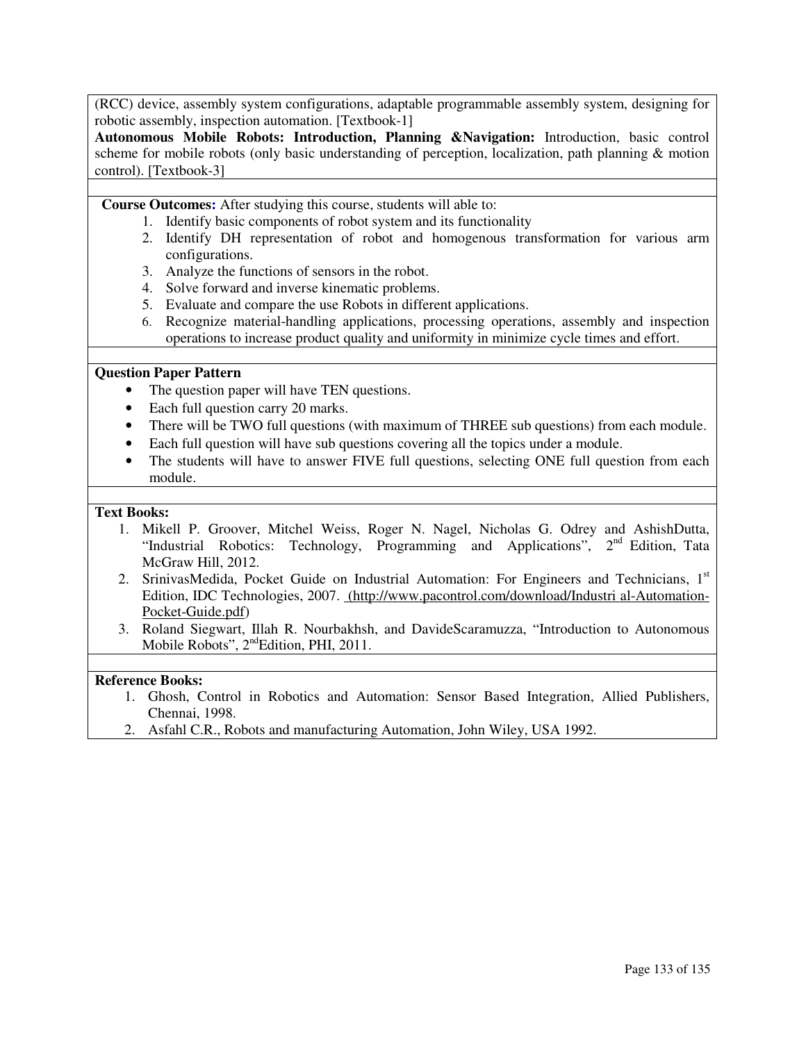(RCC) device, assembly system configurations, adaptable programmable assembly system, designing for robotic assembly, inspection automation. [Textbook-1]

**Autonomous Mobile Robots: Introduction, Planning &Navigation:** Introduction, basic control scheme for mobile robots (only basic understanding of perception, localization, path planning & motion control). [Textbook-3]

**Course Outcomes:** After studying this course, students will able to:

1. Identify basic components of robot system and its functionality
2. Identify DH representation of robot and homogenous transformation for various arm configurations.
3. Analyze the functions of sensors in the robot.
4. Solve forward and inverse kinematic problems.
5. Evaluate and compare the use Robots in different applications.
6. Recognize material-handling applications, processing operations, assembly and inspection operations to increase product quality and uniformity in minimize cycle times and effort.

**Question Paper Pattern**

- The question paper will have TEN questions.
- Each full question carry 20 marks.
- There will be TWO full questions (with maximum of THREE sub questions) from each module.
- Each full question will have sub questions covering all the topics under a module.
- The students will have to answer FIVE full questions, selecting ONE full question from each module.

**Text Books:**

1. Mikell P. Groover, Mitchel Weiss, Roger N. Nagel, Nicholas G. Odrey and AshishDutta, "Industrial Robotics: Technology, Programming and Applications", 2nd Edition, Tata McGraw Hill, 2012.
2. SrinivasMedida, Pocket Guide on Industrial Automation: For Engineers and Technicians, 1st Edition, IDC Technologies, 2007. (http://www.pacontrol.com/download/Industri al-Automation-Pocket-Guide.pdf)
3. Roland Siegwart, Illah R. Nourbakhsh, and DavideScaramuzza, "Introduction to Autonomous Mobile Robots", 2ndEdition, PHI, 2011.

**Reference Books:**

1. Ghosh, Control in Robotics and Automation: Sensor Based Integration, Allied Publishers, Chennai, 1998.
2. Asfahl C.R., Robots and manufacturing Automation, John Wiley, USA 1992.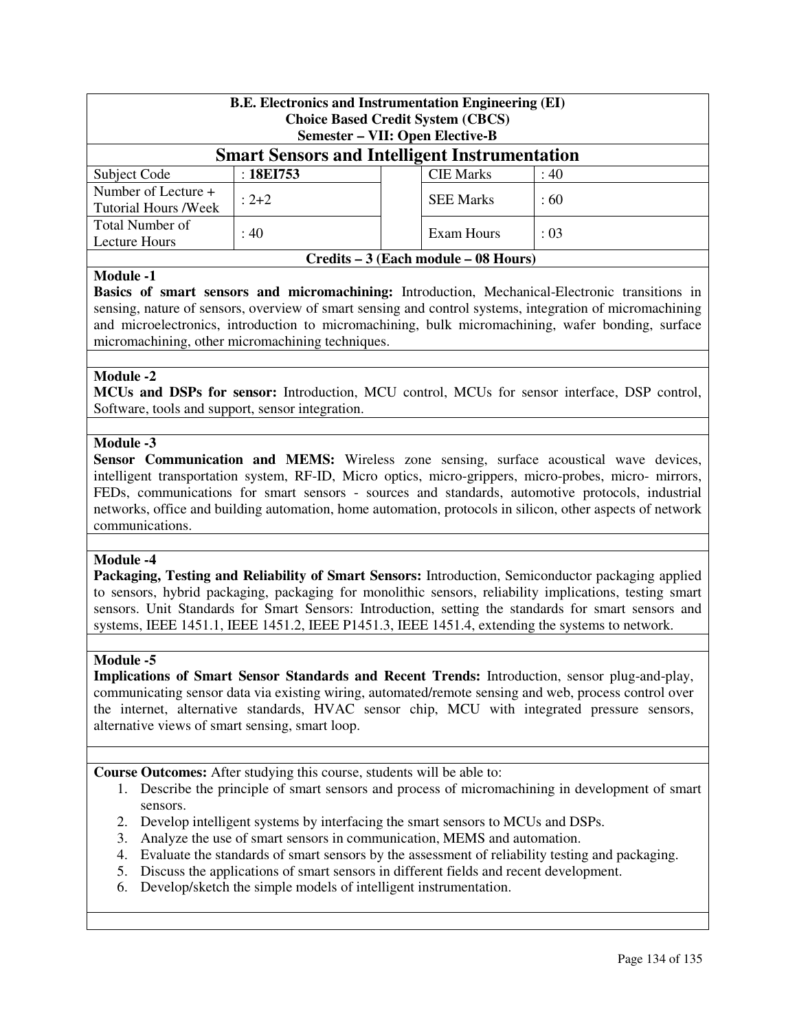**B.E. Electronics and Instrumentation Engineering (EI)**
**Choice Based Credit System (CBCS)**
**Semester – VII: Open Elective-B**

# Smart Sensors and Intelligent Instrumentation

| Subject Code | : **18EI753** | | CIE Marks | : 40 |
|---|---|---|---|---|
| Number of Lecture + Tutorial Hours /Week | : 2+2 | | SEE Marks | : 60 |
| Total Number of Lecture Hours | : 40 | | Exam Hours | : 03 |

**Credits – 3 (Each module – 08 Hours)**

**Module -1**

**Basics of smart sensors and micromachining:** Introduction, Mechanical-Electronic transitions in sensing, nature of sensors, overview of smart sensing and control systems, integration of micromachining and microelectronics, introduction to micromachining, bulk micromachining, wafer bonding, surface micromachining, other micromachining techniques.

**Module -2**

**MCUs and DSPs for sensor:** Introduction, MCU control, MCUs for sensor interface, DSP control, Software, tools and support, sensor integration.

**Module -3**

**Sensor Communication and MEMS:** Wireless zone sensing, surface acoustical wave devices, intelligent transportation system, RF-ID, Micro optics, micro-grippers, micro-probes, micro- mirrors, FEDs, communications for smart sensors - sources and standards, automotive protocols, industrial networks, office and building automation, home automation, protocols in silicon, other aspects of network communications.

**Module -4**

**Packaging, Testing and Reliability of Smart Sensors:** Introduction, Semiconductor packaging applied to sensors, hybrid packaging, packaging for monolithic sensors, reliability implications, testing smart sensors. Unit Standards for Smart Sensors: Introduction, setting the standards for smart sensors and systems, IEEE 1451.1, IEEE 1451.2, IEEE P1451.3, IEEE 1451.4, extending the systems to network.

**Module -5**

**Implications of Smart Sensor Standards and Recent Trends:** Introduction, sensor plug-and-play, communicating sensor data via existing wiring, automated/remote sensing and web, process control over the internet, alternative standards, HVAC sensor chip, MCU with integrated pressure sensors, alternative views of smart sensing, smart loop.

**Course Outcomes:** After studying this course, students will be able to:

1. Describe the principle of smart sensors and process of micromachining in development of smart sensors.
2. Develop intelligent systems by interfacing the smart sensors to MCUs and DSPs.
3. Analyze the use of smart sensors in communication, MEMS and automation.
4. Evaluate the standards of smart sensors by the assessment of reliability testing and packaging.
5. Discuss the applications of smart sensors in different fields and recent development.
6. Develop/sketch the simple models of intelligent instrumentation.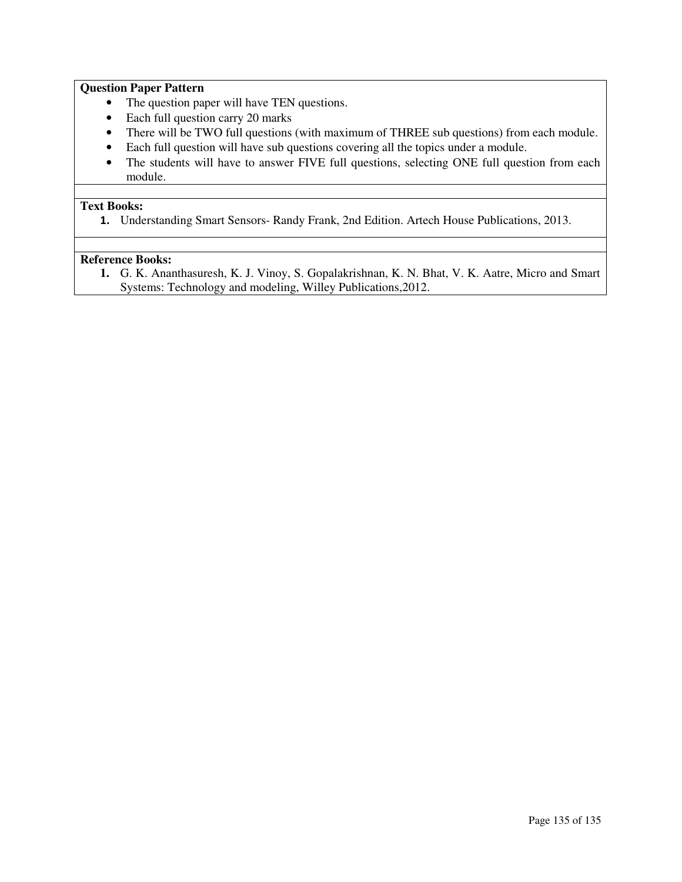**Question Paper Pattern**

- The question paper will have TEN questions.
- Each full question carry 20 marks
- There will be TWO full questions (with maximum of THREE sub questions) from each module.
- Each full question will have sub questions covering all the topics under a module.
- The students will have to answer FIVE full questions, selecting ONE full question from each module.

**Text Books:**

1. Understanding Smart Sensors- Randy Frank, 2nd Edition. Artech House Publications, 2013.

**Reference Books:**

1. G. K. Ananthasuresh, K. J. Vinoy, S. Gopalakrishnan, K. N. Bhat, V. K. Aatre, Micro and Smart Systems: Technology and modeling, Willey Publications,2012.